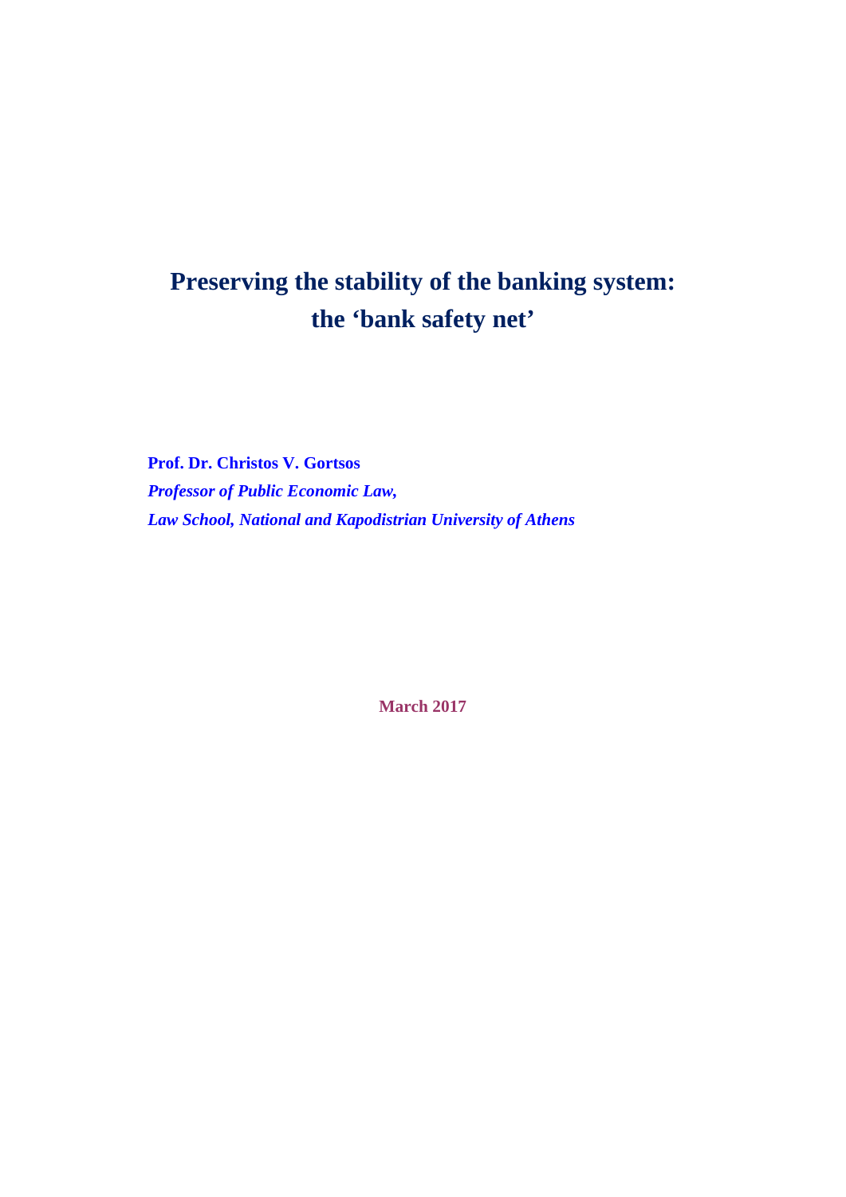# Preserving the stability of the banking system: the ‘bank safety net’

**Prof. Dr. Christos V. Gortsos**

***Professor of Public Economic Law,***

***Law School, National and Kapodistrian University of Athens***

**March 2017**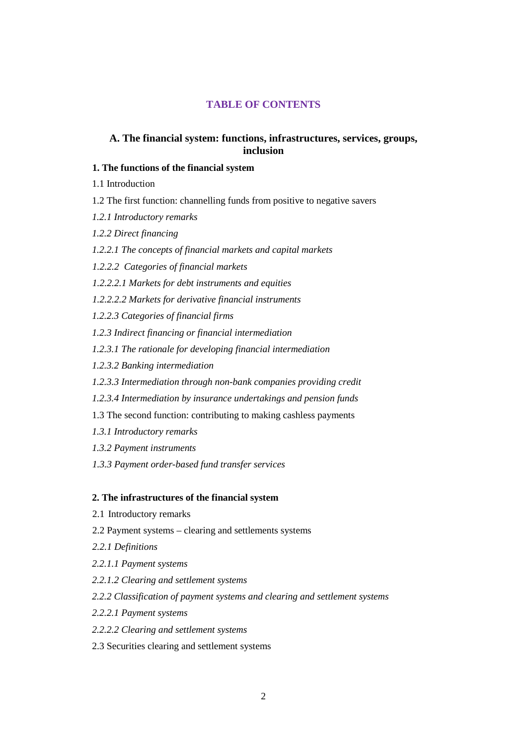# TABLE OF CONTENTS

## A. The financial system: functions, infrastructures, services, groups, inclusion

**1. The functions of the financial system**

1.1 Introduction

1.2 The first function: channelling funds from positive to negative savers

*1.2.1 Introductory remarks*

*1.2.2 Direct financing*

*1.2.2.1 The concepts of financial markets and capital markets*

*1.2.2.2 Categories of financial markets*

*1.2.2.2.1 Markets for debt instruments and equities*

*1.2.2.2.2 Markets for derivative financial instruments*

*1.2.2.3 Categories of financial firms*

*1.2.3 Indirect financing or financial intermediation*

*1.2.3.1 The rationale for developing financial intermediation*

*1.2.3.2 Banking intermediation*

*1.2.3.3 Intermediation through non-bank companies providing credit*

*1.2.3.4 Intermediation by insurance undertakings and pension funds*

1.3 The second function: contributing to making cashless payments

*1.3.1 Introductory remarks*

*1.3.2 Payment instruments*

*1.3.3 Payment order-based fund transfer services*

**2. The infrastructures of the financial system**

2.1 Introductory remarks

2.2 Payment systems – clearing and settlements systems

*2.2.1 Definitions*

*2.2.1.1 Payment systems*

*2.2.1.2 Clearing and settlement systems*

*2.2.2 Classification of payment systems and clearing and settlement systems*

*2.2.2.1 Payment systems*

*2.2.2.2 Clearing and settlement systems*

2.3 Securities clearing and settlement systems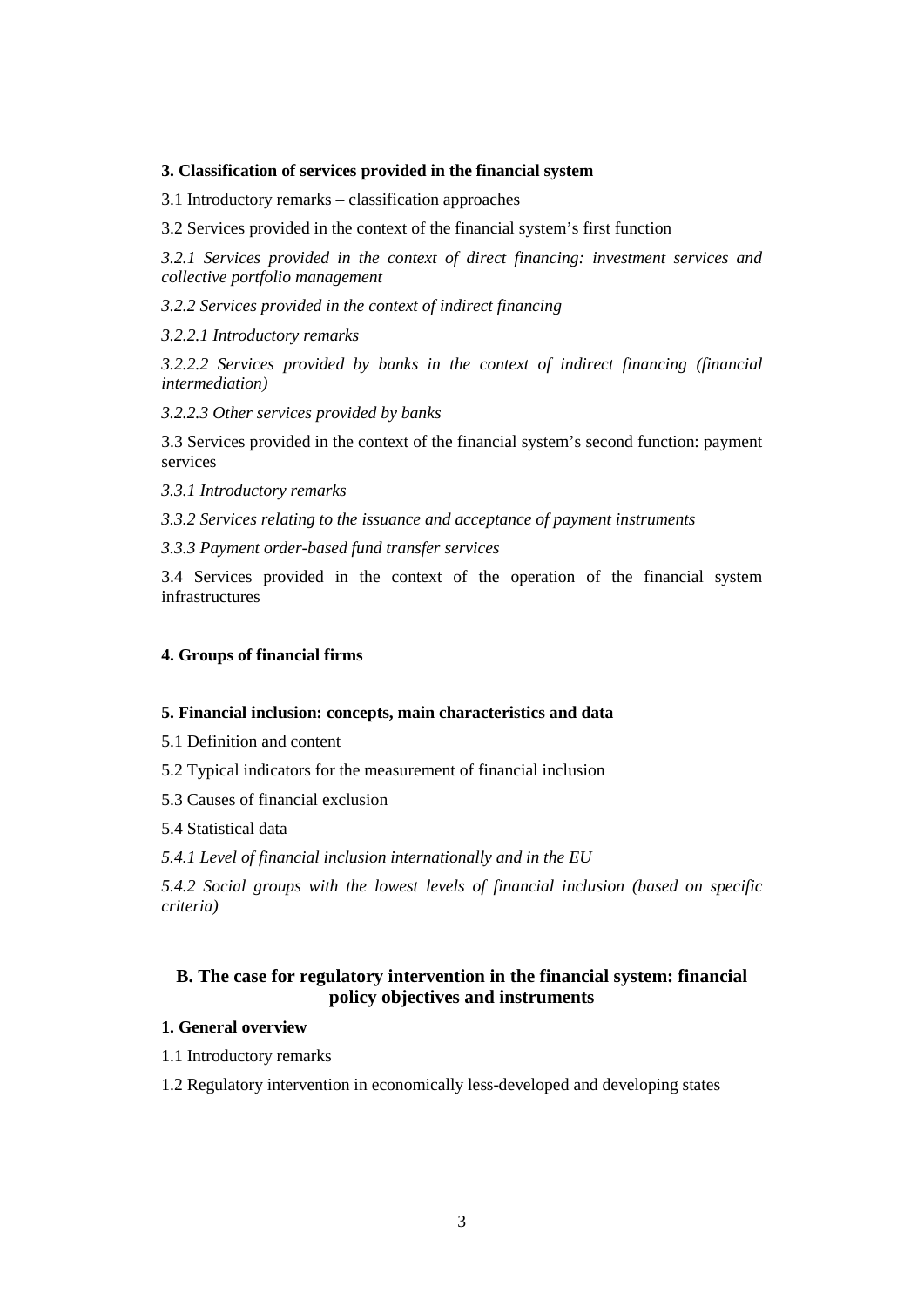**3. Classification of services provided in the financial system**

3.1 Introductory remarks – classification approaches

3.2 Services provided in the context of the financial system's first function

*3.2.1 Services provided in the context of direct financing: investment services and collective portfolio management*

*3.2.2 Services provided in the context of indirect financing*

*3.2.2.1 Introductory remarks*

*3.2.2.2 Services provided by banks in the context of indirect financing (financial intermediation)*

*3.2.2.3 Other services provided by banks*

3.3 Services provided in the context of the financial system's second function: payment services

*3.3.1 Introductory remarks*

*3.3.2 Services relating to the issuance and acceptance of payment instruments*

*3.3.3 Payment order-based fund transfer services*

3.4 Services provided in the context of the operation of the financial system infrastructures

**4. Groups of financial firms**

**5. Financial inclusion: concepts, main characteristics and data**

5.1 Definition and content

5.2 Typical indicators for the measurement of financial inclusion

5.3 Causes of financial exclusion

5.4 Statistical data

*5.4.1 Level of financial inclusion internationally and in the EU*

*5.4.2 Social groups with the lowest levels of financial inclusion (based on specific criteria)*

## B. The case for regulatory intervention in the financial system: financial policy objectives and instruments

**1. General overview**

1.1 Introductory remarks

1.2 Regulatory intervention in economically less-developed and developing states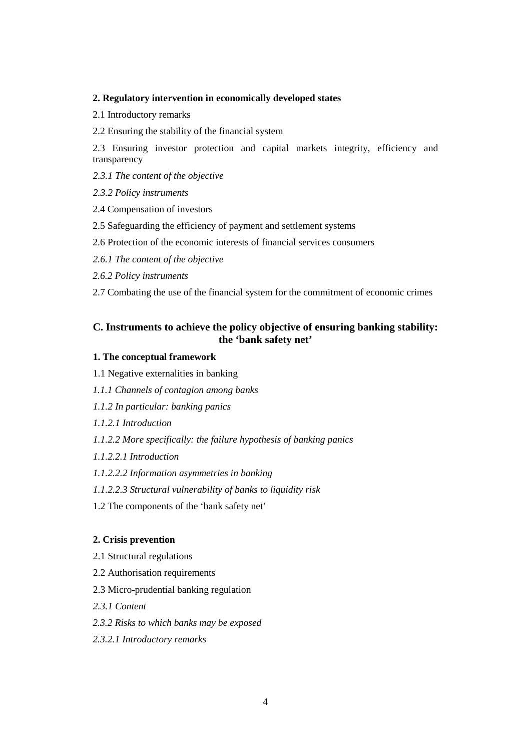**2. Regulatory intervention in economically developed states**

2.1 Introductory remarks

2.2 Ensuring the stability of the financial system

2.3 Ensuring investor protection and capital markets integrity, efficiency and transparency

*2.3.1 The content of the objective*

*2.3.2 Policy instruments*

2.4 Compensation of investors

2.5 Safeguarding the efficiency of payment and settlement systems

2.6 Protection of the economic interests of financial services consumers

*2.6.1 The content of the objective*

*2.6.2 Policy instruments*

2.7 Combating the use of the financial system for the commitment of economic crimes

## C. Instruments to achieve the policy objective of ensuring banking stability: the 'bank safety net'

**1. The conceptual framework**

1.1 Negative externalities in banking

*1.1.1 Channels of contagion among banks*

*1.1.2 In particular: banking panics*

*1.1.2.1 Introduction*

*1.1.2.2 More specifically: the failure hypothesis of banking panics*

*1.1.2.2.1 Introduction*

*1.1.2.2.2 Information asymmetries in banking*

*1.1.2.2.3 Structural vulnerability of banks to liquidity risk*

1.2 The components of the 'bank safety net'

**2. Crisis prevention**

2.1 Structural regulations

2.2 Authorisation requirements

2.3 Micro-prudential banking regulation

*2.3.1 Content*

*2.3.2 Risks to which banks may be exposed*

*2.3.2.1 Introductory remarks*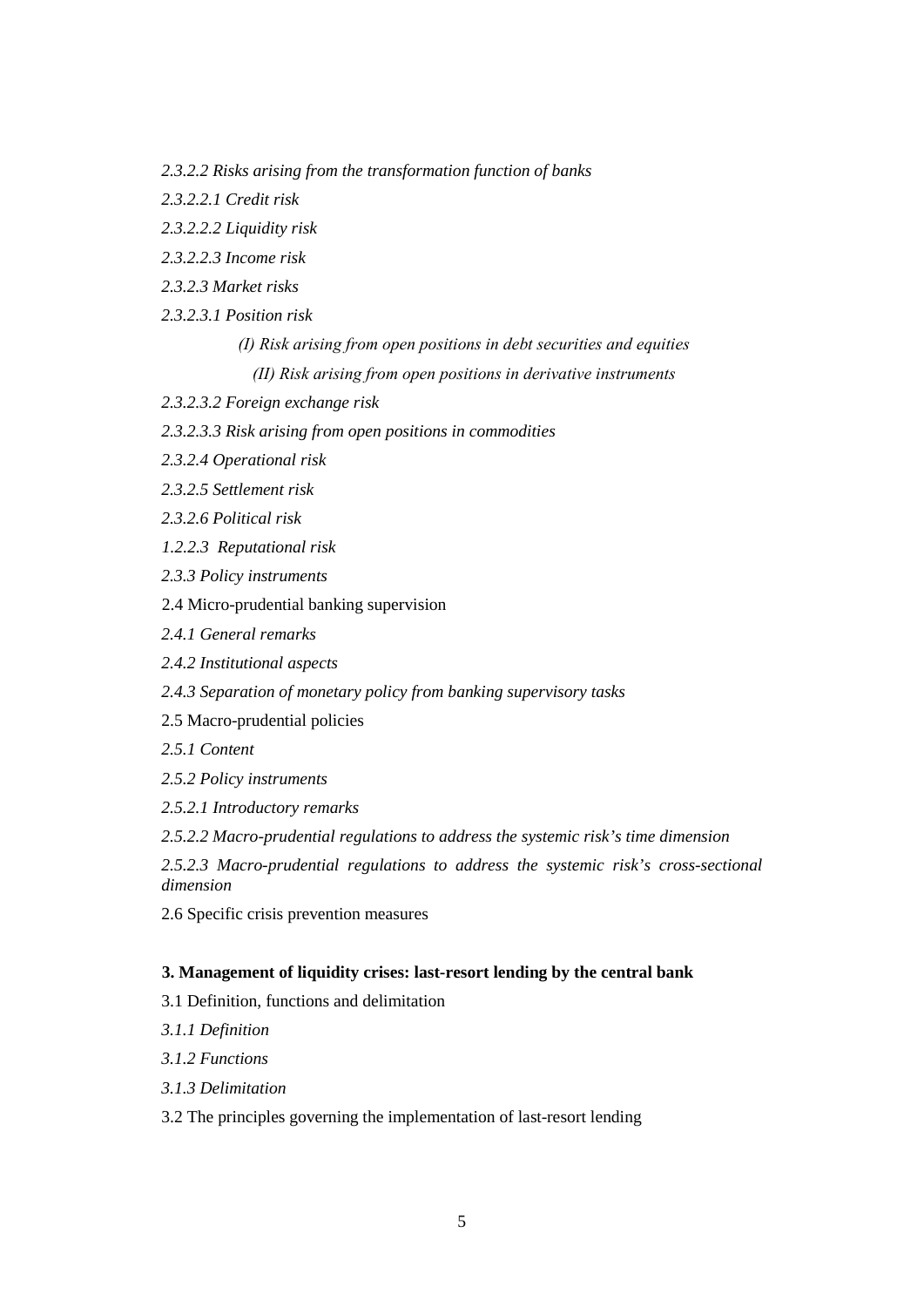*2.3.2.2 Risks arising from the transformation function of banks*

*2.3.2.2.1 Credit risk*

*2.3.2.2.2 Liquidity risk*

*2.3.2.2.3 Income risk*

*2.3.2.3 Market risks*

*2.3.2.3.1 Position risk*

*(I) Risk arising from open positions in debt securities and equities*

*(II) Risk arising from open positions in derivative instruments*

*2.3.2.3.2 Foreign exchange risk*

*2.3.2.3.3 Risk arising from open positions in commodities*

*2.3.2.4 Operational risk*

*2.3.2.5 Settlement risk*

*2.3.2.6 Political risk*

*1.2.2.3 Reputational risk*

*2.3.3 Policy instruments*

2.4 Micro-prudential banking supervision

*2.4.1 General remarks*

*2.4.2 Institutional aspects*

*2.4.3 Separation of monetary policy from banking supervisory tasks*

2.5 Macro-prudential policies

*2.5.1 Content*

*2.5.2 Policy instruments*

*2.5.2.1 Introductory remarks*

*2.5.2.2 Macro-prudential regulations to address the systemic risk's time dimension*

*2.5.2.3 Macro-prudential regulations to address the systemic risk's cross-sectional dimension*

2.6 Specific crisis prevention measures

**3. Management of liquidity crises: last-resort lending by the central bank**

3.1 Definition, functions and delimitation

*3.1.1 Definition*

*3.1.2 Functions*

*3.1.3 Delimitation*

3.2 The principles governing the implementation of last-resort lending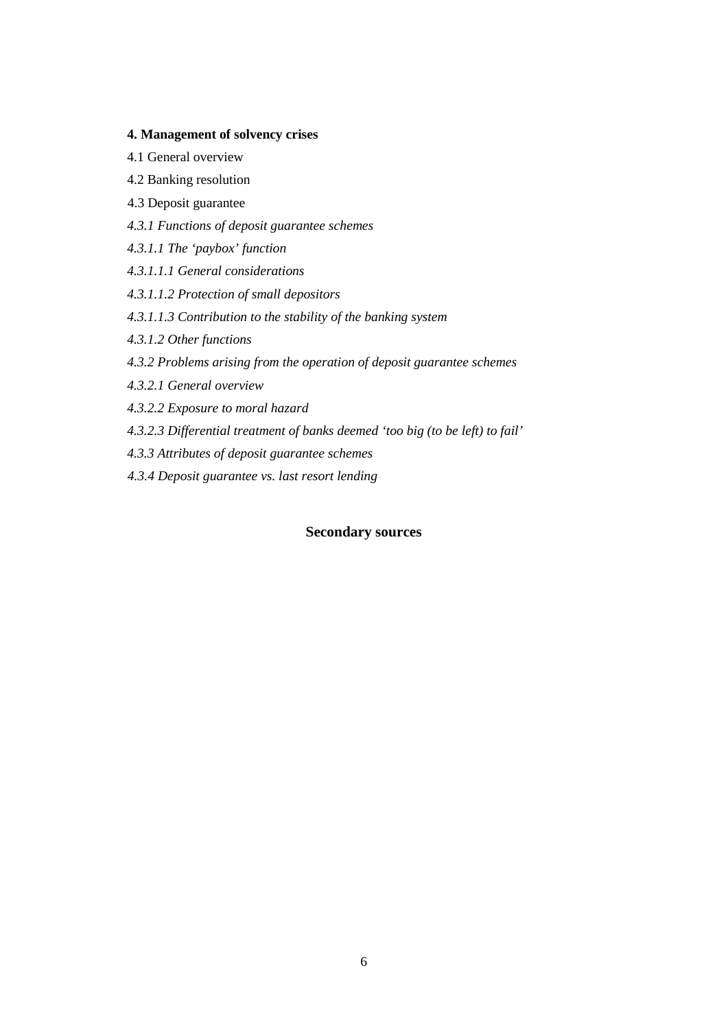**4. Management of solvency crises**

4.1 General overview

4.2 Banking resolution

4.3 Deposit guarantee

*4.3.1 Functions of deposit guarantee schemes*

*4.3.1.1 The 'paybox' function*

*4.3.1.1.1 General considerations*

*4.3.1.1.2 Protection of small depositors*

*4.3.1.1.3 Contribution to the stability of the banking system*

*4.3.1.2 Other functions*

*4.3.2 Problems arising from the operation of deposit guarantee schemes*

*4.3.2.1 General overview*

*4.3.2.2 Exposure to moral hazard*

*4.3.2.3 Differential treatment of banks deemed 'too big (to be left) to fail'*

*4.3.3 Attributes of deposit guarantee schemes*

*4.3.4 Deposit guarantee vs. last resort lending*

**Secondary sources**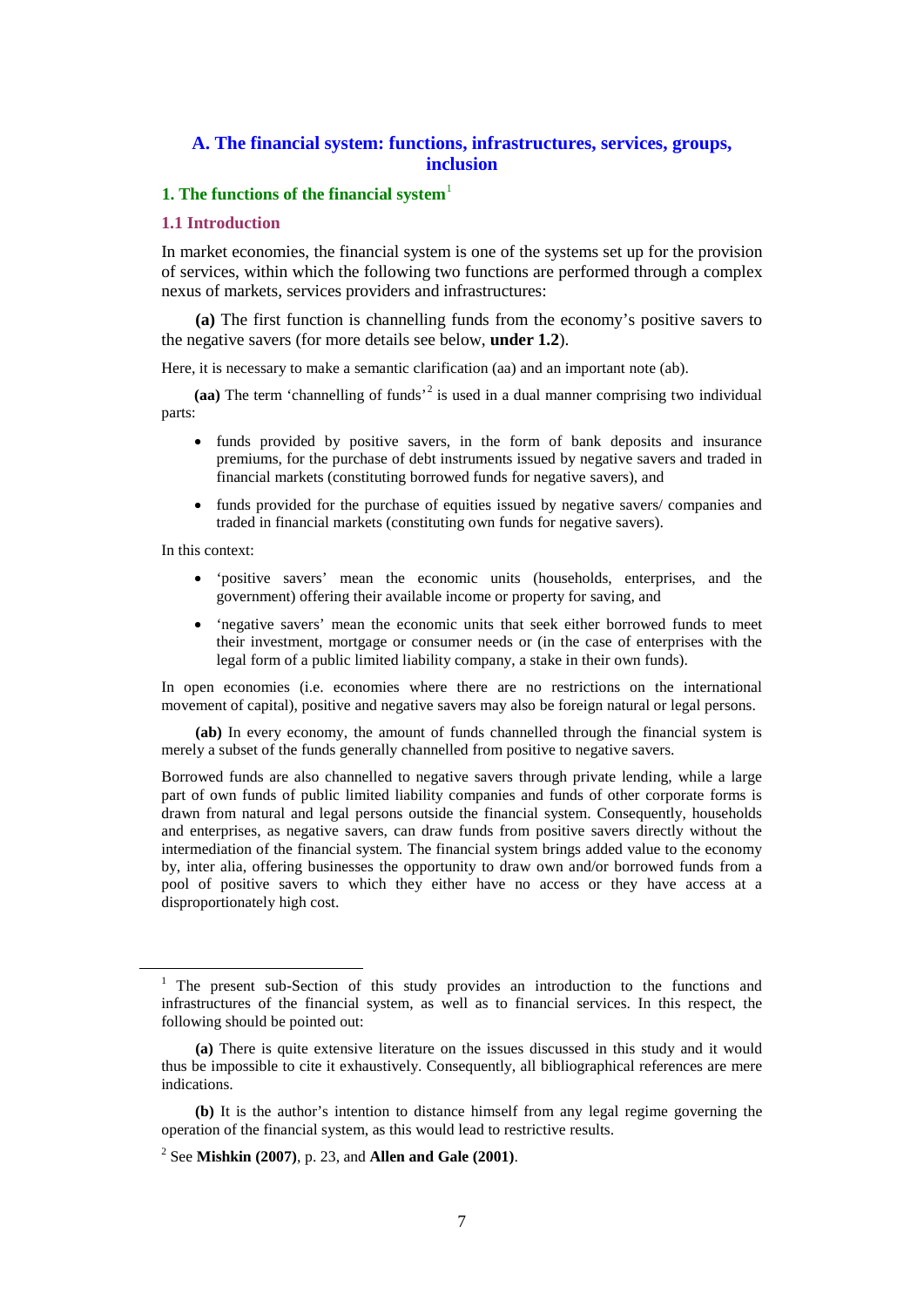## A. The financial system: functions, infrastructures, services, groups, inclusion

### 1. The functions of the financial system[1]

#### 1.1 Introduction

In market economies, the financial system is one of the systems set up for the provision of services, within which the following two functions are performed through a complex nexus of markets, services providers and infrastructures:

**(a)** The first function is channelling funds from the economy's positive savers to the negative savers (for more details see below, **under 1.2**).

Here, it is necessary to make a semantic clarification (aa) and an important note (ab).

**(aa)** The term 'channelling of funds'[2] is used in a dual manner comprising two individual parts:

- funds provided by positive savers, in the form of bank deposits and insurance premiums, for the purchase of debt instruments issued by negative savers and traded in financial markets (constituting borrowed funds for negative savers), and
- funds provided for the purchase of equities issued by negative savers/ companies and traded in financial markets (constituting own funds for negative savers).

In this context:

- 'positive savers' mean the economic units (households, enterprises, and the government) offering their available income or property for saving, and
- 'negative savers' mean the economic units that seek either borrowed funds to meet their investment, mortgage or consumer needs or (in the case of enterprises with the legal form of a public limited liability company, a stake in their own funds).

In open economies (i.e. economies where there are no restrictions on the international movement of capital), positive and negative savers may also be foreign natural or legal persons.

**(ab)** In every economy, the amount of funds channelled through the financial system is merely a subset of the funds generally channelled from positive to negative savers.

Borrowed funds are also channelled to negative savers through private lending, while a large part of own funds of public limited liability companies and funds of other corporate forms is drawn from natural and legal persons outside the financial system. Consequently, households and enterprises, as negative savers, can draw funds from positive savers directly without the intermediation of the financial system. The financial system brings added value to the economy by, inter alia, offering businesses the opportunity to draw own and/or borrowed funds from a pool of positive savers to which they either have no access or they have access at a disproportionately high cost.

---

[1] The present sub-Section of this study provides an introduction to the functions and infrastructures of the financial system, as well as to financial services. In this respect, the following should be pointed out:

**(a)** There is quite extensive literature on the issues discussed in this study and it would thus be impossible to cite it exhaustively. Consequently, all bibliographical references are mere indications.

**(b)** It is the author's intention to distance himself from any legal regime governing the operation of the financial system, as this would lead to restrictive results.

[2] See **Mishkin (2007)**, p. 23, and **Allen and Gale (2001)**.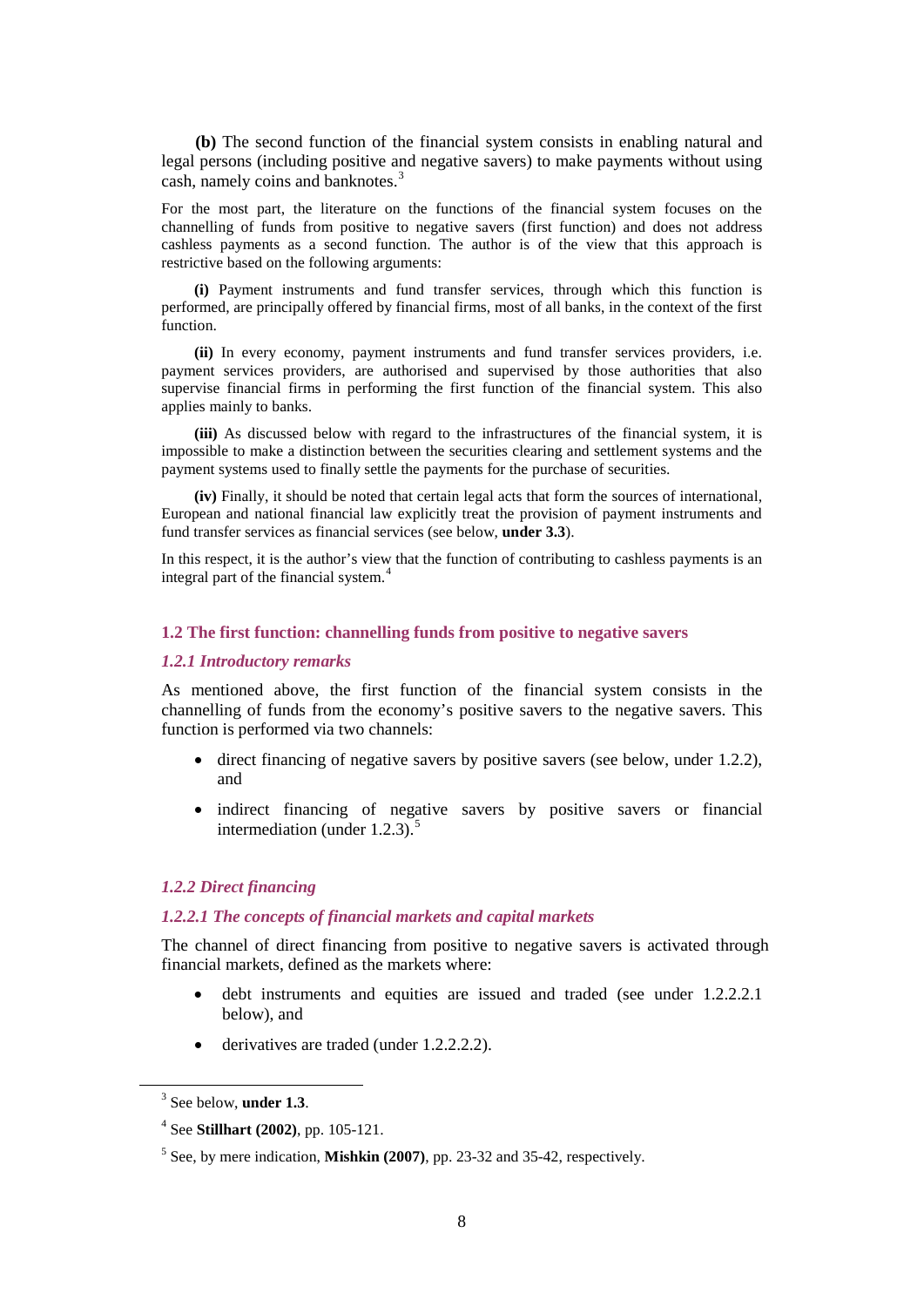**(b)** The second function of the financial system consists in enabling natural and legal persons (including positive and negative savers) to make payments without using cash, namely coins and banknotes.[3]

For the most part, the literature on the functions of the financial system focuses on the channelling of funds from positive to negative savers (first function) and does not address cashless payments as a second function. The author is of the view that this approach is restrictive based on the following arguments:

**(i)** Payment instruments and fund transfer services, through which this function is performed, are principally offered by financial firms, most of all banks, in the context of the first function.

**(ii)** In every economy, payment instruments and fund transfer services providers, i.e. payment services providers, are authorised and supervised by those authorities that also supervise financial firms in performing the first function of the financial system. This also applies mainly to banks.

**(iii)** As discussed below with regard to the infrastructures of the financial system, it is impossible to make a distinction between the securities clearing and settlement systems and the payment systems used to finally settle the payments for the purchase of securities.

**(iv)** Finally, it should be noted that certain legal acts that form the sources of international, European and national financial law explicitly treat the provision of payment instruments and fund transfer services as financial services (see below, **under 3.3**).

In this respect, it is the author's view that the function of contributing to cashless payments is an integral part of the financial system.[4]

## 1.2 The first function: channelling funds from positive to negative savers

### *1.2.1 Introductory remarks*

As mentioned above, the first function of the financial system consists in the channelling of funds from the economy's positive savers to the negative savers. This function is performed via two channels:

- direct financing of negative savers by positive savers (see below, under 1.2.2), and
- indirect financing of negative savers by positive savers or financial intermediation (under 1.2.3).[5]

### *1.2.2 Direct financing*

#### *1.2.2.1 The concepts of financial markets and capital markets*

The channel of direct financing from positive to negative savers is activated through financial markets, defined as the markets where:

- debt instruments and equities are issued and traded (see under 1.2.2.2.1 below), and
- derivatives are traded (under 1.2.2.2.2).

---

[3] See below, **under 1.3**.

[4] See **Stillhart (2002)**, pp. 105-121.

[5] See, by mere indication, **Mishkin (2007)**, pp. 23-32 and 35-42, respectively.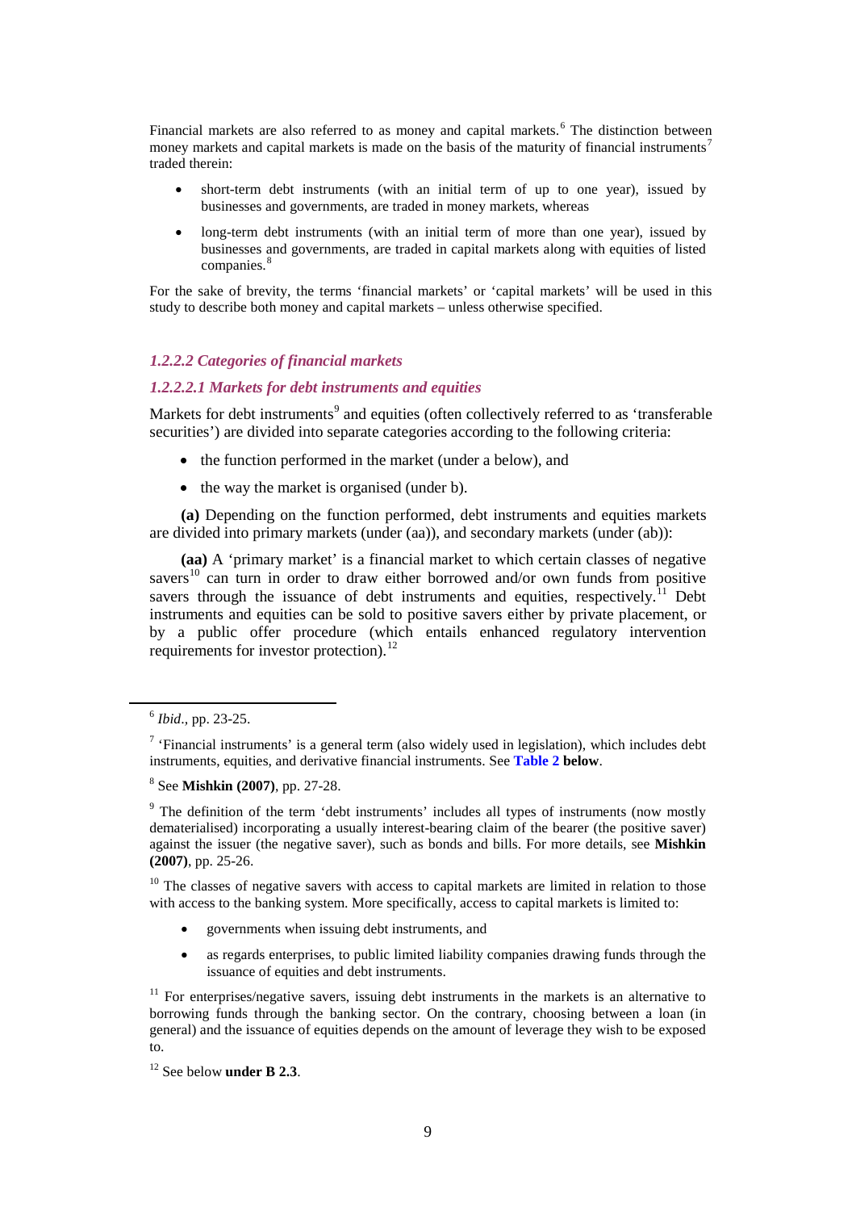Financial markets are also referred to as money and capital markets.[6] The distinction between money markets and capital markets is made on the basis of the maturity of financial instruments[7] traded therein:

- short-term debt instruments (with an initial term of up to one year), issued by businesses and governments, are traded in money markets, whereas
- long-term debt instruments (with an initial term of more than one year), issued by businesses and governments, are traded in capital markets along with equities of listed companies.[8]

For the sake of brevity, the terms 'financial markets' or 'capital markets' will be used in this study to describe both money and capital markets – unless otherwise specified.

#### *1.2.2.2 Categories of financial markets*

##### *1.2.2.2.1 Markets for debt instruments and equities*

Markets for debt instruments[9] and equities (often collectively referred to as 'transferable securities') are divided into separate categories according to the following criteria:

- the function performed in the market (under a below), and
- the way the market is organised (under b).

**(a)** Depending on the function performed, debt instruments and equities markets are divided into primary markets (under (aa)), and secondary markets (under (ab)):

**(aa)** A 'primary market' is a financial market to which certain classes of negative savers[10] can turn in order to draw either borrowed and/or own funds from positive savers through the issuance of debt instruments and equities, respectively.[11] Debt instruments and equities can be sold to positive savers either by private placement, or by a public offer procedure (which entails enhanced regulatory intervention requirements for investor protection).[12]

---

[6] *Ibid.*, pp. 23-25.

[7] 'Financial instruments' is a general term (also widely used in legislation), which includes debt instruments, equities, and derivative financial instruments. See **Table 2 below**.

[8] See **Mishkin (2007)**, pp. 27-28.

[9] The definition of the term 'debt instruments' includes all types of instruments (now mostly dematerialised) incorporating a usually interest-bearing claim of the bearer (the positive saver) against the issuer (the negative saver), such as bonds and bills. For more details, see **Mishkin (2007)**, pp. 25-26.

[10] The classes of negative savers with access to capital markets are limited in relation to those with access to the banking system. More specifically, access to capital markets is limited to:

- governments when issuing debt instruments, and
- as regards enterprises, to public limited liability companies drawing funds through the issuance of equities and debt instruments.

[11] For enterprises/negative savers, issuing debt instruments in the markets is an alternative to borrowing funds through the banking sector. On the contrary, choosing between a loan (in general) and the issuance of equities depends on the amount of leverage they wish to be exposed to.

[12] See below **under B 2.3**.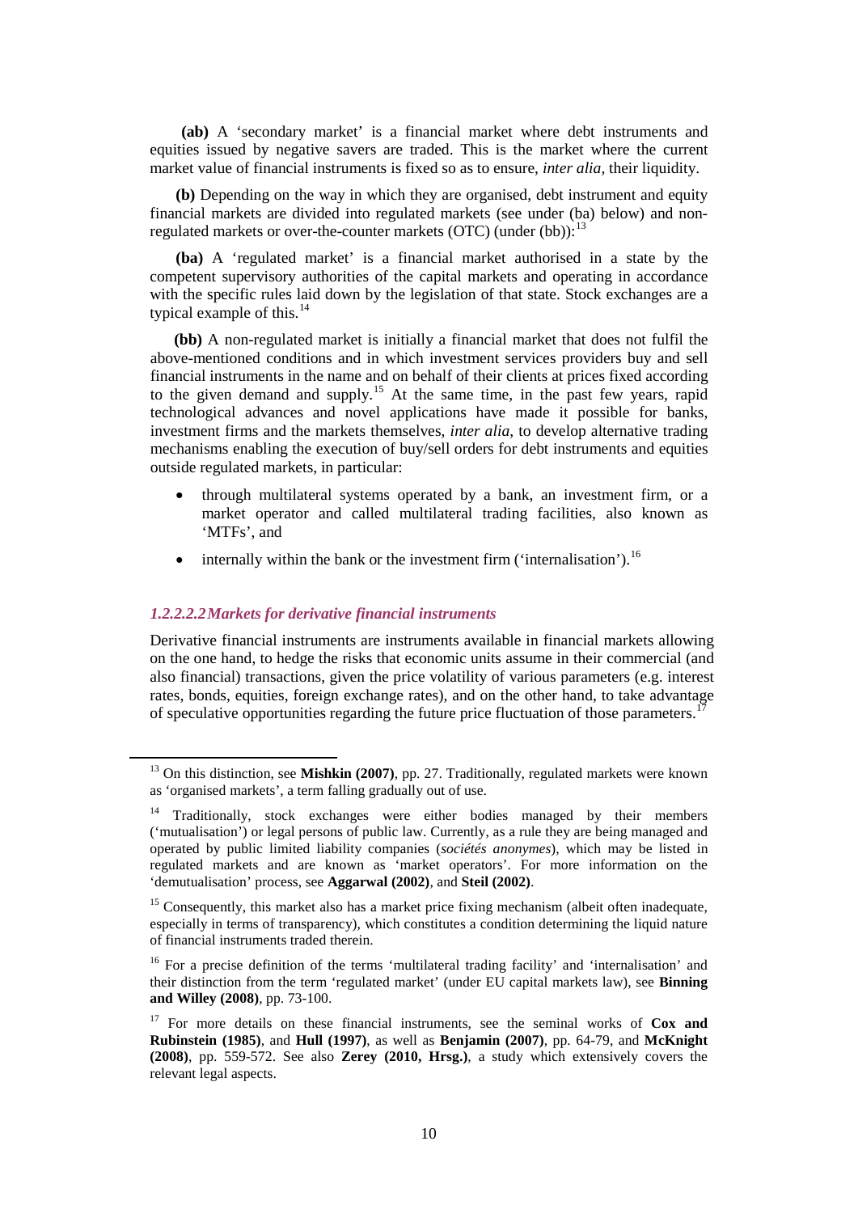**(ab)** A 'secondary market' is a financial market where debt instruments and equities issued by negative savers are traded. This is the market where the current market value of financial instruments is fixed so as to ensure, *inter alia*, their liquidity.

**(b)** Depending on the way in which they are organised, debt instrument and equity financial markets are divided into regulated markets (see under (ba) below) and non-regulated markets or over-the-counter markets (OTC) (under (bb)):[13]

**(ba)** A 'regulated market' is a financial market authorised in a state by the competent supervisory authorities of the capital markets and operating in accordance with the specific rules laid down by the legislation of that state. Stock exchanges are a typical example of this.[14]

**(bb)** A non-regulated market is initially a financial market that does not fulfil the above-mentioned conditions and in which investment services providers buy and sell financial instruments in the name and on behalf of their clients at prices fixed according to the given demand and supply.[15] At the same time, in the past few years, rapid technological advances and novel applications have made it possible for banks, investment firms and the markets themselves, *inter alia*, to develop alternative trading mechanisms enabling the execution of buy/sell orders for debt instruments and equities outside regulated markets, in particular:

- through multilateral systems operated by a bank, an investment firm, or a market operator and called multilateral trading facilities, also known as 'MTFs', and
- internally within the bank or the investment firm ('internalisation').[16]

#### *1.2.2.2.2 Markets for derivative financial instruments*

Derivative financial instruments are instruments available in financial markets allowing on the one hand, to hedge the risks that economic units assume in their commercial (and also financial) transactions, given the price volatility of various parameters (e.g. interest rates, bonds, equities, foreign exchange rates), and on the other hand, to take advantage of speculative opportunities regarding the future price fluctuation of those parameters.[17]

---

[13] On this distinction, see **Mishkin (2007)**, pp. 27. Traditionally, regulated markets were known as 'organised markets', a term falling gradually out of use.

[14] Traditionally, stock exchanges were either bodies managed by their members ('mutualisation') or legal persons of public law. Currently, as a rule they are being managed and operated by public limited liability companies (*sociétés anonymes*), which may be listed in regulated markets and are known as 'market operators'. For more information on the 'demutualisation' process, see **Aggarwal (2002)**, and **Steil (2002)**.

[15] Consequently, this market also has a market price fixing mechanism (albeit often inadequate, especially in terms of transparency), which constitutes a condition determining the liquid nature of financial instruments traded therein.

[16] For a precise definition of the terms 'multilateral trading facility' and 'internalisation' and their distinction from the term 'regulated market' (under EU capital markets law), see **Binning and Willey (2008)**, pp. 73-100.

[17] For more details on these financial instruments, see the seminal works of **Cox and Rubinstein (1985)**, and **Hull (1997)**, as well as **Benjamin (2007)**, pp. 64-79, and **McKnight (2008)**, pp. 559-572. See also **Zerey (2010, Hrsg.)**, a study which extensively covers the relevant legal aspects.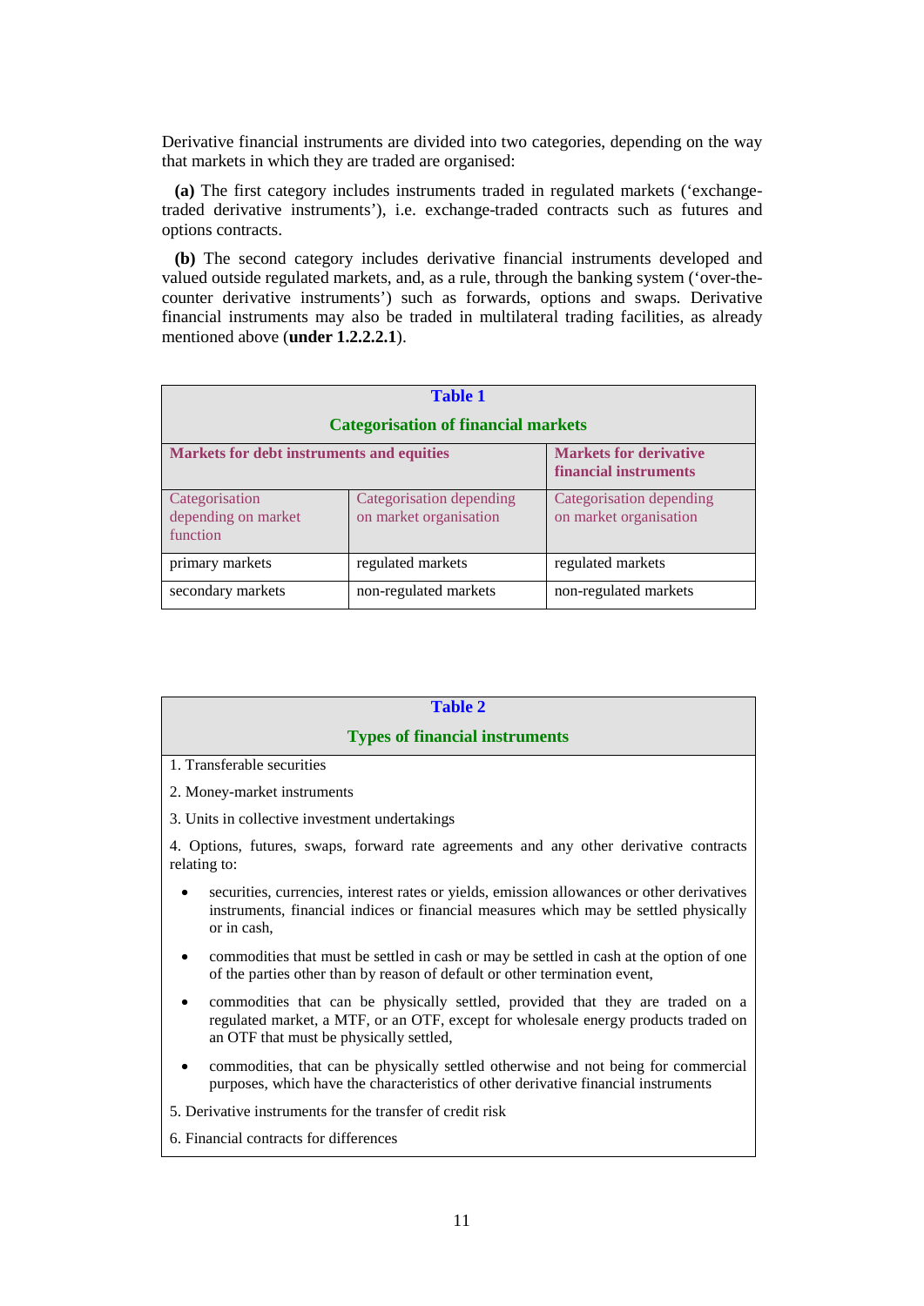Derivative financial instruments are divided into two categories, depending on the way that markets in which they are traded are organised:

**(a)** The first category includes instruments traded in regulated markets ('exchange-traded derivative instruments'), i.e. exchange-traded contracts such as futures and options contracts.

**(b)** The second category includes derivative financial instruments developed and valued outside regulated markets, and, as a rule, through the banking system ('over-the-counter derivative instruments') such as forwards, options and swaps. Derivative financial instruments may also be traded in multilateral trading facilities, as already mentioned above (**under 1.2.2.2.1**).

**Table 1**

**Categorisation of financial markets**

| Markets for debt instruments and equities | | Markets for derivative financial instruments |
|---|---|---|
| Categorisation depending on market function | Categorisation depending on market organisation | Categorisation depending on market organisation |
| primary markets | regulated markets | regulated markets |
| secondary markets | non-regulated markets | non-regulated markets |

**Table 2**

**Types of financial instruments**

1. Transferable securities

2. Money-market instruments

3. Units in collective investment undertakings

4. Options, futures, swaps, forward rate agreements and any other derivative contracts relating to:

- securities, currencies, interest rates or yields, emission allowances or other derivatives instruments, financial indices or financial measures which may be settled physically or in cash,
- commodities that must be settled in cash or may be settled in cash at the option of one of the parties other than by reason of default or other termination event,
- commodities that can be physically settled, provided that they are traded on a regulated market, a MTF, or an OTF, except for wholesale energy products traded on an OTF that must be physically settled,
- commodities, that can be physically settled otherwise and not being for commercial purposes, which have the characteristics of other derivative financial instruments

5. Derivative instruments for the transfer of credit risk

6. Financial contracts for differences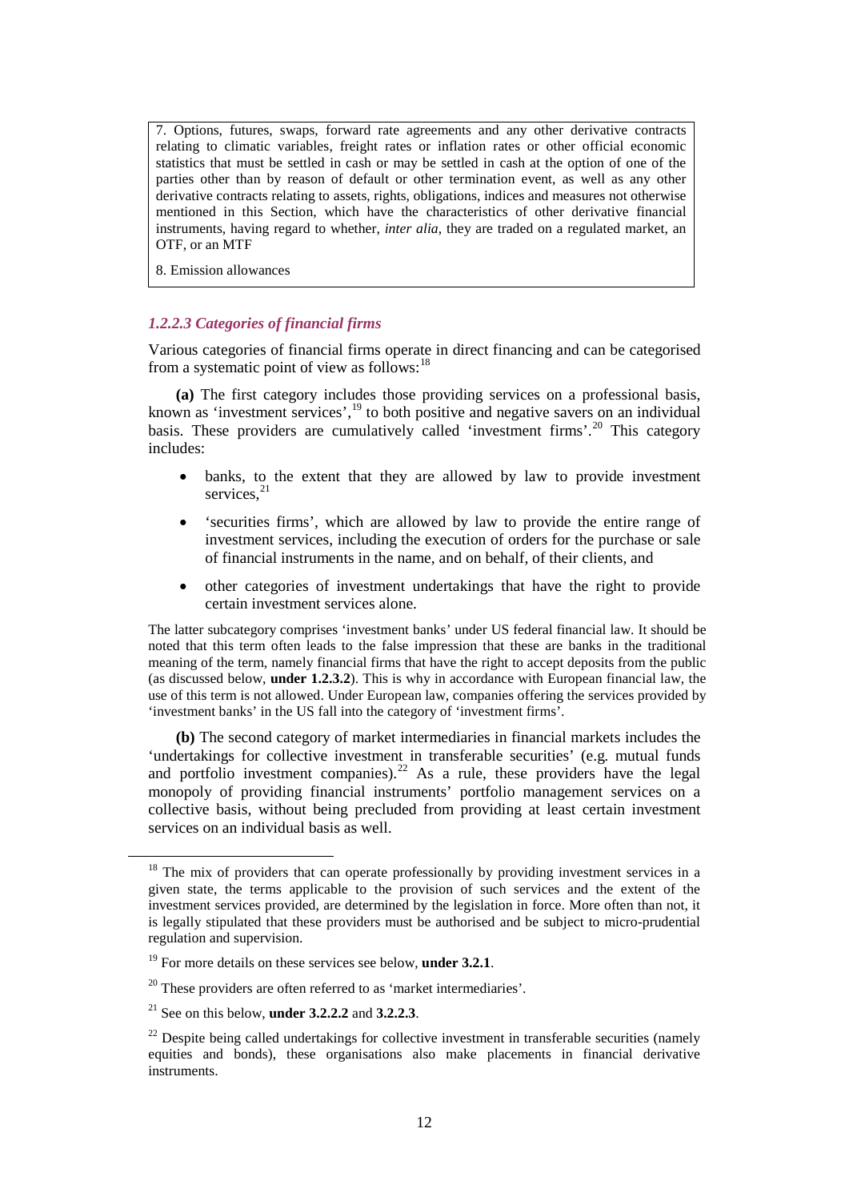7. Options, futures, swaps, forward rate agreements and any other derivative contracts relating to climatic variables, freight rates or inflation rates or other official economic statistics that must be settled in cash or may be settled in cash at the option of one of the parties other than by reason of default or other termination event, as well as any other derivative contracts relating to assets, rights, obligations, indices and measures not otherwise mentioned in this Section, which have the characteristics of other derivative financial instruments, having regard to whether, *inter alia*, they are traded on a regulated market, an OTF, or an MTF

8. Emission allowances

### *1.2.2.3 Categories of financial firms*

Various categories of financial firms operate in direct financing and can be categorised from a systematic point of view as follows:[18]

**(a)** The first category includes those providing services on a professional basis, known as 'investment services',[19] to both positive and negative savers on an individual basis. These providers are cumulatively called 'investment firms'.[20] This category includes:

- banks, to the extent that they are allowed by law to provide investment services,[21]
- 'securities firms', which are allowed by law to provide the entire range of investment services, including the execution of orders for the purchase or sale of financial instruments in the name, and on behalf, of their clients, and
- other categories of investment undertakings that have the right to provide certain investment services alone.

The latter subcategory comprises 'investment banks' under US federal financial law. It should be noted that this term often leads to the false impression that these are banks in the traditional meaning of the term, namely financial firms that have the right to accept deposits from the public (as discussed below, **under 1.2.3.2**). This is why in accordance with European financial law, the use of this term is not allowed. Under European law, companies offering the services provided by 'investment banks' in the US fall into the category of 'investment firms'.

**(b)** The second category of market intermediaries in financial markets includes the 'undertakings for collective investment in transferable securities' (e.g. mutual funds and portfolio investment companies).[22] As a rule, these providers have the legal monopoly of providing financial instruments' portfolio management services on a collective basis, without being precluded from providing at least certain investment services on an individual basis as well.

---

[18] The mix of providers that can operate professionally by providing investment services in a given state, the terms applicable to the provision of such services and the extent of the investment services provided, are determined by the legislation in force. More often than not, it is legally stipulated that these providers must be authorised and be subject to micro-prudential regulation and supervision.

[19] For more details on these services see below, **under 3.2.1**.

[20] These providers are often referred to as 'market intermediaries'.

[21] See on this below, **under 3.2.2.2** and **3.2.2.3**.

[22] Despite being called undertakings for collective investment in transferable securities (namely equities and bonds), these organisations also make placements in financial derivative instruments.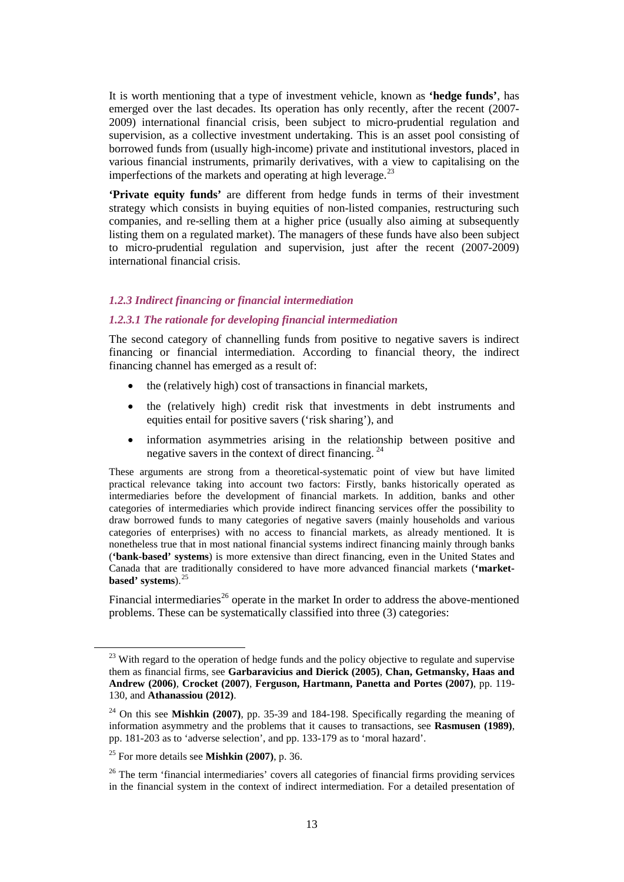It is worth mentioning that a type of investment vehicle, known as **'hedge funds'**, has emerged over the last decades. Its operation has only recently, after the recent (2007-2009) international financial crisis, been subject to micro-prudential regulation and supervision, as a collective investment undertaking. This is an asset pool consisting of borrowed funds from (usually high-income) private and institutional investors, placed in various financial instruments, primarily derivatives, with a view to capitalising on the imperfections of the markets and operating at high leverage.[23]

**'Private equity funds'** are different from hedge funds in terms of their investment strategy which consists in buying equities of non-listed companies, restructuring such companies, and re-selling them at a higher price (usually also aiming at subsequently listing them on a regulated market). The managers of these funds have also been subject to micro-prudential regulation and supervision, just after the recent (2007-2009) international financial crisis.

### *1.2.3 Indirect financing or financial intermediation*

#### *1.2.3.1 The rationale for developing financial intermediation*

The second category of channelling funds from positive to negative savers is indirect financing or financial intermediation. According to financial theory, the indirect financing channel has emerged as a result of:

- the (relatively high) cost of transactions in financial markets,
- the (relatively high) credit risk that investments in debt instruments and equities entail for positive savers ('risk sharing'), and
- information asymmetries arising in the relationship between positive and negative savers in the context of direct financing.[24]

These arguments are strong from a theoretical-systematic point of view but have limited practical relevance taking into account two factors: Firstly, banks historically operated as intermediaries before the development of financial markets. In addition, banks and other categories of intermediaries which provide indirect financing services offer the possibility to draw borrowed funds to many categories of negative savers (mainly households and various categories of enterprises) with no access to financial markets, as already mentioned. It is nonetheless true that in most national financial systems indirect financing mainly through banks (**'bank-based' systems**) is more extensive than direct financing, even in the United States and Canada that are traditionally considered to have more advanced financial markets (**'market-based' systems**).[25]

Financial intermediaries[26] operate in the market In order to address the above-mentioned problems. These can be systematically classified into three (3) categories:

---

[23] With regard to the operation of hedge funds and the policy objective to regulate and supervise them as financial firms, see **Garbaravicius and Dierick (2005)**, **Chan, Getmansky, Haas and Andrew (2006)**, **Crocket (2007)**, **Ferguson, Hartmann, Panetta and Portes (2007)**, pp. 119-130, and **Athanassiou (2012)**.

[24] On this see **Mishkin (2007)**, pp. 35-39 and 184-198. Specifically regarding the meaning of information asymmetry and the problems that it causes to transactions, see **Rasmusen (1989)**, pp. 181-203 as to 'adverse selection', and pp. 133-179 as to 'moral hazard'.

[25] For more details see **Mishkin (2007)**, p. 36.

[26] The term 'financial intermediaries' covers all categories of financial firms providing services in the financial system in the context of indirect intermediation. For a detailed presentation of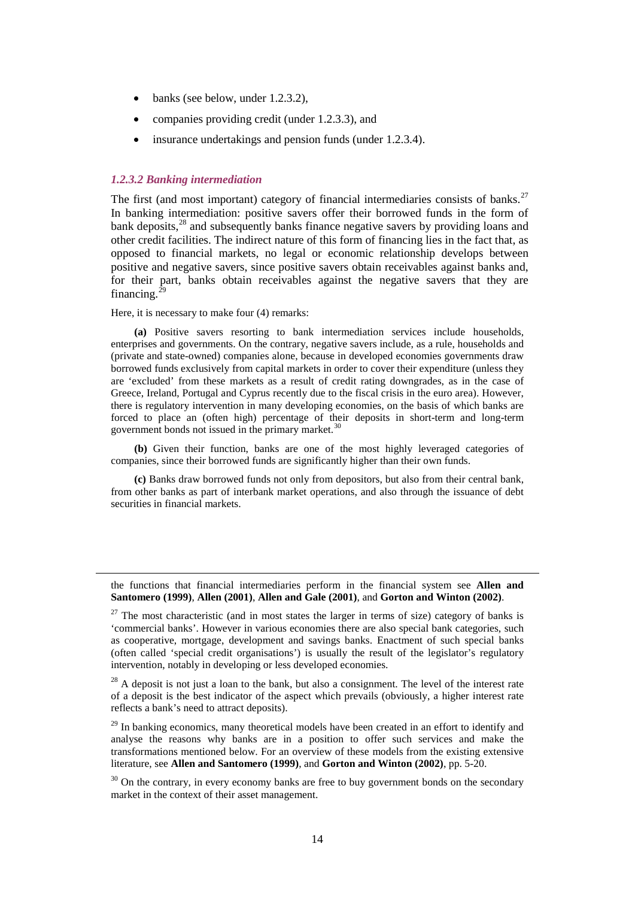- banks (see below, under 1.2.3.2),
- companies providing credit (under 1.2.3.3), and
- insurance undertakings and pension funds (under 1.2.3.4).

### *1.2.3.2 Banking intermediation*

The first (and most important) category of financial intermediaries consists of banks.[27] In banking intermediation: positive savers offer their borrowed funds in the form of bank deposits,[28] and subsequently banks finance negative savers by providing loans and other credit facilities. The indirect nature of this form of financing lies in the fact that, as opposed to financial markets, no legal or economic relationship develops between positive and negative savers, since positive savers obtain receivables against banks and, for their part, banks obtain receivables against the negative savers that they are financing.[29]

Here, it is necessary to make four (4) remarks:

**(a)** Positive savers resorting to bank intermediation services include households, enterprises and governments. On the contrary, negative savers include, as a rule, households and (private and state-owned) companies alone, because in developed economies governments draw borrowed funds exclusively from capital markets in order to cover their expenditure (unless they are 'excluded' from these markets as a result of credit rating downgrades, as in the case of Greece, Ireland, Portugal and Cyprus recently due to the fiscal crisis in the euro area). However, there is regulatory intervention in many developing economies, on the basis of which banks are forced to place an (often high) percentage of their deposits in short-term and long-term government bonds not issued in the primary market.[30]

**(b)** Given their function, banks are one of the most highly leveraged categories of companies, since their borrowed funds are significantly higher than their own funds.

**(c)** Banks draw borrowed funds not only from depositors, but also from their central bank, from other banks as part of interbank market operations, and also through the issuance of debt securities in financial markets.

---

the functions that financial intermediaries perform in the financial system see **Allen and Santomero (1999)**, **Allen (2001)**, **Allen and Gale (2001)**, and **Gorton and Winton (2002)**.

[27] The most characteristic (and in most states the larger in terms of size) category of banks is 'commercial banks'. However in various economies there are also special bank categories, such as cooperative, mortgage, development and savings banks. Enactment of such special banks (often called 'special credit organisations') is usually the result of the legislator's regulatory intervention, notably in developing or less developed economies.

[28] A deposit is not just a loan to the bank, but also a consignment. The level of the interest rate of a deposit is the best indicator of the aspect which prevails (obviously, a higher interest rate reflects a bank's need to attract deposits).

[29] In banking economics, many theoretical models have been created in an effort to identify and analyse the reasons why banks are in a position to offer such services and make the transformations mentioned below. For an overview of these models from the existing extensive literature, see **Allen and Santomero (1999)**, and **Gorton and Winton (2002)**, pp. 5-20.

[30] On the contrary, in every economy banks are free to buy government bonds on the secondary market in the context of their asset management.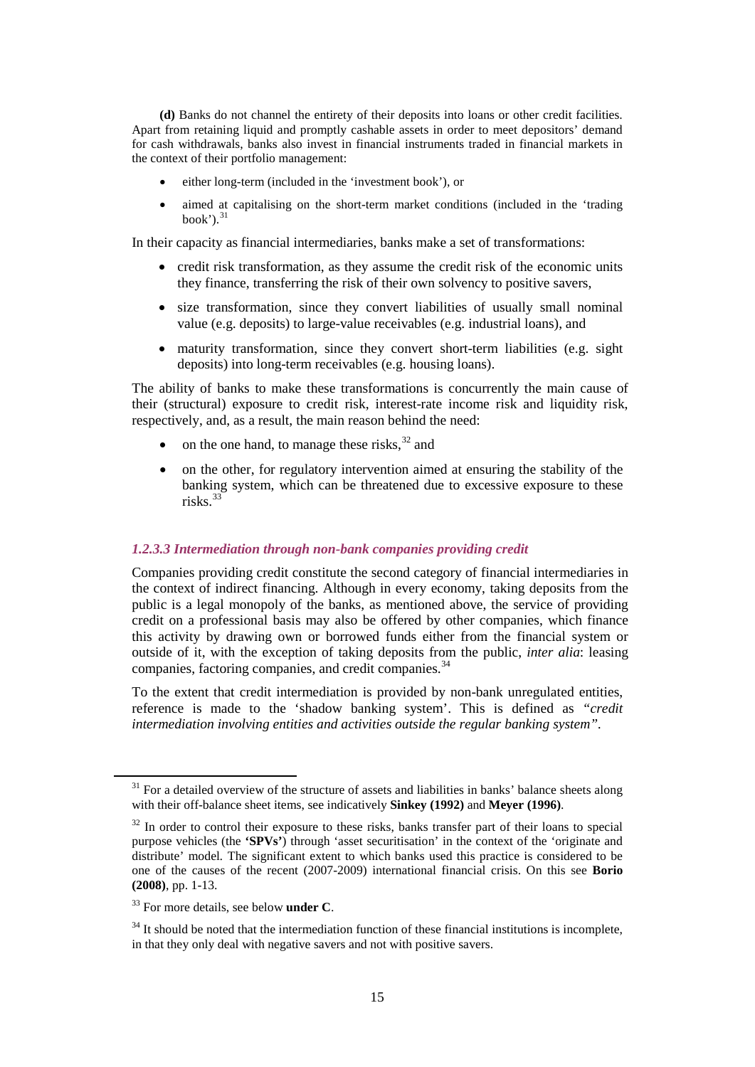**(d)** Banks do not channel the entirety of their deposits into loans or other credit facilities. Apart from retaining liquid and promptly cashable assets in order to meet depositors' demand for cash withdrawals, banks also invest in financial instruments traded in financial markets in the context of their portfolio management:

- either long-term (included in the 'investment book'), or
- aimed at capitalising on the short-term market conditions (included in the 'trading book').[31]

In their capacity as financial intermediaries, banks make a set of transformations:

- credit risk transformation, as they assume the credit risk of the economic units they finance, transferring the risk of their own solvency to positive savers,
- size transformation, since they convert liabilities of usually small nominal value (e.g. deposits) to large-value receivables (e.g. industrial loans), and
- maturity transformation, since they convert short-term liabilities (e.g. sight deposits) into long-term receivables (e.g. housing loans).

The ability of banks to make these transformations is concurrently the main cause of their (structural) exposure to credit risk, interest-rate income risk and liquidity risk, respectively, and, as a result, the main reason behind the need:

- on the one hand, to manage these risks,[32] and
- on the other, for regulatory intervention aimed at ensuring the stability of the banking system, which can be threatened due to excessive exposure to these risks.[33]

#### *1.2.3.3 Intermediation through non-bank companies providing credit*

Companies providing credit constitute the second category of financial intermediaries in the context of indirect financing. Although in every economy, taking deposits from the public is a legal monopoly of the banks, as mentioned above, the service of providing credit on a professional basis may also be offered by other companies, which finance this activity by drawing own or borrowed funds either from the financial system or outside of it, with the exception of taking deposits from the public, *inter alia*: leasing companies, factoring companies, and credit companies.[34]

To the extent that credit intermediation is provided by non-bank unregulated entities, reference is made to the 'shadow banking system'. This is defined as *"credit intermediation involving entities and activities outside the regular banking system"*.

---

[31] For a detailed overview of the structure of assets and liabilities in banks' balance sheets along with their off-balance sheet items, see indicatively **Sinkey (1992)** and **Meyer (1996)**.

[32] In order to control their exposure to these risks, banks transfer part of their loans to special purpose vehicles (the **'SPVs'**) through 'asset securitisation' in the context of the 'originate and distribute' model. The significant extent to which banks used this practice is considered to be one of the causes of the recent (2007-2009) international financial crisis. On this see **Borio (2008)**, pp. 1-13.

[33] For more details, see below **under C**.

[34] It should be noted that the intermediation function of these financial institutions is incomplete, in that they only deal with negative savers and not with positive savers.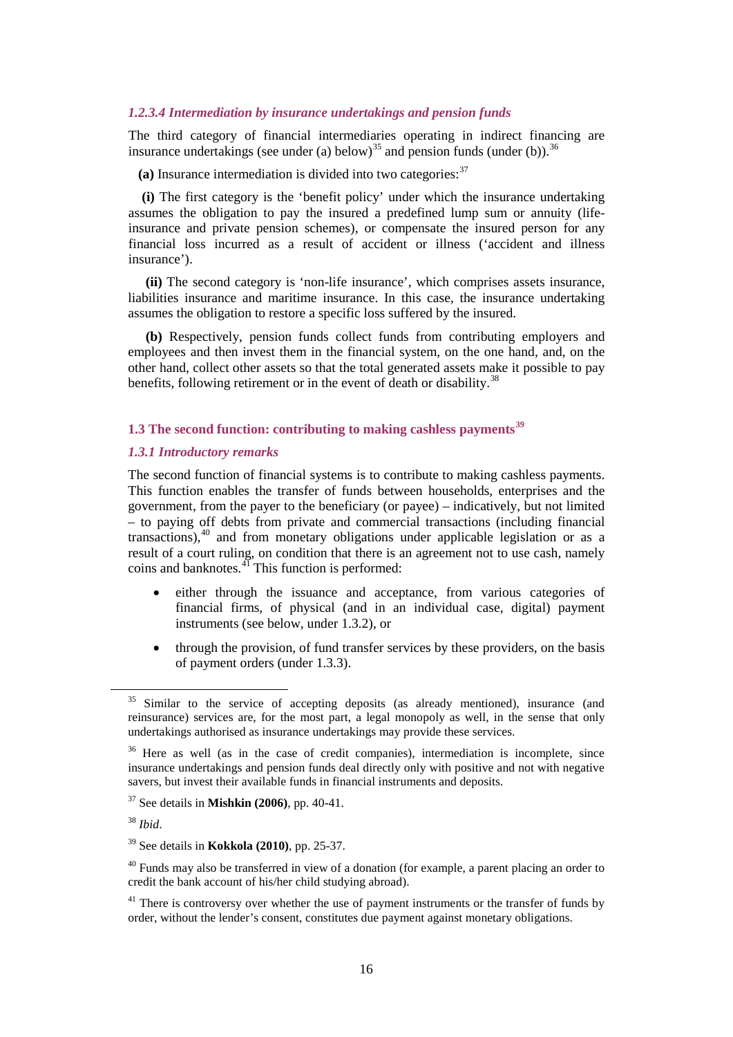#### *1.2.3.4 Intermediation by insurance undertakings and pension funds*

The third category of financial intermediaries operating in indirect financing are insurance undertakings (see under (a) below)[35] and pension funds (under (b)).[36]

**(a)** Insurance intermediation is divided into two categories:[37]

**(i)** The first category is the 'benefit policy' under which the insurance undertaking assumes the obligation to pay the insured a predefined lump sum or annuity (life-insurance and private pension schemes), or compensate the insured person for any financial loss incurred as a result of accident or illness ('accident and illness insurance').

**(ii)** The second category is 'non-life insurance', which comprises assets insurance, liabilities insurance and maritime insurance. In this case, the insurance undertaking assumes the obligation to restore a specific loss suffered by the insured.

**(b)** Respectively, pension funds collect funds from contributing employers and employees and then invest them in the financial system, on the one hand, and, on the other hand, collect other assets so that the total generated assets make it possible to pay benefits, following retirement or in the event of death or disability.[38]

### 1.3 The second function: contributing to making cashless payments[39]

#### *1.3.1 Introductory remarks*

The second function of financial systems is to contribute to making cashless payments. This function enables the transfer of funds between households, enterprises and the government, from the payer to the beneficiary (or payee) – indicatively, but not limited – to paying off debts from private and commercial transactions (including financial transactions),[40] and from monetary obligations under applicable legislation or as a result of a court ruling, on condition that there is an agreement not to use cash, namely coins and banknotes.[41] This function is performed:

- either through the issuance and acceptance, from various categories of financial firms, of physical (and in an individual case, digital) payment instruments (see below, under 1.3.2), or
- through the provision, of fund transfer services by these providers, on the basis of payment orders (under 1.3.3).

---

[35] Similar to the service of accepting deposits (as already mentioned), insurance (and reinsurance) services are, for the most part, a legal monopoly as well, in the sense that only undertakings authorised as insurance undertakings may provide these services.

[36] Here as well (as in the case of credit companies), intermediation is incomplete, since insurance undertakings and pension funds deal directly only with positive and not with negative savers, but invest their available funds in financial instruments and deposits.

[37] See details in **Mishkin (2006)**, pp. 40-41.

[38] *Ibid*.

[39] See details in **Kokkola (2010)**, pp. 25-37.

[40] Funds may also be transferred in view of a donation (for example, a parent placing an order to credit the bank account of his/her child studying abroad).

[41] There is controversy over whether the use of payment instruments or the transfer of funds by order, without the lender's consent, constitutes due payment against monetary obligations.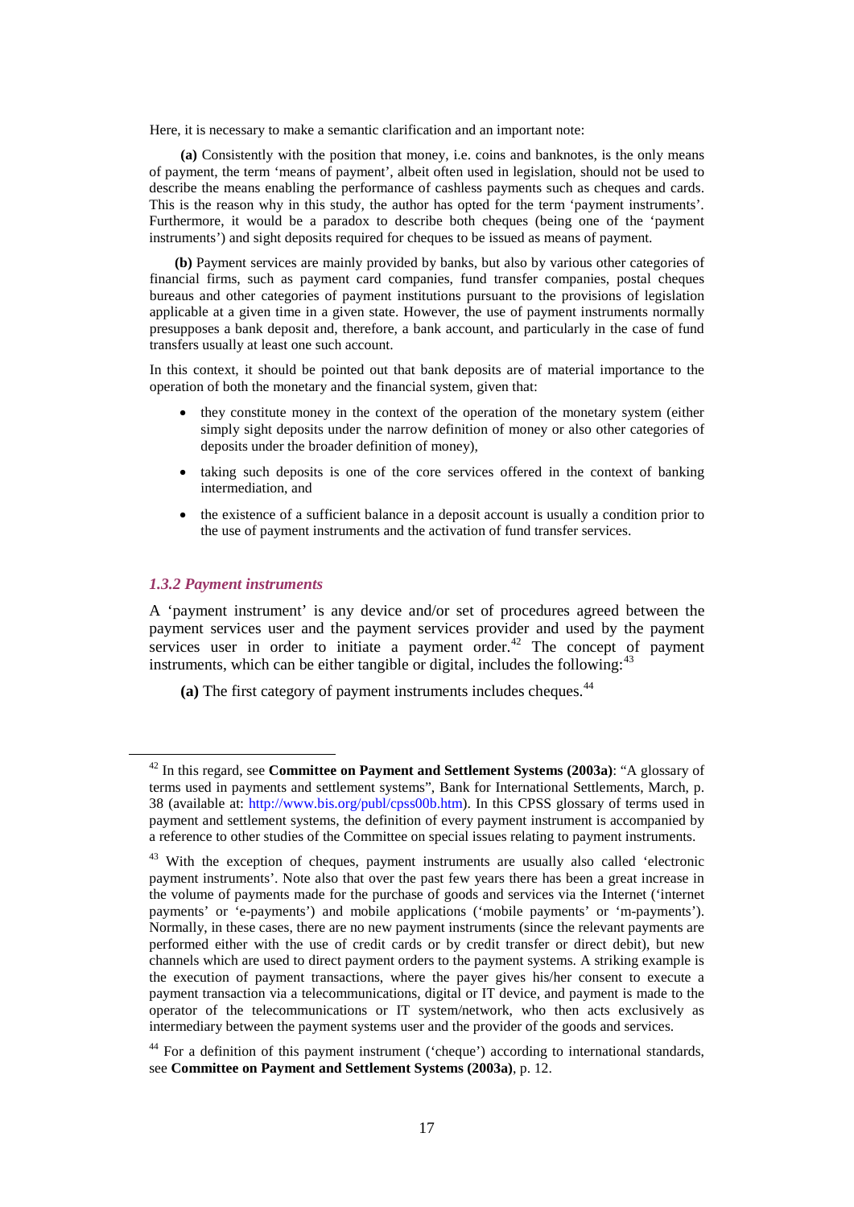Here, it is necessary to make a semantic clarification and an important note:

**(a)** Consistently with the position that money, i.e. coins and banknotes, is the only means of payment, the term 'means of payment', albeit often used in legislation, should not be used to describe the means enabling the performance of cashless payments such as cheques and cards. This is the reason why in this study, the author has opted for the term 'payment instruments'. Furthermore, it would be a paradox to describe both cheques (being one of the 'payment instruments') and sight deposits required for cheques to be issued as means of payment.

**(b)** Payment services are mainly provided by banks, but also by various other categories of financial firms, such as payment card companies, fund transfer companies, postal cheques bureaus and other categories of payment institutions pursuant to the provisions of legislation applicable at a given time in a given state. However, the use of payment instruments normally presupposes a bank deposit and, therefore, a bank account, and particularly in the case of fund transfers usually at least one such account.

In this context, it should be pointed out that bank deposits are of material importance to the operation of both the monetary and the financial system, given that:

- they constitute money in the context of the operation of the monetary system (either simply sight deposits under the narrow definition of money or also other categories of deposits under the broader definition of money),
- taking such deposits is one of the core services offered in the context of banking intermediation, and
- the existence of a sufficient balance in a deposit account is usually a condition prior to the use of payment instruments and the activation of fund transfer services.

### *1.3.2 Payment instruments*

A 'payment instrument' is any device and/or set of procedures agreed between the payment services user and the payment services provider and used by the payment services user in order to initiate a payment order.[42] The concept of payment instruments, which can be either tangible or digital, includes the following:[43]

**(a)** The first category of payment instruments includes cheques.[44]

---

[42] In this regard, see **Committee on Payment and Settlement Systems (2003a)**: "A glossary of terms used in payments and settlement systems", Bank for International Settlements, March, p. 38 (available at: http://www.bis.org/publ/cpss00b.htm). In this CPSS glossary of terms used in payment and settlement systems, the definition of every payment instrument is accompanied by a reference to other studies of the Committee on special issues relating to payment instruments.

[43] With the exception of cheques, payment instruments are usually also called 'electronic payment instruments'. Note also that over the past few years there has been a great increase in the volume of payments made for the purchase of goods and services via the Internet ('internet payments' or 'e-payments') and mobile applications ('mobile payments' or 'm-payments'). Normally, in these cases, there are no new payment instruments (since the relevant payments are performed either with the use of credit cards or by credit transfer or direct debit), but new channels which are used to direct payment orders to the payment systems. A striking example is the execution of payment transactions, where the payer gives his/her consent to execute a payment transaction via a telecommunications, digital or IT device, and payment is made to the operator of the telecommunications or IT system/network, who then acts exclusively as intermediary between the payment systems user and the provider of the goods and services.

[44] For a definition of this payment instrument ('cheque') according to international standards, see **Committee on Payment and Settlement Systems (2003a)**, p. 12.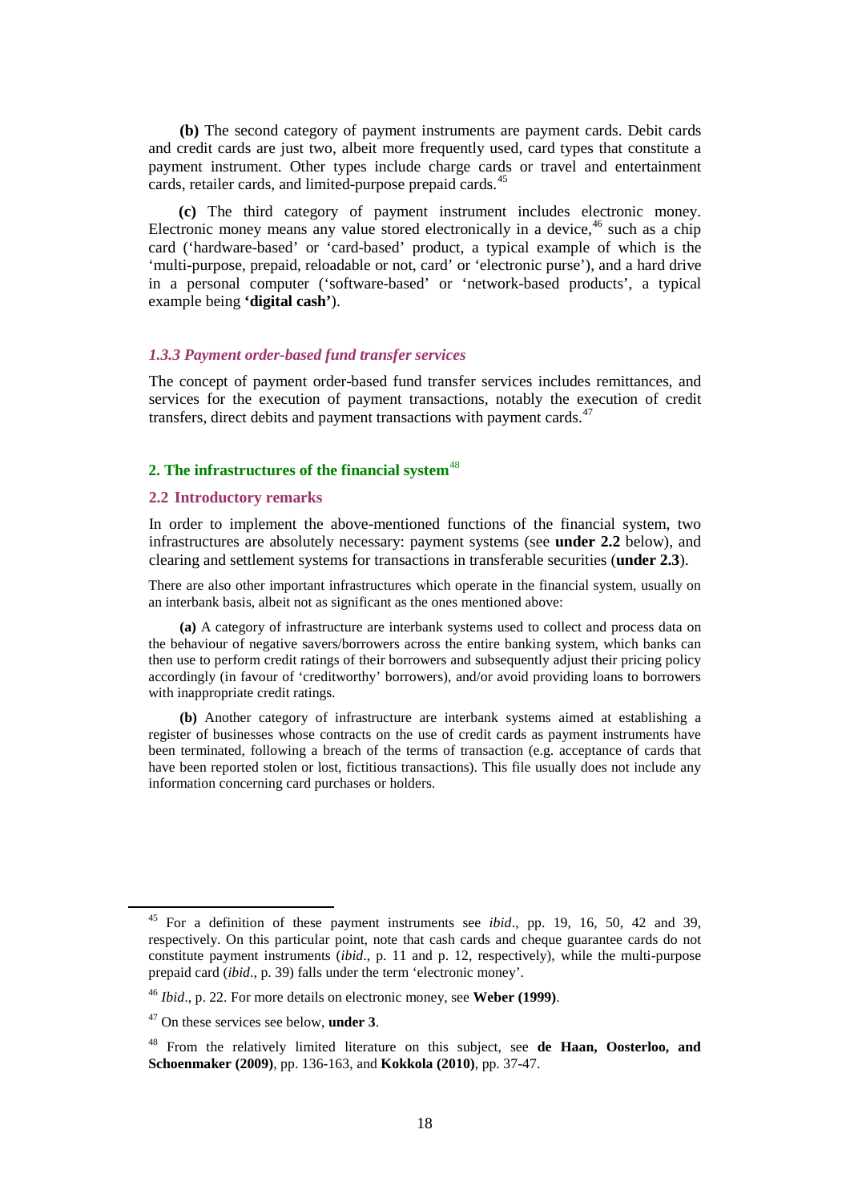**(b)** The second category of payment instruments are payment cards. Debit cards and credit cards are just two, albeit more frequently used, card types that constitute a payment instrument. Other types include charge cards or travel and entertainment cards, retailer cards, and limited-purpose prepaid cards.[45]

**(c)** The third category of payment instrument includes electronic money. Electronic money means any value stored electronically in a device,[46] such as a chip card ('hardware-based' or 'card-based' product, a typical example of which is the 'multi-purpose, prepaid, reloadable or not, card' or 'electronic purse'), and a hard drive in a personal computer ('software-based' or 'network-based products', a typical example being **'digital cash'**).

### *1.3.3 Payment order-based fund transfer services*

The concept of payment order-based fund transfer services includes remittances, and services for the execution of payment transactions, notably the execution of credit transfers, direct debits and payment transactions with payment cards.[47]

## 2. The infrastructures of the financial system[48]

### 2.2 Introductory remarks

In order to implement the above-mentioned functions of the financial system, two infrastructures are absolutely necessary: payment systems (see **under 2.2** below), and clearing and settlement systems for transactions in transferable securities (**under 2.3**).

There are also other important infrastructures which operate in the financial system, usually on an interbank basis, albeit not as significant as the ones mentioned above:

**(a)** A category of infrastructure are interbank systems used to collect and process data on the behaviour of negative savers/borrowers across the entire banking system, which banks can then use to perform credit ratings of their borrowers and subsequently adjust their pricing policy accordingly (in favour of 'creditworthy' borrowers), and/or avoid providing loans to borrowers with inappropriate credit ratings.

**(b)** Another category of infrastructure are interbank systems aimed at establishing a register of businesses whose contracts on the use of credit cards as payment instruments have been terminated, following a breach of the terms of transaction (e.g. acceptance of cards that have been reported stolen or lost, fictitious transactions). This file usually does not include any information concerning card purchases or holders.

---

[45] For a definition of these payment instruments see *ibid*., pp. 19, 16, 50, 42 and 39, respectively. On this particular point, note that cash cards and cheque guarantee cards do not constitute payment instruments (*ibid*., p. 11 and p. 12, respectively), while the multi-purpose prepaid card (*ibid*., p. 39) falls under the term 'electronic money'.

[46] *Ibid*., p. 22. For more details on electronic money, see **Weber (1999)**.

[47] On these services see below, **under 3**.

[48] From the relatively limited literature on this subject, see **de Haan, Oosterloo, and Schoenmaker (2009)**, pp. 136-163, and **Kokkola (2010)**, pp. 37-47.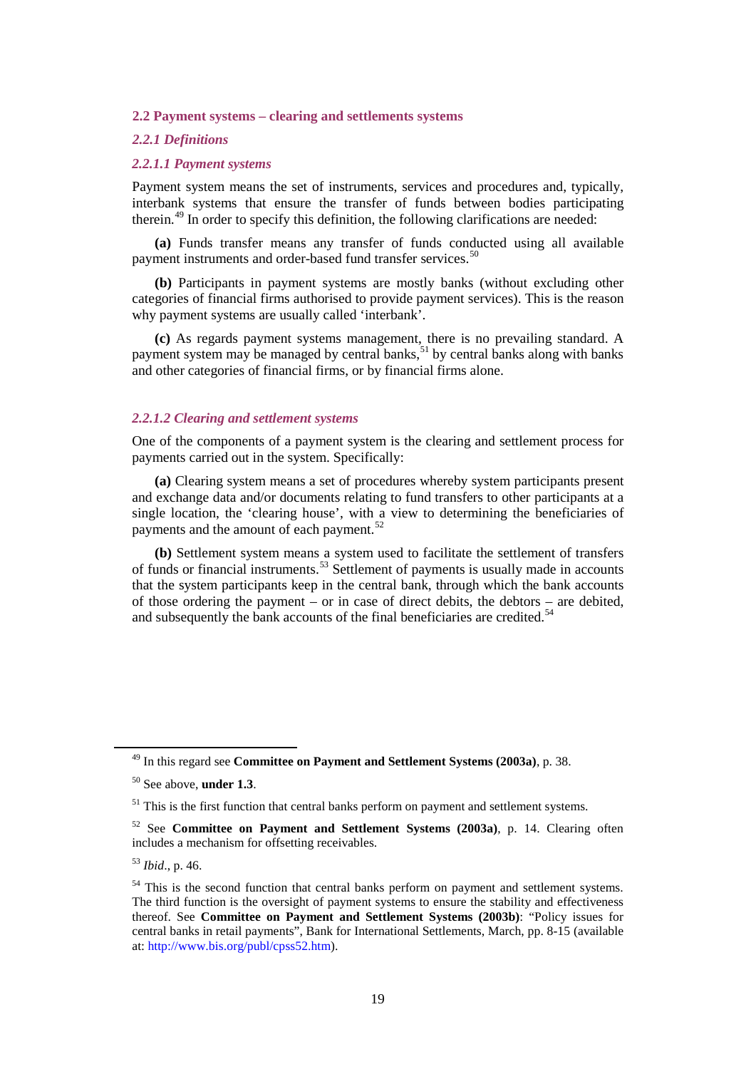## 2.2 Payment systems – clearing and settlements systems

### *2.2.1 Definitions*

#### *2.2.1.1 Payment systems*

Payment system means the set of instruments, services and procedures and, typically, interbank systems that ensure the transfer of funds between bodies participating therein.[49] In order to specify this definition, the following clarifications are needed:

**(a)** Funds transfer means any transfer of funds conducted using all available payment instruments and order-based fund transfer services.[50]

**(b)** Participants in payment systems are mostly banks (without excluding other categories of financial firms authorised to provide payment services). This is the reason why payment systems are usually called 'interbank'.

**(c)** As regards payment systems management, there is no prevailing standard. A payment system may be managed by central banks,[51] by central banks along with banks and other categories of financial firms, or by financial firms alone.

#### *2.2.1.2 Clearing and settlement systems*

One of the components of a payment system is the clearing and settlement process for payments carried out in the system. Specifically:

**(a)** Clearing system means a set of procedures whereby system participants present and exchange data and/or documents relating to fund transfers to other participants at a single location, the 'clearing house', with a view to determining the beneficiaries of payments and the amount of each payment.[52]

**(b)** Settlement system means a system used to facilitate the settlement of transfers of funds or financial instruments.[53] Settlement of payments is usually made in accounts that the system participants keep in the central bank, through which the bank accounts of those ordering the payment – or in case of direct debits, the debtors – are debited, and subsequently the bank accounts of the final beneficiaries are credited.[54]

---

[49] In this regard see **Committee on Payment and Settlement Systems (2003a)**, p. 38.

[50] See above, **under 1.3**.

[51] This is the first function that central banks perform on payment and settlement systems.

[52] See **Committee on Payment and Settlement Systems (2003a)**, p. 14. Clearing often includes a mechanism for offsetting receivables.

[53] *Ibid*., p. 46.

[54] This is the second function that central banks perform on payment and settlement systems. The third function is the oversight of payment systems to ensure the stability and effectiveness thereof. See **Committee on Payment and Settlement Systems (2003b)**: "Policy issues for central banks in retail payments", Bank for International Settlements, March, pp. 8-15 (available at: http://www.bis.org/publ/cpss52.htm).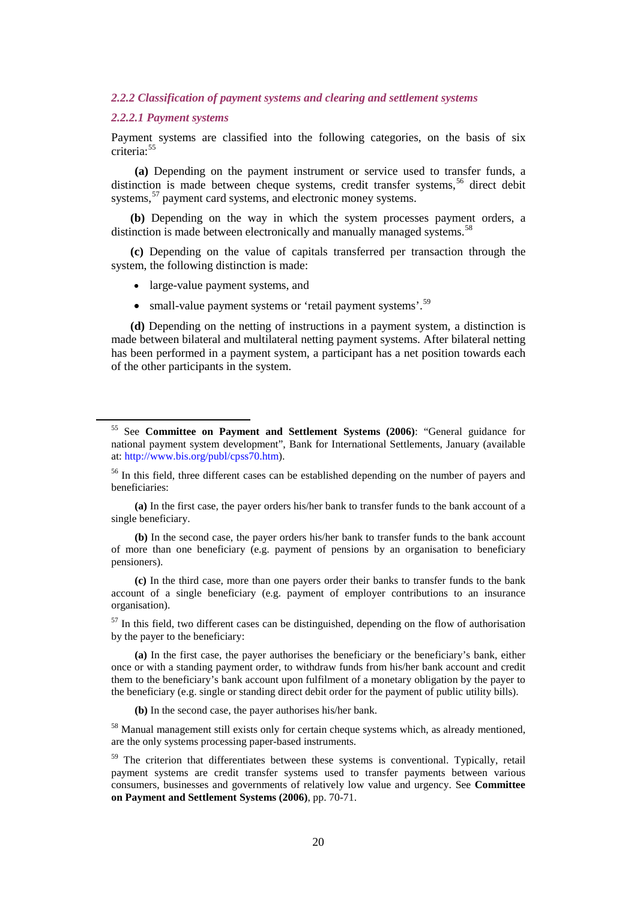### *2.2.2 Classification of payment systems and clearing and settlement systems*

#### *2.2.2.1 Payment systems*

Payment systems are classified into the following categories, on the basis of six criteria:[55]

**(a)** Depending on the payment instrument or service used to transfer funds, a distinction is made between cheque systems, credit transfer systems,[56] direct debit systems,[57] payment card systems, and electronic money systems.

**(b)** Depending on the way in which the system processes payment orders, a distinction is made between electronically and manually managed systems.[58]

**(c)** Depending on the value of capitals transferred per transaction through the system, the following distinction is made:

- large-value payment systems, and
- small-value payment systems or 'retail payment systems'.[59]

**(d)** Depending on the netting of instructions in a payment system, a distinction is made between bilateral and multilateral netting payment systems. After bilateral netting has been performed in a payment system, a participant has a net position towards each of the other participants in the system.

---

[55] See **Committee on Payment and Settlement Systems (2006)**: "General guidance for national payment system development", Bank for International Settlements, January (available at: http://www.bis.org/publ/cpss70.htm).

[56] In this field, three different cases can be established depending on the number of payers and beneficiaries:

**(a)** In the first case, the payer orders his/her bank to transfer funds to the bank account of a single beneficiary.

**(b)** In the second case, the payer orders his/her bank to transfer funds to the bank account of more than one beneficiary (e.g. payment of pensions by an organisation to beneficiary pensioners).

**(c)** In the third case, more than one payers order their banks to transfer funds to the bank account of a single beneficiary (e.g. payment of employer contributions to an insurance organisation).

[57] In this field, two different cases can be distinguished, depending on the flow of authorisation by the payer to the beneficiary:

**(a)** In the first case, the payer authorises the beneficiary or the beneficiary's bank, either once or with a standing payment order, to withdraw funds from his/her bank account and credit them to the beneficiary's bank account upon fulfilment of a monetary obligation by the payer to the beneficiary (e.g. single or standing direct debit order for the payment of public utility bills).

**(b)** In the second case, the payer authorises his/her bank.

[58] Manual management still exists only for certain cheque systems which, as already mentioned, are the only systems processing paper-based instruments.

[59] The criterion that differentiates between these systems is conventional. Typically, retail payment systems are credit transfer systems used to transfer payments between various consumers, businesses and governments of relatively low value and urgency. See **Committee on Payment and Settlement Systems (2006)**, pp. 70-71.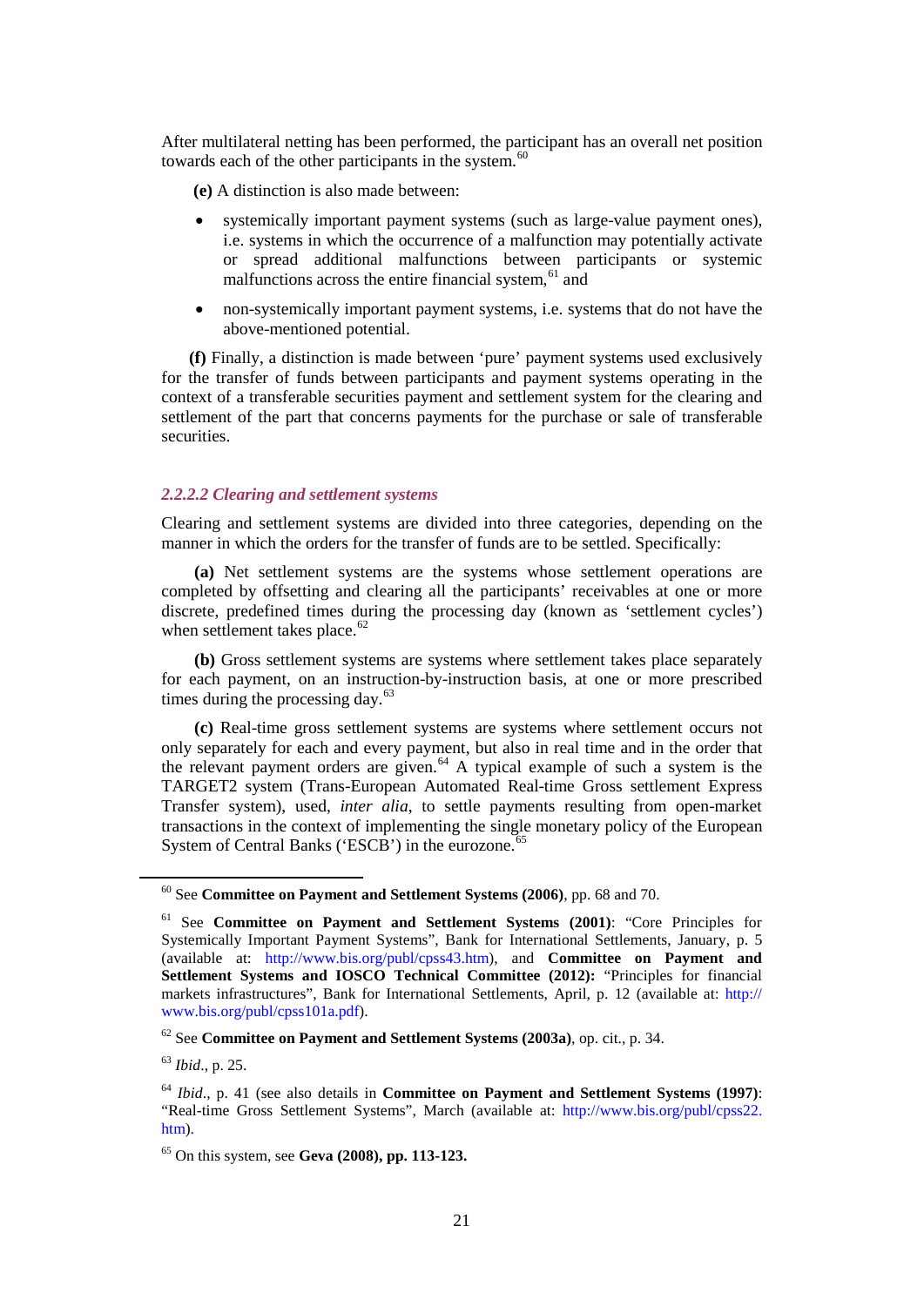After multilateral netting has been performed, the participant has an overall net position towards each of the other participants in the system.[60]

**(e)** A distinction is also made between:

- systemically important payment systems (such as large-value payment ones), i.e. systems in which the occurrence of a malfunction may potentially activate or spread additional malfunctions between participants or systemic malfunctions across the entire financial system,[61] and
- non-systemically important payment systems, i.e. systems that do not have the above-mentioned potential.

**(f)** Finally, a distinction is made between 'pure' payment systems used exclusively for the transfer of funds between participants and payment systems operating in the context of a transferable securities payment and settlement system for the clearing and settlement of the part that concerns payments for the purchase or sale of transferable securities.

#### *2.2.2.2 Clearing and settlement systems*

Clearing and settlement systems are divided into three categories, depending on the manner in which the orders for the transfer of funds are to be settled. Specifically:

**(a)** Net settlement systems are the systems whose settlement operations are completed by offsetting and clearing all the participants' receivables at one or more discrete, predefined times during the processing day (known as 'settlement cycles') when settlement takes place.[62]

**(b)** Gross settlement systems are systems where settlement takes place separately for each payment, on an instruction-by-instruction basis, at one or more prescribed times during the processing day.[63]

**(c)** Real-time gross settlement systems are systems where settlement occurs not only separately for each and every payment, but also in real time and in the order that the relevant payment orders are given.[64] A typical example of such a system is the TARGET2 system (Trans-European Automated Real-time Gross settlement Express Transfer system), used, *inter alia*, to settle payments resulting from open-market transactions in the context of implementing the single monetary policy of the European System of Central Banks ('ESCB') in the eurozone.[65]

---

[60] See **Committee on Payment and Settlement Systems (2006)**, pp. 68 and 70.

[61] See **Committee on Payment and Settlement Systems (2001)**: "Core Principles for Systemically Important Payment Systems", Bank for International Settlements, January, p. 5 (available at: http://www.bis.org/publ/cpss43.htm), and **Committee on Payment and Settlement Systems and IOSCO Technical Committee (2012):** "Principles for financial markets infrastructures", Bank for International Settlements, April, p. 12 (available at: http://www.bis.org/publ/cpss101a.pdf).

[62] See **Committee on Payment and Settlement Systems (2003a)**, op. cit., p. 34.

[63] *Ibid*., p. 25.

[64] *Ibid*., p. 41 (see also details in **Committee on Payment and Settlement Systems (1997)**: "Real-time Gross Settlement Systems", March (available at: http://www.bis.org/publ/cpss22.htm).

[65] On this system, see **Geva (2008), pp. 113-123.**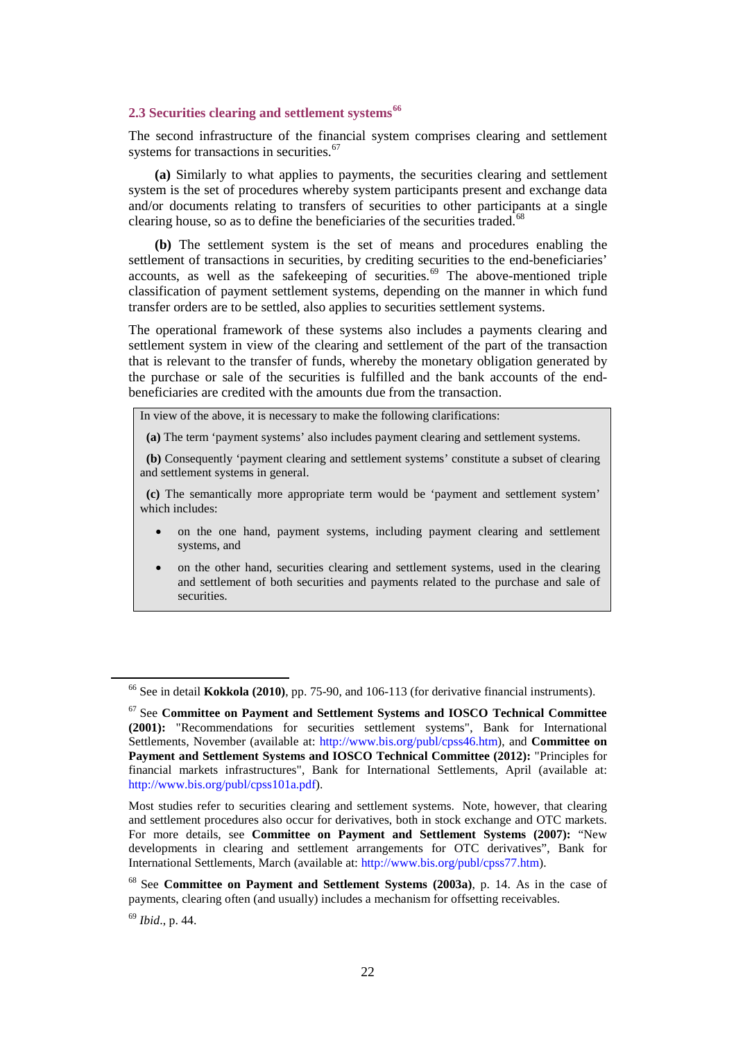## 2.3 Securities clearing and settlement systems[66]

The second infrastructure of the financial system comprises clearing and settlement systems for transactions in securities.[67]

**(a)** Similarly to what applies to payments, the securities clearing and settlement system is the set of procedures whereby system participants present and exchange data and/or documents relating to transfers of securities to other participants at a single clearing house, so as to define the beneficiaries of the securities traded.[68]

**(b)** The settlement system is the set of means and procedures enabling the settlement of transactions in securities, by crediting securities to the end-beneficiaries' accounts, as well as the safekeeping of securities.[69] The above-mentioned triple classification of payment settlement systems, depending on the manner in which fund transfer orders are to be settled, also applies to securities settlement systems.

The operational framework of these systems also includes a payments clearing and settlement system in view of the clearing and settlement of the part of the transaction that is relevant to the transfer of funds, whereby the monetary obligation generated by the purchase or sale of the securities is fulfilled and the bank accounts of the end-beneficiaries are credited with the amounts due from the transaction.

> In view of the above, it is necessary to make the following clarifications:
>
> **(a)** The term 'payment systems' also includes payment clearing and settlement systems.
>
> **(b)** Consequently 'payment clearing and settlement systems' constitute a subset of clearing and settlement systems in general.
>
> **(c)** The semantically more appropriate term would be 'payment and settlement system' which includes:
>
> - on the one hand, payment systems, including payment clearing and settlement systems, and
> - on the other hand, securities clearing and settlement systems, used in the clearing and settlement of both securities and payments related to the purchase and sale of securities.

---

[66] See in detail **Kokkola (2010)**, pp. 75-90, and 106-113 (for derivative financial instruments).

[67] See **Committee on Payment and Settlement Systems and IOSCO Technical Committee (2001):** "Recommendations for securities settlement systems", Bank for International Settlements, November (available at: http://www.bis.org/publ/cpss46.htm), and **Committee on Payment and Settlement Systems and IOSCO Technical Committee (2012):** "Principles for financial markets infrastructures", Bank for International Settlements, April (available at: http://www.bis.org/publ/cpss101a.pdf).

Most studies refer to securities clearing and settlement systems. Note, however, that clearing and settlement procedures also occur for derivatives, both in stock exchange and OTC markets. For more details, see **Committee on Payment and Settlement Systems (2007):** "New developments in clearing and settlement arrangements for OTC derivatives", Bank for International Settlements, March (available at: http://www.bis.org/publ/cpss77.htm).

[68] See **Committee on Payment and Settlement Systems (2003a)**, p. 14. As in the case of payments, clearing often (and usually) includes a mechanism for offsetting receivables.

[69] *Ibid*., p. 44.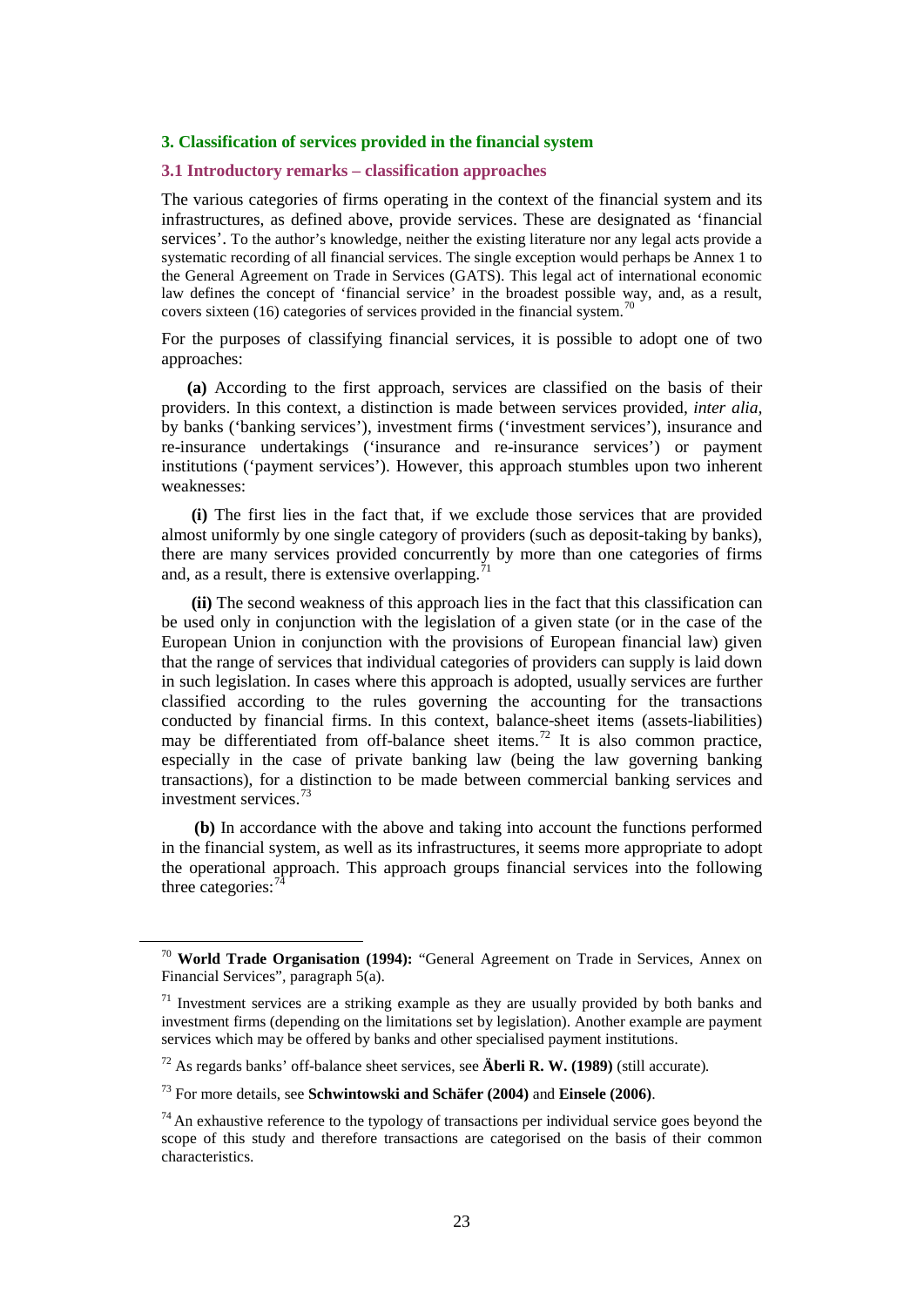## 3. Classification of services provided in the financial system

### 3.1 Introductory remarks – classification approaches

The various categories of firms operating in the context of the financial system and its infrastructures, as defined above, provide services. These are designated as 'financial services'. To the author's knowledge, neither the existing literature nor any legal acts provide a systematic recording of all financial services. The single exception would perhaps be Annex 1 to the General Agreement on Trade in Services (GATS). This legal act of international economic law defines the concept of 'financial service' in the broadest possible way, and, as a result, covers sixteen (16) categories of services provided in the financial system.[70]

For the purposes of classifying financial services, it is possible to adopt one of two approaches:

**(a)** According to the first approach, services are classified on the basis of their providers. In this context, a distinction is made between services provided, *inter alia,* by banks ('banking services'), investment firms ('investment services'), insurance and re-insurance undertakings ('insurance and re-insurance services') or payment institutions ('payment services'). However, this approach stumbles upon two inherent weaknesses:

**(i)** The first lies in the fact that, if we exclude those services that are provided almost uniformly by one single category of providers (such as deposit-taking by banks), there are many services provided concurrently by more than one categories of firms and, as a result, there is extensive overlapping.[71]

**(ii)** The second weakness of this approach lies in the fact that this classification can be used only in conjunction with the legislation of a given state (or in the case of the European Union in conjunction with the provisions of European financial law) given that the range of services that individual categories of providers can supply is laid down in such legislation. In cases where this approach is adopted, usually services are further classified according to the rules governing the accounting for the transactions conducted by financial firms. In this context, balance-sheet items (assets-liabilities) may be differentiated from off-balance sheet items.[72] It is also common practice, especially in the case of private banking law (being the law governing banking transactions), for a distinction to be made between commercial banking services and investment services.[73]

**(b)** In accordance with the above and taking into account the functions performed in the financial system, as well as its infrastructures, it seems more appropriate to adopt the operational approach. This approach groups financial services into the following three categories:[74]

---

[70] **World Trade Organisation (1994):** "General Agreement on Trade in Services, Annex on Financial Services", paragraph 5(a).

[71] Investment services are a striking example as they are usually provided by both banks and investment firms (depending on the limitations set by legislation). Another example are payment services which may be offered by banks and other specialised payment institutions.

[72] As regards banks' off-balance sheet services, see **Äberli R. W. (1989)** (still accurate).

[73] For more details, see **Schwintowski and Schäfer (2004)** and **Einsele (2006)**.

[74] An exhaustive reference to the typology of transactions per individual service goes beyond the scope of this study and therefore transactions are categorised on the basis of their common characteristics.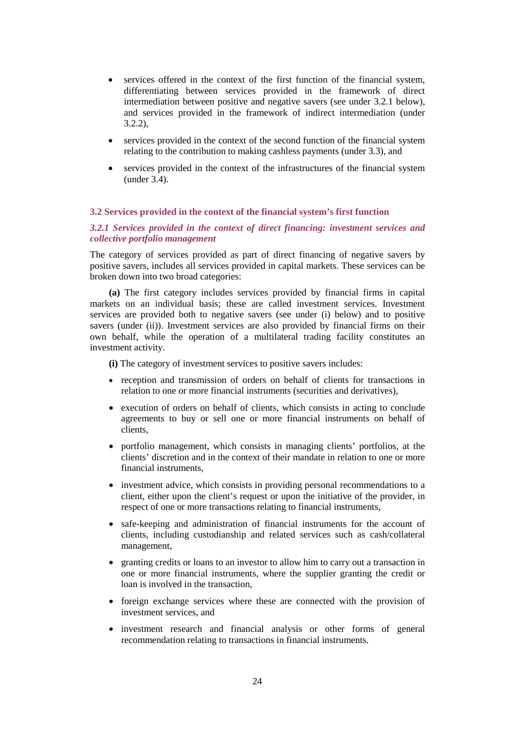- services offered in the context of the first function of the financial system, differentiating between services provided in the framework of direct intermediation between positive and negative savers (see under 3.2.1 below), and services provided in the framework of indirect intermediation (under 3.2.2),
- services provided in the context of the second function of the financial system relating to the contribution to making cashless payments (under 3.3), and
- services provided in the context of the infrastructures of the financial system (under 3.4).

## 3.2 Services provided in the context of the financial system's first function

### *3.2.1 Services provided in the context of direct financing: investment services and collective portfolio management*

The category of services provided as part of direct financing of negative savers by positive savers, includes all services provided in capital markets. These services can be broken down into two broad categories:

**(a)** The first category includes services provided by financial firms in capital markets on an individual basis; these are called investment services. Investment services are provided both to negative savers (see under (i) below) and to positive savers (under (ii)). Investment services are also provided by financial firms on their own behalf, while the operation of a multilateral trading facility constitutes an investment activity.

**(i)** The category of investment services to positive savers includes:

- reception and transmission of orders on behalf of clients for transactions in relation to one or more financial instruments (securities and derivatives),
- execution of orders on behalf of clients, which consists in acting to conclude agreements to buy or sell one or more financial instruments on behalf of clients,
- portfolio management, which consists in managing clients' portfolios, at the clients' discretion and in the context of their mandate in relation to one or more financial instruments,
- investment advice, which consists in providing personal recommendations to a client, either upon the client's request or upon the initiative of the provider, in respect of one or more transactions relating to financial instruments,
- safe-keeping and administration of financial instruments for the account of clients, including custodianship and related services such as cash/collateral management,
- granting credits or loans to an investor to allow him to carry out a transaction in one or more financial instruments, where the supplier granting the credit or loan is involved in the transaction,
- foreign exchange services where these are connected with the provision of investment services, and
- investment research and financial analysis or other forms of general recommendation relating to transactions in financial instruments.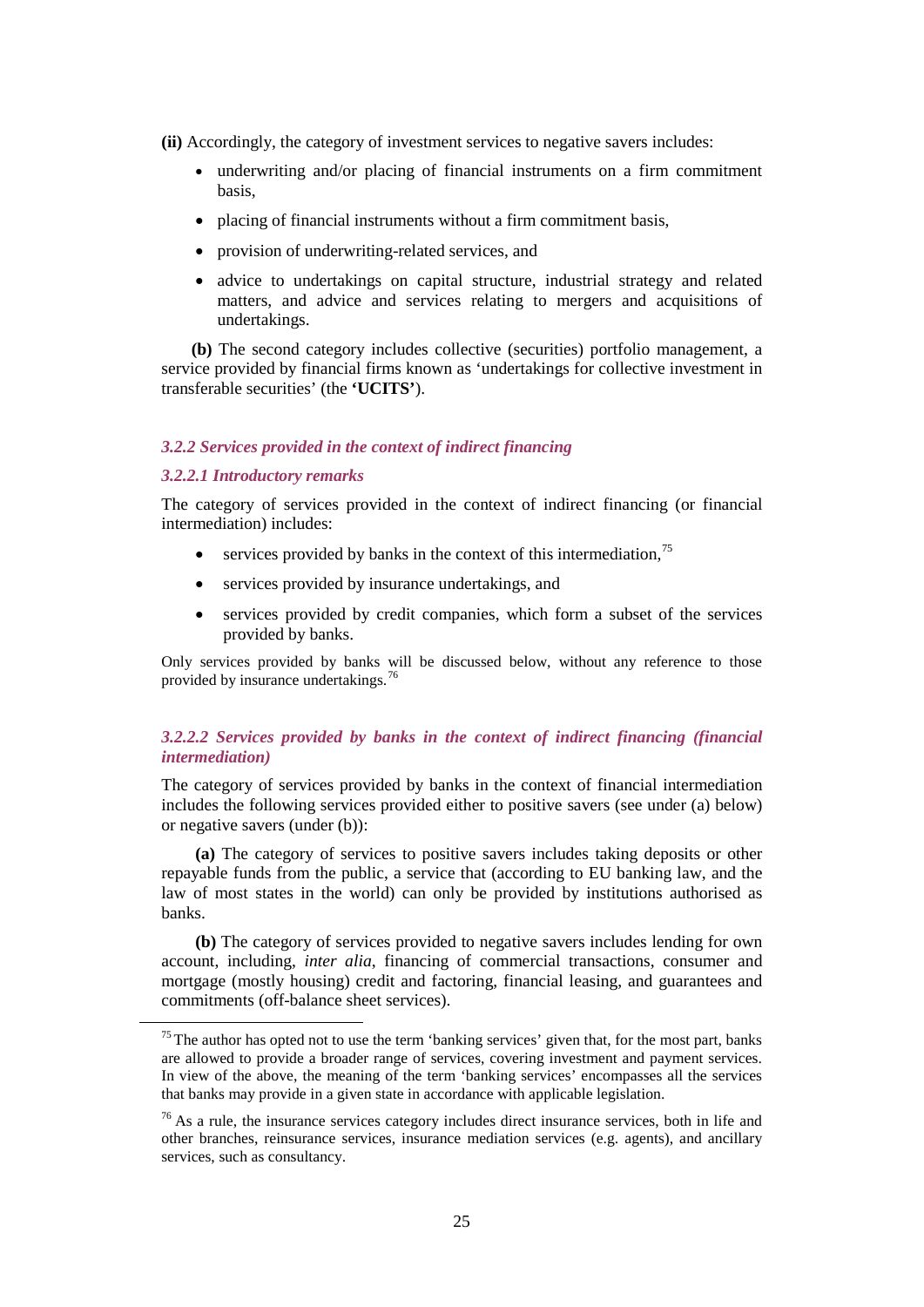**(ii)** Accordingly, the category of investment services to negative savers includes:

- underwriting and/or placing of financial instruments on a firm commitment basis,
- placing of financial instruments without a firm commitment basis,
- provision of underwriting-related services, and
- advice to undertakings on capital structure, industrial strategy and related matters, and advice and services relating to mergers and acquisitions of undertakings.

**(b)** The second category includes collective (securities) portfolio management, a service provided by financial firms known as 'undertakings for collective investment in transferable securities' (the **'UCITS'**).

### *3.2.2 Services provided in the context of indirect financing*

#### *3.2.2.1 Introductory remarks*

The category of services provided in the context of indirect financing (or financial intermediation) includes:

- services provided by banks in the context of this intermediation,[75]
- services provided by insurance undertakings, and
- services provided by credit companies, which form a subset of the services provided by banks.

Only services provided by banks will be discussed below, without any reference to those provided by insurance undertakings.[76]

#### *3.2.2.2 Services provided by banks in the context of indirect financing (financial intermediation)*

The category of services provided by banks in the context of financial intermediation includes the following services provided either to positive savers (see under (a) below) or negative savers (under (b)):

**(a)** The category of services to positive savers includes taking deposits or other repayable funds from the public, a service that (according to EU banking law, and the law of most states in the world) can only be provided by institutions authorised as banks.

**(b)** The category of services provided to negative savers includes lending for own account, including, *inter alia*, financing of commercial transactions, consumer and mortgage (mostly housing) credit and factoring, financial leasing, and guarantees and commitments (off-balance sheet services).

---

[75] The author has opted not to use the term 'banking services' given that, for the most part, banks are allowed to provide a broader range of services, covering investment and payment services. In view of the above, the meaning of the term 'banking services' encompasses all the services that banks may provide in a given state in accordance with applicable legislation.

[76] As a rule, the insurance services category includes direct insurance services, both in life and other branches, reinsurance services, insurance mediation services (e.g. agents), and ancillary services, such as consultancy.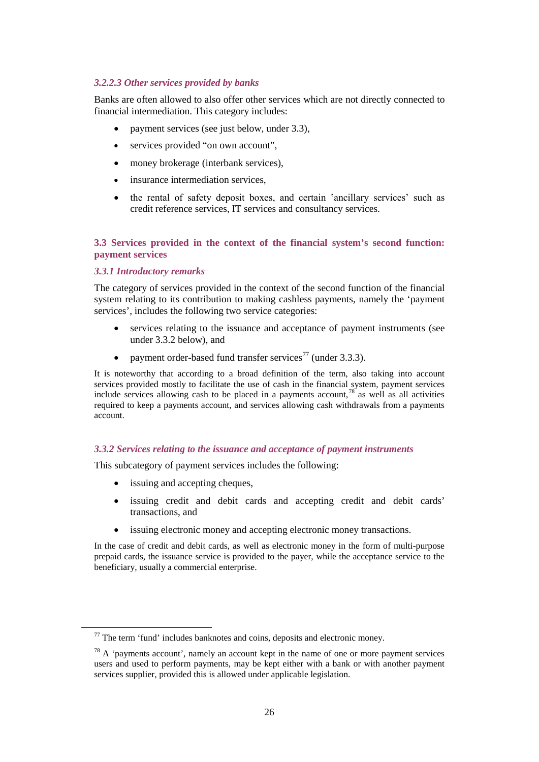#### *3.2.2.3 Other services provided by banks*

Banks are often allowed to also offer other services which are not directly connected to financial intermediation. This category includes:

- payment services (see just below, under 3.3),
- services provided "on own account",
- money brokerage (interbank services),
- insurance intermediation services,
- the rental of safety deposit boxes, and certain 'ancillary services' such as credit reference services, IT services and consultancy services.

## 3.3 Services provided in the context of the financial system's second function: payment services

### *3.3.1 Introductory remarks*

The category of services provided in the context of the second function of the financial system relating to its contribution to making cashless payments, namely the 'payment services', includes the following two service categories:

- services relating to the issuance and acceptance of payment instruments (see under 3.3.2 below), and
- payment order-based fund transfer services[77] (under 3.3.3).

It is noteworthy that according to a broad definition of the term, also taking into account services provided mostly to facilitate the use of cash in the financial system, payment services include services allowing cash to be placed in a payments account,[78] as well as all activities required to keep a payments account, and services allowing cash withdrawals from a payments account.

### *3.3.2 Services relating to the issuance and acceptance of payment instruments*

This subcategory of payment services includes the following:

- issuing and accepting cheques,
- issuing credit and debit cards and accepting credit and debit cards' transactions, and
- issuing electronic money and accepting electronic money transactions.

In the case of credit and debit cards, as well as electronic money in the form of multi-purpose prepaid cards, the issuance service is provided to the payer, while the acceptance service to the beneficiary, usually a commercial enterprise.

---

[77] The term 'fund' includes banknotes and coins, deposits and electronic money.

[78] A 'payments account', namely an account kept in the name of one or more payment services users and used to perform payments, may be kept either with a bank or with another payment services supplier, provided this is allowed under applicable legislation.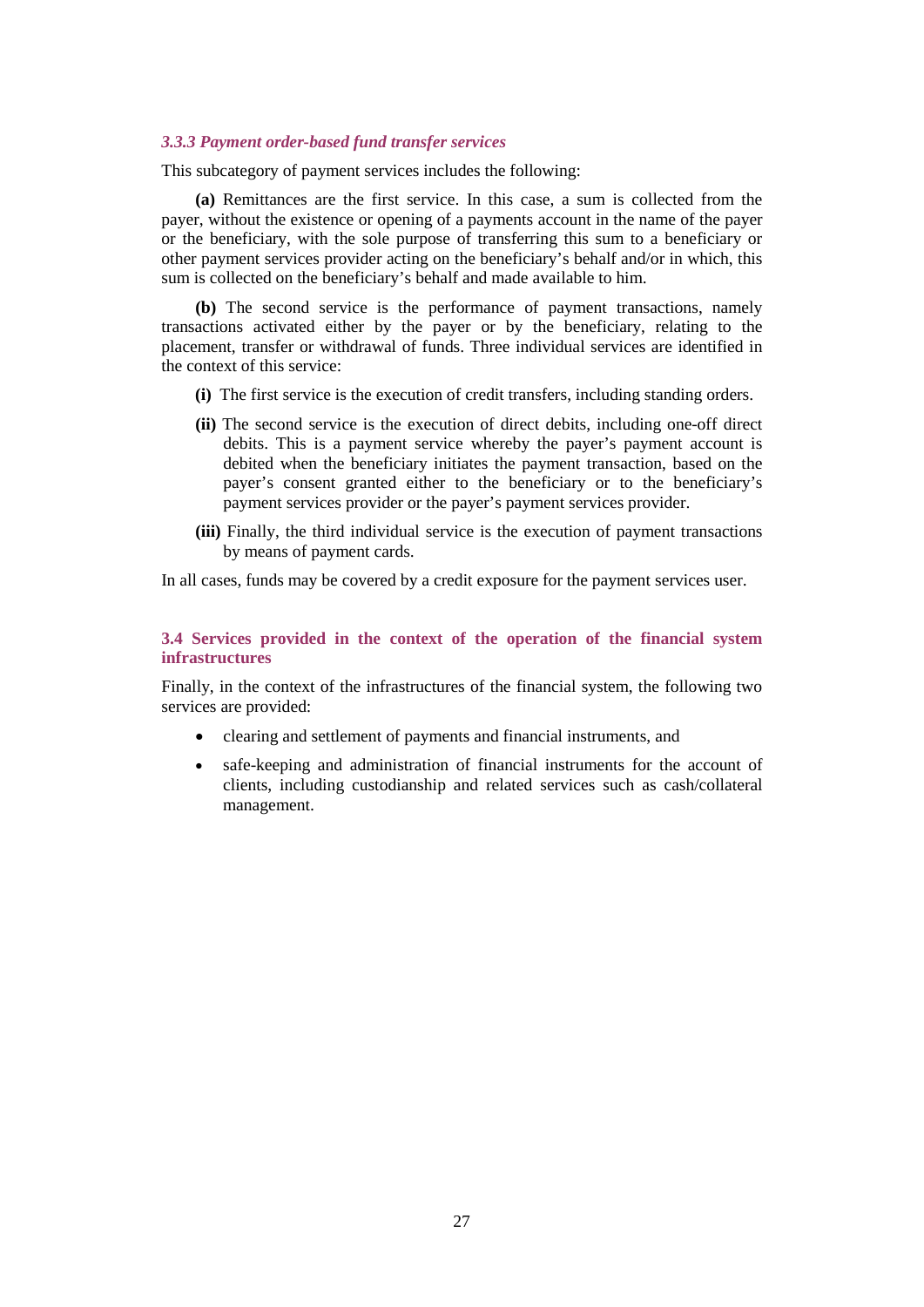#### *3.3.3 Payment order-based fund transfer services*

This subcategory of payment services includes the following:

**(a)** Remittances are the first service. In this case, a sum is collected from the payer, without the existence or opening of a payments account in the name of the payer or the beneficiary, with the sole purpose of transferring this sum to a beneficiary or other payment services provider acting on the beneficiary's behalf and/or in which, this sum is collected on the beneficiary's behalf and made available to him.

**(b)** The second service is the performance of payment transactions, namely transactions activated either by the payer or by the beneficiary, relating to the placement, transfer or withdrawal of funds. Three individual services are identified in the context of this service:

- **(i)** The first service is the execution of credit transfers, including standing orders.
- **(ii)** The second service is the execution of direct debits, including one-off direct debits. This is a payment service whereby the payer's payment account is debited when the beneficiary initiates the payment transaction, based on the payer's consent granted either to the beneficiary or to the beneficiary's payment services provider or the payer's payment services provider.
- **(iii)** Finally, the third individual service is the execution of payment transactions by means of payment cards.

In all cases, funds may be covered by a credit exposure for the payment services user.

### 3.4 Services provided in the context of the operation of the financial system infrastructures

Finally, in the context of the infrastructures of the financial system, the following two services are provided:

- clearing and settlement of payments and financial instruments, and
- safe-keeping and administration of financial instruments for the account of clients, including custodianship and related services such as cash/collateral management.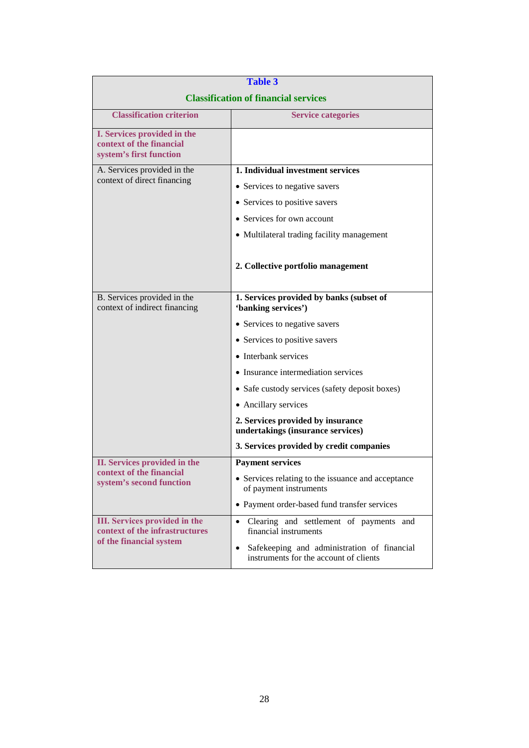**Table 3**

**Classification of financial services**

| Classification criterion | Service categories |
|---|---|
| **I. Services provided in the context of the financial system's first function** | |
| A. Services provided in the context of direct financing | **1. Individual investment services**<br>• Services to negative savers<br>• Services to positive savers<br>• Services for own account<br>• Multilateral trading facility management<br><br>**2. Collective portfolio management** |
| B. Services provided in the context of indirect financing | **1. Services provided by banks (subset of 'banking services')**<br>• Services to negative savers<br>• Services to positive savers<br>• Interbank services<br>• Insurance intermediation services<br>• Safe custody services (safety deposit boxes)<br>• Ancillary services<br>**2. Services provided by insurance undertakings (insurance services)**<br>**3. Services provided by credit companies** |
| **II. Services provided in the context of the financial system's second function** | **Payment services**<br>• Services relating to the issuance and acceptance of payment instruments<br>• Payment order-based fund transfer services |
| **III. Services provided in the context of the infrastructures of the financial system** | • Clearing and settlement of payments and financial instruments<br>• Safekeeping and administration of financial instruments for the account of clients |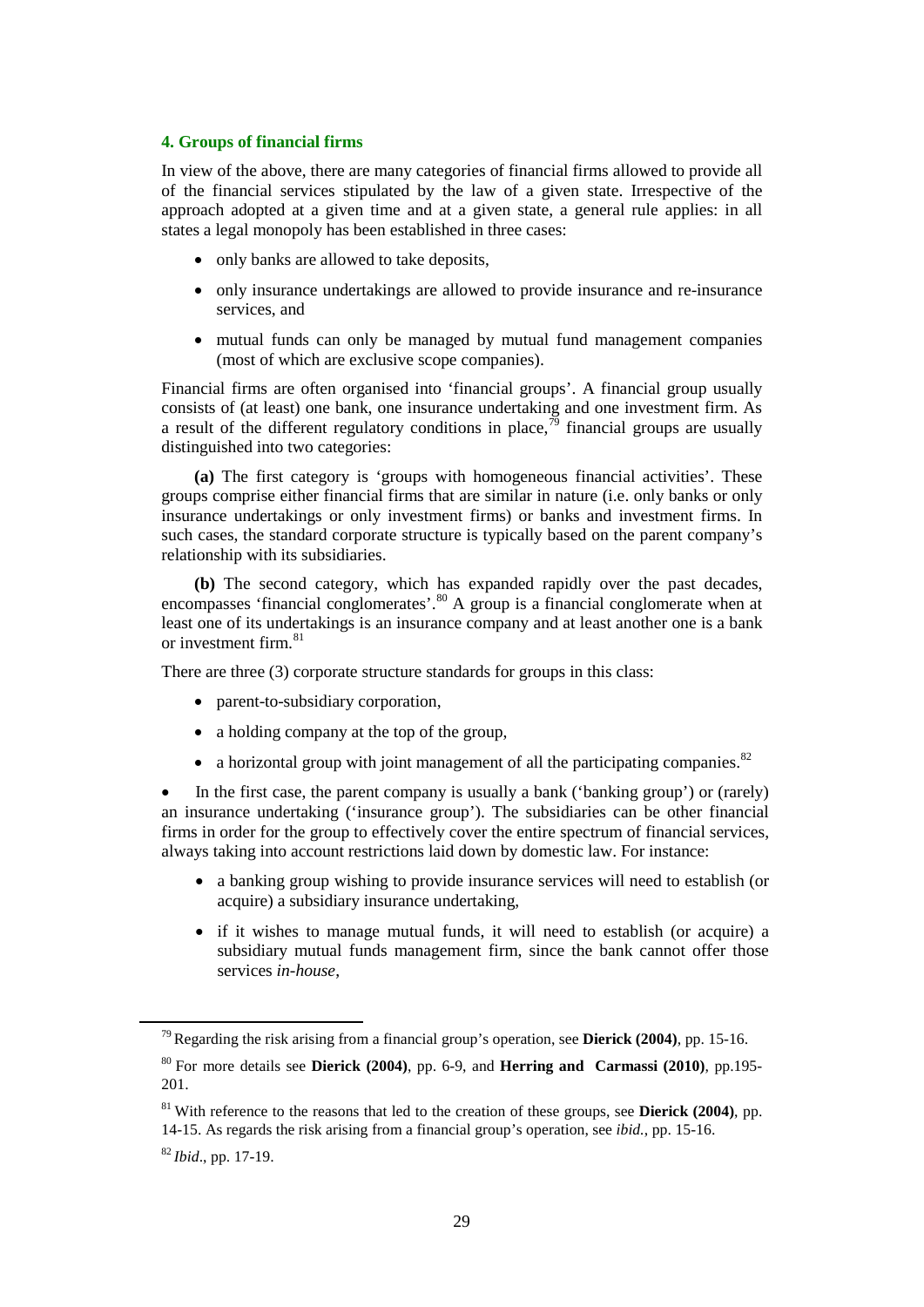#### 4. Groups of financial firms

In view of the above, there are many categories of financial firms allowed to provide all of the financial services stipulated by the law of a given state. Irrespective of the approach adopted at a given time and at a given state, a general rule applies: in all states a legal monopoly has been established in three cases:

- only banks are allowed to take deposits,
- only insurance undertakings are allowed to provide insurance and re-insurance services, and
- mutual funds can only be managed by mutual fund management companies (most of which are exclusive scope companies).

Financial firms are often organised into 'financial groups'. A financial group usually consists of (at least) one bank, one insurance undertaking and one investment firm. As a result of the different regulatory conditions in place,[79] financial groups are usually distinguished into two categories:

**(a)** The first category is 'groups with homogeneous financial activities'. These groups comprise either financial firms that are similar in nature (i.e. only banks or only insurance undertakings or only investment firms) or banks and investment firms. In such cases, the standard corporate structure is typically based on the parent company's relationship with its subsidiaries.

**(b)** The second category, which has expanded rapidly over the past decades, encompasses 'financial conglomerates'.[80] A group is a financial conglomerate when at least one of its undertakings is an insurance company and at least another one is a bank or investment firm.[81]

There are three (3) corporate structure standards for groups in this class:

- parent-to-subsidiary corporation,
- a holding company at the top of the group,
- a horizontal group with joint management of all the participating companies.[82]

- In the first case, the parent company is usually a bank ('banking group') or (rarely) an insurance undertaking ('insurance group'). The subsidiaries can be other financial firms in order for the group to effectively cover the entire spectrum of financial services, always taking into account restrictions laid down by domestic law. For instance:
  - a banking group wishing to provide insurance services will need to establish (or acquire) a subsidiary insurance undertaking,
  - if it wishes to manage mutual funds, it will need to establish (or acquire) a subsidiary mutual funds management firm, since the bank cannot offer those services *in-house*,

---

[79] Regarding the risk arising from a financial group's operation, see **Dierick (2004)**, pp. 15-16.

[80] For more details see **Dierick (2004)**, pp. 6-9, and **Herring and Carmassi (2010)**, pp.195-201.

[81] With reference to the reasons that led to the creation of these groups, see **Dierick (2004)**, pp. 14-15. As regards the risk arising from a financial group's operation, see *ibid.*, pp. 15-16.

[82] *Ibid*., pp. 17-19.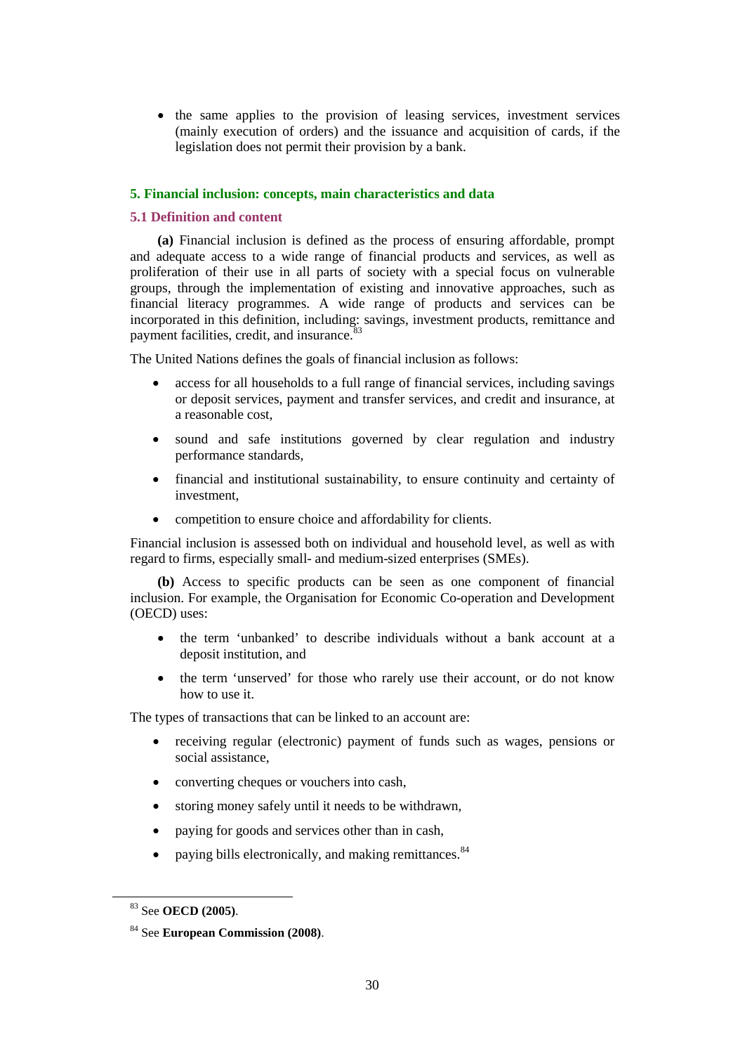- the same applies to the provision of leasing services, investment services (mainly execution of orders) and the issuance and acquisition of cards, if the legislation does not permit their provision by a bank.

## 5. Financial inclusion: concepts, main characteristics and data

### 5.1 Definition and content

**(a)** Financial inclusion is defined as the process of ensuring affordable, prompt and adequate access to a wide range of financial products and services, as well as proliferation of their use in all parts of society with a special focus on vulnerable groups, through the implementation of existing and innovative approaches, such as financial literacy programmes. A wide range of products and services can be incorporated in this definition, including: savings, investment products, remittance and payment facilities, credit, and insurance.[83]

The United Nations defines the goals of financial inclusion as follows:

- access for all households to a full range of financial services, including savings or deposit services, payment and transfer services, and credit and insurance, at a reasonable cost,
- sound and safe institutions governed by clear regulation and industry performance standards,
- financial and institutional sustainability, to ensure continuity and certainty of investment,
- competition to ensure choice and affordability for clients.

Financial inclusion is assessed both on individual and household level, as well as with regard to firms, especially small- and medium-sized enterprises (SMEs).

**(b)** Access to specific products can be seen as one component of financial inclusion. For example, the Organisation for Economic Co-operation and Development (OECD) uses:

- the term 'unbanked' to describe individuals without a bank account at a deposit institution, and
- the term 'unserved' for those who rarely use their account, or do not know how to use it.

The types of transactions that can be linked to an account are:

- receiving regular (electronic) payment of funds such as wages, pensions or social assistance,
- converting cheques or vouchers into cash,
- storing money safely until it needs to be withdrawn,
- paying for goods and services other than in cash,
- paying bills electronically, and making remittances.[84]

---

[83] See **OECD (2005)**.

[84] See **European Commission (2008)**.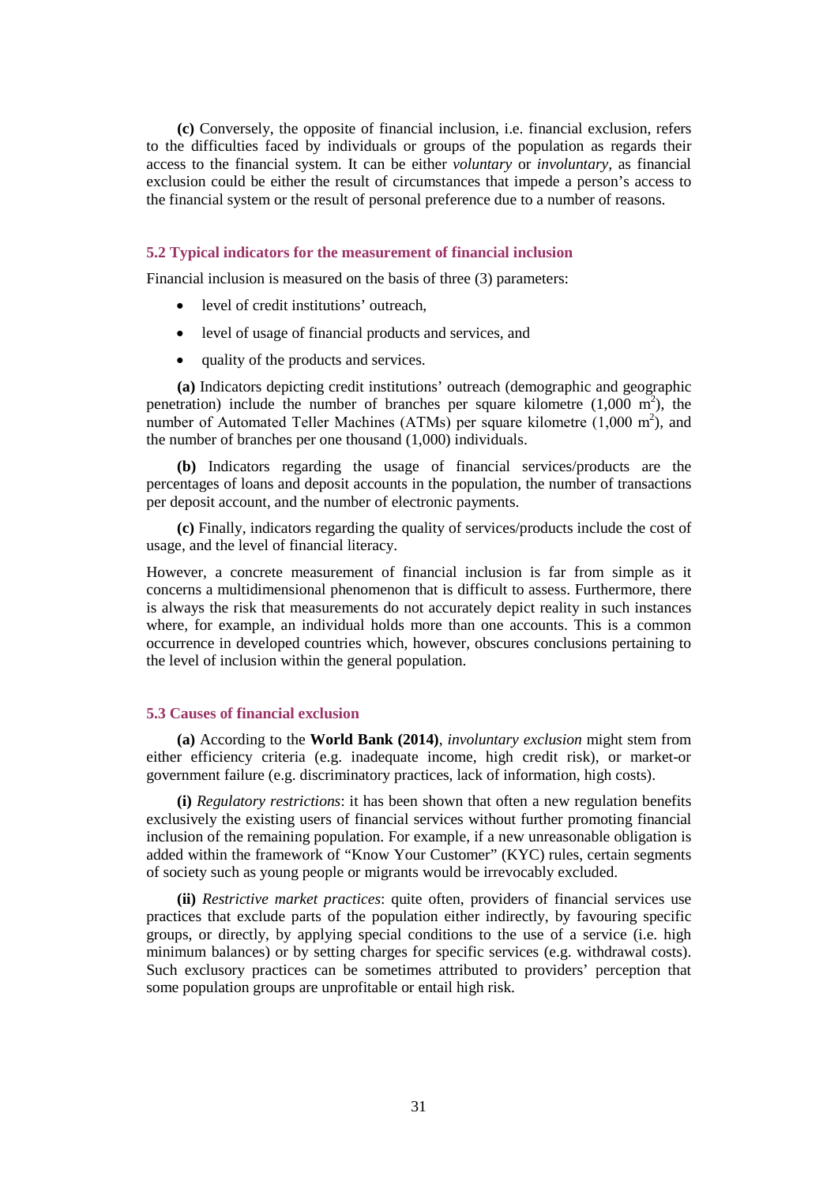**(c)** Conversely, the opposite of financial inclusion, i.e. financial exclusion, refers to the difficulties faced by individuals or groups of the population as regards their access to the financial system. It can be either *voluntary* or *involuntary*, as financial exclusion could be either the result of circumstances that impede a person's access to the financial system or the result of personal preference due to a number of reasons.

### 5.2 Typical indicators for the measurement of financial inclusion

Financial inclusion is measured on the basis of three (3) parameters:

- level of credit institutions' outreach,
- level of usage of financial products and services, and
- quality of the products and services.

**(a)** Indicators depicting credit institutions' outreach (demographic and geographic penetration) include the number of branches per square kilometre (1,000 $m^2$), the number of Automated Teller Machines (ATMs) per square kilometre (1,000 $m^2$), and the number of branches per one thousand (1,000) individuals.

**(b)** Indicators regarding the usage of financial services/products are the percentages of loans and deposit accounts in the population, the number of transactions per deposit account, and the number of electronic payments.

**(c)** Finally, indicators regarding the quality of services/products include the cost of usage, and the level of financial literacy.

However, a concrete measurement of financial inclusion is far from simple as it concerns a multidimensional phenomenon that is difficult to assess. Furthermore, there is always the risk that measurements do not accurately depict reality in such instances where, for example, an individual holds more than one accounts. This is a common occurrence in developed countries which, however, obscures conclusions pertaining to the level of inclusion within the general population.

### 5.3 Causes of financial exclusion

**(a)** According to the **World Bank (2014)**, *involuntary exclusion* might stem from either efficiency criteria (e.g. inadequate income, high credit risk), or market-or government failure (e.g. discriminatory practices, lack of information, high costs).

**(i)** *Regulatory restrictions*: it has been shown that often a new regulation benefits exclusively the existing users of financial services without further promoting financial inclusion of the remaining population. For example, if a new unreasonable obligation is added within the framework of "Know Your Customer" (KYC) rules, certain segments of society such as young people or migrants would be irrevocably excluded.

**(ii)** *Restrictive market practices*: quite often, providers of financial services use practices that exclude parts of the population either indirectly, by favouring specific groups, or directly, by applying special conditions to the use of a service (i.e. high minimum balances) or by setting charges for specific services (e.g. withdrawal costs). Such exclusory practices can be sometimes attributed to providers' perception that some population groups are unprofitable or entail high risk.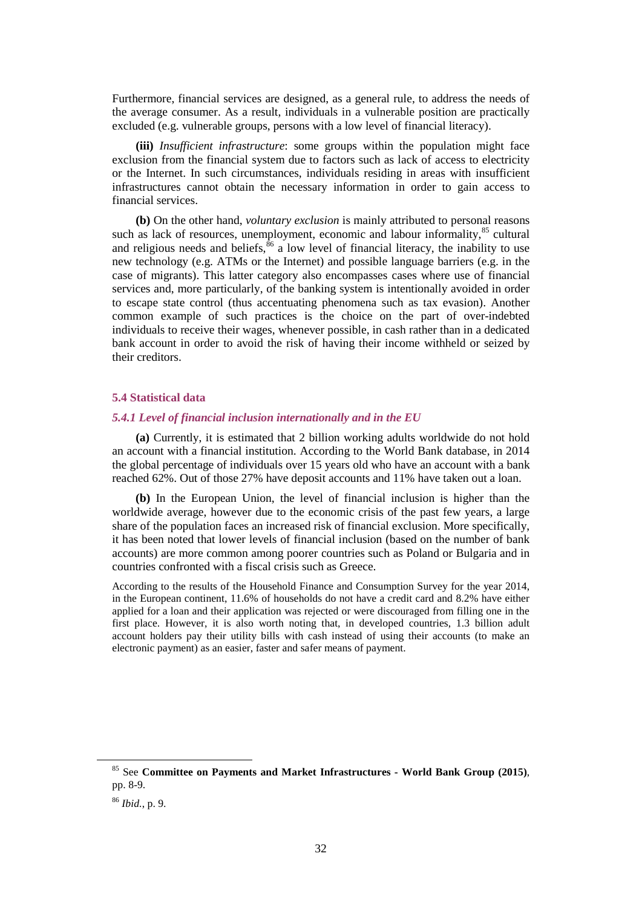Furthermore, financial services are designed, as a general rule, to address the needs of the average consumer. As a result, individuals in a vulnerable position are practically excluded (e.g. vulnerable groups, persons with a low level of financial literacy).

**(iii)** *Insufficient infrastructure*: some groups within the population might face exclusion from the financial system due to factors such as lack of access to electricity or the Internet. In such circumstances, individuals residing in areas with insufficient infrastructures cannot obtain the necessary information in order to gain access to financial services.

**(b)** On the other hand, *voluntary exclusion* is mainly attributed to personal reasons such as lack of resources, unemployment, economic and labour informality,[85] cultural and religious needs and beliefs,[86] a low level of financial literacy, the inability to use new technology (e.g. ATMs or the Internet) and possible language barriers (e.g. in the case of migrants). This latter category also encompasses cases where use of financial services and, more particularly, of the banking system is intentionally avoided in order to escape state control (thus accentuating phenomena such as tax evasion). Another common example of such practices is the choice on the part of over-indebted individuals to receive their wages, whenever possible, in cash rather than in a dedicated bank account in order to avoid the risk of having their income withheld or seized by their creditors.

### 5.4 Statistical data

#### *5.4.1 Level of financial inclusion internationally and in the EU*

**(a)** Currently, it is estimated that 2 billion working adults worldwide do not hold an account with a financial institution. According to the World Bank database, in 2014 the global percentage of individuals over 15 years old who have an account with a bank reached 62%. Out of those 27% have deposit accounts and 11% have taken out a loan.

**(b)** In the European Union, the level of financial inclusion is higher than the worldwide average, however due to the economic crisis of the past few years, a large share of the population faces an increased risk of financial exclusion. More specifically, it has been noted that lower levels of financial inclusion (based on the number of bank accounts) are more common among poorer countries such as Poland or Bulgaria and in countries confronted with a fiscal crisis such as Greece.

According to the results of the Household Finance and Consumption Survey for the year 2014, in the European continent, 11.6% of households do not have a credit card and 8.2% have either applied for a loan and their application was rejected or were discouraged from filling one in the first place. However, it is also worth noting that, in developed countries, 1.3 billion adult account holders pay their utility bills with cash instead of using their accounts (to make an electronic payment) as an easier, faster and safer means of payment.

---

[85] See **Committee on Payments and Market Infrastructures - World Bank Group (2015)**, pp. 8-9.

[86] *Ibid.*, p. 9.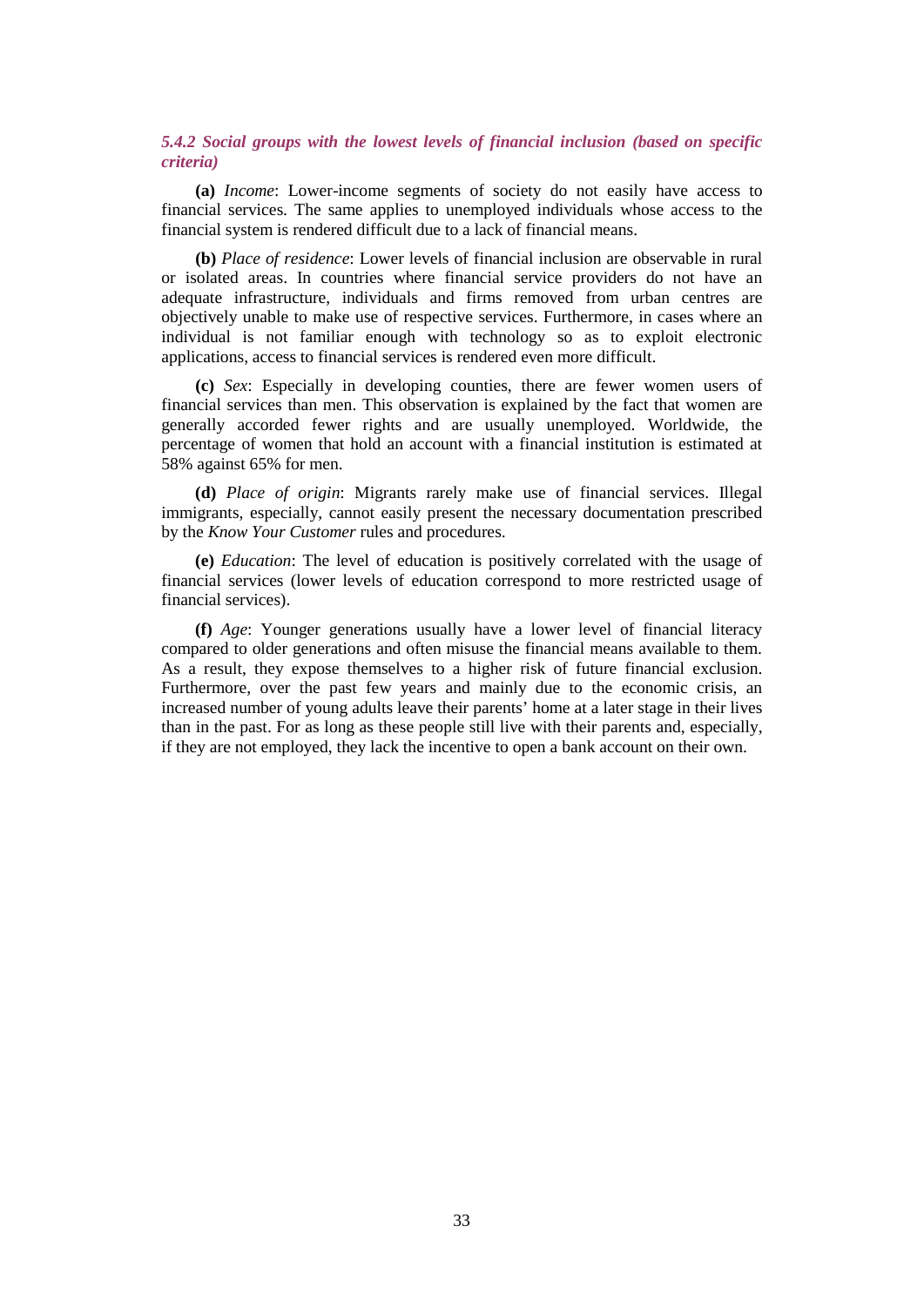### *5.4.2 Social groups with the lowest levels of financial inclusion (based on specific criteria)*

**(a)** *Income*: Lower-income segments of society do not easily have access to financial services. The same applies to unemployed individuals whose access to the financial system is rendered difficult due to a lack of financial means.

**(b)** *Place of residence*: Lower levels of financial inclusion are observable in rural or isolated areas. In countries where financial service providers do not have an adequate infrastructure, individuals and firms removed from urban centres are objectively unable to make use of respective services. Furthermore, in cases where an individual is not familiar enough with technology so as to exploit electronic applications, access to financial services is rendered even more difficult.

**(c)** *Sex*: Especially in developing counties, there are fewer women users of financial services than men. This observation is explained by the fact that women are generally accorded fewer rights and are usually unemployed. Worldwide, the percentage of women that hold an account with a financial institution is estimated at 58% against 65% for men.

**(d)** *Place of origin*: Migrants rarely make use of financial services. Illegal immigrants, especially, cannot easily present the necessary documentation prescribed by the *Know Your Customer* rules and procedures.

**(e)** *Education*: The level of education is positively correlated with the usage of financial services (lower levels of education correspond to more restricted usage of financial services).

**(f)** *Age*: Younger generations usually have a lower level of financial literacy compared to older generations and often misuse the financial means available to them. As a result, they expose themselves to a higher risk of future financial exclusion. Furthermore, over the past few years and mainly due to the economic crisis, an increased number of young adults leave their parents' home at a later stage in their lives than in the past. For as long as these people still live with their parents and, especially, if they are not employed, they lack the incentive to open a bank account on their own.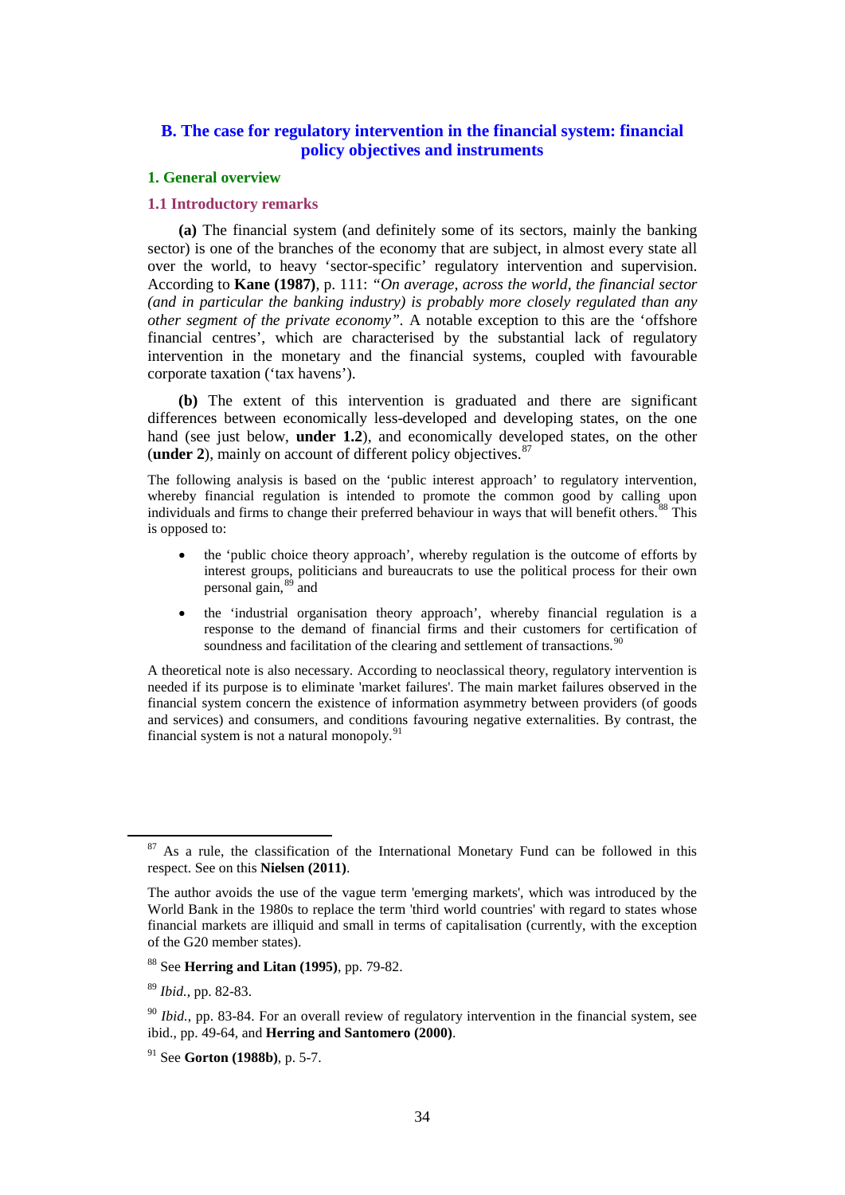## B. The case for regulatory intervention in the financial system: financial policy objectives and instruments

### 1. General overview

#### 1.1 Introductory remarks

**(a)** The financial system (and definitely some of its sectors, mainly the banking sector) is one of the branches of the economy that are subject, in almost every state all over the world, to heavy 'sector-specific' regulatory intervention and supervision. According to **Kane (1987)**, p. 111: *"On average, across the world, the financial sector (and in particular the banking industry) is probably more closely regulated than any other segment of the private economy"*. A notable exception to this are the 'offshore financial centres', which are characterised by the substantial lack of regulatory intervention in the monetary and the financial systems, coupled with favourable corporate taxation ('tax havens').

**(b)** The extent of this intervention is graduated and there are significant differences between economically less-developed and developing states, on the one hand (see just below, **under 1.2**), and economically developed states, on the other (**under 2**), mainly on account of different policy objectives.[87]

The following analysis is based on the 'public interest approach' to regulatory intervention, whereby financial regulation is intended to promote the common good by calling upon individuals and firms to change their preferred behaviour in ways that will benefit others.[88] This is opposed to:

- the 'public choice theory approach', whereby regulation is the outcome of efforts by interest groups, politicians and bureaucrats to use the political process for their own personal gain,[89] and
- the 'industrial organisation theory approach', whereby financial regulation is a response to the demand of financial firms and their customers for certification of soundness and facilitation of the clearing and settlement of transactions.[90]

A theoretical note is also necessary. According to neoclassical theory, regulatory intervention is needed if its purpose is to eliminate 'market failures'. The main market failures observed in the financial system concern the existence of information asymmetry between providers (of goods and services) and consumers, and conditions favouring negative externalities. By contrast, the financial system is not a natural monopoly.[91]

---

[87] As a rule, the classification of the International Monetary Fund can be followed in this respect. See on this **Nielsen (2011)**.

The author avoids the use of the vague term 'emerging markets', which was introduced by the World Bank in the 1980s to replace the term 'third world countries' with regard to states whose financial markets are illiquid and small in terms of capitalisation (currently, with the exception of the G20 member states).

[88] See **Herring and Litan (1995)**, pp. 79-82.

[89] *Ibid.*, pp. 82-83.

[90] *Ibid.*, pp. 83-84. For an overall review of regulatory intervention in the financial system, see ibid., pp. 49-64, and **Herring and Santomero (2000)**.

[91] See **Gorton (1988b)**, p. 5-7.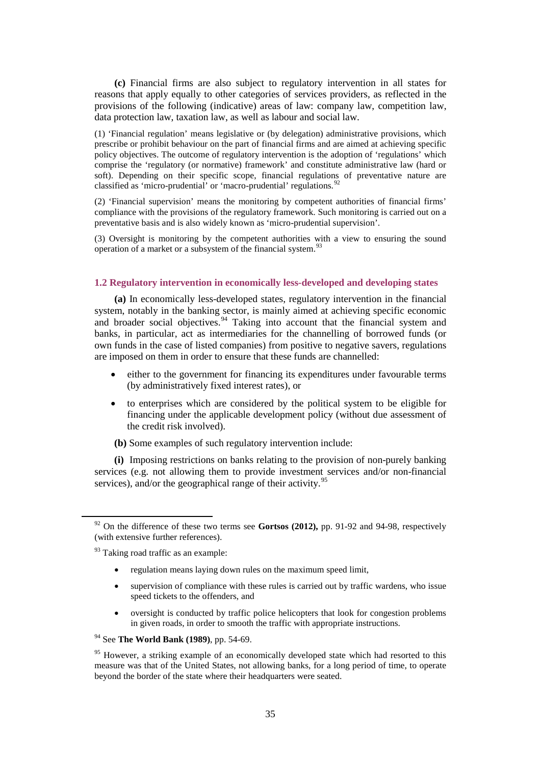**(c)** Financial firms are also subject to regulatory intervention in all states for reasons that apply equally to other categories of services providers, as reflected in the provisions of the following (indicative) areas of law: company law, competition law, data protection law, taxation law, as well as labour and social law.

(1) 'Financial regulation' means legislative or (by delegation) administrative provisions, which prescribe or prohibit behaviour on the part of financial firms and are aimed at achieving specific policy objectives. The outcome of regulatory intervention is the adoption of 'regulations' which comprise the 'regulatory (or normative) framework' and constitute administrative law (hard or soft). Depending on their specific scope, financial regulations of preventative nature are classified as 'micro-prudential' or 'macro-prudential' regulations.[92]

(2) 'Financial supervision' means the monitoring by competent authorities of financial firms' compliance with the provisions of the regulatory framework. Such monitoring is carried out on a preventative basis and is also widely known as 'micro-prudential supervision'.

(3) Oversight is monitoring by the competent authorities with a view to ensuring the sound operation of a market or a subsystem of the financial system.[93]

### 1.2 Regulatory intervention in economically less-developed and developing states

**(a)** In economically less-developed states, regulatory intervention in the financial system, notably in the banking sector, is mainly aimed at achieving specific economic and broader social objectives.[94] Taking into account that the financial system and banks, in particular, act as intermediaries for the channelling of borrowed funds (or own funds in the case of listed companies) from positive to negative savers, regulations are imposed on them in order to ensure that these funds are channelled:

- either to the government for financing its expenditures under favourable terms (by administratively fixed interest rates), or
- to enterprises which are considered by the political system to be eligible for financing under the applicable development policy (without due assessment of the credit risk involved).

**(b)** Some examples of such regulatory intervention include:

**(i)** Imposing restrictions on banks relating to the provision of non-purely banking services (e.g. not allowing them to provide investment services and/or non-financial services), and/or the geographical range of their activity.[95]

---

[92] On the difference of these two terms see **Gortsos (2012),** pp. 91-92 and 94-98, respectively (with extensive further references).

[93] Taking road traffic as an example:

- regulation means laying down rules on the maximum speed limit,
- supervision of compliance with these rules is carried out by traffic wardens, who issue speed tickets to the offenders, and
- oversight is conducted by traffic police helicopters that look for congestion problems in given roads, in order to smooth the traffic with appropriate instructions.

[94] See **The World Bank (1989)**, pp. 54-69.

[95] However, a striking example of an economically developed state which had resorted to this measure was that of the United States, not allowing banks, for a long period of time, to operate beyond the border of the state where their headquarters were seated.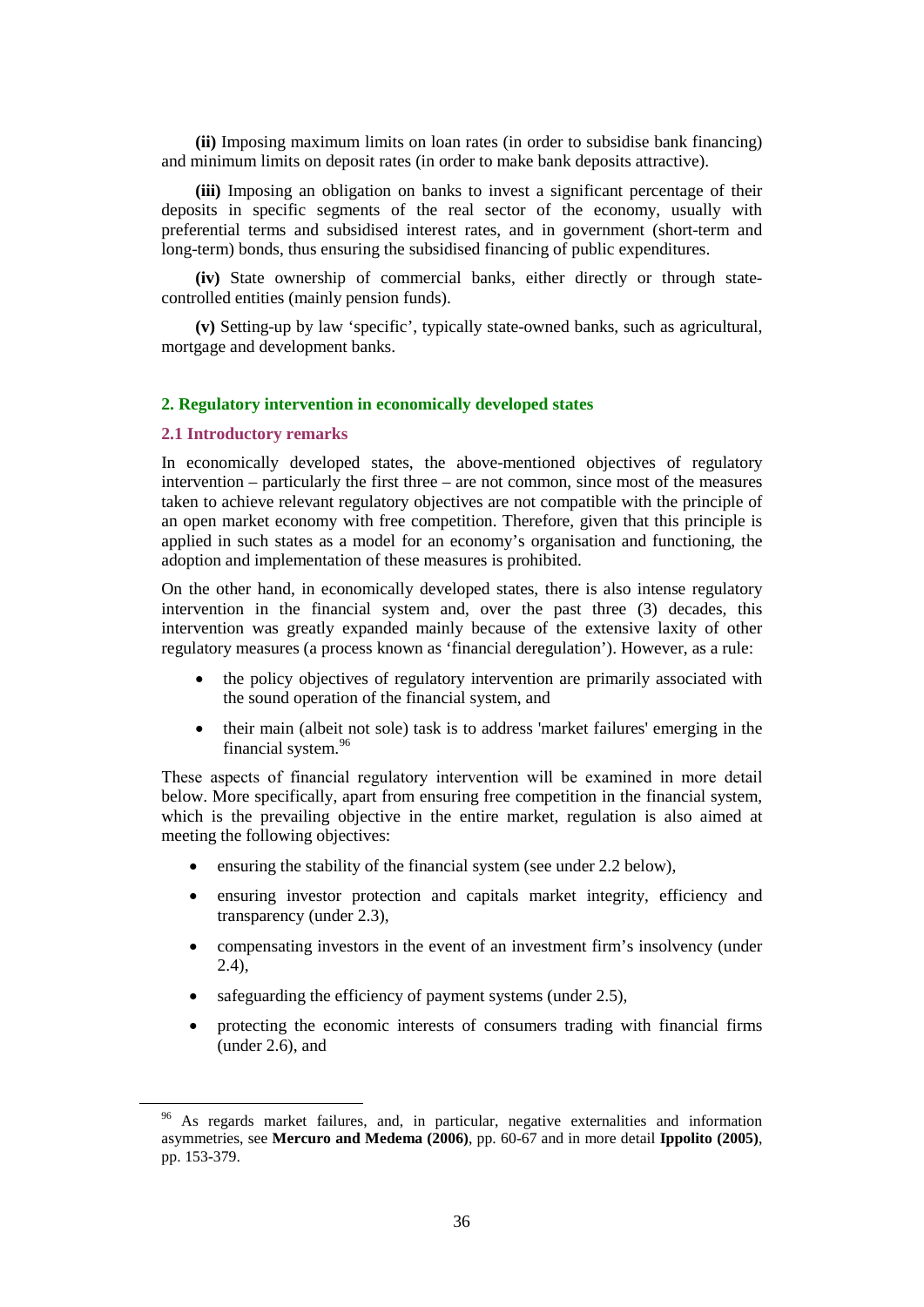**(ii)** Imposing maximum limits on loan rates (in order to subsidise bank financing) and minimum limits on deposit rates (in order to make bank deposits attractive).

**(iii)** Imposing an obligation on banks to invest a significant percentage of their deposits in specific segments of the real sector of the economy, usually with preferential terms and subsidised interest rates, and in government (short-term and long-term) bonds, thus ensuring the subsidised financing of public expenditures.

**(iv)** State ownership of commercial banks, either directly or through state-controlled entities (mainly pension funds).

**(v)** Setting-up by law 'specific', typically state-owned banks, such as agricultural, mortgage and development banks.

## 2. Regulatory intervention in economically developed states

### 2.1 Introductory remarks

In economically developed states, the above-mentioned objectives of regulatory intervention – particularly the first three – are not common, since most of the measures taken to achieve relevant regulatory objectives are not compatible with the principle of an open market economy with free competition. Therefore, given that this principle is applied in such states as a model for an economy's organisation and functioning, the adoption and implementation of these measures is prohibited.

On the other hand, in economically developed states, there is also intense regulatory intervention in the financial system and, over the past three (3) decades, this intervention was greatly expanded mainly because of the extensive laxity of other regulatory measures (a process known as 'financial deregulation'). However, as a rule:

- the policy objectives of regulatory intervention are primarily associated with the sound operation of the financial system, and
- their main (albeit not sole) task is to address 'market failures' emerging in the financial system.[96]

These aspects of financial regulatory intervention will be examined in more detail below. More specifically, apart from ensuring free competition in the financial system, which is the prevailing objective in the entire market, regulation is also aimed at meeting the following objectives:

- ensuring the stability of the financial system (see under 2.2 below),
- ensuring investor protection and capitals market integrity, efficiency and transparency (under 2.3),
- compensating investors in the event of an investment firm's insolvency (under 2.4),
- safeguarding the efficiency of payment systems (under 2.5),
- protecting the economic interests of consumers trading with financial firms (under 2.6), and

---

[96] As regards market failures, and, in particular, negative externalities and information asymmetries, see **Mercuro and Medema (2006)**, pp. 60-67 and in more detail **Ippolito (2005)**, pp. 153-379.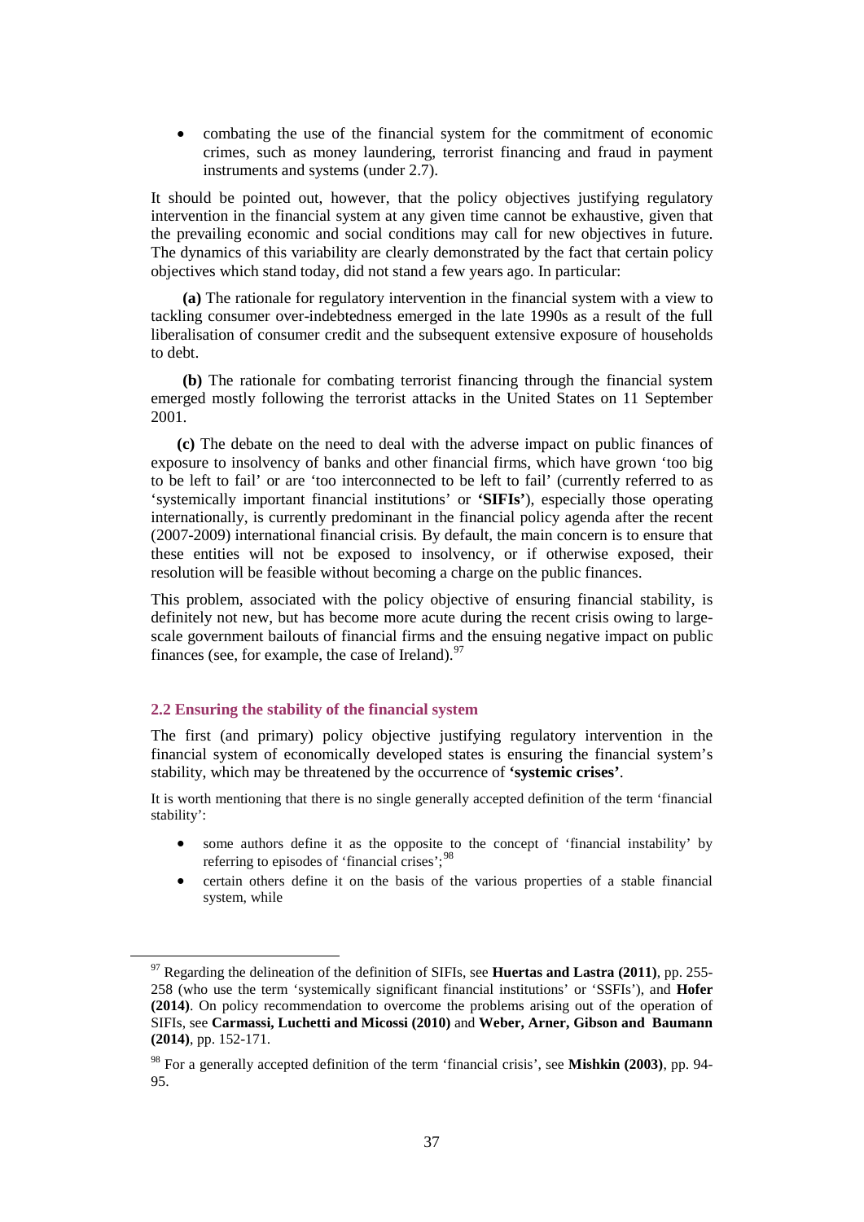- combating the use of the financial system for the commitment of economic crimes, such as money laundering, terrorist financing and fraud in payment instruments and systems (under 2.7).

It should be pointed out, however, that the policy objectives justifying regulatory intervention in the financial system at any given time cannot be exhaustive, given that the prevailing economic and social conditions may call for new objectives in future. The dynamics of this variability are clearly demonstrated by the fact that certain policy objectives which stand today, did not stand a few years ago. In particular:

**(a)** The rationale for regulatory intervention in the financial system with a view to tackling consumer over-indebtedness emerged in the late 1990s as a result of the full liberalisation of consumer credit and the subsequent extensive exposure of households to debt.

**(b)** The rationale for combating terrorist financing through the financial system emerged mostly following the terrorist attacks in the United States on 11 September 2001.

**(c)** The debate on the need to deal with the adverse impact on public finances of exposure to insolvency of banks and other financial firms, which have grown 'too big to be left to fail' or are 'too interconnected to be left to fail' (currently referred to as 'systemically important financial institutions' or **'SIFIs'**), especially those operating internationally, is currently predominant in the financial policy agenda after the recent (2007-2009) international financial crisis. By default, the main concern is to ensure that these entities will not be exposed to insolvency, or if otherwise exposed, their resolution will be feasible without becoming a charge on the public finances.

This problem, associated with the policy objective of ensuring financial stability, is definitely not new, but has become more acute during the recent crisis owing to large-scale government bailouts of financial firms and the ensuing negative impact on public finances (see, for example, the case of Ireland).[97]

## 2.2 Ensuring the stability of the financial system

The first (and primary) policy objective justifying regulatory intervention in the financial system of economically developed states is ensuring the financial system's stability, which may be threatened by the occurrence of **'systemic crises'**.

It is worth mentioning that there is no single generally accepted definition of the term 'financial stability':

- some authors define it as the opposite to the concept of 'financial instability' by referring to episodes of 'financial crises';[98]
- certain others define it on the basis of the various properties of a stable financial system, while

---

[97] Regarding the delineation of the definition of SIFIs, see **Huertas and Lastra (2011)**, pp. 255-258 (who use the term 'systemically significant financial institutions' or 'SSFIs'), and **Hofer (2014)**. On policy recommendation to overcome the problems arising out of the operation of SIFIs, see **Carmassi, Luchetti and Micossi (2010)** and **Weber, Arner, Gibson and Baumann (2014)**, pp. 152-171.

[98] For a generally accepted definition of the term 'financial crisis', see **Mishkin (2003)**, pp. 94-95.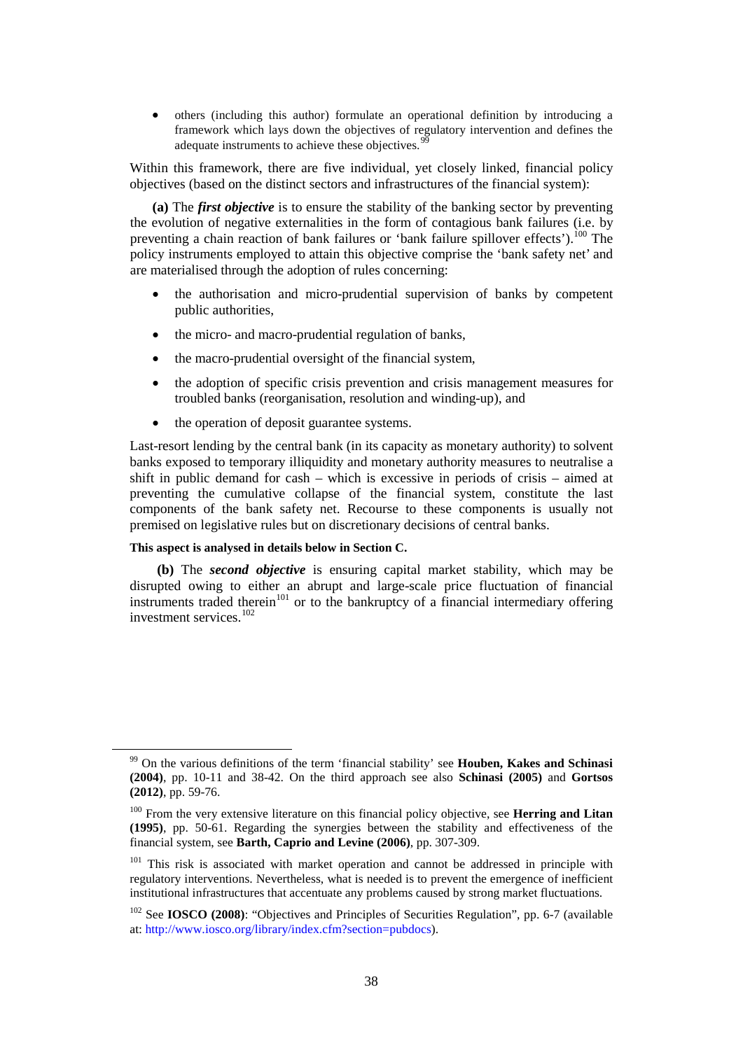- others (including this author) formulate an operational definition by introducing a framework which lays down the objectives of regulatory intervention and defines the adequate instruments to achieve these objectives.[99]

Within this framework, there are five individual, yet closely linked, financial policy objectives (based on the distinct sectors and infrastructures of the financial system):

**(a)** The ***first objective*** is to ensure the stability of the banking sector by preventing the evolution of negative externalities in the form of contagious bank failures (i.e. by preventing a chain reaction of bank failures or 'bank failure spillover effects').[100] The policy instruments employed to attain this objective comprise the 'bank safety net' and are materialised through the adoption of rules concerning:

- the authorisation and micro-prudential supervision of banks by competent public authorities,
- the micro- and macro-prudential regulation of banks,
- the macro-prudential oversight of the financial system,
- the adoption of specific crisis prevention and crisis management measures for troubled banks (reorganisation, resolution and winding-up), and
- the operation of deposit guarantee systems.

Last-resort lending by the central bank (in its capacity as monetary authority) to solvent banks exposed to temporary illiquidity and monetary authority measures to neutralise a shift in public demand for cash – which is excessive in periods of crisis – aimed at preventing the cumulative collapse of the financial system, constitute the last components of the bank safety net. Recourse to these components is usually not premised on legislative rules but on discretionary decisions of central banks.

**This aspect is analysed in details below in Section C.**

**(b)** The ***second objective*** is ensuring capital market stability, which may be disrupted owing to either an abrupt and large-scale price fluctuation of financial instruments traded therein[101] or to the bankruptcy of a financial intermediary offering investment services.[102]

---

[99] On the various definitions of the term 'financial stability' see **Houben, Kakes and Schinasi (2004)**, pp. 10-11 and 38-42. On the third approach see also **Schinasi (2005)** and **Gortsos (2012)**, pp. 59-76.

[100] From the very extensive literature on this financial policy objective, see **Herring and Litan (1995)**, pp. 50-61. Regarding the synergies between the stability and effectiveness of the financial system, see **Barth, Caprio and Levine (2006)**, pp. 307-309.

[101] This risk is associated with market operation and cannot be addressed in principle with regulatory interventions. Nevertheless, what is needed is to prevent the emergence of inefficient institutional infrastructures that accentuate any problems caused by strong market fluctuations.

[102] See **IOSCO (2008)**: "Objectives and Principles of Securities Regulation", pp. 6-7 (available at: http://www.iosco.org/library/index.cfm?section=pubdocs).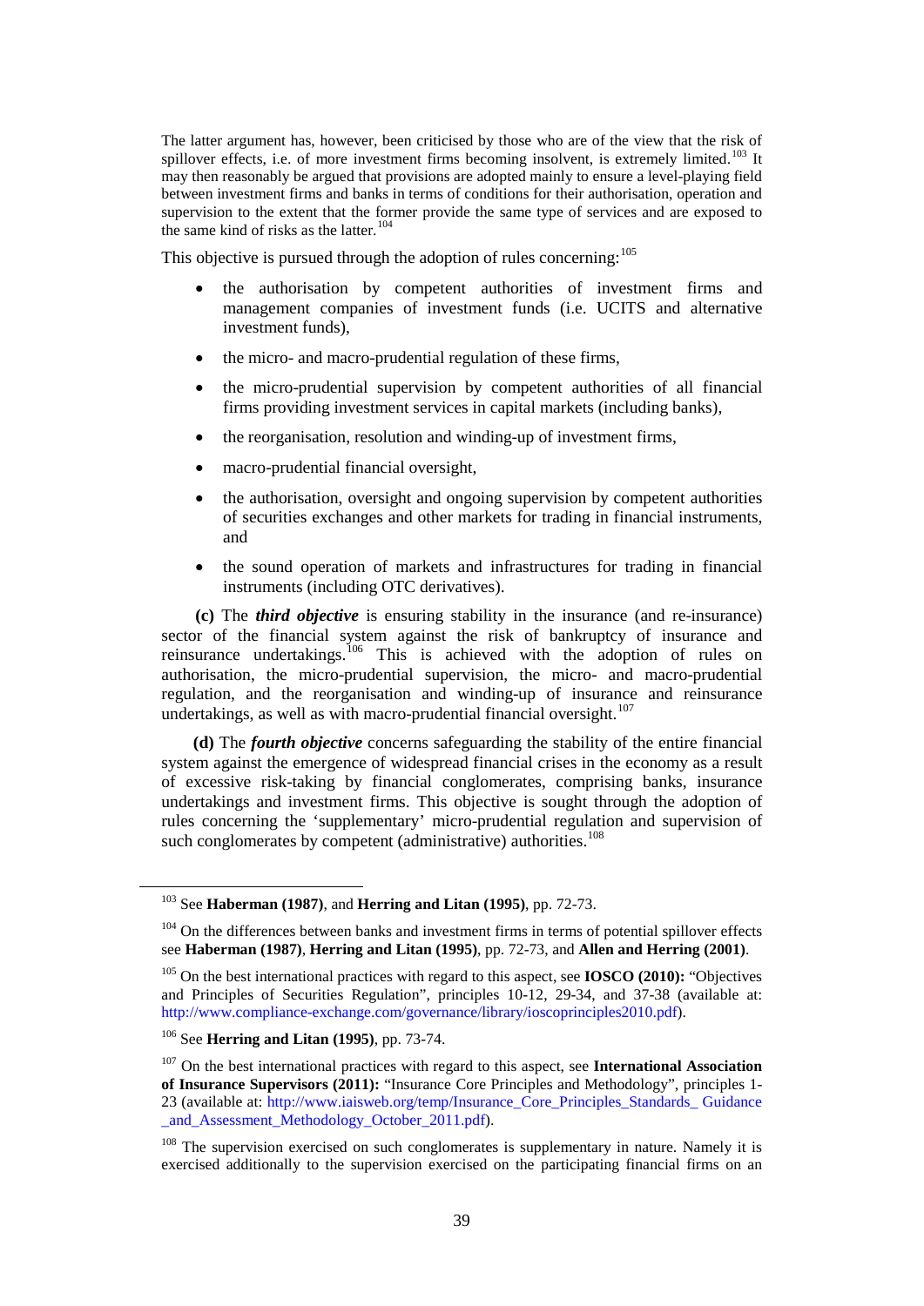The latter argument has, however, been criticised by those who are of the view that the risk of spillover effects, i.e. of more investment firms becoming insolvent, is extremely limited.[103] It may then reasonably be argued that provisions are adopted mainly to ensure a level-playing field between investment firms and banks in terms of conditions for their authorisation, operation and supervision to the extent that the former provide the same type of services and are exposed to the same kind of risks as the latter.[104]

This objective is pursued through the adoption of rules concerning:[105]

- the authorisation by competent authorities of investment firms and management companies of investment funds (i.e. UCITS and alternative investment funds),
- the micro- and macro-prudential regulation of these firms,
- the micro-prudential supervision by competent authorities of all financial firms providing investment services in capital markets (including banks),
- the reorganisation, resolution and winding-up of investment firms,
- macro-prudential financial oversight,
- the authorisation, oversight and ongoing supervision by competent authorities of securities exchanges and other markets for trading in financial instruments, and
- the sound operation of markets and infrastructures for trading in financial instruments (including OTC derivatives).

**(c)** The ***third objective*** is ensuring stability in the insurance (and re-insurance) sector of the financial system against the risk of bankruptcy of insurance and reinsurance undertakings.[106] This is achieved with the adoption of rules on authorisation, the micro-prudential supervision, the micro- and macro-prudential regulation, and the reorganisation and winding-up of insurance and reinsurance undertakings, as well as with macro-prudential financial oversight.[107]

**(d)** The ***fourth objective*** concerns safeguarding the stability of the entire financial system against the emergence of widespread financial crises in the economy as a result of excessive risk-taking by financial conglomerates, comprising banks, insurance undertakings and investment firms. This objective is sought through the adoption of rules concerning the 'supplementary' micro-prudential regulation and supervision of such conglomerates by competent (administrative) authorities.[108]

---

[103] See **Haberman (1987)**, and **Herring and Litan (1995)**, pp. 72-73.

[104] On the differences between banks and investment firms in terms of potential spillover effects see **Haberman (1987)**, **Herring and Litan (1995)**, pp. 72-73, and **Allen and Herring (2001)**.

[105] On the best international practices with regard to this aspect, see **IOSCO (2010):** "Objectives and Principles of Securities Regulation", principles 10-12, 29-34, and 37-38 (available at: http://www.compliance-exchange.com/governance/library/ioscoprinciples2010.pdf).

[106] See **Herring and Litan (1995)**, pp. 73-74.

[107] On the best international practices with regard to this aspect, see **International Association of Insurance Supervisors (2011):** "Insurance Core Principles and Methodology", principles 1-23 (available at: http://www.iaisweb.org/temp/Insurance_Core_Principles_Standards_ Guidance _and_Assessment_Methodology_October_2011.pdf).

[108] The supervision exercised on such conglomerates is supplementary in nature. Namely it is exercised additionally to the supervision exercised on the participating financial firms on an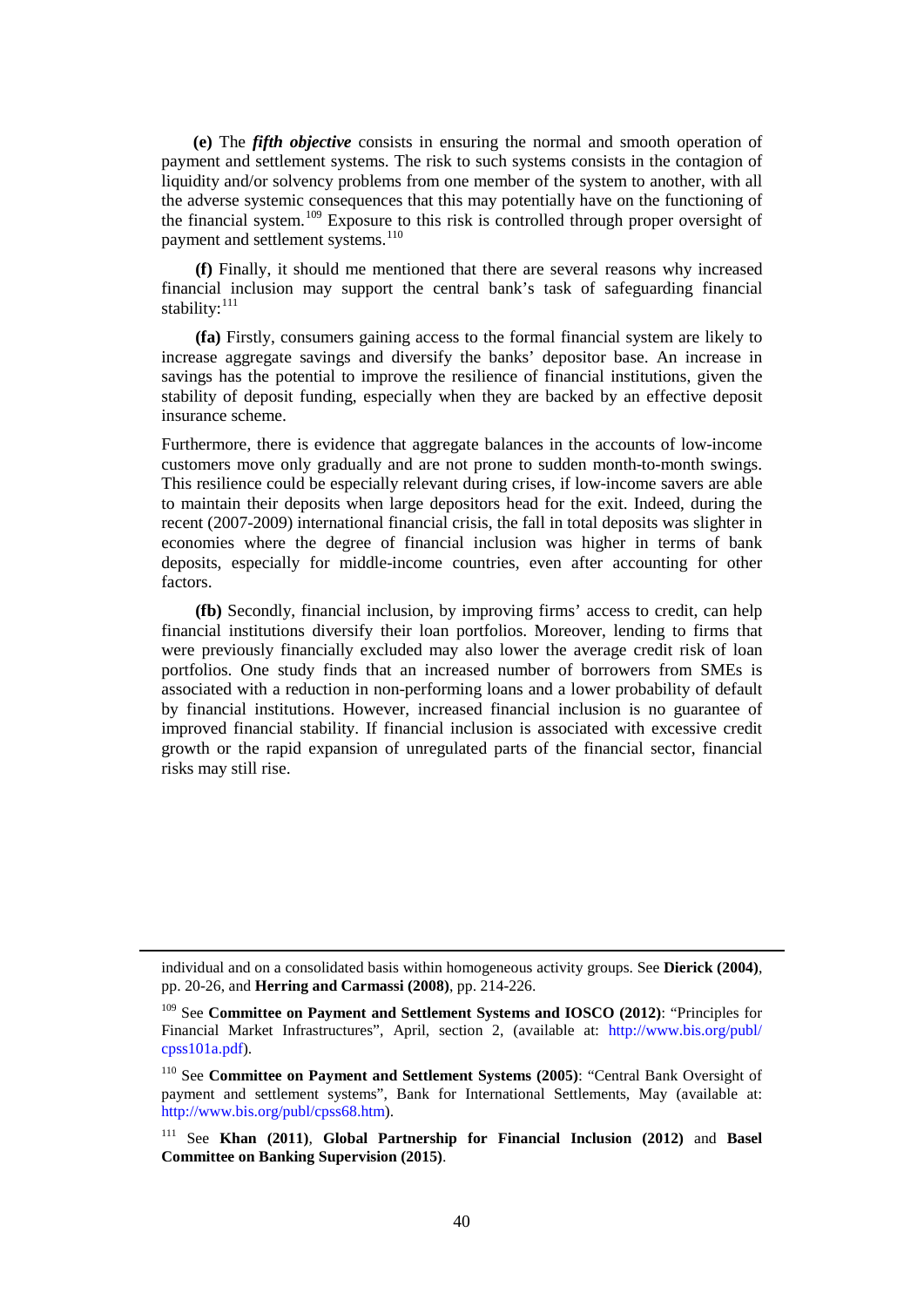**(e)** The ***fifth objective*** consists in ensuring the normal and smooth operation of payment and settlement systems. The risk to such systems consists in the contagion of liquidity and/or solvency problems from one member of the system to another, with all the adverse systemic consequences that this may potentially have on the functioning of the financial system.[109] Exposure to this risk is controlled through proper oversight of payment and settlement systems.[110]

**(f)** Finally, it should me mentioned that there are several reasons why increased financial inclusion may support the central bank's task of safeguarding financial stability:[111]

**(fa)** Firstly, consumers gaining access to the formal financial system are likely to increase aggregate savings and diversify the banks' depositor base. An increase in savings has the potential to improve the resilience of financial institutions, given the stability of deposit funding, especially when they are backed by an effective deposit insurance scheme.

Furthermore, there is evidence that aggregate balances in the accounts of low-income customers move only gradually and are not prone to sudden month-to-month swings. This resilience could be especially relevant during crises, if low-income savers are able to maintain their deposits when large depositors head for the exit. Indeed, during the recent (2007-2009) international financial crisis, the fall in total deposits was slighter in economies where the degree of financial inclusion was higher in terms of bank deposits, especially for middle-income countries, even after accounting for other factors.

**(fb)** Secondly, financial inclusion, by improving firms' access to credit, can help financial institutions diversify their loan portfolios. Moreover, lending to firms that were previously financially excluded may also lower the average credit risk of loan portfolios. One study finds that an increased number of borrowers from SMEs is associated with a reduction in non-performing loans and a lower probability of default by financial institutions. However, increased financial inclusion is no guarantee of improved financial stability. If financial inclusion is associated with excessive credit growth or the rapid expansion of unregulated parts of the financial sector, financial risks may still rise.

---

individual and on a consolidated basis within homogeneous activity groups. See **Dierick (2004)**, pp. 20-26, and **Herring and Carmassi (2008)**, pp. 214-226.

[109] See **Committee on Payment and Settlement Systems and IOSCO (2012)**: "Principles for Financial Market Infrastructures", April, section 2, (available at: http://www.bis.org/publ/cpss101a.pdf).

[110] See **Committee on Payment and Settlement Systems (2005)**: "Central Bank Oversight of payment and settlement systems", Bank for International Settlements, May (available at: http://www.bis.org/publ/cpss68.htm).

[111] See **Khan (2011)**, **Global Partnership for Financial Inclusion (2012)** and **Basel Committee on Banking Supervision (2015)**.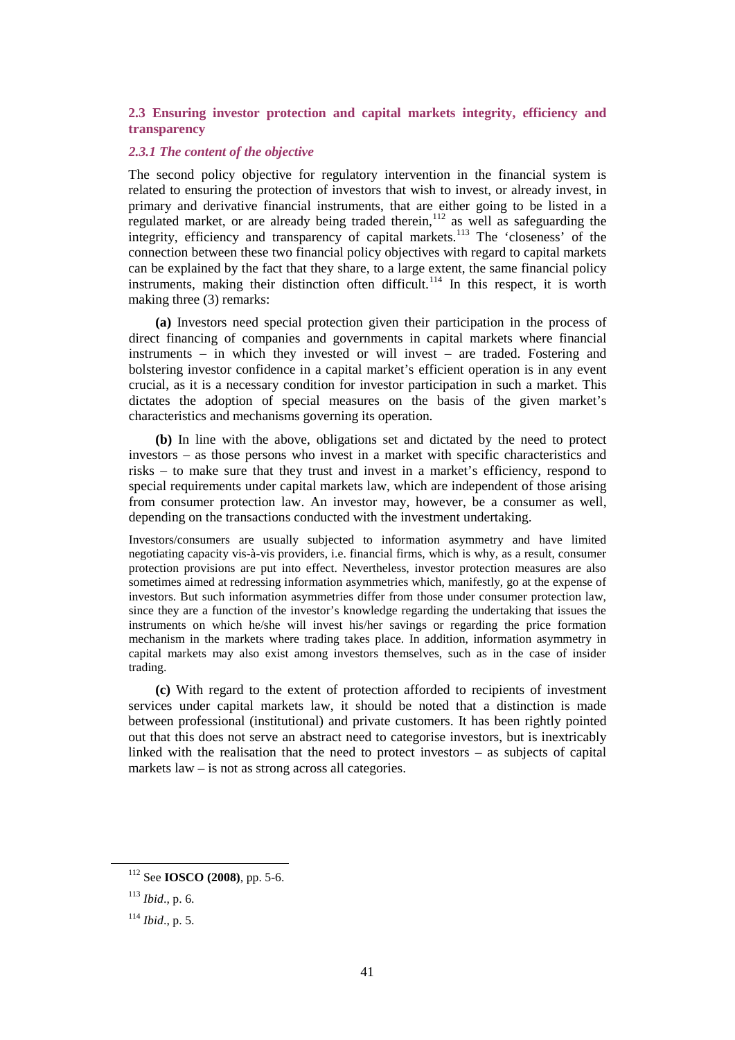### 2.3 Ensuring investor protection and capital markets integrity, efficiency and transparency

#### *2.3.1 The content of the objective*

The second policy objective for regulatory intervention in the financial system is related to ensuring the protection of investors that wish to invest, or already invest, in primary and derivative financial instruments, that are either going to be listed in a regulated market, or are already being traded therein,[112] as well as safeguarding the integrity, efficiency and transparency of capital markets.[113] The 'closeness' of the connection between these two financial policy objectives with regard to capital markets can be explained by the fact that they share, to a large extent, the same financial policy instruments, making their distinction often difficult.[114] In this respect, it is worth making three (3) remarks:

**(a)** Investors need special protection given their participation in the process of direct financing of companies and governments in capital markets where financial instruments – in which they invested or will invest – are traded. Fostering and bolstering investor confidence in a capital market's efficient operation is in any event crucial, as it is a necessary condition for investor participation in such a market. This dictates the adoption of special measures on the basis of the given market's characteristics and mechanisms governing its operation.

**(b)** In line with the above, obligations set and dictated by the need to protect investors – as those persons who invest in a market with specific characteristics and risks – to make sure that they trust and invest in a market's efficiency, respond to special requirements under capital markets law, which are independent of those arising from consumer protection law. An investor may, however, be a consumer as well, depending on the transactions conducted with the investment undertaking.

Investors/consumers are usually subjected to information asymmetry and have limited negotiating capacity vis-à-vis providers, i.e. financial firms, which is why, as a result, consumer protection provisions are put into effect. Nevertheless, investor protection measures are also sometimes aimed at redressing information asymmetries which, manifestly, go at the expense of investors. But such information asymmetries differ from those under consumer protection law, since they are a function of the investor's knowledge regarding the undertaking that issues the instruments on which he/she will invest his/her savings or regarding the price formation mechanism in the markets where trading takes place. In addition, information asymmetry in capital markets may also exist among investors themselves, such as in the case of insider trading.

**(c)** With regard to the extent of protection afforded to recipients of investment services under capital markets law, it should be noted that a distinction is made between professional (institutional) and private customers. It has been rightly pointed out that this does not serve an abstract need to categorise investors, but is inextricably linked with the realisation that the need to protect investors – as subjects of capital markets law – is not as strong across all categories.

---

[112] See **IOSCO (2008)**, pp. 5-6.

[113] *Ibid*., p. 6.

[114] *Ibid*., p. 5.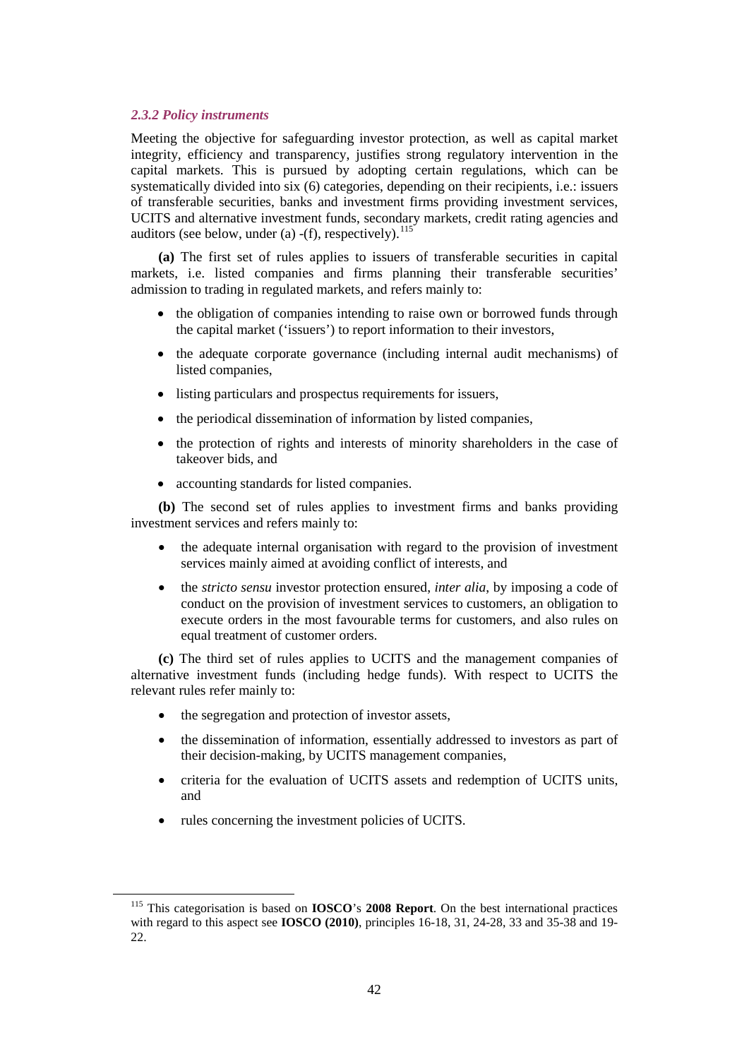### *2.3.2 Policy instruments*

Meeting the objective for safeguarding investor protection, as well as capital market integrity, efficiency and transparency, justifies strong regulatory intervention in the capital markets. This is pursued by adopting certain regulations, which can be systematically divided into six (6) categories, depending on their recipients, i.e.: issuers of transferable securities, banks and investment firms providing investment services, UCITS and alternative investment funds, secondary markets, credit rating agencies and auditors (see below, under (a) -(f), respectively).[115]

**(a)** The first set of rules applies to issuers of transferable securities in capital markets, i.e. listed companies and firms planning their transferable securities' admission to trading in regulated markets, and refers mainly to:

- the obligation of companies intending to raise own or borrowed funds through the capital market ('issuers') to report information to their investors,
- the adequate corporate governance (including internal audit mechanisms) of listed companies,
- listing particulars and prospectus requirements for issuers,
- the periodical dissemination of information by listed companies,
- the protection of rights and interests of minority shareholders in the case of takeover bids, and
- accounting standards for listed companies.

**(b)** The second set of rules applies to investment firms and banks providing investment services and refers mainly to:

- the adequate internal organisation with regard to the provision of investment services mainly aimed at avoiding conflict of interests, and
- the *stricto sensu* investor protection ensured, *inter alia*, by imposing a code of conduct on the provision of investment services to customers, an obligation to execute orders in the most favourable terms for customers, and also rules on equal treatment of customer orders.

**(c)** The third set of rules applies to UCITS and the management companies of alternative investment funds (including hedge funds). With respect to UCITS the relevant rules refer mainly to:

- the segregation and protection of investor assets,
- the dissemination of information, essentially addressed to investors as part of their decision-making, by UCITS management companies,
- criteria for the evaluation of UCITS assets and redemption of UCITS units, and
- rules concerning the investment policies of UCITS.

---

[115] This categorisation is based on **IOSCO**'s **2008 Report**. On the best international practices with regard to this aspect see **IOSCO (2010)**, principles 16-18, 31, 24-28, 33 and 35-38 and 19-22.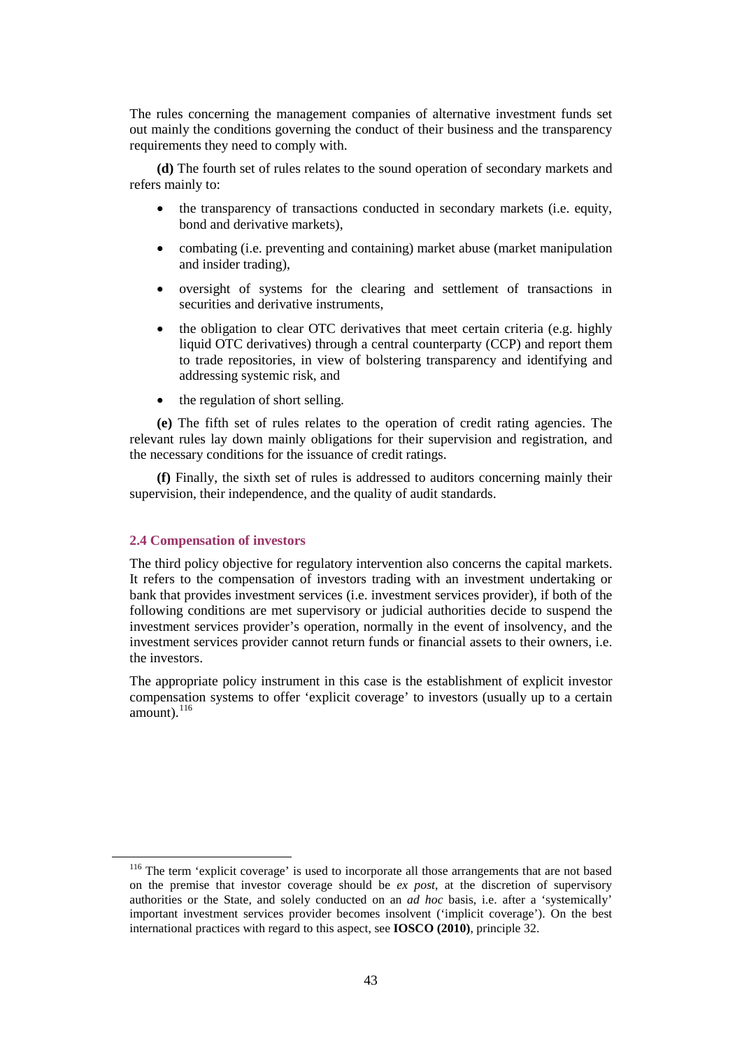The rules concerning the management companies of alternative investment funds set out mainly the conditions governing the conduct of their business and the transparency requirements they need to comply with.

**(d)** The fourth set of rules relates to the sound operation of secondary markets and refers mainly to:

- the transparency of transactions conducted in secondary markets (i.e. equity, bond and derivative markets),
- combating (i.e. preventing and containing) market abuse (market manipulation and insider trading),
- oversight of systems for the clearing and settlement of transactions in securities and derivative instruments,
- the obligation to clear OTC derivatives that meet certain criteria (e.g. highly liquid OTC derivatives) through a central counterparty (CCP) and report them to trade repositories, in view of bolstering transparency and identifying and addressing systemic risk, and
- the regulation of short selling.

**(e)** The fifth set of rules relates to the operation of credit rating agencies. The relevant rules lay down mainly obligations for their supervision and registration, and the necessary conditions for the issuance of credit ratings.

**(f)** Finally, the sixth set of rules is addressed to auditors concerning mainly their supervision, their independence, and the quality of audit standards.

### 2.4 Compensation of investors

The third policy objective for regulatory intervention also concerns the capital markets. It refers to the compensation of investors trading with an investment undertaking or bank that provides investment services (i.e. investment services provider), if both of the following conditions are met supervisory or judicial authorities decide to suspend the investment services provider's operation, normally in the event of insolvency, and the investment services provider cannot return funds or financial assets to their owners, i.e. the investors.

The appropriate policy instrument in this case is the establishment of explicit investor compensation systems to offer 'explicit coverage' to investors (usually up to a certain amount).[116]

---

[116] The term 'explicit coverage' is used to incorporate all those arrangements that are not based on the premise that investor coverage should be *ex post*, at the discretion of supervisory authorities or the State, and solely conducted on an *ad hoc* basis, i.e. after a 'systemically' important investment services provider becomes insolvent ('implicit coverage'). On the best international practices with regard to this aspect, see **IOSCO (2010)**, principle 32.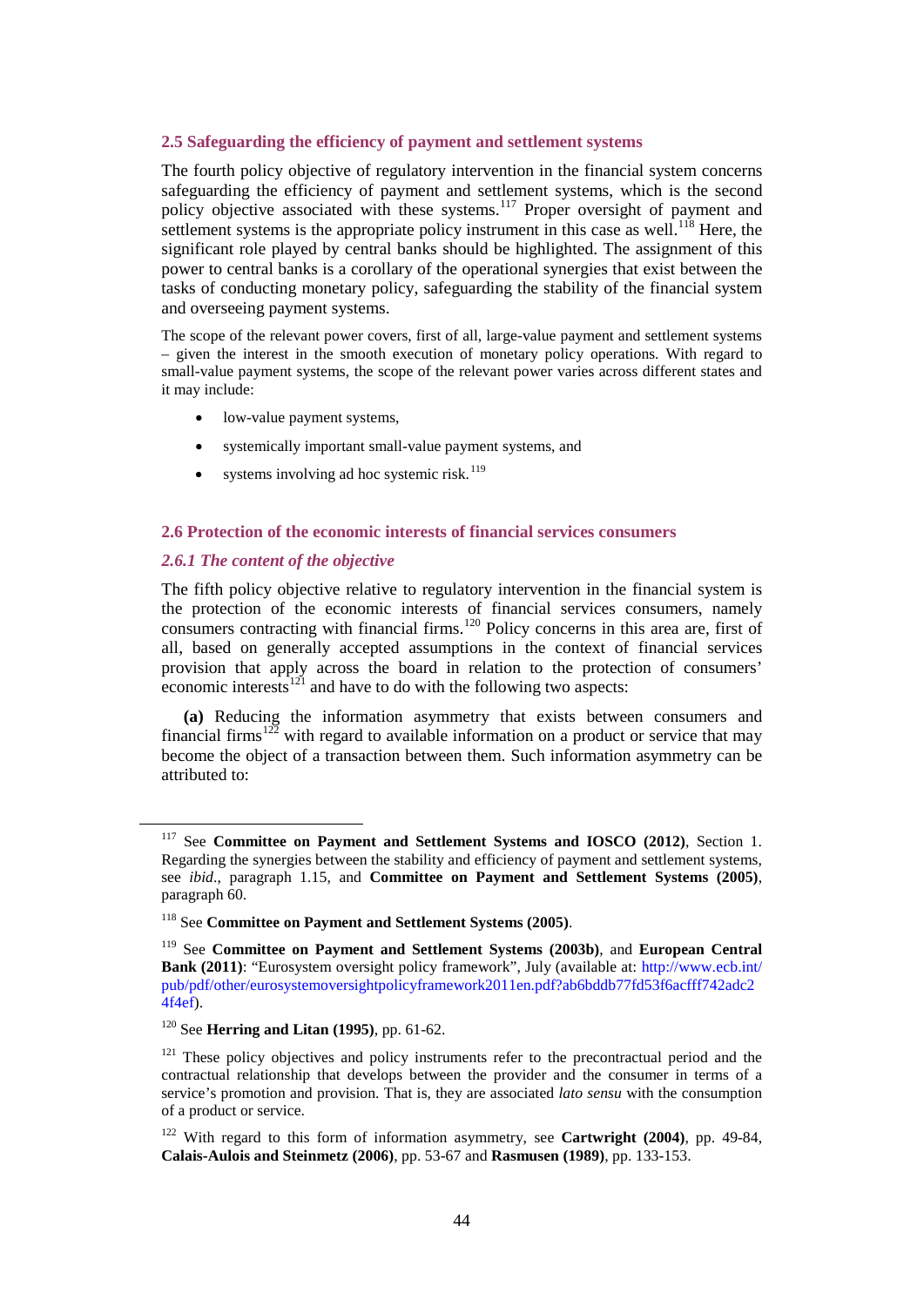## 2.5 Safeguarding the efficiency of payment and settlement systems

The fourth policy objective of regulatory intervention in the financial system concerns safeguarding the efficiency of payment and settlement systems, which is the second policy objective associated with these systems.[117] Proper oversight of payment and settlement systems is the appropriate policy instrument in this case as well.[118] Here, the significant role played by central banks should be highlighted. The assignment of this power to central banks is a corollary of the operational synergies that exist between the tasks of conducting monetary policy, safeguarding the stability of the financial system and overseeing payment systems.

The scope of the relevant power covers, first of all, large-value payment and settlement systems – given the interest in the smooth execution of monetary policy operations. With regard to small-value payment systems, the scope of the relevant power varies across different states and it may include:

- low-value payment systems,
- systemically important small-value payment systems, and
- systems involving ad hoc systemic risk.[119]

## 2.6 Protection of the economic interests of financial services consumers

### *2.6.1 The content of the objective*

The fifth policy objective relative to regulatory intervention in the financial system is the protection of the economic interests of financial services consumers, namely consumers contracting with financial firms.[120] Policy concerns in this area are, first of all, based on generally accepted assumptions in the context of financial services provision that apply across the board in relation to the protection of consumers' economic interests[121] and have to do with the following two aspects:

**(a)** Reducing the information asymmetry that exists between consumers and financial firms[122] with regard to available information on a product or service that may become the object of a transaction between them. Such information asymmetry can be attributed to:

---

[117] See **Committee on Payment and Settlement Systems and IOSCO (2012)**, Section 1. Regarding the synergies between the stability and efficiency of payment and settlement systems, see *ibid*., paragraph 1.15, and **Committee on Payment and Settlement Systems (2005)**, paragraph 60.

[118] See **Committee on Payment and Settlement Systems (2005)**.

[119] See **Committee on Payment and Settlement Systems (2003b)**, and **European Central Bank (2011)**: "Eurosystem oversight policy framework", July (available at: http://www.ecb.int/pub/pdf/other/eurosystemoversightpolicyframework2011en.pdf?ab6bddb77fd53f6acfff742adc24f4ef).

[120] See **Herring and Litan (1995)**, pp. 61-62.

[121] These policy objectives and policy instruments refer to the precontractual period and the contractual relationship that develops between the provider and the consumer in terms of a service's promotion and provision. That is, they are associated *lato sensu* with the consumption of a product or service.

[122] With regard to this form of information asymmetry, see **Cartwright (2004)**, pp. 49-84, **Calais-Aulois and Steinmetz (2006)**, pp. 53-67 and **Rasmusen (1989)**, pp. 133-153.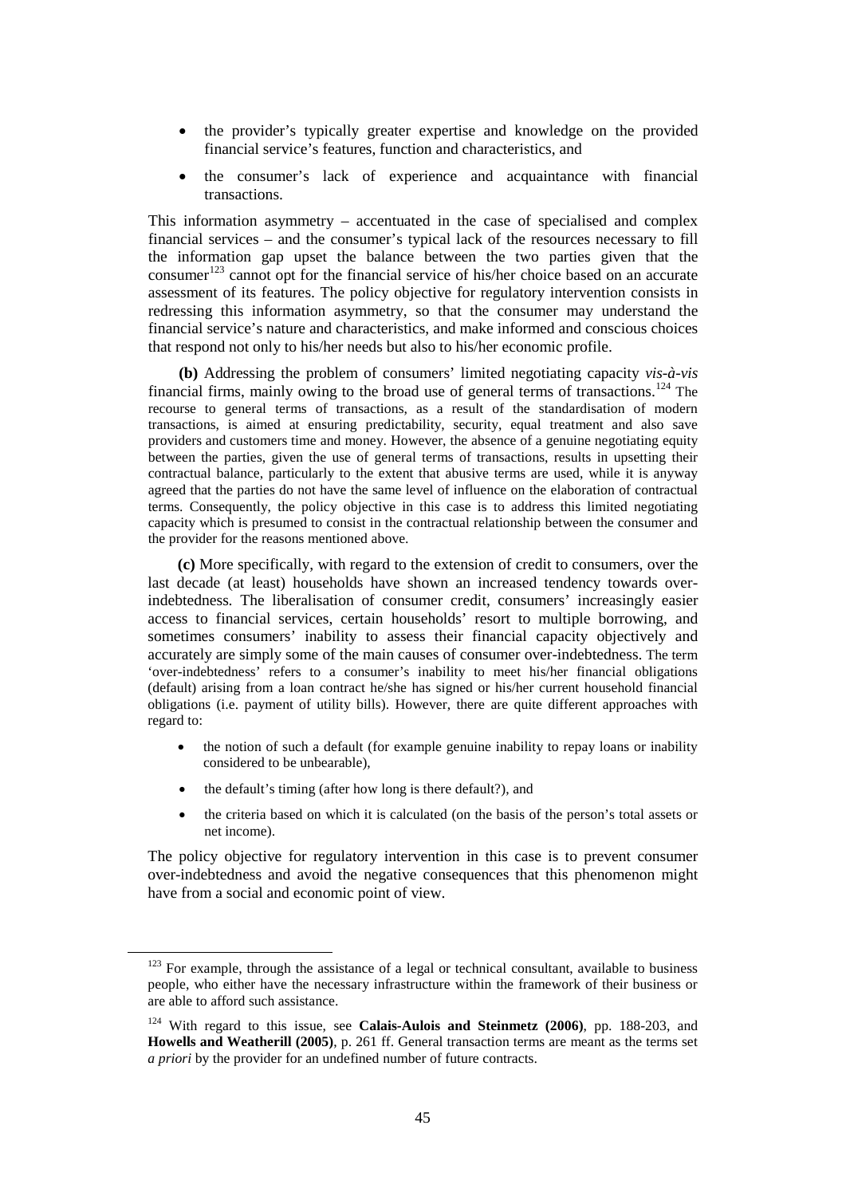- the provider's typically greater expertise and knowledge on the provided financial service's features, function and characteristics, and
- the consumer's lack of experience and acquaintance with financial transactions.

This information asymmetry – accentuated in the case of specialised and complex financial services – and the consumer's typical lack of the resources necessary to fill the information gap upset the balance between the two parties given that the consumer[123] cannot opt for the financial service of his/her choice based on an accurate assessment of its features. The policy objective for regulatory intervention consists in redressing this information asymmetry, so that the consumer may understand the financial service's nature and characteristics, and make informed and conscious choices that respond not only to his/her needs but also to his/her economic profile.

**(b)** Addressing the problem of consumers' limited negotiating capacity *vis-à-vis* financial firms, mainly owing to the broad use of general terms of transactions.[124] The recourse to general terms of transactions, as a result of the standardisation of modern transactions, is aimed at ensuring predictability, security, equal treatment and also save providers and customers time and money. However, the absence of a genuine negotiating equity between the parties, given the use of general terms of transactions, results in upsetting their contractual balance, particularly to the extent that abusive terms are used, while it is anyway agreed that the parties do not have the same level of influence on the elaboration of contractual terms. Consequently, the policy objective in this case is to address this limited negotiating capacity which is presumed to consist in the contractual relationship between the consumer and the provider for the reasons mentioned above.

**(c)** More specifically, with regard to the extension of credit to consumers, over the last decade (at least) households have shown an increased tendency towards over-indebtedness. The liberalisation of consumer credit, consumers' increasingly easier access to financial services, certain households' resort to multiple borrowing, and sometimes consumers' inability to assess their financial capacity objectively and accurately are simply some of the main causes of consumer over-indebtedness. The term 'over-indebtedness' refers to a consumer's inability to meet his/her financial obligations (default) arising from a loan contract he/she has signed or his/her current household financial obligations (i.e. payment of utility bills). However, there are quite different approaches with regard to:

- the notion of such a default (for example genuine inability to repay loans or inability considered to be unbearable),
- the default's timing (after how long is there default?), and
- the criteria based on which it is calculated (on the basis of the person's total assets or net income).

The policy objective for regulatory intervention in this case is to prevent consumer over-indebtedness and avoid the negative consequences that this phenomenon might have from a social and economic point of view.

---

[123] For example, through the assistance of a legal or technical consultant, available to business people, who either have the necessary infrastructure within the framework of their business or are able to afford such assistance.

[124] With regard to this issue, see **Calais-Aulois and Steinmetz (2006)**, pp. 188-203, and **Howells and Weatherill (2005)**, p. 261 ff. General transaction terms are meant as the terms set *a priori* by the provider for an undefined number of future contracts.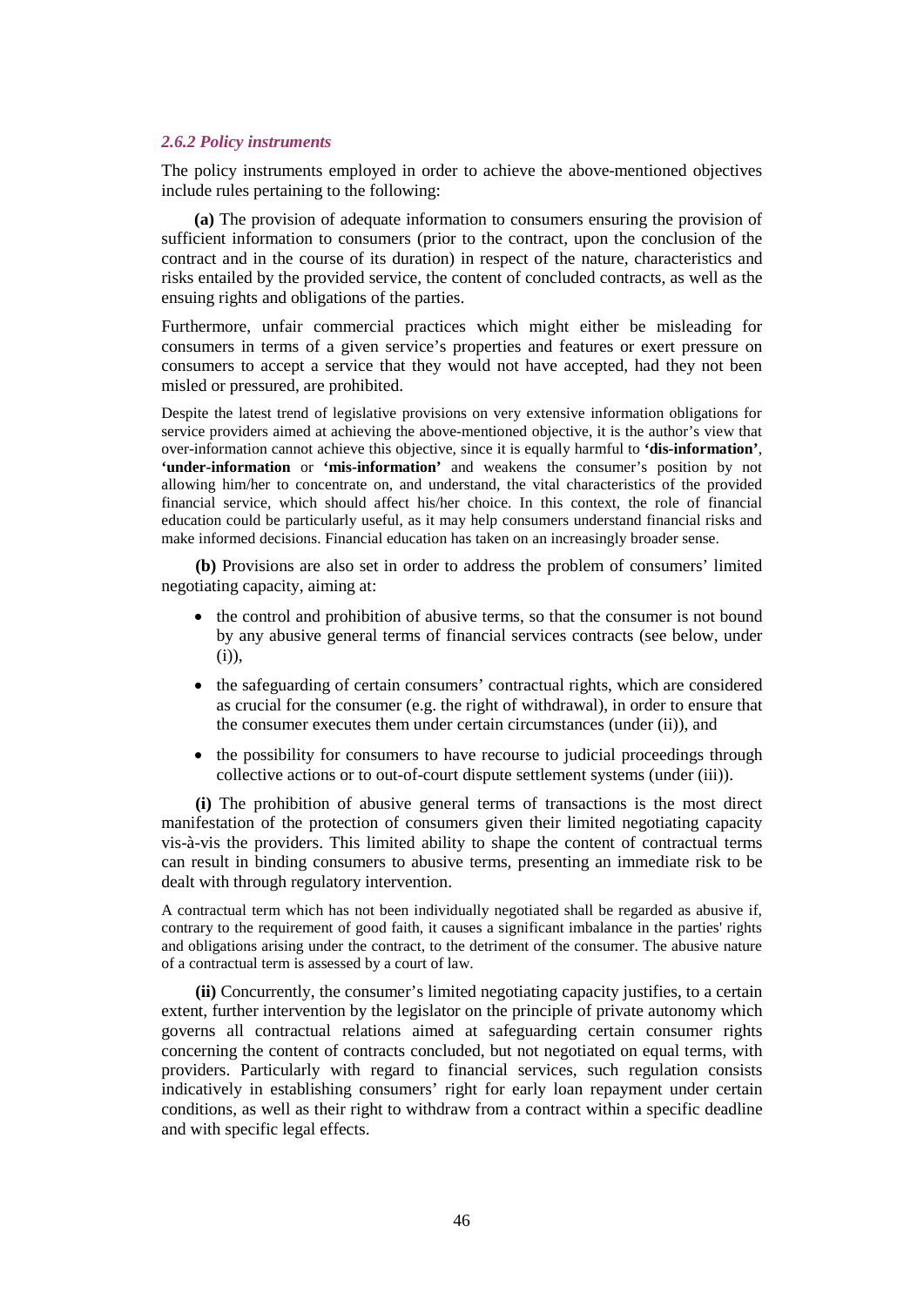### *2.6.2 Policy instruments*

The policy instruments employed in order to achieve the above-mentioned objectives include rules pertaining to the following:

**(a)** The provision of adequate information to consumers ensuring the provision of sufficient information to consumers (prior to the contract, upon the conclusion of the contract and in the course of its duration) in respect of the nature, characteristics and risks entailed by the provided service, the content of concluded contracts, as well as the ensuing rights and obligations of the parties.

Furthermore, unfair commercial practices which might either be misleading for consumers in terms of a given service's properties and features or exert pressure on consumers to accept a service that they would not have accepted, had they not been misled or pressured, are prohibited.

Despite the latest trend of legislative provisions on very extensive information obligations for service providers aimed at achieving the above-mentioned objective, it is the author's view that over-information cannot achieve this objective, since it is equally harmful to **'dis-information'**, **'under-information** or **'mis-information'** and weakens the consumer's position by not allowing him/her to concentrate on, and understand, the vital characteristics of the provided financial service, which should affect his/her choice. In this context, the role of financial education could be particularly useful, as it may help consumers understand financial risks and make informed decisions. Financial education has taken on an increasingly broader sense.

**(b)** Provisions are also set in order to address the problem of consumers' limited negotiating capacity, aiming at:

- the control and prohibition of abusive terms, so that the consumer is not bound by any abusive general terms of financial services contracts (see below, under (i)),
- the safeguarding of certain consumers' contractual rights, which are considered as crucial for the consumer (e.g. the right of withdrawal), in order to ensure that the consumer executes them under certain circumstances (under (ii)), and
- the possibility for consumers to have recourse to judicial proceedings through collective actions or to out-of-court dispute settlement systems (under (iii)).

**(i)** The prohibition of abusive general terms of transactions is the most direct manifestation of the protection of consumers given their limited negotiating capacity vis-à-vis the providers. This limited ability to shape the content of contractual terms can result in binding consumers to abusive terms, presenting an immediate risk to be dealt with through regulatory intervention.

A contractual term which has not been individually negotiated shall be regarded as abusive if, contrary to the requirement of good faith, it causes a significant imbalance in the parties' rights and obligations arising under the contract, to the detriment of the consumer. The abusive nature of a contractual term is assessed by a court of law.

**(ii)** Concurrently, the consumer's limited negotiating capacity justifies, to a certain extent, further intervention by the legislator on the principle of private autonomy which governs all contractual relations aimed at safeguarding certain consumer rights concerning the content of contracts concluded, but not negotiated on equal terms, with providers. Particularly with regard to financial services, such regulation consists indicatively in establishing consumers' right for early loan repayment under certain conditions, as well as their right to withdraw from a contract within a specific deadline and with specific legal effects.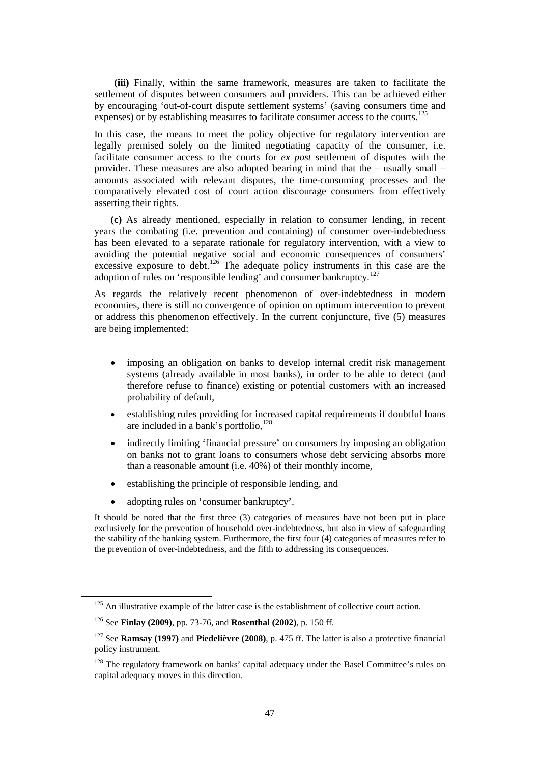**(iii)** Finally, within the same framework, measures are taken to facilitate the settlement of disputes between consumers and providers. This can be achieved either by encouraging 'out-of-court dispute settlement systems' (saving consumers time and expenses) or by establishing measures to facilitate consumer access to the courts.[125]

In this case, the means to meet the policy objective for regulatory intervention are legally premised solely on the limited negotiating capacity of the consumer, i.e. facilitate consumer access to the courts for *ex post* settlement of disputes with the provider. These measures are also adopted bearing in mind that the – usually small – amounts associated with relevant disputes, the time-consuming processes and the comparatively elevated cost of court action discourage consumers from effectively asserting their rights.

**(c)** As already mentioned, especially in relation to consumer lending, in recent years the combating (i.e. prevention and containing) of consumer over-indebtedness has been elevated to a separate rationale for regulatory intervention, with a view to avoiding the potential negative social and economic consequences of consumers' excessive exposure to debt.[126] The adequate policy instruments in this case are the adoption of rules on 'responsible lending' and consumer bankruptcy.[127]

As regards the relatively recent phenomenon of over-indebtedness in modern economies, there is still no convergence of opinion on optimum intervention to prevent or address this phenomenon effectively. In the current conjuncture, five (5) measures are being implemented:

- imposing an obligation on banks to develop internal credit risk management systems (already available in most banks), in order to be able to detect (and therefore refuse to finance) existing or potential customers with an increased probability of default,
- establishing rules providing for increased capital requirements if doubtful loans are included in a bank's portfolio,[128]
- indirectly limiting 'financial pressure' on consumers by imposing an obligation on banks not to grant loans to consumers whose debt servicing absorbs more than a reasonable amount (i.e. 40%) of their monthly income,
- establishing the principle of responsible lending, and
- adopting rules on 'consumer bankruptcy'.

It should be noted that the first three (3) categories of measures have not been put in place exclusively for the prevention of household over-indebtedness, but also in view of safeguarding the stability of the banking system. Furthermore, the first four (4) categories of measures refer to the prevention of over-indebtedness, and the fifth to addressing its consequences.

---

[125] An illustrative example of the latter case is the establishment of collective court action.

[126] See **Finlay (2009)**, pp. 73-76, and **Rosenthal (2002)**, p. 150 ff.

[127] See **Ramsay (1997)** and **Piedelièvre (2008)**, p. 475 ff. The latter is also a protective financial policy instrument.

[128] The regulatory framework on banks' capital adequacy under the Basel Committee's rules on capital adequacy moves in this direction.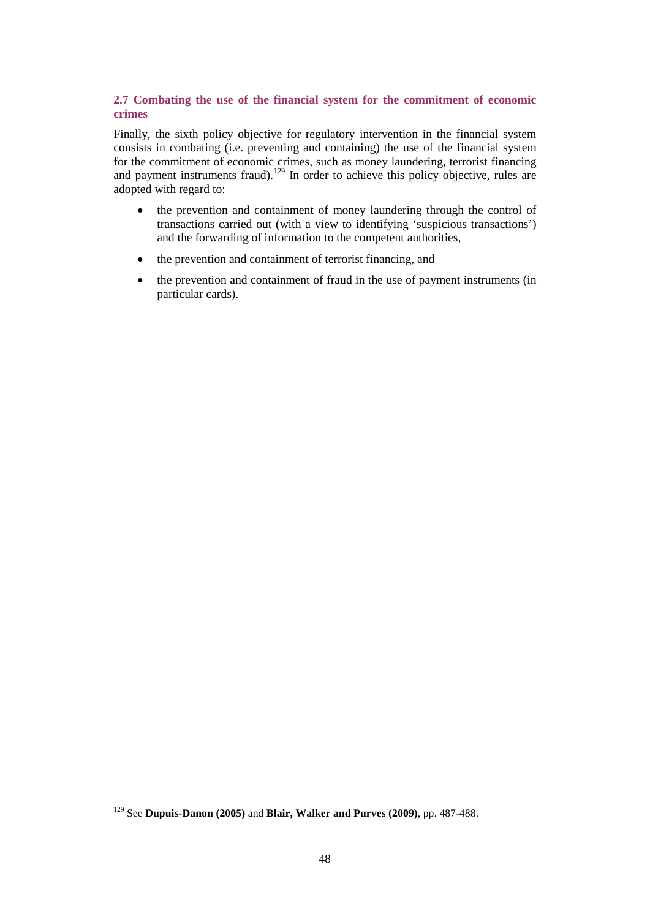## 2.7 Combating the use of the financial system for the commitment of economic crimes

Finally, the sixth policy objective for regulatory intervention in the financial system consists in combating (i.e. preventing and containing) the use of the financial system for the commitment of economic crimes, such as money laundering, terrorist financing and payment instruments fraud).[129] In order to achieve this policy objective, rules are adopted with regard to:

- the prevention and containment of money laundering through the control of transactions carried out (with a view to identifying 'suspicious transactions') and the forwarding of information to the competent authorities,
- the prevention and containment of terrorist financing, and
- the prevention and containment of fraud in the use of payment instruments (in particular cards).

---

[129] See **Dupuis-Danon (2005)** and **Blair, Walker and Purves (2009)**, pp. 487-488.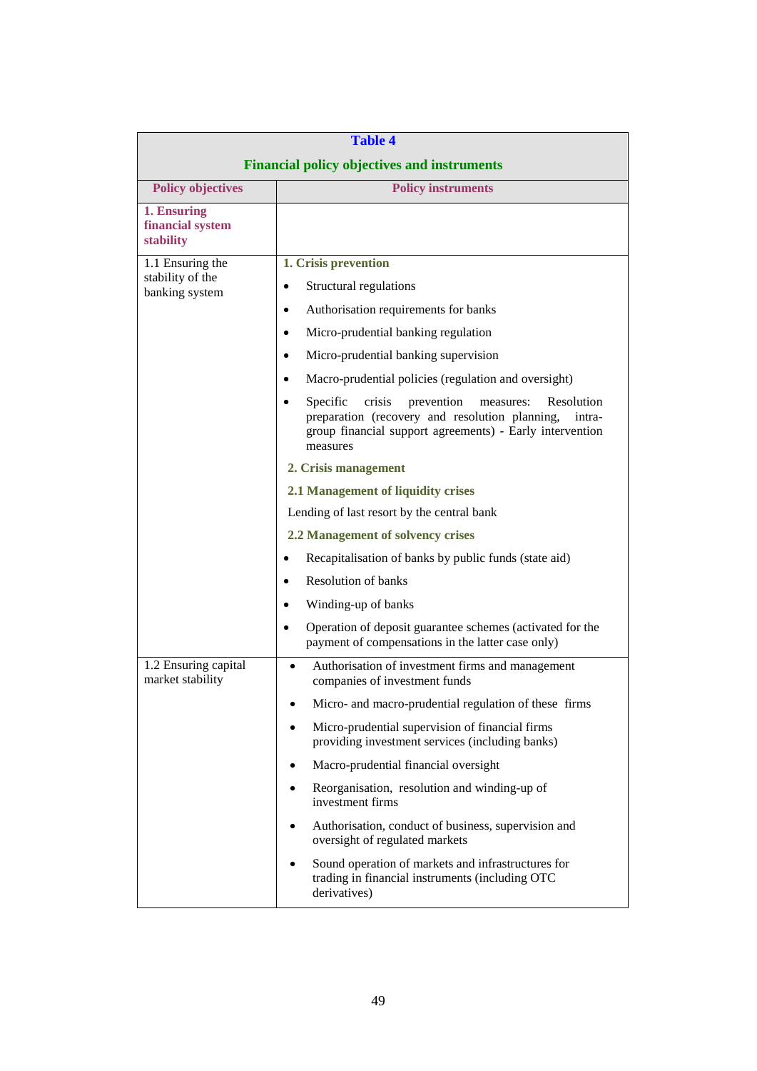**Table 4**

**Financial policy objectives and instruments**

| Policy objectives | Policy instruments |
|---|---|
| **1. Ensuring financial system stability** | |
| 1.1 Ensuring the stability of the banking system | **1. Crisis prevention**<br>• Structural regulations<br>• Authorisation requirements for banks<br>• Micro-prudential banking regulation<br>• Micro-prudential banking supervision<br>• Macro-prudential policies (regulation and oversight)<br>• Specific crisis prevention measures: Resolution preparation (recovery and resolution planning, intra-group financial support agreements) - Early intervention measures<br>**2. Crisis management**<br>**2.1 Management of liquidity crises**<br>Lending of last resort by the central bank<br>**2.2 Management of solvency crises**<br>• Recapitalisation of banks by public funds (state aid)<br>• Resolution of banks<br>• Winding-up of banks<br>• Operation of deposit guarantee schemes (activated for the payment of compensations in the latter case only) |
| 1.2 Ensuring capital market stability | • Authorisation of investment firms and management companies of investment funds<br>• Micro- and macro-prudential regulation of these firms<br>• Micro-prudential supervision of financial firms providing investment services (including banks)<br>• Macro-prudential financial oversight<br>• Reorganisation, resolution and winding-up of investment firms<br>• Authorisation, conduct of business, supervision and oversight of regulated markets<br>• Sound operation of markets and infrastructures for trading in financial instruments (including OTC derivatives) |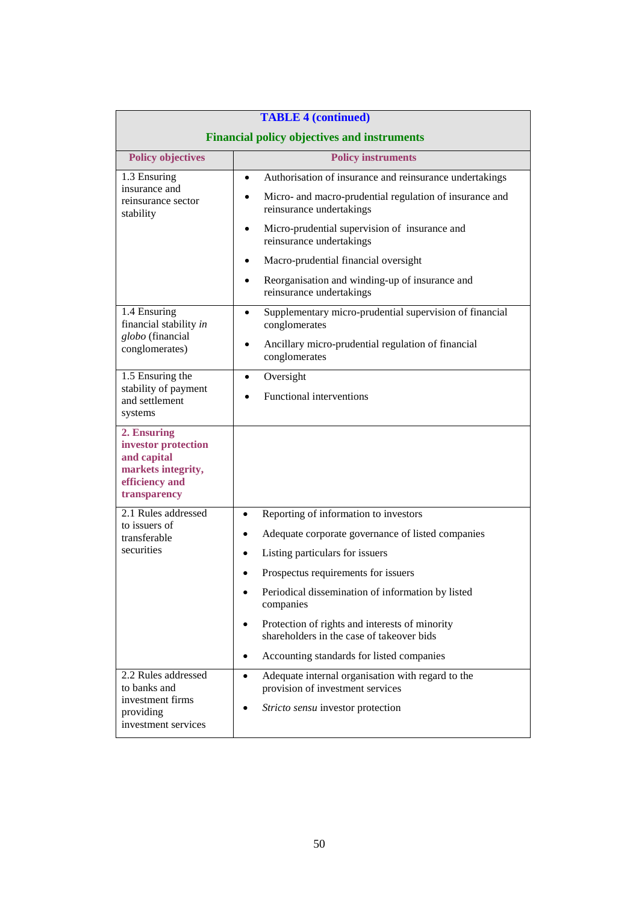**TABLE 4 (continued)**

**Financial policy objectives and instruments**

| Policy objectives | Policy instruments |
|---|---|
| 1.3 Ensuring insurance and reinsurance sector stability | • Authorisation of insurance and reinsurance undertakings<br>• Micro- and macro-prudential regulation of insurance and reinsurance undertakings<br>• Micro-prudential supervision of insurance and reinsurance undertakings<br>• Macro-prudential financial oversight<br>• Reorganisation and winding-up of insurance and reinsurance undertakings |
| 1.4 Ensuring financial stability *in globo* (financial conglomerates) | • Supplementary micro-prudential supervision of financial conglomerates<br>• Ancillary micro-prudential regulation of financial conglomerates |
| 1.5 Ensuring the stability of payment and settlement systems | • Oversight<br>• Functional interventions |
| **2. Ensuring investor protection and capital markets integrity, efficiency and transparency** | |
| 2.1 Rules addressed to issuers of transferable securities | • Reporting of information to investors<br>• Adequate corporate governance of listed companies<br>• Listing particulars for issuers<br>• Prospectus requirements for issuers<br>• Periodical dissemination of information by listed companies<br>• Protection of rights and interests of minority shareholders in the case of takeover bids<br>• Accounting standards for listed companies |
| 2.2 Rules addressed to banks and investment firms providing investment services | • Adequate internal organisation with regard to the provision of investment services<br>• *Stricto sensu* investor protection |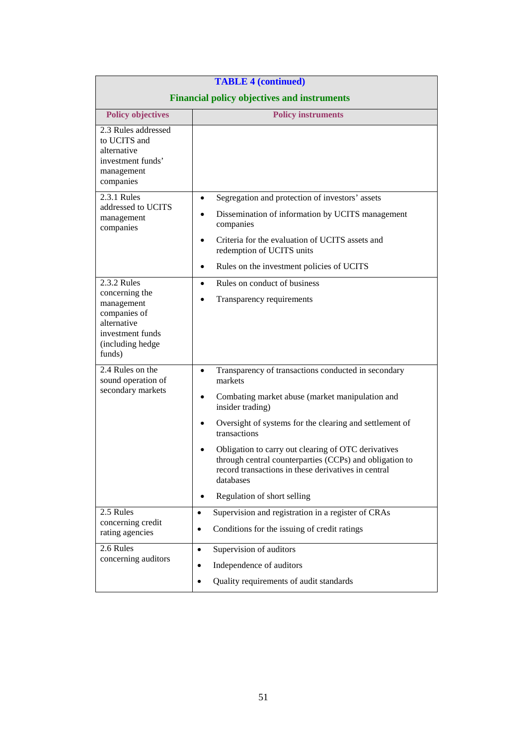**TABLE 4 (continued)**

**Financial policy objectives and instruments**

| Policy objectives | Policy instruments |
|---|---|
| 2.3 Rules addressed to UCITS and alternative investment funds' management companies | |
| 2.3.1 Rules addressed to UCITS management companies | • Segregation and protection of investors' assets<br>• Dissemination of information by UCITS management companies<br>• Criteria for the evaluation of UCITS assets and redemption of UCITS units<br>• Rules on the investment policies of UCITS |
| 2.3.2 Rules concerning the management companies of alternative investment funds (including hedge funds) | • Rules on conduct of business<br>• Transparency requirements |
| 2.4 Rules on the sound operation of secondary markets | • Transparency of transactions conducted in secondary markets<br>• Combating market abuse (market manipulation and insider trading)<br>• Oversight of systems for the clearing and settlement of transactions<br>• Obligation to carry out clearing of OTC derivatives through central counterparties (CCPs) and obligation to record transactions in these derivatives in central databases<br>• Regulation of short selling |
| 2.5 Rules concerning credit rating agencies | • Supervision and registration in a register of CRAs<br>• Conditions for the issuing of credit ratings |
| 2.6 Rules concerning auditors | • Supervision of auditors<br>• Independence of auditors<br>• Quality requirements of audit standards |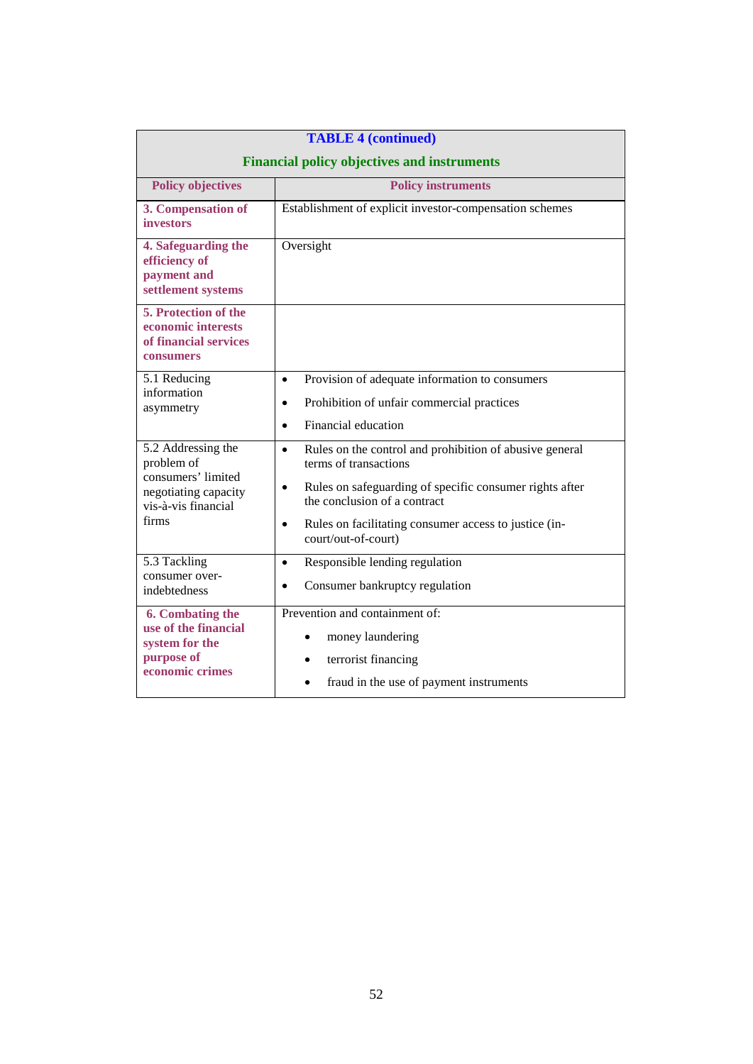**TABLE 4 (continued)**

**Financial policy objectives and instruments**

| Policy objectives | Policy instruments |
|---|---|
| **3. Compensation of investors** | Establishment of explicit investor-compensation schemes |
| **4. Safeguarding the efficiency of payment and settlement systems** | Oversight |
| **5. Protection of the economic interests of financial services consumers** | |
| 5.1 Reducing information asymmetry | • Provision of adequate information to consumers<br>• Prohibition of unfair commercial practices<br>• Financial education |
| 5.2 Addressing the problem of consumers' limited negotiating capacity vis-à-vis financial firms | • Rules on the control and prohibition of abusive general terms of transactions<br>• Rules on safeguarding of specific consumer rights after the conclusion of a contract<br>• Rules on facilitating consumer access to justice (in-court/out-of-court) |
| 5.3 Tackling consumer over-indebtedness | • Responsible lending regulation<br>• Consumer bankruptcy regulation |
| **6. Combating the use of the financial system for the purpose of economic crimes** | Prevention and containment of:<br>• money laundering<br>• terrorist financing<br>• fraud in the use of payment instruments |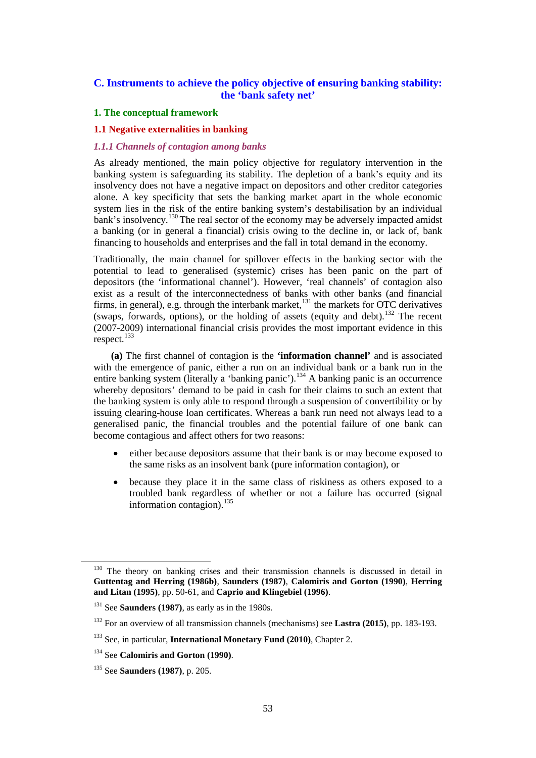## C. Instruments to achieve the policy objective of ensuring banking stability: the 'bank safety net'

### 1. The conceptual framework

### 1.1 Negative externalities in banking

#### *1.1.1 Channels of contagion among banks*

As already mentioned, the main policy objective for regulatory intervention in the banking system is safeguarding its stability. The depletion of a bank's equity and its insolvency does not have a negative impact on depositors and other creditor categories alone. A key specificity that sets the banking market apart in the whole economic system lies in the risk of the entire banking system's destabilisation by an individual bank's insolvency.[130] The real sector of the economy may be adversely impacted amidst a banking (or in general a financial) crisis owing to the decline in, or lack of, bank financing to households and enterprises and the fall in total demand in the economy.

Traditionally, the main channel for spillover effects in the banking sector with the potential to lead to generalised (systemic) crises has been panic on the part of depositors (the 'informational channel'). However, 'real channels' of contagion also exist as a result of the interconnectedness of banks with other banks (and financial firms, in general), e.g. through the interbank market,[131] the markets for OTC derivatives (swaps, forwards, options), or the holding of assets (equity and debt).[132] The recent (2007-2009) international financial crisis provides the most important evidence in this respect.[133]

**(a)** The first channel of contagion is the **'information channel'** and is associated with the emergence of panic, either a run on an individual bank or a bank run in the entire banking system (literally a 'banking panic').[134] A banking panic is an occurrence whereby depositors' demand to be paid in cash for their claims to such an extent that the banking system is only able to respond through a suspension of convertibility or by issuing clearing-house loan certificates. Whereas a bank run need not always lead to a generalised panic, the financial troubles and the potential failure of one bank can become contagious and affect others for two reasons:

- either because depositors assume that their bank is or may become exposed to the same risks as an insolvent bank (pure information contagion), or
- because they place it in the same class of riskiness as others exposed to a troubled bank regardless of whether or not a failure has occurred (signal information contagion).[135]

---

[130] The theory on banking crises and their transmission channels is discussed in detail in **Guttentag and Herring (1986b)**, **Saunders (1987)**, **Calomiris and Gorton (1990)**, **Herring and Litan (1995)**, pp. 50-61, and **Caprio and Klingebiel (1996)**.

[131] See **Saunders (1987)**, as early as in the 1980s.

[132] For an overview of all transmission channels (mechanisms) see **Lastra (2015)**, pp. 183-193.

[133] See, in particular, **International Monetary Fund (2010)**, Chapter 2.

[134] See **Calomiris and Gorton (1990)**.

[135] See **Saunders (1987)**, p. 205.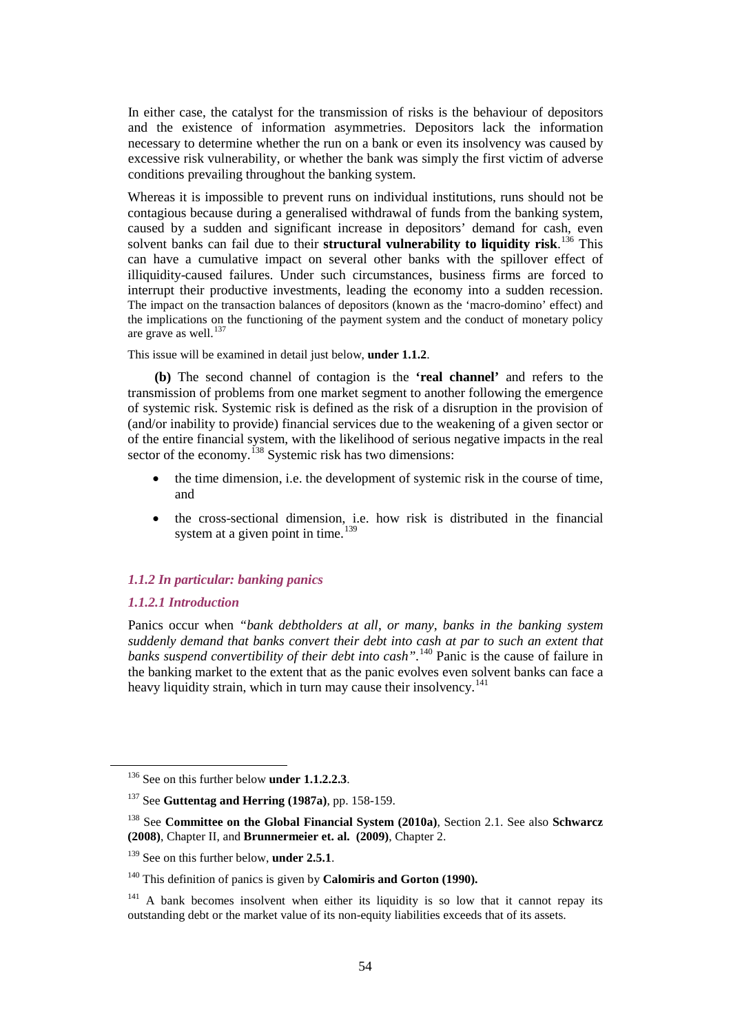In either case, the catalyst for the transmission of risks is the behaviour of depositors and the existence of information asymmetries. Depositors lack the information necessary to determine whether the run on a bank or even its insolvency was caused by excessive risk vulnerability, or whether the bank was simply the first victim of adverse conditions prevailing throughout the banking system.

Whereas it is impossible to prevent runs on individual institutions, runs should not be contagious because during a generalised withdrawal of funds from the banking system, caused by a sudden and significant increase in depositors' demand for cash, even solvent banks can fail due to their **structural vulnerability to liquidity risk**.[136] This can have a cumulative impact on several other banks with the spillover effect of illiquidity-caused failures. Under such circumstances, business firms are forced to interrupt their productive investments, leading the economy into a sudden recession. The impact on the transaction balances of depositors (known as the 'macro-domino' effect) and the implications on the functioning of the payment system and the conduct of monetary policy are grave as well.[137]

This issue will be examined in detail just below, **under 1.1.2**.

**(b)** The second channel of contagion is the **'real channel'** and refers to the transmission of problems from one market segment to another following the emergence of systemic risk. Systemic risk is defined as the risk of a disruption in the provision of (and/or inability to provide) financial services due to the weakening of a given sector or of the entire financial system, with the likelihood of serious negative impacts in the real sector of the economy.[138] Systemic risk has two dimensions:

- the time dimension, i.e. the development of systemic risk in the course of time, and
- the cross-sectional dimension, i.e. how risk is distributed in the financial system at a given point in time.[139]

### *1.1.2 In particular: banking panics*

#### *1.1.2.1 Introduction*

Panics occur when *"bank debtholders at all, or many, banks in the banking system suddenly demand that banks convert their debt into cash at par to such an extent that banks suspend convertibility of their debt into cash"*.[140] Panic is the cause of failure in the banking market to the extent that as the panic evolves even solvent banks can face a heavy liquidity strain, which in turn may cause their insolvency.[141]

---

[136] See on this further below **under 1.1.2.2.3**.

[137] See **Guttentag and Herring (1987a)**, pp. 158-159.

[138] See **Committee on the Global Financial System (2010a)**, Section 2.1. See also **Schwarcz (2008)**, Chapter II, and **Brunnermeier et. al. (2009)**, Chapter 2.

[139] See on this further below, **under 2.5.1**.

[140] This definition of panics is given by **Calomiris and Gorton (1990).**

[141] A bank becomes insolvent when either its liquidity is so low that it cannot repay its outstanding debt or the market value of its non-equity liabilities exceeds that of its assets.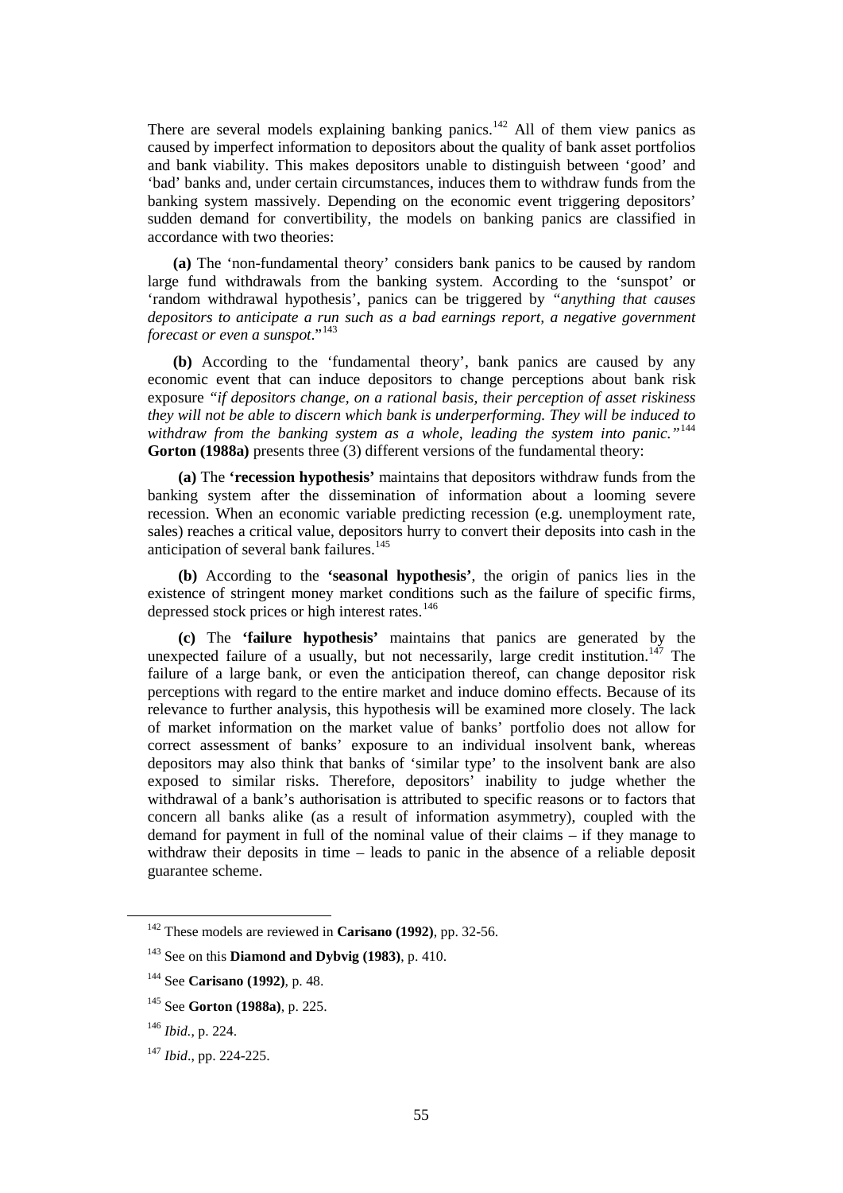There are several models explaining banking panics.[142] All of them view panics as caused by imperfect information to depositors about the quality of bank asset portfolios and bank viability. This makes depositors unable to distinguish between 'good' and 'bad' banks and, under certain circumstances, induces them to withdraw funds from the banking system massively. Depending on the economic event triggering depositors' sudden demand for convertibility, the models on banking panics are classified in accordance with two theories:

**(a)** The 'non-fundamental theory' considers bank panics to be caused by random large fund withdrawals from the banking system. According to the 'sunspot' or 'random withdrawal hypothesis', panics can be triggered by *"anything that causes depositors to anticipate a run such as a bad earnings report, a negative government forecast or even a sunspot*."[143]

**(b)** According to the 'fundamental theory', bank panics are caused by any economic event that can induce depositors to change perceptions about bank risk exposure *"if depositors change, on a rational basis, their perception of asset riskiness they will not be able to discern which bank is underperforming. They will be induced to withdraw from the banking system as a whole, leading the system into panic."*[144] **Gorton (1988a)** presents three (3) different versions of the fundamental theory:

**(a)** The **'recession hypothesis'** maintains that depositors withdraw funds from the banking system after the dissemination of information about a looming severe recession. When an economic variable predicting recession (e.g. unemployment rate, sales) reaches a critical value, depositors hurry to convert their deposits into cash in the anticipation of several bank failures.[145]

**(b)** According to the **'seasonal hypothesis'**, the origin of panics lies in the existence of stringent money market conditions such as the failure of specific firms, depressed stock prices or high interest rates.[146]

**(c)** The **'failure hypothesis'** maintains that panics are generated by the unexpected failure of a usually, but not necessarily, large credit institution.[147] The failure of a large bank, or even the anticipation thereof, can change depositor risk perceptions with regard to the entire market and induce domino effects. Because of its relevance to further analysis, this hypothesis will be examined more closely. The lack of market information on the market value of banks' portfolio does not allow for correct assessment of banks' exposure to an individual insolvent bank, whereas depositors may also think that banks of 'similar type' to the insolvent bank are also exposed to similar risks. Therefore, depositors' inability to judge whether the withdrawal of a bank's authorisation is attributed to specific reasons or to factors that concern all banks alike (as a result of information asymmetry), coupled with the demand for payment in full of the nominal value of their claims – if they manage to withdraw their deposits in time – leads to panic in the absence of a reliable deposit guarantee scheme.

---

[142] These models are reviewed in **Carisano (1992)**, pp. 32-56.

[143] See on this **Diamond and Dybvig (1983)**, p. 410.

[144] See **Carisano (1992)**, p. 48.

[145] See **Gorton (1988a)**, p. 225.

[146] *Ibid.*, p. 224.

[147] *Ibid*., pp. 224-225.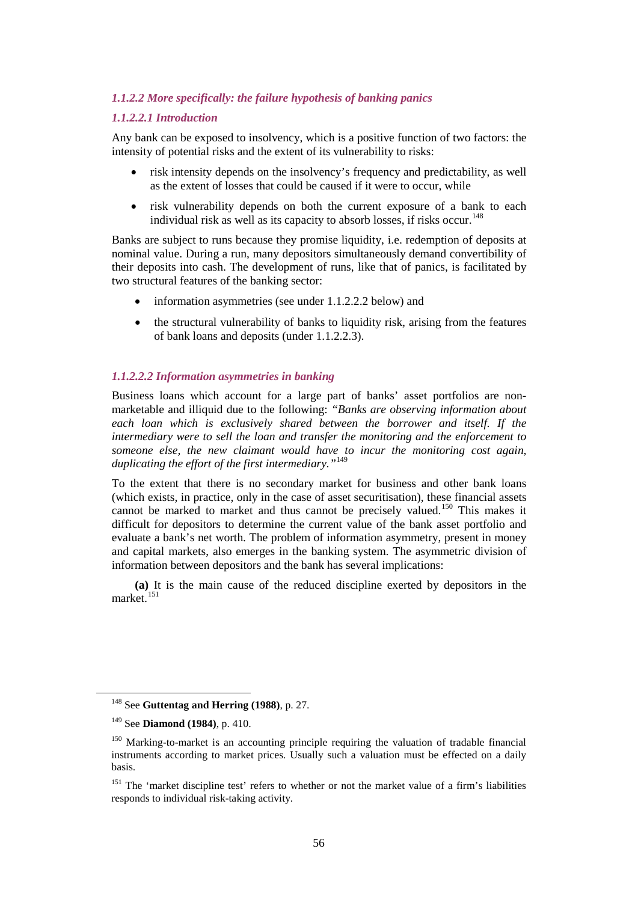#### *1.1.2.2 More specifically: the failure hypothesis of banking panics*

##### *1.1.2.2.1 Introduction*

Any bank can be exposed to insolvency, which is a positive function of two factors: the intensity of potential risks and the extent of its vulnerability to risks:

- risk intensity depends on the insolvency's frequency and predictability, as well as the extent of losses that could be caused if it were to occur, while
- risk vulnerability depends on both the current exposure of a bank to each individual risk as well as its capacity to absorb losses, if risks occur.[148]

Banks are subject to runs because they promise liquidity, i.e. redemption of deposits at nominal value. During a run, many depositors simultaneously demand convertibility of their deposits into cash. The development of runs, like that of panics, is facilitated by two structural features of the banking sector:

- information asymmetries (see under 1.1.2.2.2 below) and
- the structural vulnerability of banks to liquidity risk, arising from the features of bank loans and deposits (under 1.1.2.2.3).

##### *1.1.2.2.2 Information asymmetries in banking*

Business loans which account for a large part of banks' asset portfolios are non-marketable and illiquid due to the following: "*Banks are observing information about each loan which is exclusively shared between the borrower and itself. If the intermediary were to sell the loan and transfer the monitoring and the enforcement to someone else, the new claimant would have to incur the monitoring cost again, duplicating the effort of the first intermediary.*"[149]

To the extent that there is no secondary market for business and other bank loans (which exists, in practice, only in the case of asset securitisation), these financial assets cannot be marked to market and thus cannot be precisely valued.[150] This makes it difficult for depositors to determine the current value of the bank asset portfolio and evaluate a bank's net worth. The problem of information asymmetry, present in money and capital markets, also emerges in the banking system. The asymmetric division of information between depositors and the bank has several implications:

**(a)** It is the main cause of the reduced discipline exerted by depositors in the market.[151]

---

[148] See **Guttentag and Herring (1988)**, p. 27.

[149] See **Diamond (1984)**, p. 410.

[150] Marking-to-market is an accounting principle requiring the valuation of tradable financial instruments according to market prices. Usually such a valuation must be effected on a daily basis.

[151] The 'market discipline test' refers to whether or not the market value of a firm's liabilities responds to individual risk-taking activity.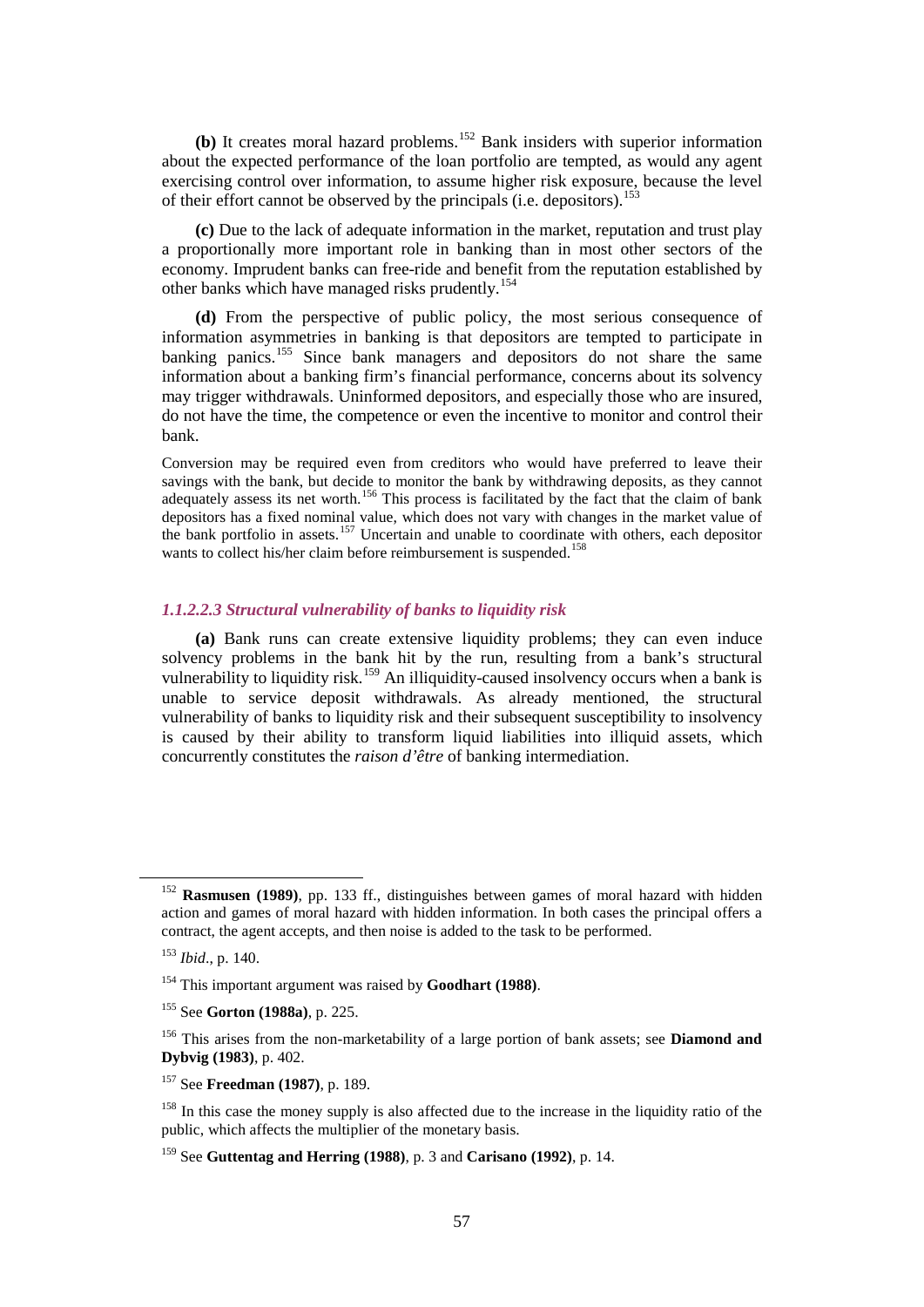**(b)** It creates moral hazard problems.[152] Bank insiders with superior information about the expected performance of the loan portfolio are tempted, as would any agent exercising control over information, to assume higher risk exposure, because the level of their effort cannot be observed by the principals (i.e. depositors).[153]

**(c)** Due to the lack of adequate information in the market, reputation and trust play a proportionally more important role in banking than in most other sectors of the economy. Imprudent banks can free-ride and benefit from the reputation established by other banks which have managed risks prudently.[154]

**(d)** From the perspective of public policy, the most serious consequence of information asymmetries in banking is that depositors are tempted to participate in banking panics.[155] Since bank managers and depositors do not share the same information about a banking firm's financial performance, concerns about its solvency may trigger withdrawals. Uninformed depositors, and especially those who are insured, do not have the time, the competence or even the incentive to monitor and control their bank.

Conversion may be required even from creditors who would have preferred to leave their savings with the bank, but decide to monitor the bank by withdrawing deposits, as they cannot adequately assess its net worth.[156] This process is facilitated by the fact that the claim of bank depositors has a fixed nominal value, which does not vary with changes in the market value of the bank portfolio in assets.[157] Uncertain and unable to coordinate with others, each depositor wants to collect his/her claim before reimbursement is suspended.[158]

#### *1.1.2.2.3 Structural vulnerability of banks to liquidity risk*

**(a)** Bank runs can create extensive liquidity problems; they can even induce solvency problems in the bank hit by the run, resulting from a bank's structural vulnerability to liquidity risk.[159] An illiquidity-caused insolvency occurs when a bank is unable to service deposit withdrawals. As already mentioned, the structural vulnerability of banks to liquidity risk and their subsequent susceptibility to insolvency is caused by their ability to transform liquid liabilities into illiquid assets, which concurrently constitutes the *raison d'être* of banking intermediation.

---

[152] **Rasmusen (1989)**, pp. 133 ff., distinguishes between games of moral hazard with hidden action and games of moral hazard with hidden information. In both cases the principal offers a contract, the agent accepts, and then noise is added to the task to be performed.

[153] *Ibid*., p. 140.

[154] This important argument was raised by **Goodhart (1988)**.

[155] See **Gorton (1988a)**, p. 225.

[156] This arises from the non-marketability of a large portion of bank assets; see **Diamond and Dybvig (1983)**, p. 402.

[157] See **Freedman (1987)**, p. 189.

[158] In this case the money supply is also affected due to the increase in the liquidity ratio of the public, which affects the multiplier of the monetary basis.

[159] See **Guttentag and Herring (1988)**, p. 3 and **Carisano (1992)**, p. 14.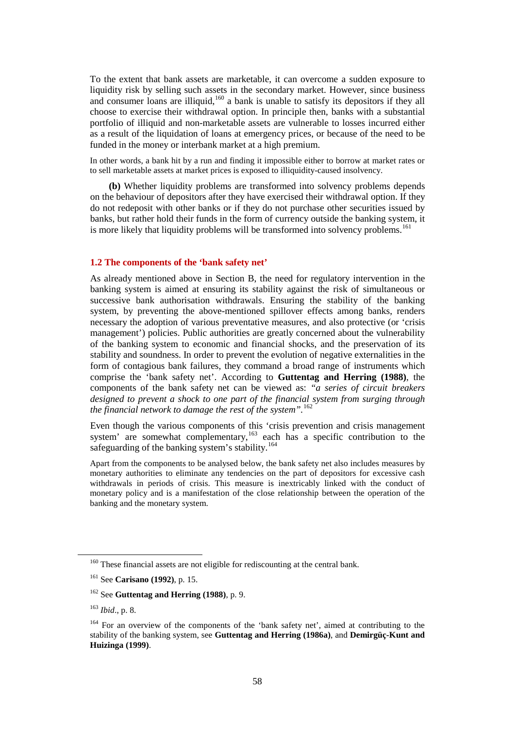To the extent that bank assets are marketable, it can overcome a sudden exposure to liquidity risk by selling such assets in the secondary market. However, since business and consumer loans are illiquid,[160] a bank is unable to satisfy its depositors if they all choose to exercise their withdrawal option. In principle then, banks with a substantial portfolio of illiquid and non-marketable assets are vulnerable to losses incurred either as a result of the liquidation of loans at emergency prices, or because of the need to be funded in the money or interbank market at a high premium.

In other words, a bank hit by a run and finding it impossible either to borrow at market rates or to sell marketable assets at market prices is exposed to illiquidity-caused insolvency.

**(b)** Whether liquidity problems are transformed into solvency problems depends on the behaviour of depositors after they have exercised their withdrawal option. If they do not redeposit with other banks or if they do not purchase other securities issued by banks, but rather hold their funds in the form of currency outside the banking system, it is more likely that liquidity problems will be transformed into solvency problems.[161]

### 1.2 The components of the 'bank safety net'

As already mentioned above in Section B, the need for regulatory intervention in the banking system is aimed at ensuring its stability against the risk of simultaneous or successive bank authorisation withdrawals. Ensuring the stability of the banking system, by preventing the above-mentioned spillover effects among banks, renders necessary the adoption of various preventative measures, and also protective (or 'crisis management') policies. Public authorities are greatly concerned about the vulnerability of the banking system to economic and financial shocks, and the preservation of its stability and soundness. In order to prevent the evolution of negative externalities in the form of contagious bank failures, they command a broad range of instruments which comprise the 'bank safety net'. According to **Guttentag and Herring (1988)**, the components of the bank safety net can be viewed as: *"a series of circuit breakers designed to prevent a shock to one part of the financial system from surging through the financial network to damage the rest of the system"*.[162]

Even though the various components of this 'crisis prevention and crisis management system' are somewhat complementary,[163] each has a specific contribution to the safeguarding of the banking system's stability.[164]

Apart from the components to be analysed below, the bank safety net also includes measures by monetary authorities to eliminate any tendencies on the part of depositors for excessive cash withdrawals in periods of crisis. This measure is inextricably linked with the conduct of monetary policy and is a manifestation of the close relationship between the operation of the banking and the monetary system.

---

[160] These financial assets are not eligible for rediscounting at the central bank.

[161] See **Carisano (1992)**, p. 15.

[162] See **Guttentag and Herring (1988)**, p. 9.

[163] *Ibid*., p. 8.

[164] For an overview of the components of the 'bank safety net', aimed at contributing to the stability of the banking system, see **Guttentag and Herring (1986a)**, and **Demirgüç-Kunt and Huizinga (1999)**.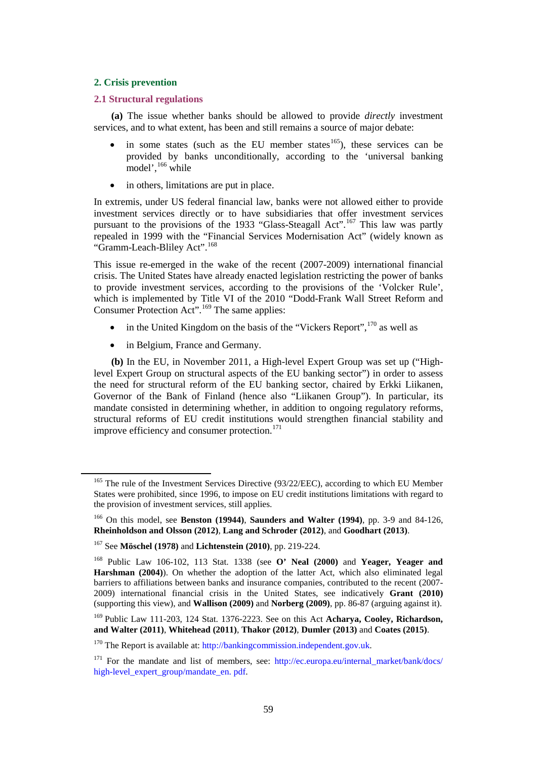## 2. Crisis prevention

### 2.1 Structural regulations

**(a)** The issue whether banks should be allowed to provide *directly* investment services, and to what extent, has been and still remains a source of major debate:

- in some states (such as the EU member states[165]), these services can be provided by banks unconditionally, according to the 'universal banking model',[166] while
- in others, limitations are put in place.

In extremis, under US federal financial law, banks were not allowed either to provide investment services directly or to have subsidiaries that offer investment services pursuant to the provisions of the 1933 "Glass-Steagall Act".[167] This law was partly repealed in 1999 with the "Financial Services Modernisation Act" (widely known as "Gramm-Leach-Bliley Act".[168]

This issue re-emerged in the wake of the recent (2007-2009) international financial crisis. The United States have already enacted legislation restricting the power of banks to provide investment services, according to the provisions of the 'Volcker Rule', which is implemented by Title VI of the 2010 "Dodd-Frank Wall Street Reform and Consumer Protection Act".[169] The same applies:

- in the United Kingdom on the basis of the "Vickers Report",[170] as well as
- in Belgium, France and Germany.

**(b)** In the EU, in November 2011, a High-level Expert Group was set up ("High-level Expert Group on structural aspects of the EU banking sector") in order to assess the need for structural reform of the EU banking sector, chaired by Erkki Liikanen, Governor of the Bank of Finland (hence also "Liikanen Group"). In particular, its mandate consisted in determining whether, in addition to ongoing regulatory reforms, structural reforms of EU credit institutions would strengthen financial stability and improve efficiency and consumer protection.[171]

---

[165] The rule of the Investment Services Directive (93/22/EEC), according to which EU Member States were prohibited, since 1996, to impose on EU credit institutions limitations with regard to the provision of investment services, still applies.

[166] On this model, see **Benston (19944)**, **Saunders and Walter (1994)**, pp. 3-9 and 84-126, **Rheinholdson and Olsson (2012)**, **Lang and Schroder (2012)**, and **Goodhart (2013)**.

[167] See **Möschel (1978)** and **Lichtenstein (2010)**, pp. 219-224.

[168] Public Law 106-102, 113 Stat. 1338 (see **O' Neal (2000)** and **Yeager, Yeager and Harshman (2004)**). On whether the adoption of the latter Act, which also eliminated legal barriers to affiliations between banks and insurance companies, contributed to the recent (2007-2009) international financial crisis in the United States, see indicatively **Grant (2010)** (supporting this view), and **Wallison (2009)** and **Norberg (2009)**, pp. 86-87 (arguing against it).

[169] Public Law 111-203, 124 Stat. 1376-2223. See on this Act **Acharya, Cooley, Richardson, and Walter (2011)**, **Whitehead (2011)**, **Thakor (2012)**, **Dumler (2013)** and **Coates (2015)**.

[170] The Report is available at: http://bankingcommission.independent.gov.uk.

[171] For the mandate and list of members, see: http://ec.europa.eu/internal_market/bank/docs/high-level_expert_group/mandate_en. pdf.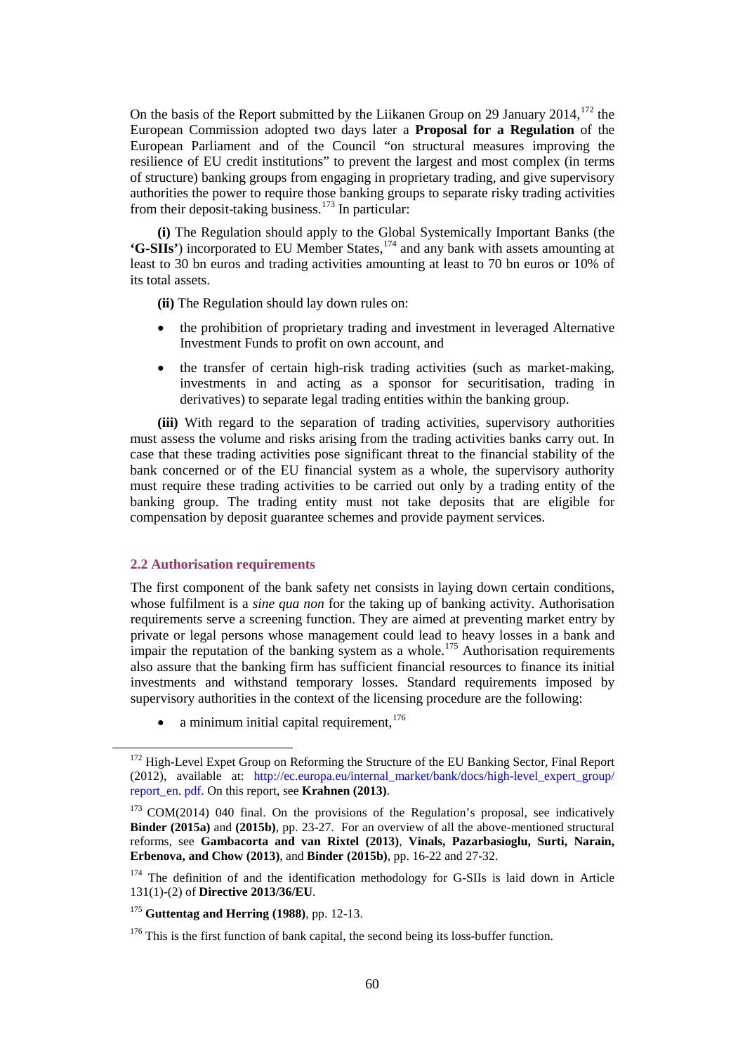On the basis of the Report submitted by the Liikanen Group on 29 January 2014,[172] the European Commission adopted two days later a **Proposal for a Regulation** of the European Parliament and of the Council "on structural measures improving the resilience of EU credit institutions" to prevent the largest and most complex (in terms of structure) banking groups from engaging in proprietary trading, and give supervisory authorities the power to require those banking groups to separate risky trading activities from their deposit-taking business.[173] In particular:

**(i)** The Regulation should apply to the Global Systemically Important Banks (the **'G-SIIs'**) incorporated to EU Member States,[174] and any bank with assets amounting at least to 30 bn euros and trading activities amounting at least to 70 bn euros or 10% of its total assets.

**(ii)** The Regulation should lay down rules on:

- the prohibition of proprietary trading and investment in leveraged Alternative Investment Funds to profit on own account, and
- the transfer of certain high-risk trading activities (such as market-making, investments in and acting as a sponsor for securitisation, trading in derivatives) to separate legal trading entities within the banking group.

**(iii)** With regard to the separation of trading activities, supervisory authorities must assess the volume and risks arising from the trading activities banks carry out. In case that these trading activities pose significant threat to the financial stability of the bank concerned or of the EU financial system as a whole, the supervisory authority must require these trading activities to be carried out only by a trading entity of the banking group. The trading entity must not take deposits that are eligible for compensation by deposit guarantee schemes and provide payment services.

### 2.2 Authorisation requirements

The first component of the bank safety net consists in laying down certain conditions, whose fulfilment is a *sine qua non* for the taking up of banking activity. Authorisation requirements serve a screening function. They are aimed at preventing market entry by private or legal persons whose management could lead to heavy losses in a bank and impair the reputation of the banking system as a whole.[175] Authorisation requirements also assure that the banking firm has sufficient financial resources to finance its initial investments and withstand temporary losses. Standard requirements imposed by supervisory authorities in the context of the licensing procedure are the following:

- a minimum initial capital requirement,[176]

---

[172] High-Level Expet Group on Reforming the Structure of the EU Banking Sector, Final Report (2012), available at: http://ec.europa.eu/internal_market/bank/docs/high-level_expert_group/report_en. pdf. On this report, see **Krahnen (2013)**.

[173] COM(2014) 040 final. On the provisions of the Regulation's proposal, see indicatively **Binder (2015a)** and **(2015b)**, pp. 23-27. For an overview of all the above-mentioned structural reforms, see **Gambacorta and van Rixtel (2013)**, **Vinals, Pazarbasioglu, Surti, Narain, Erbenova, and Chow (2013)**, and **Binder (2015b)**, pp. 16-22 and 27-32.

[174] The definition of and the identification methodology for G-SIIs is laid down in Article 131(1)-(2) of **Directive 2013/36/EU**.

[175] **Guttentag and Herring (1988)**, pp. 12-13.

[176] This is the first function of bank capital, the second being its loss-buffer function.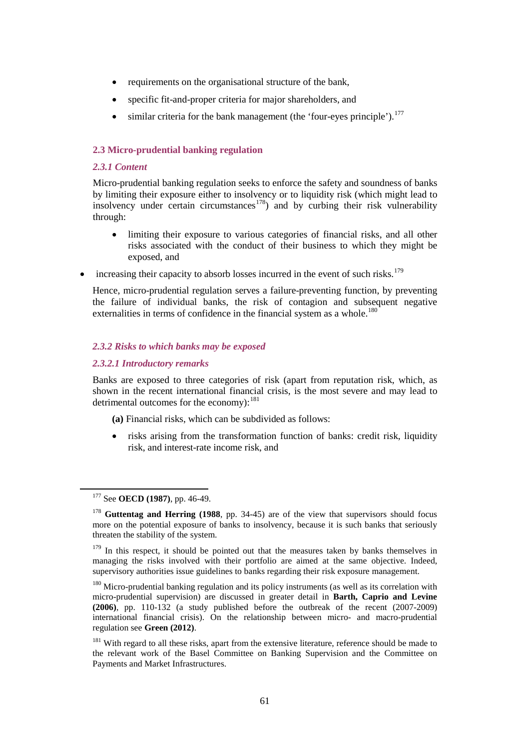- requirements on the organisational structure of the bank,
- specific fit-and-proper criteria for major shareholders, and
- similar criteria for the bank management (the 'four-eyes principle').[177]

### 2.3 Micro-prudential banking regulation

#### *2.3.1 Content*

Micro-prudential banking regulation seeks to enforce the safety and soundness of banks by limiting their exposure either to insolvency or to liquidity risk (which might lead to insolvency under certain circumstances[178]) and by curbing their risk vulnerability through:

- limiting their exposure to various categories of financial risks, and all other risks associated with the conduct of their business to which they might be exposed, and
- increasing their capacity to absorb losses incurred in the event of such risks.[179]

Hence, micro-prudential regulation serves a failure-preventing function, by preventing the failure of individual banks, the risk of contagion and subsequent negative externalities in terms of confidence in the financial system as a whole.[180]

#### *2.3.2 Risks to which banks may be exposed*

##### *2.3.2.1 Introductory remarks*

Banks are exposed to three categories of risk (apart from reputation risk, which, as shown in the recent international financial crisis, is the most severe and may lead to detrimental outcomes for the economy):[181]

**(a)** Financial risks, which can be subdivided as follows:

- risks arising from the transformation function of banks: credit risk, liquidity risk, and interest-rate income risk, and

---

[177] See **OECD (1987)**, pp. 46-49.

[178] **Guttentag and Herring (1988**, pp. 34-45) are of the view that supervisors should focus more on the potential exposure of banks to insolvency, because it is such banks that seriously threaten the stability of the system.

[179] In this respect, it should be pointed out that the measures taken by banks themselves in managing the risks involved with their portfolio are aimed at the same objective. Indeed, supervisory authorities issue guidelines to banks regarding their risk exposure management.

[180] Micro-prudential banking regulation and its policy instruments (as well as its correlation with micro-prudential supervision) are discussed in greater detail in **Barth, Caprio and Levine (2006)**, pp. 110-132 (a study published before the outbreak of the recent (2007-2009) international financial crisis). On the relationship between micro- and macro-prudential regulation see **Green (2012)**.

[181] With regard to all these risks, apart from the extensive literature, reference should be made to the relevant work of the Basel Committee on Banking Supervision and the Committee on Payments and Market Infrastructures.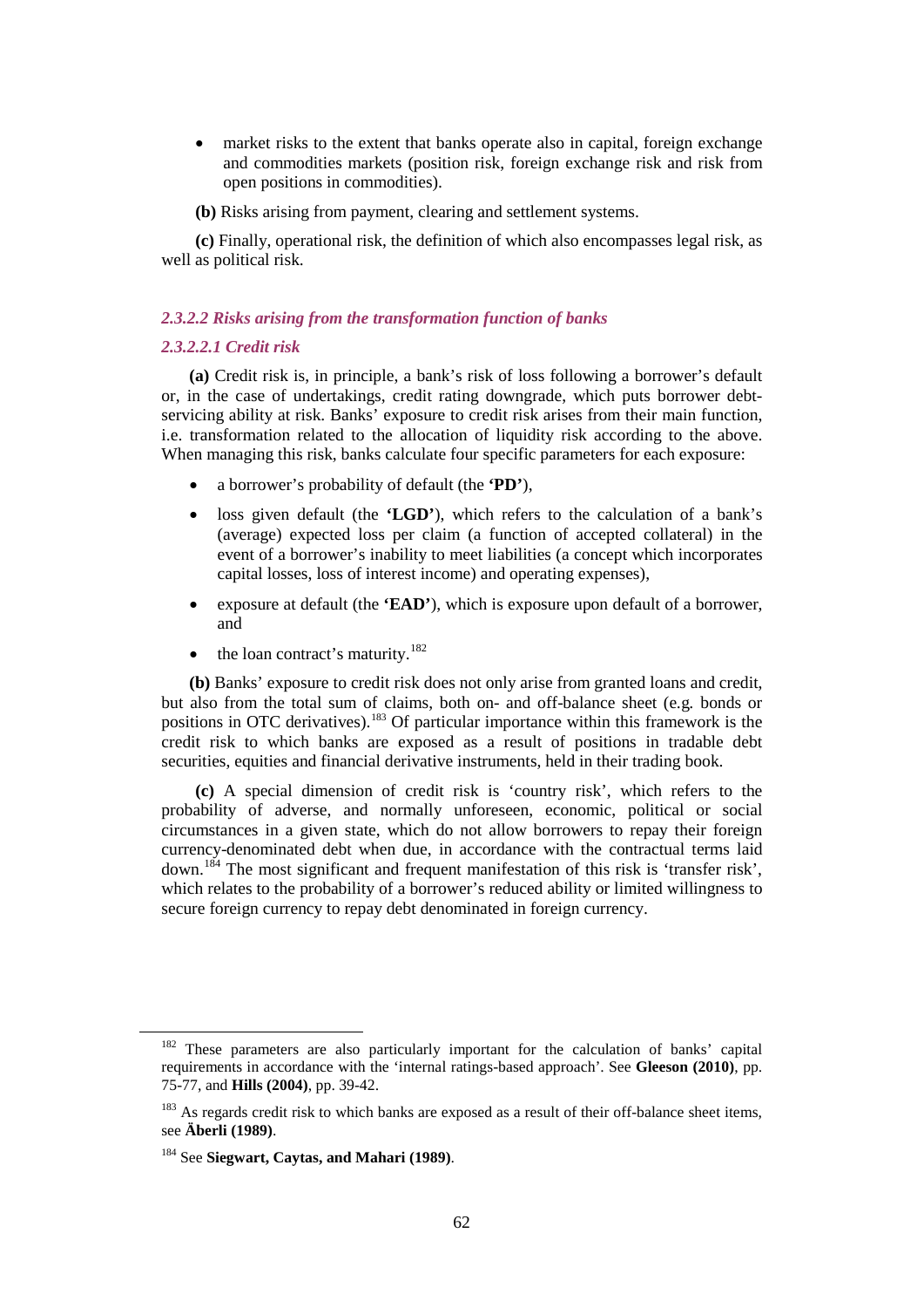- market risks to the extent that banks operate also in capital, foreign exchange and commodities markets (position risk, foreign exchange risk and risk from open positions in commodities).

**(b)** Risks arising from payment, clearing and settlement systems.

**(c)** Finally, operational risk, the definition of which also encompasses legal risk, as well as political risk.

#### *2.3.2.2 Risks arising from the transformation function of banks*

##### *2.3.2.2.1 Credit risk*

**(a)** Credit risk is, in principle, a bank's risk of loss following a borrower's default or, in the case of undertakings, credit rating downgrade, which puts borrower debt-servicing ability at risk. Banks' exposure to credit risk arises from their main function, i.e. transformation related to the allocation of liquidity risk according to the above. When managing this risk, banks calculate four specific parameters for each exposure:

- a borrower's probability of default (the **'PD'**),
- loss given default (the **'LGD'**), which refers to the calculation of a bank's (average) expected loss per claim (a function of accepted collateral) in the event of a borrower's inability to meet liabilities (a concept which incorporates capital losses, loss of interest income) and operating expenses),
- exposure at default (the **'EAD'**), which is exposure upon default of a borrower, and
- the loan contract's maturity.[182]

**(b)** Banks' exposure to credit risk does not only arise from granted loans and credit, but also from the total sum of claims, both on- and off-balance sheet (e.g. bonds or positions in OTC derivatives).[183] Of particular importance within this framework is the credit risk to which banks are exposed as a result of positions in tradable debt securities, equities and financial derivative instruments, held in their trading book.

**(c)** A special dimension of credit risk is 'country risk', which refers to the probability of adverse, and normally unforeseen, economic, political or social circumstances in a given state, which do not allow borrowers to repay their foreign currency-denominated debt when due, in accordance with the contractual terms laid down.[184] The most significant and frequent manifestation of this risk is 'transfer risk', which relates to the probability of a borrower's reduced ability or limited willingness to secure foreign currency to repay debt denominated in foreign currency.

---

[182] These parameters are also particularly important for the calculation of banks' capital requirements in accordance with the 'internal ratings-based approach'. See **Gleeson (2010)**, pp. 75-77, and **Hills (2004)**, pp. 39-42.

[183] As regards credit risk to which banks are exposed as a result of their off-balance sheet items, see **Äberli (1989)**.

[184] See **Siegwart, Caytas, and Mahari (1989)**.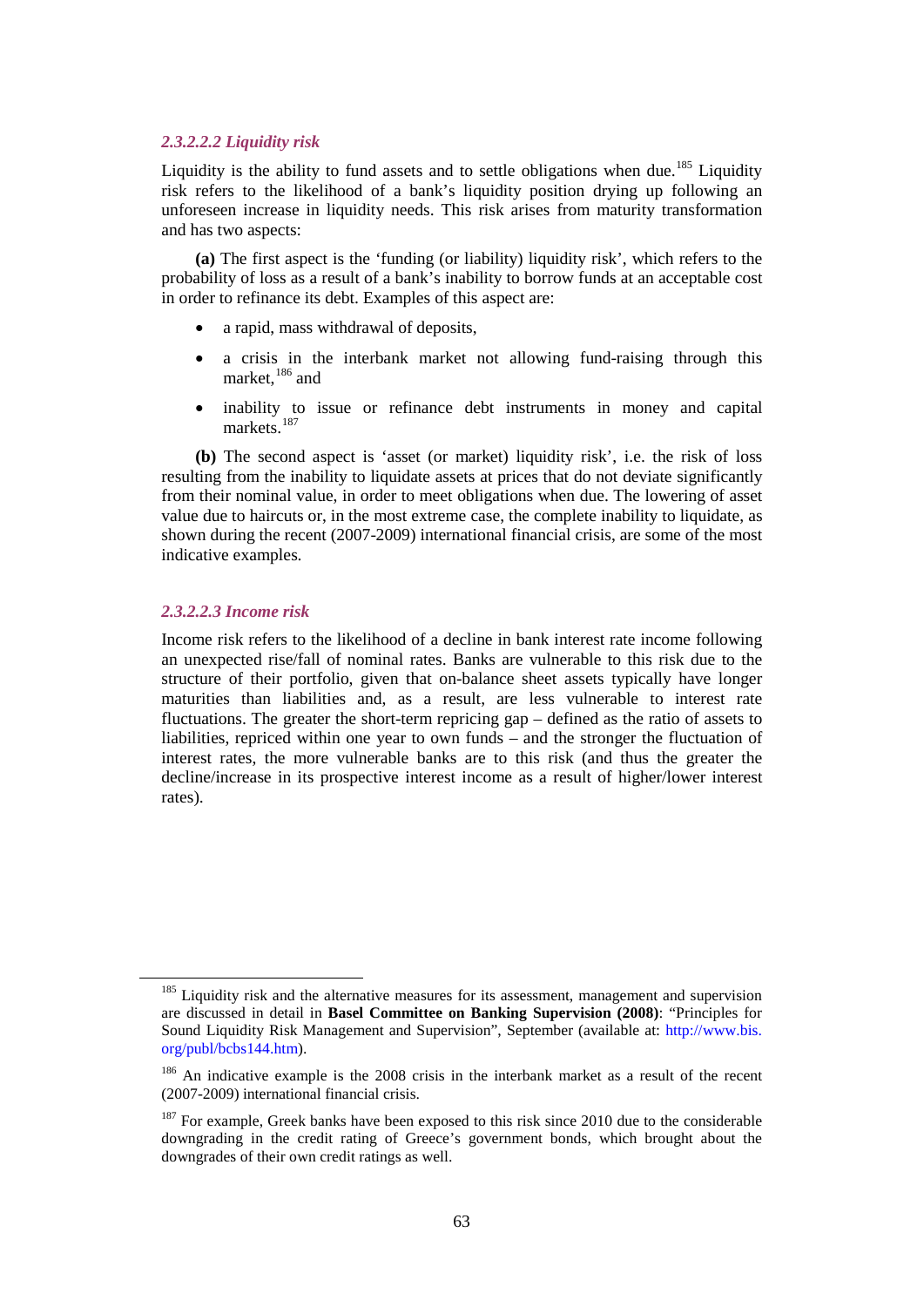#### *2.3.2.2.2 Liquidity risk*

Liquidity is the ability to fund assets and to settle obligations when due.[185] Liquidity risk refers to the likelihood of a bank's liquidity position drying up following an unforeseen increase in liquidity needs. This risk arises from maturity transformation and has two aspects:

**(a)** The first aspect is the 'funding (or liability) liquidity risk', which refers to the probability of loss as a result of a bank's inability to borrow funds at an acceptable cost in order to refinance its debt. Examples of this aspect are:

- a rapid, mass withdrawal of deposits,
- a crisis in the interbank market not allowing fund-raising through this market,[186] and
- inability to issue or refinance debt instruments in money and capital markets.[187]

**(b)** The second aspect is 'asset (or market) liquidity risk', i.e. the risk of loss resulting from the inability to liquidate assets at prices that do not deviate significantly from their nominal value, in order to meet obligations when due. The lowering of asset value due to haircuts or, in the most extreme case, the complete inability to liquidate, as shown during the recent (2007-2009) international financial crisis, are some of the most indicative examples.

#### *2.3.2.2.3 Income risk*

Income risk refers to the likelihood of a decline in bank interest rate income following an unexpected rise/fall of nominal rates. Banks are vulnerable to this risk due to the structure of their portfolio, given that on-balance sheet assets typically have longer maturities than liabilities and, as a result, are less vulnerable to interest rate fluctuations. The greater the short-term repricing gap – defined as the ratio of assets to liabilities, repriced within one year to own funds – and the stronger the fluctuation of interest rates, the more vulnerable banks are to this risk (and thus the greater the decline/increase in its prospective interest income as a result of higher/lower interest rates).

---

[185] Liquidity risk and the alternative measures for its assessment, management and supervision are discussed in detail in **Basel Committee on Banking Supervision (2008)**: "Principles for Sound Liquidity Risk Management and Supervision", September (available at: http://www.bis.org/publ/bcbs144.htm).

[186] An indicative example is the 2008 crisis in the interbank market as a result of the recent (2007-2009) international financial crisis.

[187] For example, Greek banks have been exposed to this risk since 2010 due to the considerable downgrading in the credit rating of Greece's government bonds, which brought about the downgrades of their own credit ratings as well.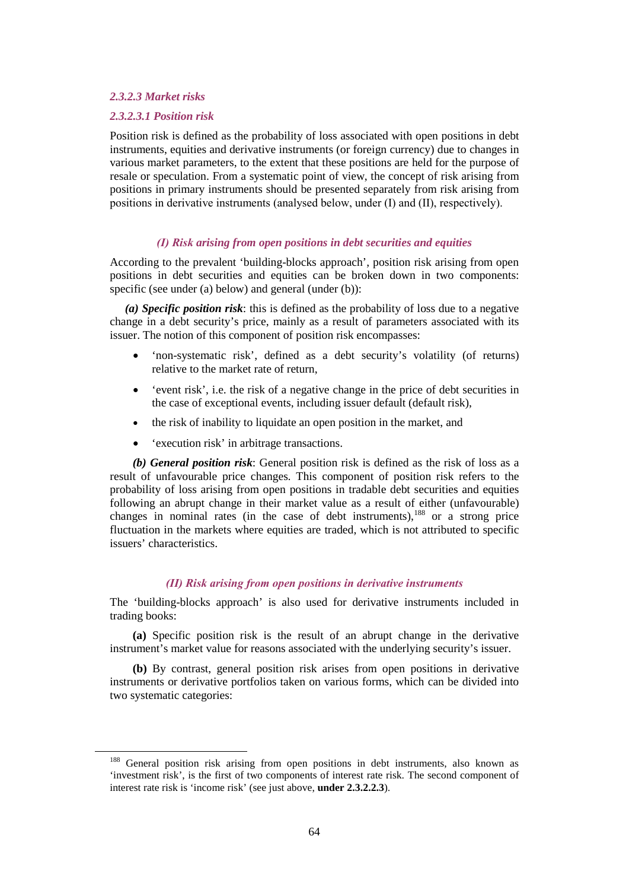#### *2.3.2.3 Market risks*

##### *2.3.2.3.1 Position risk*

Position risk is defined as the probability of loss associated with open positions in debt instruments, equities and derivative instruments (or foreign currency) due to changes in various market parameters, to the extent that these positions are held for the purpose of resale or speculation. From a systematic point of view, the concept of risk arising from positions in primary instruments should be presented separately from risk arising from positions in derivative instruments (analysed below, under (I) and (II), respectively).

*(I) Risk arising from open positions in debt securities and equities*

According to the prevalent 'building-blocks approach', position risk arising from open positions in debt securities and equities can be broken down in two components: specific (see under (a) below) and general (under (b)):

***(a) Specific position risk***: this is defined as the probability of loss due to a negative change in a debt security's price, mainly as a result of parameters associated with its issuer. The notion of this component of position risk encompasses:

- 'non-systematic risk', defined as a debt security's volatility (of returns) relative to the market rate of return,
- 'event risk', i.e. the risk of a negative change in the price of debt securities in the case of exceptional events, including issuer default (default risk),
- the risk of inability to liquidate an open position in the market, and
- 'execution risk' in arbitrage transactions.

***(b) General position risk***: General position risk is defined as the risk of loss as a result of unfavourable price changes. This component of position risk refers to the probability of loss arising from open positions in tradable debt securities and equities following an abrupt change in their market value as a result of either (unfavourable) changes in nominal rates (in the case of debt instruments),[188] or a strong price fluctuation in the markets where equities are traded, which is not attributed to specific issuers' characteristics.

*(II) Risk arising from open positions in derivative instruments*

The 'building-blocks approach' is also used for derivative instruments included in trading books:

**(a)** Specific position risk is the result of an abrupt change in the derivative instrument's market value for reasons associated with the underlying security's issuer.

**(b)** By contrast, general position risk arises from open positions in derivative instruments or derivative portfolios taken on various forms, which can be divided into two systematic categories:

---

[188] General position risk arising from open positions in debt instruments, also known as 'investment risk', is the first of two components of interest rate risk. The second component of interest rate risk is 'income risk' (see just above, **under 2.3.2.2.3**).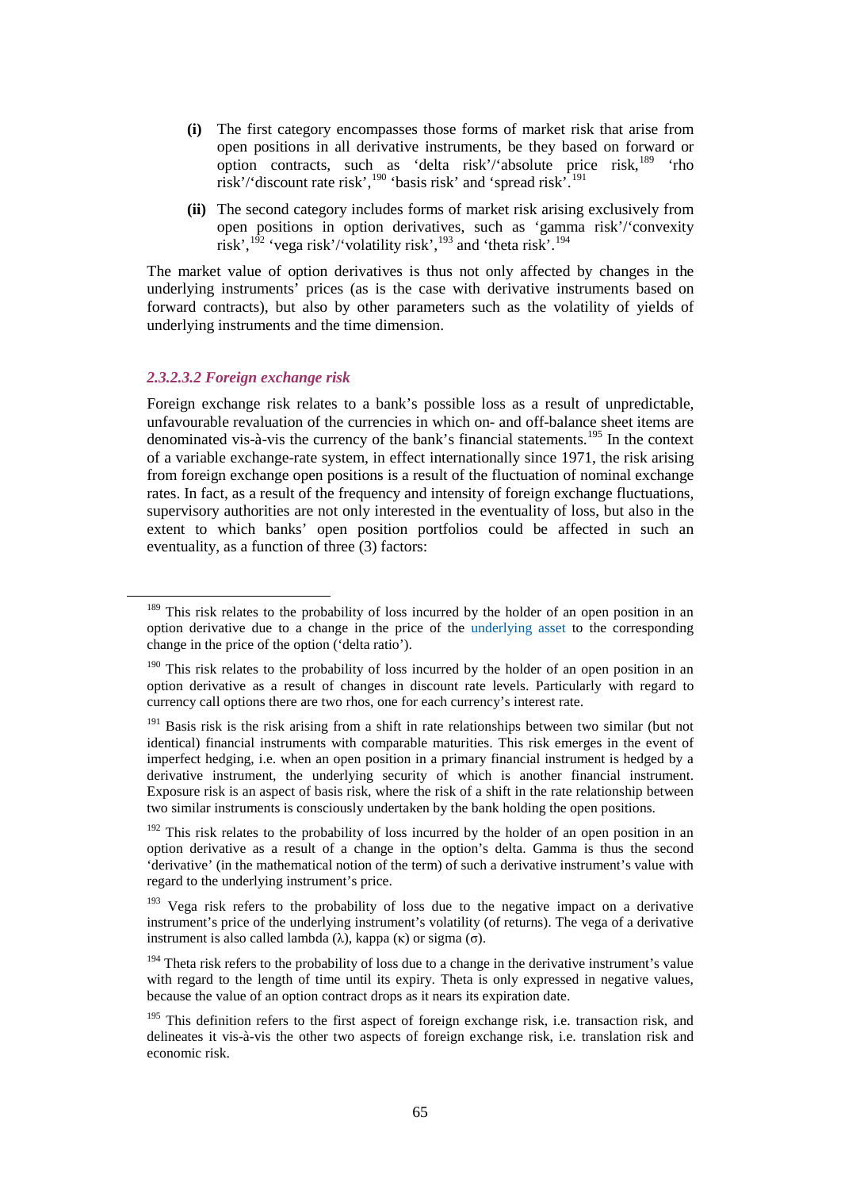- **(i)** The first category encompasses those forms of market risk that arise from open positions in all derivative instruments, be they based on forward or option contracts, such as 'delta risk'/'absolute price risk,[189] 'rho risk'/'discount rate risk',[190] 'basis risk' and 'spread risk'.[191]

- **(ii)** The second category includes forms of market risk arising exclusively from open positions in option derivatives, such as 'gamma risk'/'convexity risk',[192] 'vega risk'/'volatility risk',[193] and 'theta risk'.[194]

The market value of option derivatives is thus not only affected by changes in the underlying instruments' prices (as is the case with derivative instruments based on forward contracts), but also by other parameters such as the volatility of yields of underlying instruments and the time dimension.

#### *2.3.2.3.2 Foreign exchange risk*

Foreign exchange risk relates to a bank's possible loss as a result of unpredictable, unfavourable revaluation of the currencies in which on- and off-balance sheet items are denominated vis-à-vis the currency of the bank's financial statements.[195] In the context of a variable exchange-rate system, in effect internationally since 1971, the risk arising from foreign exchange open positions is a result of the fluctuation of nominal exchange rates. In fact, as a result of the frequency and intensity of foreign exchange fluctuations, supervisory authorities are not only interested in the eventuality of loss, but also in the extent to which banks' open position portfolios could be affected in such an eventuality, as a function of three (3) factors:

---

[189] This risk relates to the probability of loss incurred by the holder of an open position in an option derivative due to a change in the price of the underlying asset to the corresponding change in the price of the option ('delta ratio').

[190] This risk relates to the probability of loss incurred by the holder of an open position in an option derivative as a result of changes in discount rate levels. Particularly with regard to currency call options there are two rhos, one for each currency's interest rate.

[191] Basis risk is the risk arising from a shift in rate relationships between two similar (but not identical) financial instruments with comparable maturities. This risk emerges in the event of imperfect hedging, i.e. when an open position in a primary financial instrument is hedged by a derivative instrument, the underlying security of which is another financial instrument. Exposure risk is an aspect of basis risk, where the risk of a shift in the rate relationship between two similar instruments is consciously undertaken by the bank holding the open positions.

[192] This risk relates to the probability of loss incurred by the holder of an open position in an option derivative as a result of a change in the option's delta. Gamma is thus the second 'derivative' (in the mathematical notion of the term) of such a derivative instrument's value with regard to the underlying instrument's price.

[193] Vega risk refers to the probability of loss due to the negative impact on a derivative instrument's price of the underlying instrument's volatility (of returns). The vega of a derivative instrument is also called lambda ($\lambda$), kappa ($\kappa$) or sigma ($\sigma$).

[194] Theta risk refers to the probability of loss due to a change in the derivative instrument's value with regard to the length of time until its expiry. Theta is only expressed in negative values, because the value of an option contract drops as it nears its expiration date.

[195] This definition refers to the first aspect of foreign exchange risk, i.e. transaction risk, and delineates it vis-à-vis the other two aspects of foreign exchange risk, i.e. translation risk and economic risk.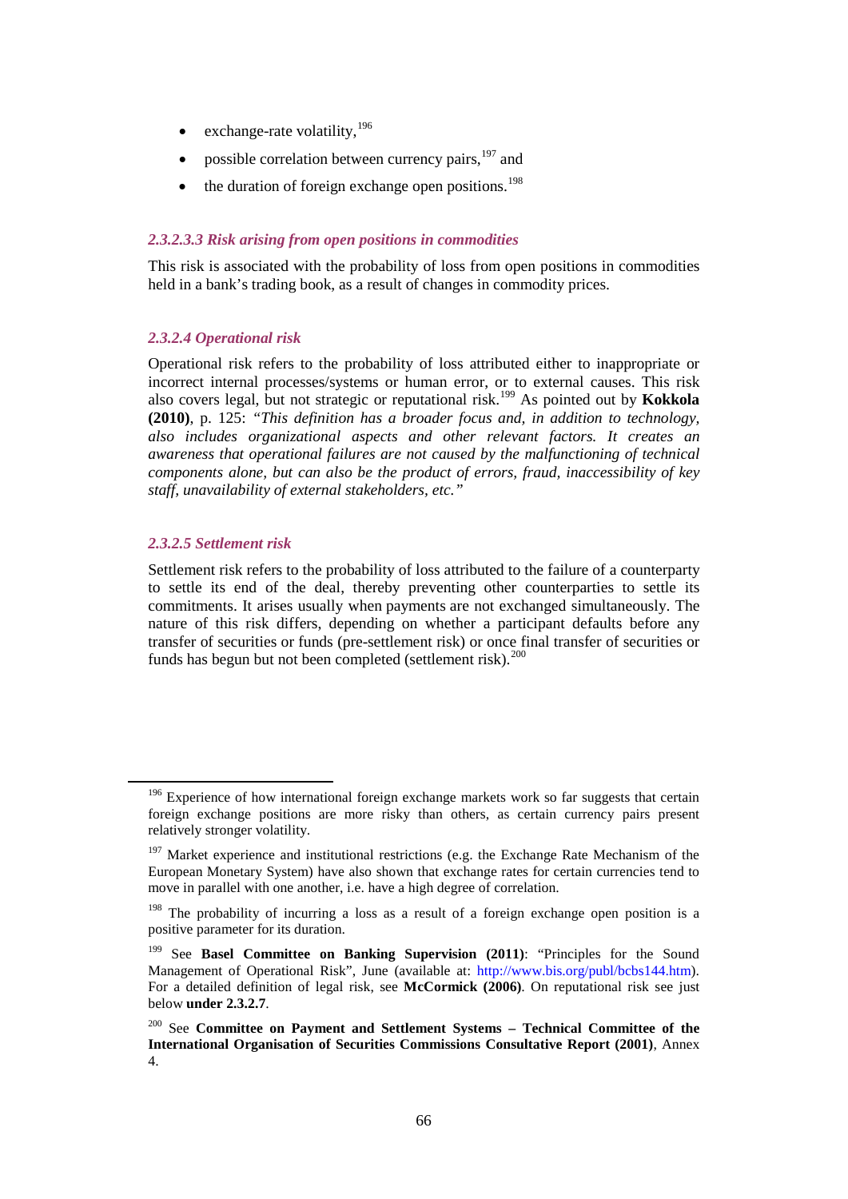- exchange-rate volatility,[196]
- possible correlation between currency pairs,[197] and
- the duration of foreign exchange open positions.[198]

##### *2.3.2.3.3 Risk arising from open positions in commodities*

This risk is associated with the probability of loss from open positions in commodities held in a bank's trading book, as a result of changes in commodity prices.

#### *2.3.2.4 Operational risk*

Operational risk refers to the probability of loss attributed either to inappropriate or incorrect internal processes/systems or human error, or to external causes. This risk also covers legal, but not strategic or reputational risk.[199] As pointed out by **Kokkola (2010)**, p. 125: *"This definition has a broader focus and, in addition to technology, also includes organizational aspects and other relevant factors. It creates an awareness that operational failures are not caused by the malfunctioning of technical components alone, but can also be the product of errors, fraud, inaccessibility of key staff, unavailability of external stakeholders, etc."*

#### *2.3.2.5 Settlement risk*

Settlement risk refers to the probability of loss attributed to the failure of a counterparty to settle its end of the deal, thereby preventing other counterparties to settle its commitments. It arises usually when payments are not exchanged simultaneously. The nature of this risk differs, depending on whether a participant defaults before any transfer of securities or funds (pre-settlement risk) or once final transfer of securities or funds has begun but not been completed (settlement risk).[200]

---

[196] Experience of how international foreign exchange markets work so far suggests that certain foreign exchange positions are more risky than others, as certain currency pairs present relatively stronger volatility.

[197] Market experience and institutional restrictions (e.g. the Exchange Rate Mechanism of the European Monetary System) have also shown that exchange rates for certain currencies tend to move in parallel with one another, i.e. have a high degree of correlation.

[198] The probability of incurring a loss as a result of a foreign exchange open position is a positive parameter for its duration.

[199] See **Basel Committee on Banking Supervision (2011)**: "Principles for the Sound Management of Operational Risk", June (available at: http://www.bis.org/publ/bcbs144.htm). For a detailed definition of legal risk, see **McCormick (2006)**. On reputational risk see just below **under 2.3.2.7**.

[200] See **Committee on Payment and Settlement Systems – Technical Committee of the International Organisation of Securities Commissions Consultative Report (2001)**, Annex 4.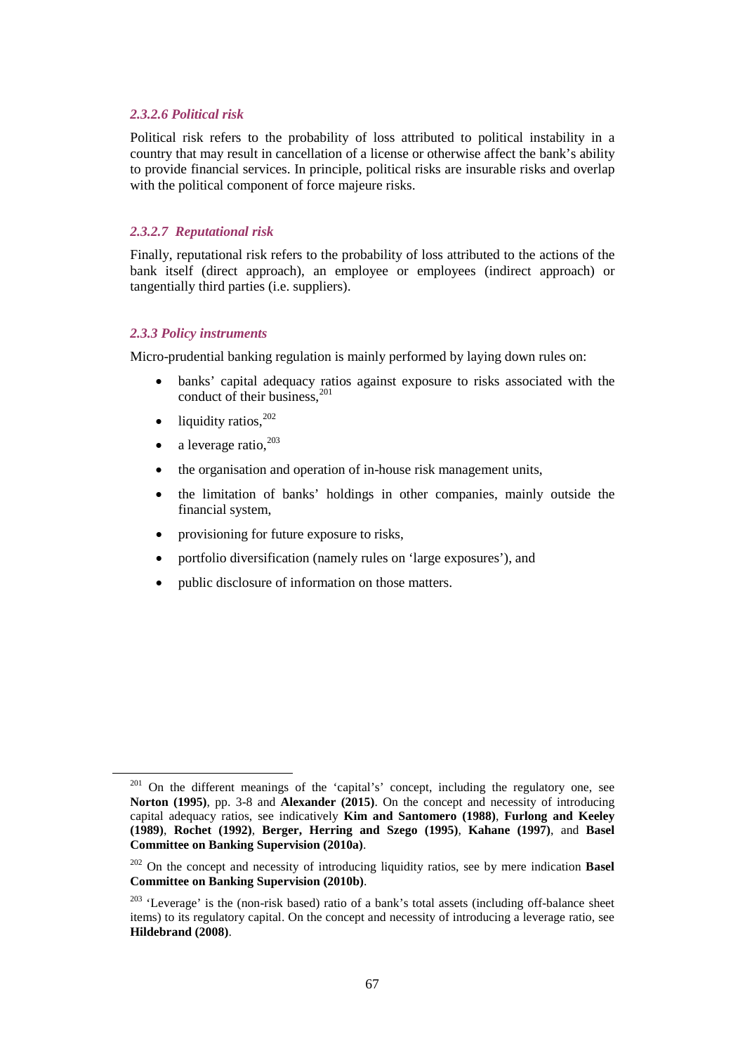#### *2.3.2.6 Political risk*

Political risk refers to the probability of loss attributed to political instability in a country that may result in cancellation of a license or otherwise affect the bank's ability to provide financial services. In principle, political risks are insurable risks and overlap with the political component of force majeure risks.

#### *2.3.2.7 Reputational risk*

Finally, reputational risk refers to the probability of loss attributed to the actions of the bank itself (direct approach), an employee or employees (indirect approach) or tangentially third parties (i.e. suppliers).

### *2.3.3 Policy instruments*

Micro-prudential banking regulation is mainly performed by laying down rules on:

- banks' capital adequacy ratios against exposure to risks associated with the conduct of their business,[201]
- liquidity ratios,[202]
- a leverage ratio,[203]
- the organisation and operation of in-house risk management units,
- the limitation of banks' holdings in other companies, mainly outside the financial system,
- provisioning for future exposure to risks,
- portfolio diversification (namely rules on 'large exposures'), and
- public disclosure of information on those matters.

---

[201] On the different meanings of the 'capital's' concept, including the regulatory one, see **Norton (1995)**, pp. 3-8 and **Alexander (2015)**. On the concept and necessity of introducing capital adequacy ratios, see indicatively **Kim and Santomero (1988)**, **Furlong and Keeley (1989)**, **Rochet (1992)**, **Berger, Herring and Szego (1995)**, **Kahane (1997)**, and **Basel Committee on Banking Supervision (2010a)**.

[202] On the concept and necessity of introducing liquidity ratios, see by mere indication **Basel Committee on Banking Supervision (2010b)**.

[203] 'Leverage' is the (non-risk based) ratio of a bank's total assets (including off-balance sheet items) to its regulatory capital. On the concept and necessity of introducing a leverage ratio, see **Hildebrand (2008)**.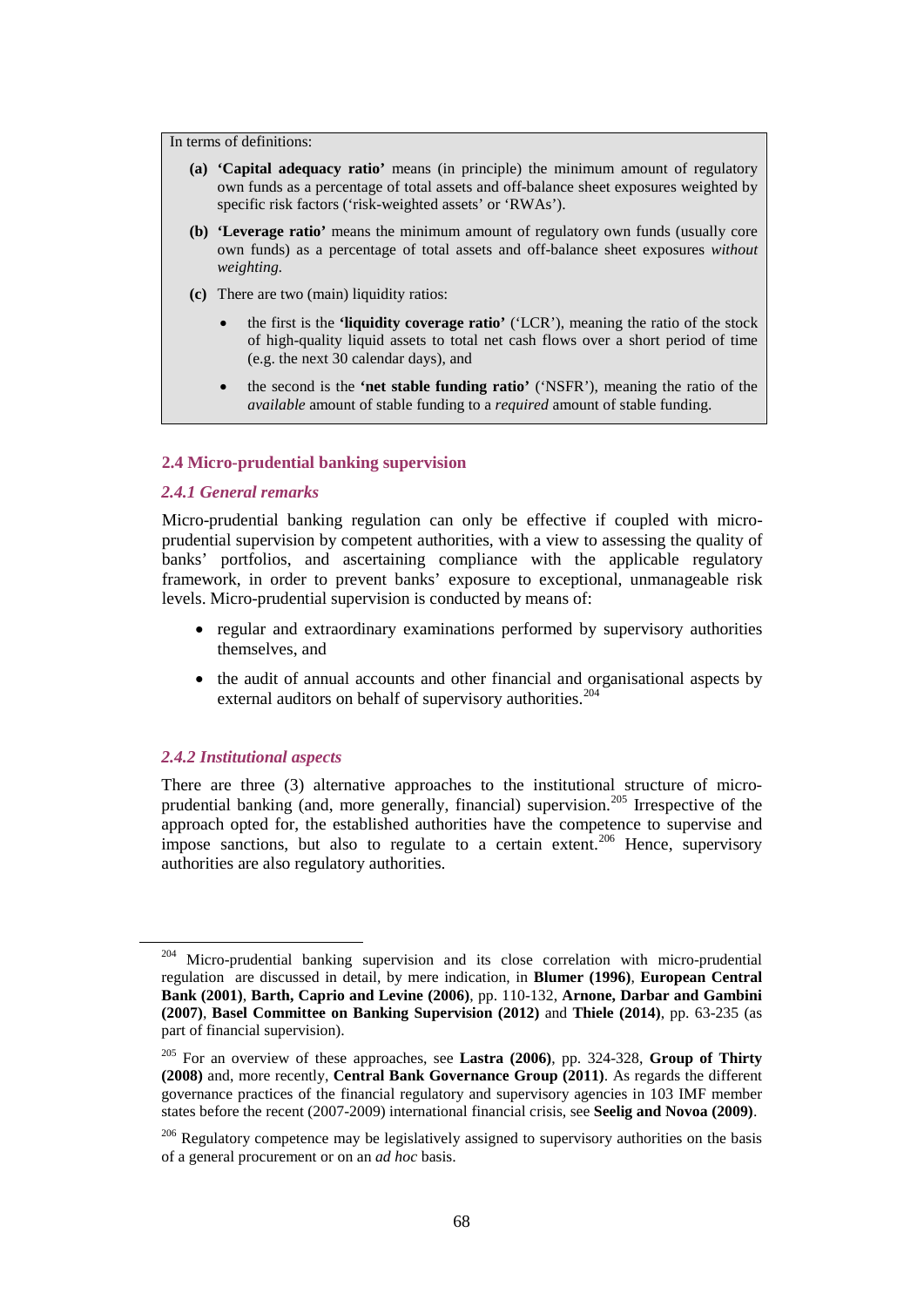In terms of definitions:

**(a)** **'Capital adequacy ratio'** means (in principle) the minimum amount of regulatory own funds as a percentage of total assets and off-balance sheet exposures weighted by specific risk factors ('risk-weighted assets' or 'RWAs').

**(b)** **'Leverage ratio'** means the minimum amount of regulatory own funds (usually core own funds) as a percentage of total assets and off-balance sheet exposures *without weighting*.

**(c)** There are two (main) liquidity ratios:

- the first is the **'liquidity coverage ratio'** ('LCR'), meaning the ratio of the stock of high-quality liquid assets to total net cash flows over a short period of time (e.g. the next 30 calendar days), and
- the second is the **'net stable funding ratio'** ('NSFR'), meaning the ratio of the *available* amount of stable funding to a *required* amount of stable funding.

## 2.4 Micro-prudential banking supervision

### *2.4.1 General remarks*

Micro-prudential banking regulation can only be effective if coupled with micro-prudential supervision by competent authorities, with a view to assessing the quality of banks' portfolios, and ascertaining compliance with the applicable regulatory framework, in order to prevent banks' exposure to exceptional, unmanageable risk levels. Micro-prudential supervision is conducted by means of:

- regular and extraordinary examinations performed by supervisory authorities themselves, and
- the audit of annual accounts and other financial and organisational aspects by external auditors on behalf of supervisory authorities.[204]

### *2.4.2 Institutional aspects*

There are three (3) alternative approaches to the institutional structure of micro-prudential banking (and, more generally, financial) supervision.[205] Irrespective of the approach opted for, the established authorities have the competence to supervise and impose sanctions, but also to regulate to a certain extent.[206] Hence, supervisory authorities are also regulatory authorities.

---

[204] Micro-prudential banking supervision and its close correlation with micro-prudential regulation are discussed in detail, by mere indication, in **Blumer (1996)**, **European Central Bank (2001)**, **Barth, Caprio and Levine (2006)**, pp. 110-132, **Arnone, Darbar and Gambini (2007)**, **Basel Committee on Banking Supervision (2012)** and **Thiele (2014)**, pp. 63-235 (as part of financial supervision).

[205] For an overview of these approaches, see **Lastra (2006)**, pp. 324-328, **Group of Thirty (2008)** and, more recently, **Central Bank Governance Group (2011)**. As regards the different governance practices of the financial regulatory and supervisory agencies in 103 IMF member states before the recent (2007-2009) international financial crisis, see **Seelig and Novoa (2009)**.

[206] Regulatory competence may be legislatively assigned to supervisory authorities on the basis of a general procurement or on an *ad hoc* basis.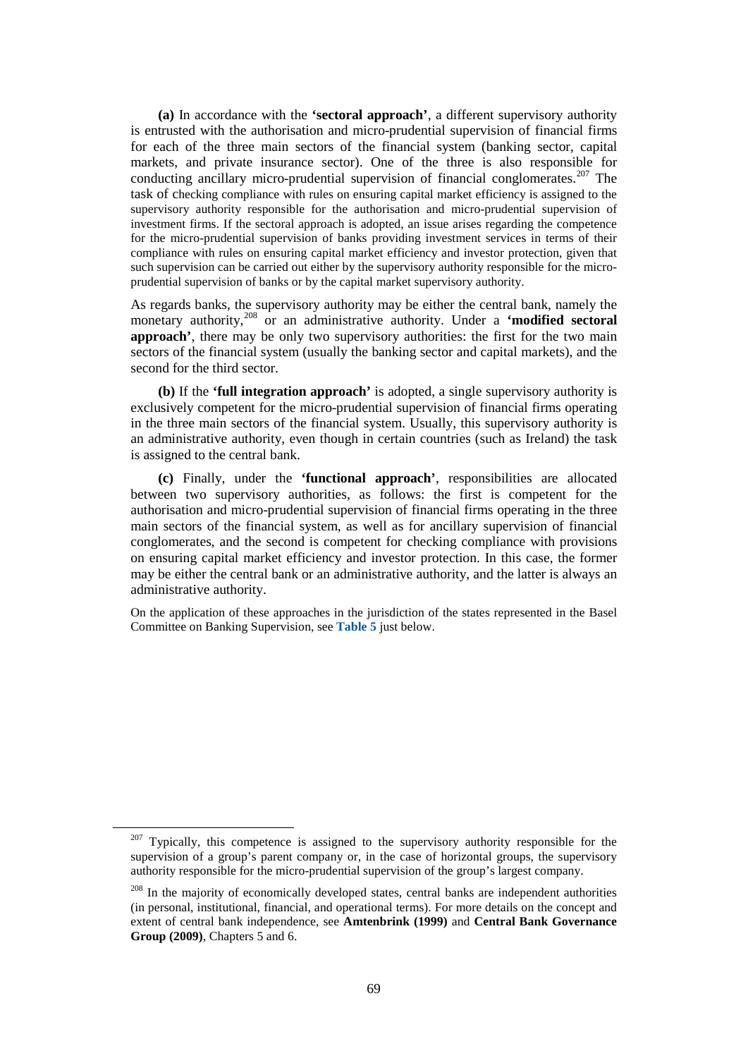**(a)** In accordance with the **'sectoral approach'**, a different supervisory authority is entrusted with the authorisation and micro-prudential supervision of financial firms for each of the three main sectors of the financial system (banking sector, capital markets, and private insurance sector). One of the three is also responsible for conducting ancillary micro-prudential supervision of financial conglomerates.[207] The task of checking compliance with rules on ensuring capital market efficiency is assigned to the supervisory authority responsible for the authorisation and micro-prudential supervision of investment firms. If the sectoral approach is adopted, an issue arises regarding the competence for the micro-prudential supervision of banks providing investment services in terms of their compliance with rules on ensuring capital market efficiency and investor protection, given that such supervision can be carried out either by the supervisory authority responsible for the micro-prudential supervision of banks or by the capital market supervisory authority.

As regards banks, the supervisory authority may be either the central bank, namely the monetary authority,[208] or an administrative authority. Under a **'modified sectoral approach'**, there may be only two supervisory authorities: the first for the two main sectors of the financial system (usually the banking sector and capital markets), and the second for the third sector.

**(b)** If the **'full integration approach'** is adopted, a single supervisory authority is exclusively competent for the micro-prudential supervision of financial firms operating in the three main sectors of the financial system. Usually, this supervisory authority is an administrative authority, even though in certain countries (such as Ireland) the task is assigned to the central bank.

**(c)** Finally, under the **'functional approach'**, responsibilities are allocated between two supervisory authorities, as follows: the first is competent for the authorisation and micro-prudential supervision of financial firms operating in the three main sectors of the financial system, as well as for ancillary supervision of financial conglomerates, and the second is competent for checking compliance with provisions on ensuring capital market efficiency and investor protection. In this case, the former may be either the central bank or an administrative authority, and the latter is always an administrative authority.

On the application of these approaches in the jurisdiction of the states represented in the Basel Committee on Banking Supervision, see **Table 5** just below.

---

[207] Typically, this competence is assigned to the supervisory authority responsible for the supervision of a group's parent company or, in the case of horizontal groups, the supervisory authority responsible for the micro-prudential supervision of the group's largest company.

[208] In the majority of economically developed states, central banks are independent authorities (in personal, institutional, financial, and operational terms). For more details on the concept and extent of central bank independence, see **Amtenbrink (1999)** and **Central Bank Governance Group (2009)**, Chapters 5 and 6.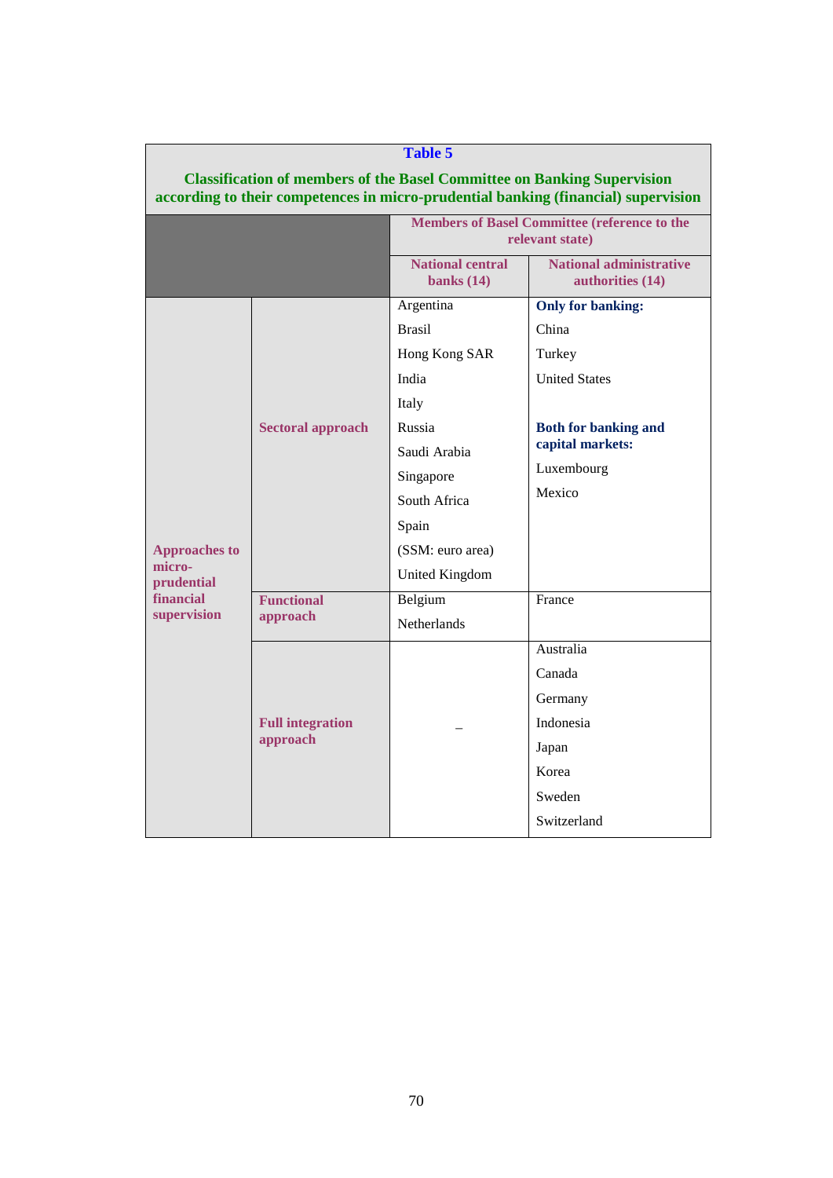**Table 5**

**Classification of members of the Basel Committee on Banking Supervision according to their competences in micro-prudential banking (financial) supervision**

| | | Members of Basel Committee (reference to the relevant state) | |
|---|---|---|---|
| | | **National central banks (14)** | **National administrative authorities (14)** |
| **Approaches to micro-prudential financial supervision** | **Sectoral approach** | Argentina<br>Brasil<br>Hong Kong SAR<br>India<br>Italy<br>Russia<br>Saudi Arabia<br>Singapore<br>South Africa<br>Spain<br>(SSM: euro area)<br>United Kingdom | **Only for banking:**<br>China<br>Turkey<br>United States<br><br>**Both for banking and capital markets:**<br>Luxembourg<br>Mexico |
| | **Functional approach** | Belgium<br>Netherlands | France |
| | **Full integration approach** | – | Australia<br>Canada<br>Germany<br>Indonesia<br>Japan<br>Korea<br>Sweden<br>Switzerland |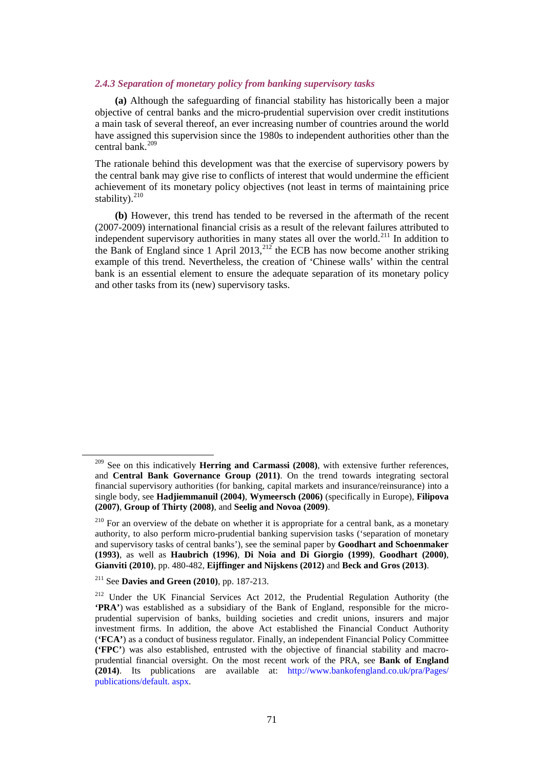### *2.4.3 Separation of monetary policy from banking supervisory tasks*

**(a)** Although the safeguarding of financial stability has historically been a major objective of central banks and the micro-prudential supervision over credit institutions a main task of several thereof, an ever increasing number of countries around the world have assigned this supervision since the 1980s to independent authorities other than the central bank.[209]

The rationale behind this development was that the exercise of supervisory powers by the central bank may give rise to conflicts of interest that would undermine the efficient achievement of its monetary policy objectives (not least in terms of maintaining price stability).[210]

**(b)** However, this trend has tended to be reversed in the aftermath of the recent (2007-2009) international financial crisis as a result of the relevant failures attributed to independent supervisory authorities in many states all over the world.[211] In addition to the Bank of England since 1 April 2013,[212] the ECB has now become another striking example of this trend. Nevertheless, the creation of 'Chinese walls' within the central bank is an essential element to ensure the adequate separation of its monetary policy and other tasks from its (new) supervisory tasks.

---

[209] See on this indicatively **Herring and Carmassi (2008)**, with extensive further references, and **Central Bank Governance Group (2011)**. On the trend towards integrating sectoral financial supervisory authorities (for banking, capital markets and insurance/reinsurance) into a single body, see **Hadjiemmanuil (2004)**, **Wymeersch (2006)** (specifically in Europe), **Filipova (2007)**, **Group of Thirty (2008)**, and **Seelig and Novoa (2009)**.

[210] For an overview of the debate on whether it is appropriate for a central bank, as a monetary authority, to also perform micro-prudential banking supervision tasks ('separation of monetary and supervisory tasks of central banks'), see the seminal paper by **Goodhart and Schoenmaker (1993)**, as well as **Haubrich (1996)**, **Di Noia and Di Giorgio (1999)**, **Goodhart (2000)**, **Gianviti (2010)**, pp. 480-482, **Eijffinger and Nijskens (2012)** and **Beck and Gros (2013)**.

[211] See **Davies and Green (2010)**, pp. 187-213.

[212] Under the UK Financial Services Act 2012, the Prudential Regulation Authority (the **'PRA'**) was established as a subsidiary of the Bank of England, responsible for the micro-prudential supervision of banks, building societies and credit unions, insurers and major investment firms. In addition, the above Act established the Financial Conduct Authority (**'FCA'**) as a conduct of business regulator. Finally, an independent Financial Policy Committee **('FPC'**) was also established, entrusted with the objective of financial stability and macro-prudential financial oversight. On the most recent work of the PRA, see **Bank of England (2014)**. Its publications are available at: http://www.bankofengland.co.uk/pra/Pages/publications/default. aspx.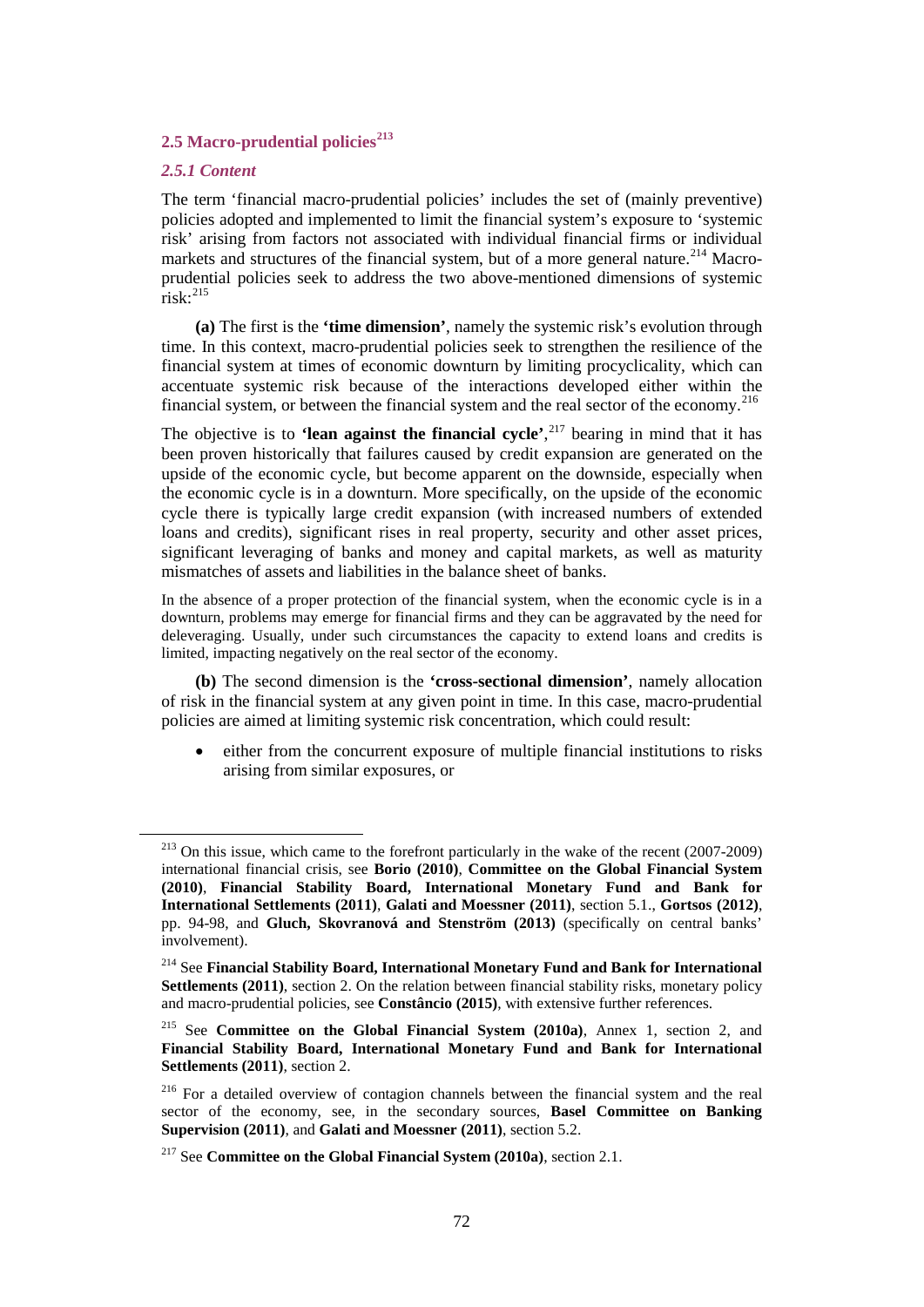## 2.5 Macro-prudential policies[213]

### *2.5.1 Content*

The term 'financial macro-prudential policies' includes the set of (mainly preventive) policies adopted and implemented to limit the financial system's exposure to 'systemic risk' arising from factors not associated with individual financial firms or individual markets and structures of the financial system, but of a more general nature.[214] Macro-prudential policies seek to address the two above-mentioned dimensions of systemic risk:[215]

**(a)** The first is the **'time dimension'**, namely the systemic risk's evolution through time. In this context, macro-prudential policies seek to strengthen the resilience of the financial system at times of economic downturn by limiting procyclicality, which can accentuate systemic risk because of the interactions developed either within the financial system, or between the financial system and the real sector of the economy.[216]

The objective is to **'lean against the financial cycle'**,[217] bearing in mind that it has been proven historically that failures caused by credit expansion are generated on the upside of the economic cycle, but become apparent on the downside, especially when the economic cycle is in a downturn. More specifically, on the upside of the economic cycle there is typically large credit expansion (with increased numbers of extended loans and credits), significant rises in real property, security and other asset prices, significant leveraging of banks and money and capital markets, as well as maturity mismatches of assets and liabilities in the balance sheet of banks.

In the absence of a proper protection of the financial system, when the economic cycle is in a downturn, problems may emerge for financial firms and they can be aggravated by the need for deleveraging. Usually, under such circumstances the capacity to extend loans and credits is limited, impacting negatively on the real sector of the economy.

**(b)** The second dimension is the **'cross-sectional dimension'**, namely allocation of risk in the financial system at any given point in time. In this case, macro-prudential policies are aimed at limiting systemic risk concentration, which could result:

- either from the concurrent exposure of multiple financial institutions to risks arising from similar exposures, or

---

[213] On this issue, which came to the forefront particularly in the wake of the recent (2007-2009) international financial crisis, see **Borio (2010)**, **Committee on the Global Financial System (2010)**, **Financial Stability Board, International Monetary Fund and Bank for International Settlements (2011)**, **Galati and Moessner (2011)**, section 5.1., **Gortsos (2012)**, pp. 94-98, and **Gluch, Skovranová and Stenström (2013)** (specifically on central banks' involvement).

[214] See **Financial Stability Board, International Monetary Fund and Bank for International Settlements (2011)**, section 2. On the relation between financial stability risks, monetary policy and macro-prudential policies, see **Constâncio (2015)**, with extensive further references.

[215] See **Committee on the Global Financial System (2010a)**, Annex 1, section 2, and **Financial Stability Board, International Monetary Fund and Bank for International Settlements (2011)**, section 2.

[216] For a detailed overview of contagion channels between the financial system and the real sector of the economy, see, in the secondary sources, **Basel Committee on Banking Supervision (2011)**, and **Galati and Moessner (2011)**, section 5.2.

[217] See **Committee on the Global Financial System (2010a)**, section 2.1.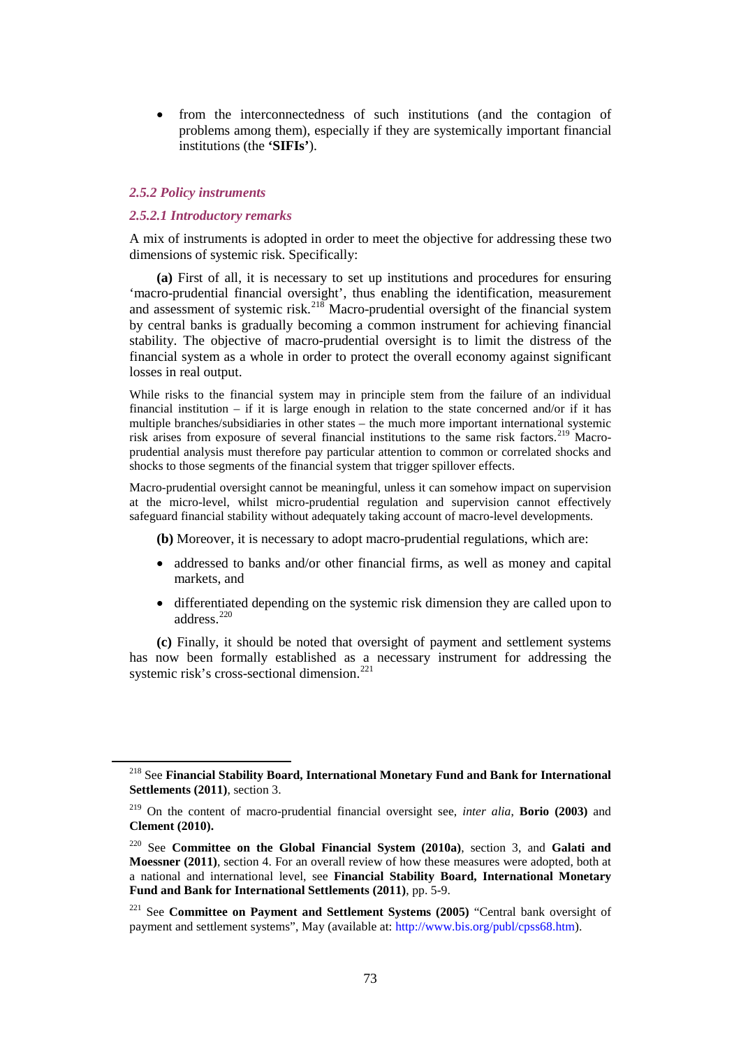- from the interconnectedness of such institutions (and the contagion of problems among them), especially if they are systemically important financial institutions (the **'SIFIs'**).

### *2.5.2 Policy instruments*

#### *2.5.2.1 Introductory remarks*

A mix of instruments is adopted in order to meet the objective for addressing these two dimensions of systemic risk. Specifically:

**(a)** First of all, it is necessary to set up institutions and procedures for ensuring 'macro-prudential financial oversight', thus enabling the identification, measurement and assessment of systemic risk.[218] Macro-prudential oversight of the financial system by central banks is gradually becoming a common instrument for achieving financial stability. The objective of macro-prudential oversight is to limit the distress of the financial system as a whole in order to protect the overall economy against significant losses in real output.

While risks to the financial system may in principle stem from the failure of an individual financial institution – if it is large enough in relation to the state concerned and/or if it has multiple branches/subsidiaries in other states – the much more important international systemic risk arises from exposure of several financial institutions to the same risk factors.[219] Macro-prudential analysis must therefore pay particular attention to common or correlated shocks and shocks to those segments of the financial system that trigger spillover effects.

Macro-prudential oversight cannot be meaningful, unless it can somehow impact on supervision at the micro-level, whilst micro-prudential regulation and supervision cannot effectively safeguard financial stability without adequately taking account of macro-level developments.

**(b)** Moreover, it is necessary to adopt macro-prudential regulations, which are:

- addressed to banks and/or other financial firms, as well as money and capital markets, and
- differentiated depending on the systemic risk dimension they are called upon to address.[220]

**(c)** Finally, it should be noted that oversight of payment and settlement systems has now been formally established as a necessary instrument for addressing the systemic risk's cross-sectional dimension.[221]

---

[218] See **Financial Stability Board, International Monetary Fund and Bank for International Settlements (2011)**, section 3.

[219] On the content of macro-prudential financial oversight see, *inter alia*, **Borio (2003)** and **Clement (2010).**

[220] See **Committee on the Global Financial System (2010a)**, section 3, and **Galati and Moessner (2011)**, section 4. For an overall review of how these measures were adopted, both at a national and international level, see **Financial Stability Board, International Monetary Fund and Bank for International Settlements (2011)**, pp. 5-9.

[221] See **Committee on Payment and Settlement Systems (2005)** "Central bank oversight of payment and settlement systems", May (available at: http://www.bis.org/publ/cpss68.htm).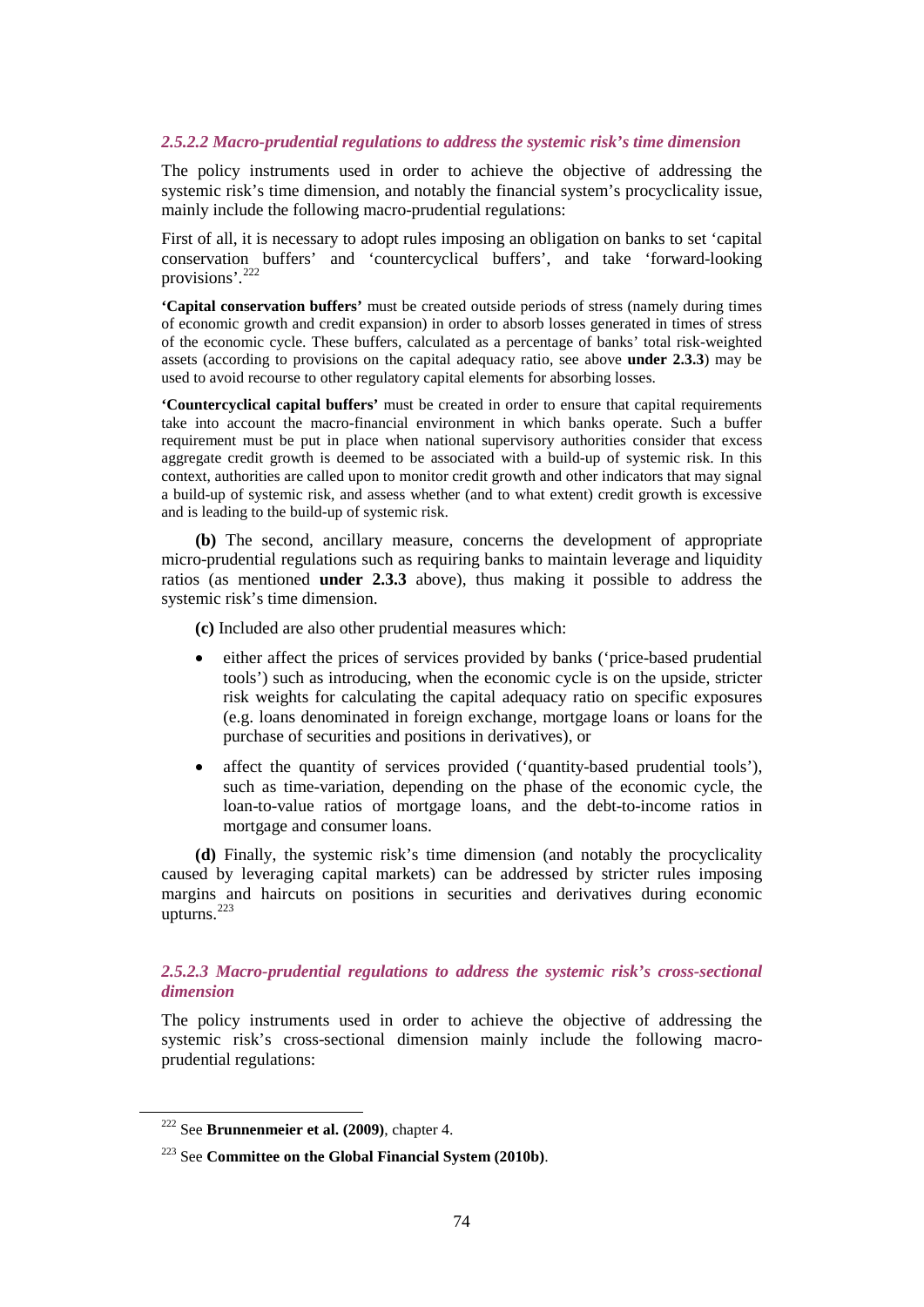#### *2.5.2.2 Macro-prudential regulations to address the systemic risk's time dimension*

The policy instruments used in order to achieve the objective of addressing the systemic risk's time dimension, and notably the financial system's procyclicality issue, mainly include the following macro-prudential regulations:

First of all, it is necessary to adopt rules imposing an obligation on banks to set 'capital conservation buffers' and 'countercyclical buffers', and take 'forward-looking provisions'.[222]

**'Capital conservation buffers'** must be created outside periods of stress (namely during times of economic growth and credit expansion) in order to absorb losses generated in times of stress of the economic cycle. These buffers, calculated as a percentage of banks' total risk-weighted assets (according to provisions on the capital adequacy ratio, see above **under 2.3.3**) may be used to avoid recourse to other regulatory capital elements for absorbing losses.

**'Countercyclical capital buffers'** must be created in order to ensure that capital requirements take into account the macro-financial environment in which banks operate. Such a buffer requirement must be put in place when national supervisory authorities consider that excess aggregate credit growth is deemed to be associated with a build-up of systemic risk. In this context, authorities are called upon to monitor credit growth and other indicators that may signal a build-up of systemic risk, and assess whether (and to what extent) credit growth is excessive and is leading to the build-up of systemic risk.

**(b)** The second, ancillary measure, concerns the development of appropriate micro-prudential regulations such as requiring banks to maintain leverage and liquidity ratios (as mentioned **under 2.3.3** above), thus making it possible to address the systemic risk's time dimension.

**(c)** Included are also other prudential measures which:

- either affect the prices of services provided by banks ('price-based prudential tools') such as introducing, when the economic cycle is on the upside, stricter risk weights for calculating the capital adequacy ratio on specific exposures (e.g. loans denominated in foreign exchange, mortgage loans or loans for the purchase of securities and positions in derivatives), or
- affect the quantity of services provided ('quantity-based prudential tools'), such as time-variation, depending on the phase of the economic cycle, the loan-to-value ratios of mortgage loans, and the debt-to-income ratios in mortgage and consumer loans.

**(d)** Finally, the systemic risk's time dimension (and notably the procyclicality caused by leveraging capital markets) can be addressed by stricter rules imposing margins and haircuts on positions in securities and derivatives during economic upturns.[223]

#### *2.5.2.3 Macro-prudential regulations to address the systemic risk's cross-sectional dimension*

The policy instruments used in order to achieve the objective of addressing the systemic risk's cross-sectional dimension mainly include the following macro-prudential regulations:

---

[222] See **Brunnenmeier et al. (2009)**, chapter 4.

[223] See **Committee on the Global Financial System (2010b)**.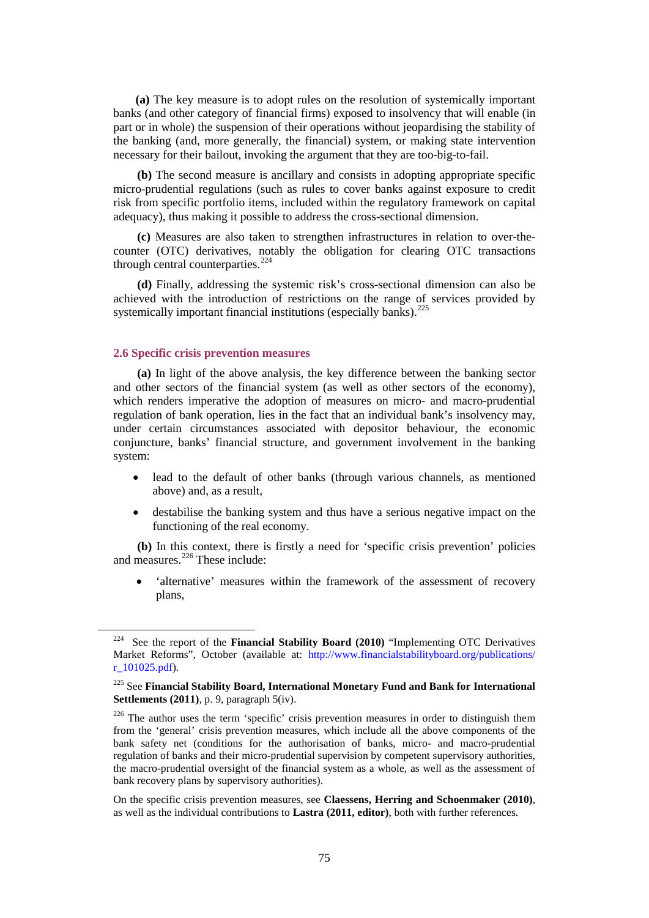**(a)** The key measure is to adopt rules on the resolution of systemically important banks (and other category of financial firms) exposed to insolvency that will enable (in part or in whole) the suspension of their operations without jeopardising the stability of the banking (and, more generally, the financial) system, or making state intervention necessary for their bailout, invoking the argument that they are too-big-to-fail.

**(b)** The second measure is ancillary and consists in adopting appropriate specific micro-prudential regulations (such as rules to cover banks against exposure to credit risk from specific portfolio items, included within the regulatory framework on capital adequacy), thus making it possible to address the cross-sectional dimension.

**(c)** Measures are also taken to strengthen infrastructures in relation to over-the-counter (OTC) derivatives, notably the obligation for clearing OTC transactions through central counterparties.[224]

**(d)** Finally, addressing the systemic risk's cross-sectional dimension can also be achieved with the introduction of restrictions on the range of services provided by systemically important financial institutions (especially banks).[225]

## 2.6 Specific crisis prevention measures

**(a)** In light of the above analysis, the key difference between the banking sector and other sectors of the financial system (as well as other sectors of the economy), which renders imperative the adoption of measures on micro- and macro-prudential regulation of bank operation, lies in the fact that an individual bank's insolvency may, under certain circumstances associated with depositor behaviour, the economic conjuncture, banks' financial structure, and government involvement in the banking system:

- lead to the default of other banks (through various channels, as mentioned above) and, as a result,
- destabilise the banking system and thus have a serious negative impact on the functioning of the real economy.

**(b)** In this context, there is firstly a need for 'specific crisis prevention' policies and measures.[226] These include:

- 'alternative' measures within the framework of the assessment of recovery plans,

---

[224] See the report of the **Financial Stability Board (2010)** "Implementing OTC Derivatives Market Reforms", October (available at: http://www.financialstabilityboard.org/publications/r_101025.pdf).

[225] See **Financial Stability Board, International Monetary Fund and Bank for International Settlements (2011)**, p. 9, paragraph 5(iv).

[226] The author uses the term 'specific' crisis prevention measures in order to distinguish them from the 'general' crisis prevention measures, which include all the above components of the bank safety net (conditions for the authorisation of banks, micro- and macro-prudential regulation of banks and their micro-prudential supervision by competent supervisory authorities, the macro-prudential oversight of the financial system as a whole, as well as the assessment of bank recovery plans by supervisory authorities).

On the specific crisis prevention measures, see **Claessens, Herring and Schoenmaker (2010)**, as well as the individual contributions to **Lastra (2011, editor)**, both with further references.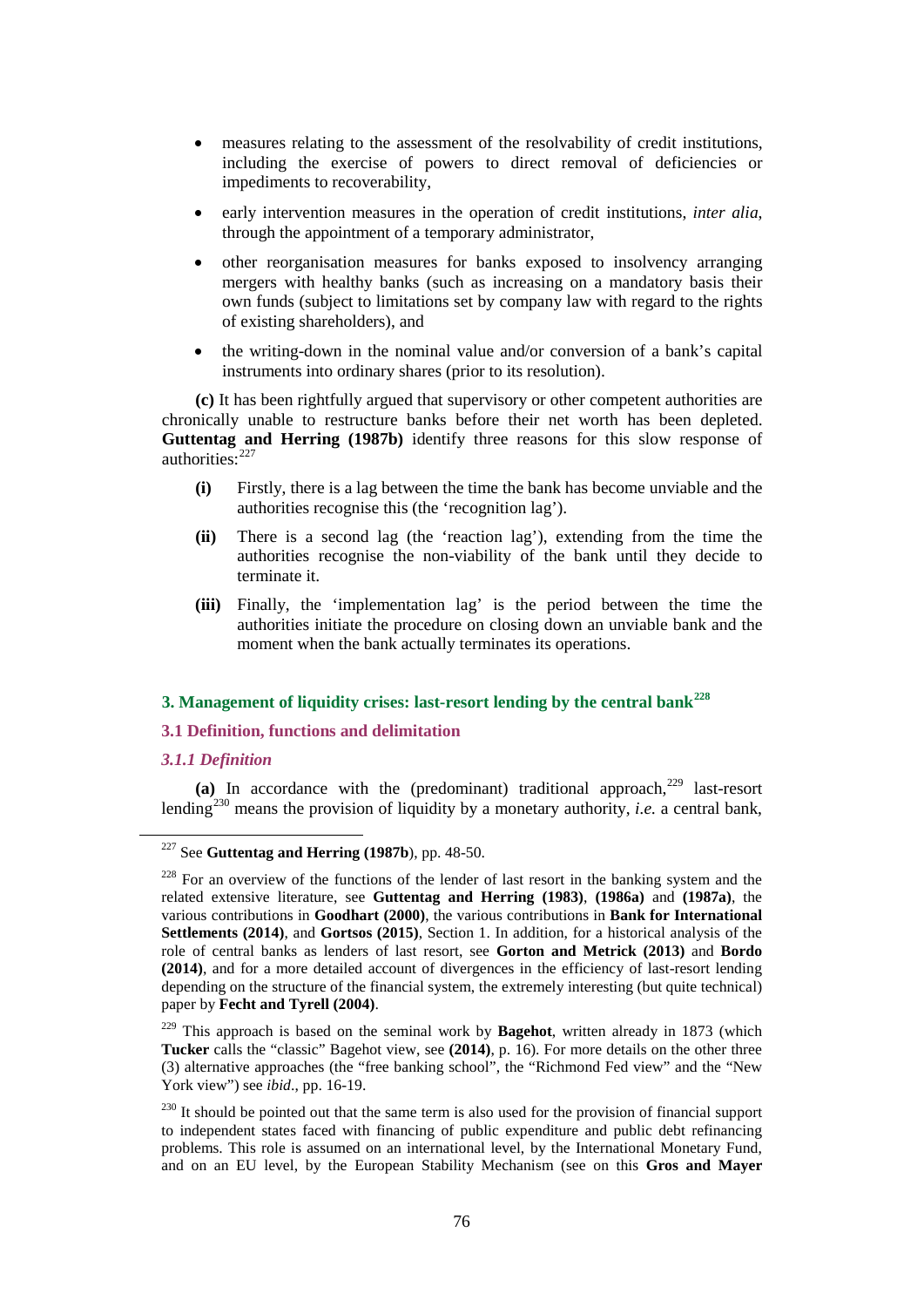- measures relating to the assessment of the resolvability of credit institutions, including the exercise of powers to direct removal of deficiencies or impediments to recoverability,

- early intervention measures in the operation of credit institutions, *inter alia*, through the appointment of a temporary administrator,

- other reorganisation measures for banks exposed to insolvency arranging mergers with healthy banks (such as increasing on a mandatory basis their own funds (subject to limitations set by company law with regard to the rights of existing shareholders), and

- the writing-down in the nominal value and/or conversion of a bank's capital instruments into ordinary shares (prior to its resolution).

**(c)** It has been rightfully argued that supervisory or other competent authorities are chronically unable to restructure banks before their net worth has been depleted. **Guttentag and Herring (1987b)** identify three reasons for this slow response of authorities:[227]

**(i)** Firstly, there is a lag between the time the bank has become unviable and the authorities recognise this (the 'recognition lag').

**(ii)** There is a second lag (the 'reaction lag'), extending from the time the authorities recognise the non-viability of the bank until they decide to terminate it.

**(iii)** Finally, the 'implementation lag' is the period between the time the authorities initiate the procedure on closing down an unviable bank and the moment when the bank actually terminates its operations.

## 3. Management of liquidity crises: last-resort lending by the central bank[228]

### 3.1 Definition, functions and delimitation

#### *3.1.1 Definition*

**(a)** In accordance with the (predominant) traditional approach,[229] last-resort lending[230] means the provision of liquidity by a monetary authority, *i.e.* a central bank,

---

[227] See **Guttentag and Herring (1987b)**, pp. 48-50.

[228] For an overview of the functions of the lender of last resort in the banking system and the related extensive literature, see **Guttentag and Herring (1983)**, **(1986a)** and **(1987a)**, the various contributions in **Goodhart (2000)**, the various contributions in **Bank for International Settlements (2014)**, and **Gortsos (2015)**, Section 1. In addition, for a historical analysis of the role of central banks as lenders of last resort, see **Gorton and Metrick (2013)** and **Bordo (2014)**, and for a more detailed account of divergences in the efficiency of last-resort lending depending on the structure of the financial system, the extremely interesting (but quite technical) paper by **Fecht and Tyrell (2004)**.

[229] This approach is based on the seminal work by **Bagehot**, written already in 1873 (which **Tucker** calls the "classic" Bagehot view, see **(2014)**, p. 16). For more details on the other three (3) alternative approaches (the "free banking school", the "Richmond Fed view" and the "New York view") see *ibid*., pp. 16-19.

[230] It should be pointed out that the same term is also used for the provision of financial support to independent states faced with financing of public expenditure and public debt refinancing problems. This role is assumed on an international level, by the International Monetary Fund, and on an EU level, by the European Stability Mechanism (see on this **Gros and Mayer**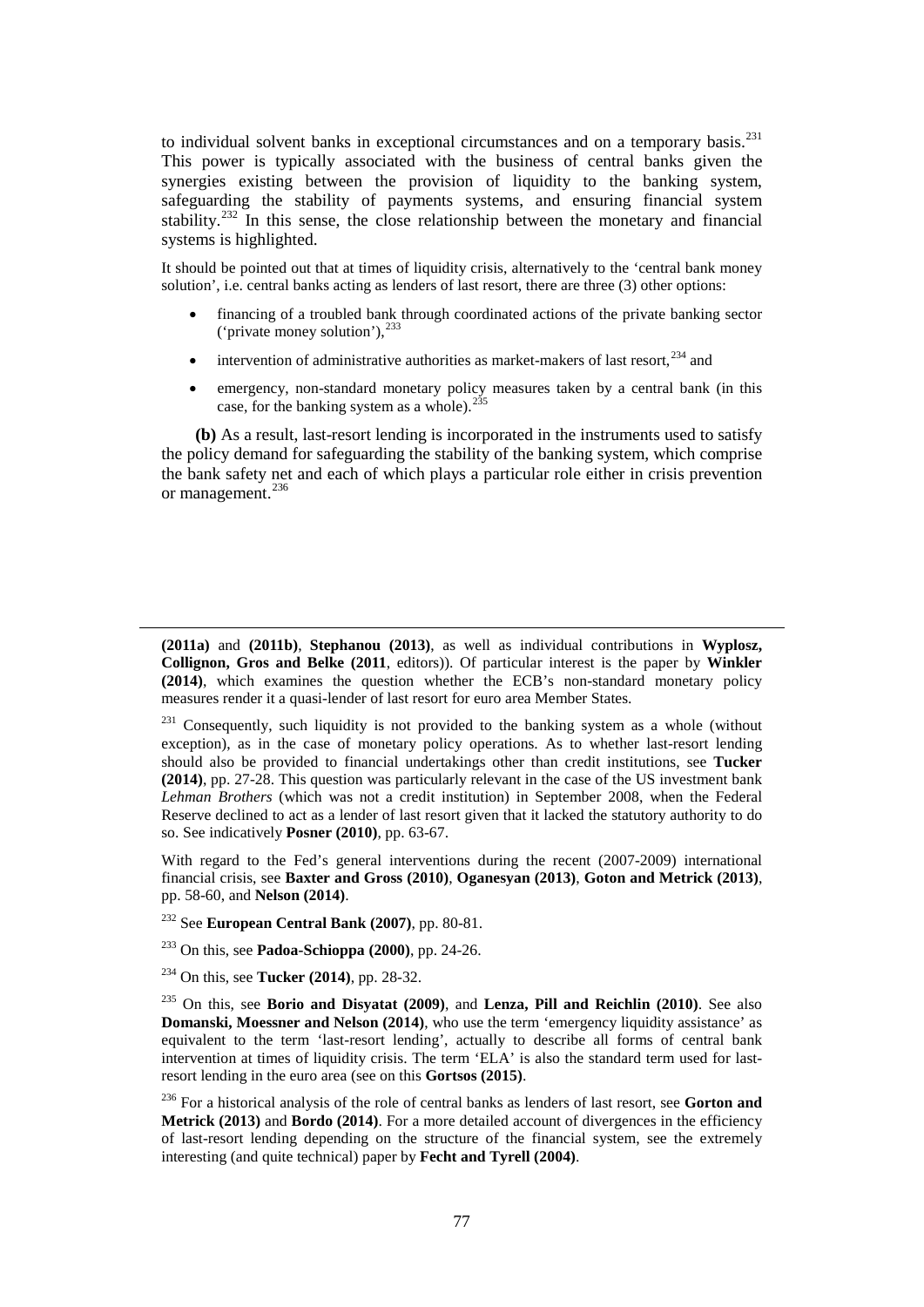to individual solvent banks in exceptional circumstances and on a temporary basis.[231] This power is typically associated with the business of central banks given the synergies existing between the provision of liquidity to the banking system, safeguarding the stability of payments systems, and ensuring financial system stability.[232] In this sense, the close relationship between the monetary and financial systems is highlighted.

It should be pointed out that at times of liquidity crisis, alternatively to the 'central bank money solution', i.e. central banks acting as lenders of last resort, there are three (3) other options:

- financing of a troubled bank through coordinated actions of the private banking sector ('private money solution'),[233]
- intervention of administrative authorities as market-makers of last resort,[234] and
- emergency, non-standard monetary policy measures taken by a central bank (in this case, for the banking system as a whole).[235]

**(b)** As a result, last-resort lending is incorporated in the instruments used to satisfy the policy demand for safeguarding the stability of the banking system, which comprise the bank safety net and each of which plays a particular role either in crisis prevention or management.[236]

---

**(2011a)** and **(2011b)**, **Stephanou (2013)**, as well as individual contributions in **Wyplosz, Collignon, Gros and Belke (2011**, editors)). Of particular interest is the paper by **Winkler (2014)**, which examines the question whether the ECB's non-standard monetary policy measures render it a quasi-lender of last resort for euro area Member States.

[231] Consequently, such liquidity is not provided to the banking system as a whole (without exception), as in the case of monetary policy operations. As to whether last-resort lending should also be provided to financial undertakings other than credit institutions, see **Tucker (2014)**, pp. 27-28. This question was particularly relevant in the case of the US investment bank *Lehman Brothers* (which was not a credit institution) in September 2008, when the Federal Reserve declined to act as a lender of last resort given that it lacked the statutory authority to do so. See indicatively **Posner (2010)**, pp. 63-67.

With regard to the Fed's general interventions during the recent (2007-2009) international financial crisis, see **Baxter and Gross (2010)**, **Oganesyan (2013)**, **Goton and Metrick (2013)**, pp. 58-60, and **Nelson (2014)**.

[232] See **European Central Bank (2007)**, pp. 80-81.

[233] On this, see **Padoa-Schioppa (2000)**, pp. 24-26.

[234] On this, see **Tucker (2014)**, pp. 28-32.

[235] On this, see **Borio and Disyatat (2009)**, and **Lenza, Pill and Reichlin (2010)**. See also **Domanski, Moessner and Nelson (2014)**, who use the term 'emergency liquidity assistance' as equivalent to the term 'last-resort lending', actually to describe all forms of central bank intervention at times of liquidity crisis. The term 'ELA' is also the standard term used for last-resort lending in the euro area (see on this **Gortsos (2015)**.

[236] For a historical analysis of the role of central banks as lenders of last resort, see **Gorton and Metrick (2013)** and **Bordo (2014)**. For a more detailed account of divergences in the efficiency of last-resort lending depending on the structure of the financial system, see the extremely interesting (and quite technical) paper by **Fecht and Tyrell (2004)**.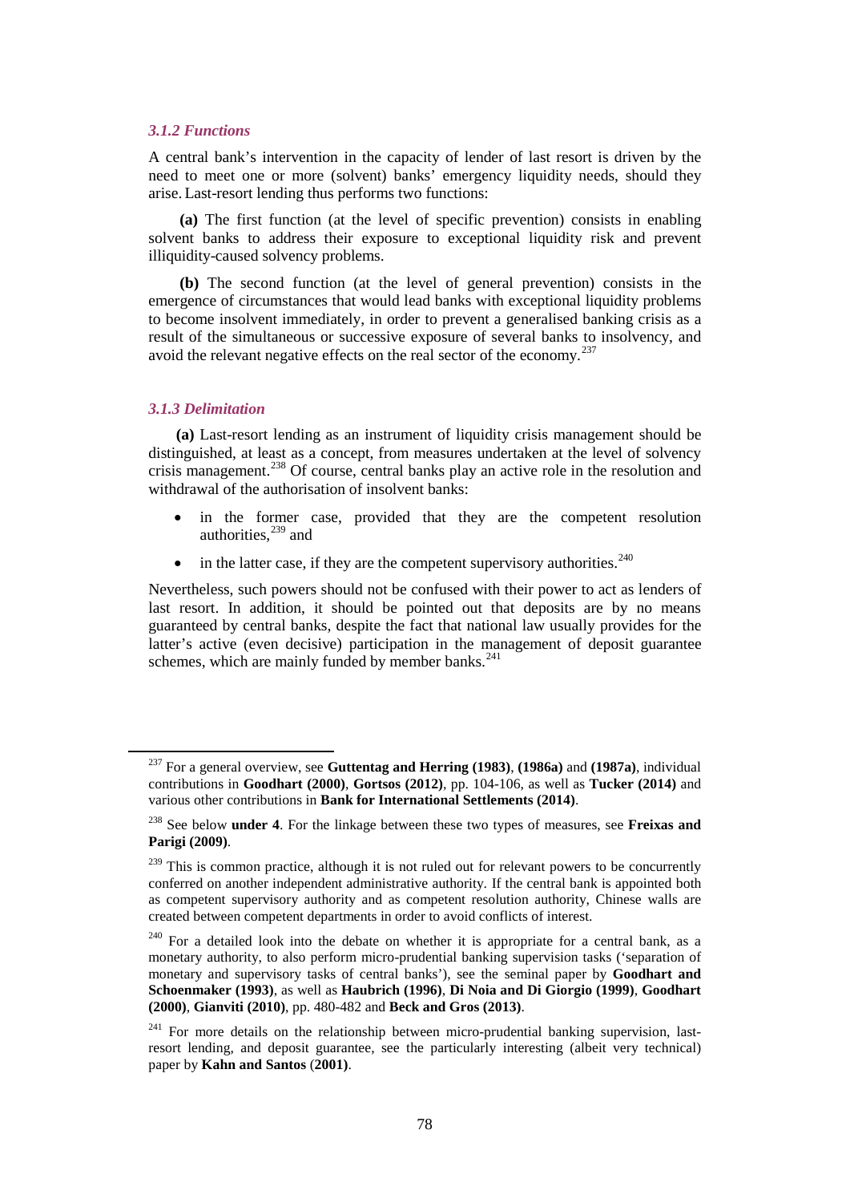### *3.1.2 Functions*

A central bank's intervention in the capacity of lender of last resort is driven by the need to meet one or more (solvent) banks' emergency liquidity needs, should they arise. Last-resort lending thus performs two functions:

**(a)** The first function (at the level of specific prevention) consists in enabling solvent banks to address their exposure to exceptional liquidity risk and prevent illiquidity-caused solvency problems.

**(b)** The second function (at the level of general prevention) consists in the emergence of circumstances that would lead banks with exceptional liquidity problems to become insolvent immediately, in order to prevent a generalised banking crisis as a result of the simultaneous or successive exposure of several banks to insolvency, and avoid the relevant negative effects on the real sector of the economy.[237]

### *3.1.3 Delimitation*

**(a)** Last-resort lending as an instrument of liquidity crisis management should be distinguished, at least as a concept, from measures undertaken at the level of solvency crisis management.[238] Of course, central banks play an active role in the resolution and withdrawal of the authorisation of insolvent banks:

- in the former case, provided that they are the competent resolution authorities,[239] and
- in the latter case, if they are the competent supervisory authorities.[240]

Nevertheless, such powers should not be confused with their power to act as lenders of last resort. In addition, it should be pointed out that deposits are by no means guaranteed by central banks, despite the fact that national law usually provides for the latter's active (even decisive) participation in the management of deposit guarantee schemes, which are mainly funded by member banks.[241]

---

[237] For a general overview, see **Guttentag and Herring (1983)**, **(1986a)** and **(1987a)**, individual contributions in **Goodhart (2000)**, **Gortsos (2012)**, pp. 104-106, as well as **Tucker (2014)** and various other contributions in **Bank for International Settlements (2014)**.

[238] See below **under 4**. For the linkage between these two types of measures, see **Freixas and Parigi (2009)**.

[239] This is common practice, although it is not ruled out for relevant powers to be concurrently conferred on another independent administrative authority. If the central bank is appointed both as competent supervisory authority and as competent resolution authority, Chinese walls are created between competent departments in order to avoid conflicts of interest.

[240] For a detailed look into the debate on whether it is appropriate for a central bank, as a monetary authority, to also perform micro-prudential banking supervision tasks ('separation of monetary and supervisory tasks of central banks'), see the seminal paper by **Goodhart and Schoenmaker (1993)**, as well as **Haubrich (1996)**, **Di Noia and Di Giorgio (1999)**, **Goodhart (2000)**, **Gianviti (2010)**, pp. 480-482 and **Beck and Gros (2013)**.

[241] For more details on the relationship between micro-prudential banking supervision, last-resort lending, and deposit guarantee, see the particularly interesting (albeit very technical) paper by **Kahn and Santos** (**2001)**.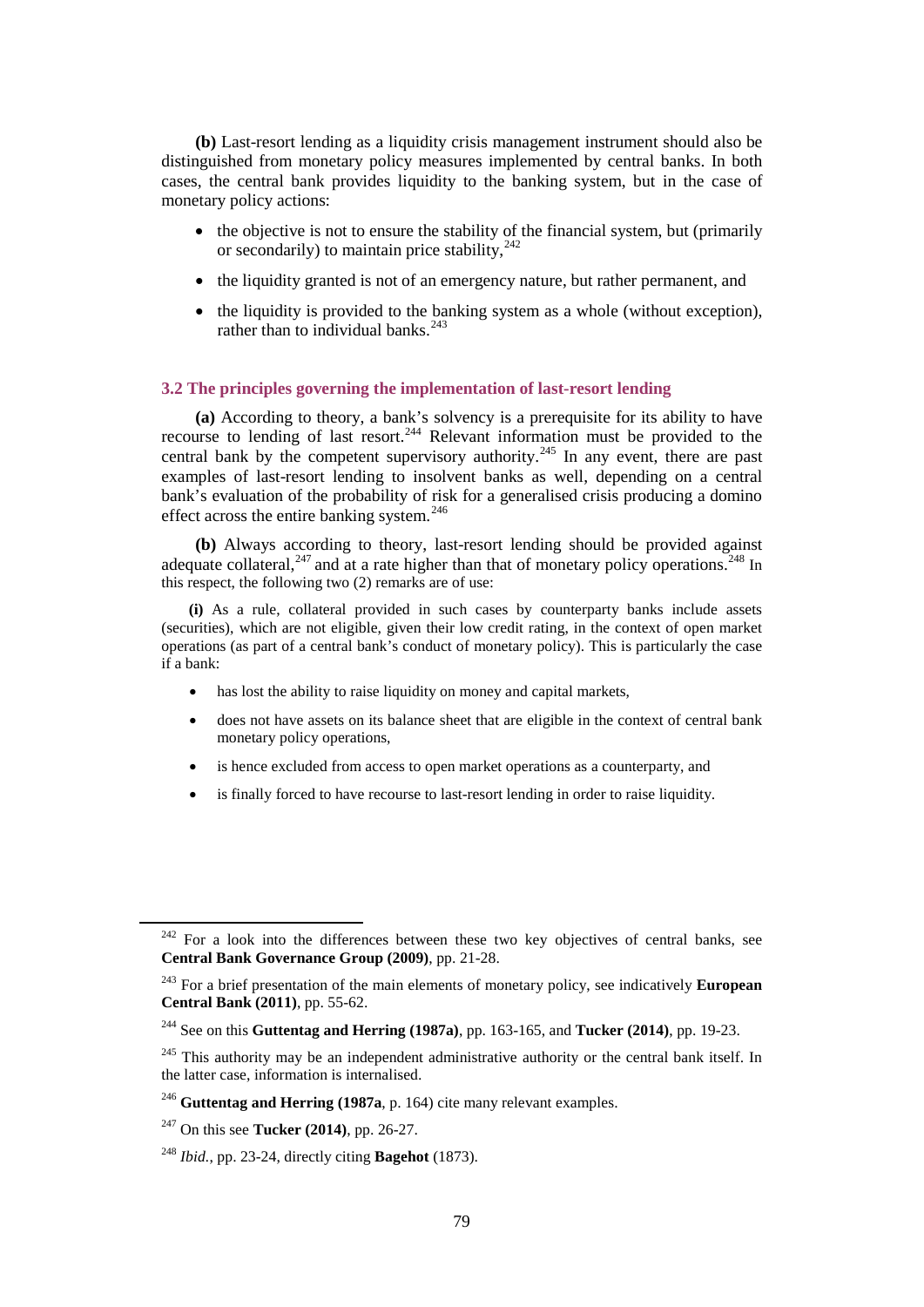**(b)** Last-resort lending as a liquidity crisis management instrument should also be distinguished from monetary policy measures implemented by central banks. In both cases, the central bank provides liquidity to the banking system, but in the case of monetary policy actions:

- the objective is not to ensure the stability of the financial system, but (primarily or secondarily) to maintain price stability,[242]
- the liquidity granted is not of an emergency nature, but rather permanent, and
- the liquidity is provided to the banking system as a whole (without exception), rather than to individual banks.[243]

### 3.2 The principles governing the implementation of last-resort lending

**(a)** According to theory, a bank's solvency is a prerequisite for its ability to have recourse to lending of last resort.[244] Relevant information must be provided to the central bank by the competent supervisory authority.[245] In any event, there are past examples of last-resort lending to insolvent banks as well, depending on a central bank's evaluation of the probability of risk for a generalised crisis producing a domino effect across the entire banking system.[246]

**(b)** Always according to theory, last-resort lending should be provided against adequate collateral,[247] and at a rate higher than that of monetary policy operations.[248] In this respect, the following two (2) remarks are of use:

**(i)** As a rule, collateral provided in such cases by counterparty banks include assets (securities), which are not eligible, given their low credit rating, in the context of open market operations (as part of a central bank's conduct of monetary policy). This is particularly the case if a bank:

- has lost the ability to raise liquidity on money and capital markets,
- does not have assets on its balance sheet that are eligible in the context of central bank monetary policy operations,
- is hence excluded from access to open market operations as a counterparty, and
- is finally forced to have recourse to last-resort lending in order to raise liquidity.

---

[242] For a look into the differences between these two key objectives of central banks, see **Central Bank Governance Group (2009)**, pp. 21-28.

[243] For a brief presentation of the main elements of monetary policy, see indicatively **European Central Bank (2011)**, pp. 55-62.

[244] See on this **Guttentag and Herring (1987a)**, pp. 163-165, and **Tucker (2014)**, pp. 19-23.

[245] This authority may be an independent administrative authority or the central bank itself. In the latter case, information is internalised.

[246] **Guttentag and Herring (1987a**, p. 164) cite many relevant examples.

[247] On this see **Tucker (2014)**, pp. 26-27.

[248] *Ibid.*, pp. 23-24, directly citing **Bagehot** (1873).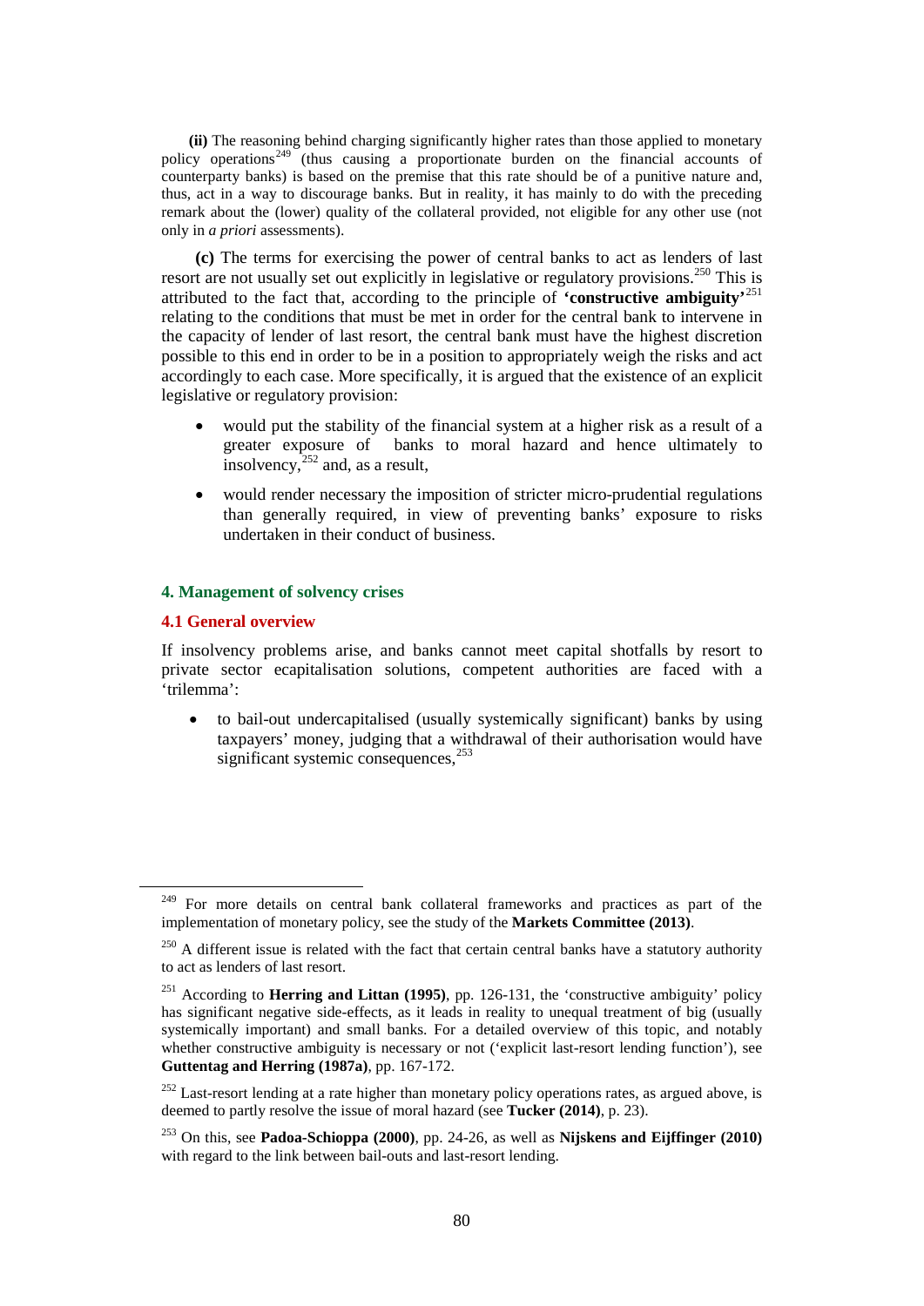**(ii)** The reasoning behind charging significantly higher rates than those applied to monetary policy operations[249] (thus causing a proportionate burden on the financial accounts of counterparty banks) is based on the premise that this rate should be of a punitive nature and, thus, act in a way to discourage banks. But in reality, it has mainly to do with the preceding remark about the (lower) quality of the collateral provided, not eligible for any other use (not only in *a priori* assessments).

**(c)** The terms for exercising the power of central banks to act as lenders of last resort are not usually set out explicitly in legislative or regulatory provisions.[250] This is attributed to the fact that, according to the principle of **'constructive ambiguity'**[251] relating to the conditions that must be met in order for the central bank to intervene in the capacity of lender of last resort, the central bank must have the highest discretion possible to this end in order to be in a position to appropriately weigh the risks and act accordingly to each case. More specifically, it is argued that the existence of an explicit legislative or regulatory provision:

- would put the stability of the financial system at a higher risk as a result of a greater exposure of banks to moral hazard and hence ultimately to insolvency,[252] and, as a result,
- would render necessary the imposition of stricter micro-prudential regulations than generally required, in view of preventing banks' exposure to risks undertaken in their conduct of business.

## 4. Management of solvency crises

### 4.1 General overview

If insolvency problems arise, and banks cannot meet capital shortfalls by resort to private sector ecapitalisation solutions, competent authorities are faced with a 'trilemma':

- to bail-out undercapitalised (usually systemically significant) banks by using taxpayers' money, judging that a withdrawal of their authorisation would have significant systemic consequences,[253]

---

[249] For more details on central bank collateral frameworks and practices as part of the implementation of monetary policy, see the study of the **Markets Committee (2013)**.

[250] A different issue is related with the fact that certain central banks have a statutory authority to act as lenders of last resort.

[251] According to **Herring and Littan (1995)**, pp. 126-131, the 'constructive ambiguity' policy has significant negative side-effects, as it leads in reality to unequal treatment of big (usually systemically important) and small banks. For a detailed overview of this topic, and notably whether constructive ambiguity is necessary or not ('explicit last-resort lending function'), see **Guttentag and Herring (1987a)**, pp. 167-172.

[252] Last-resort lending at a rate higher than monetary policy operations rates, as argued above, is deemed to partly resolve the issue of moral hazard (see **Tucker (2014)**, p. 23).

[253] On this, see **Padoa-Schioppa (2000)**, pp. 24-26, as well as **Nijskens and Eijffinger (2010)** with regard to the link between bail-outs and last-resort lending.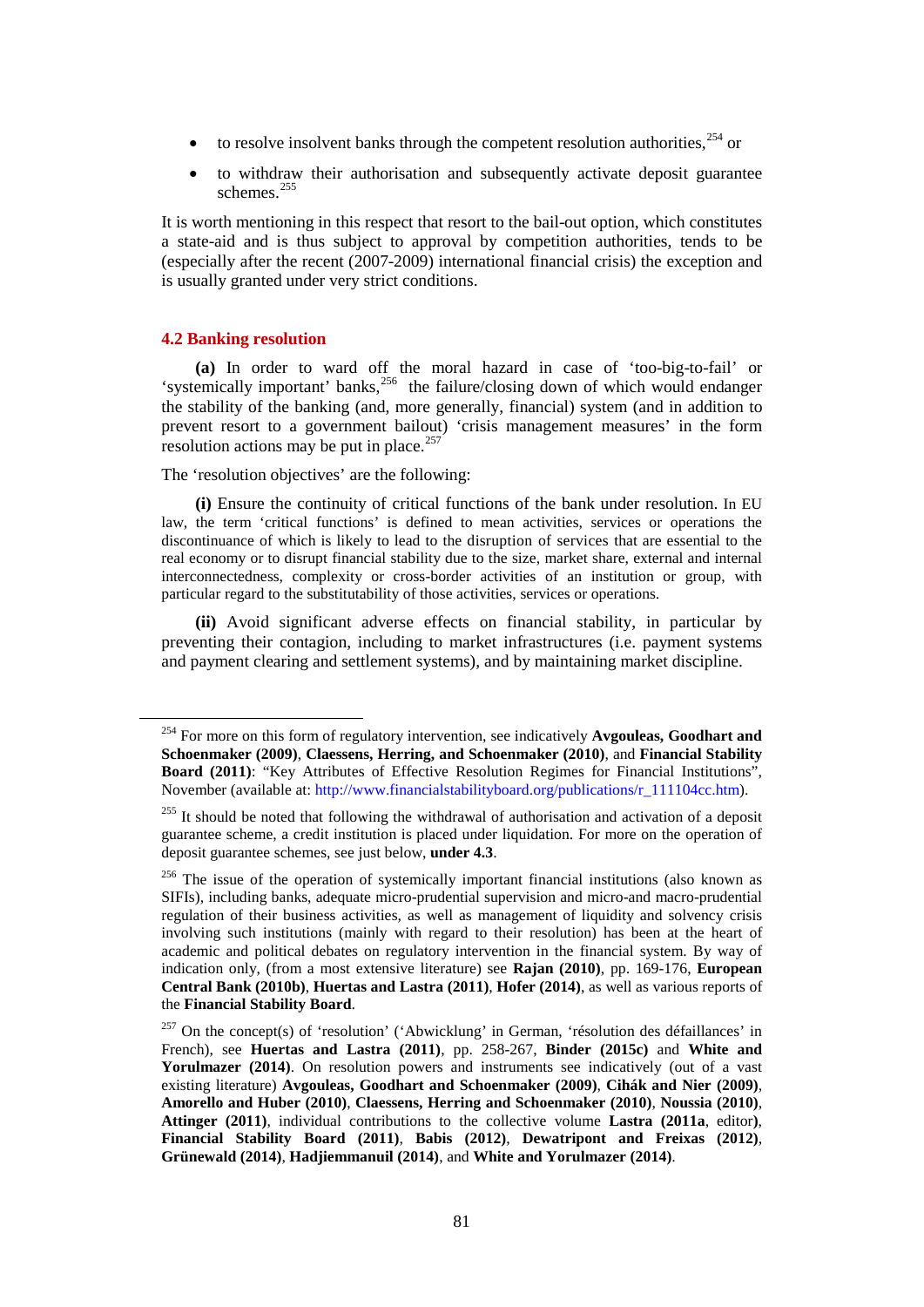- to resolve insolvent banks through the competent resolution authorities,[254] or
- to withdraw their authorisation and subsequently activate deposit guarantee schemes.[255]

It is worth mentioning in this respect that resort to the bail-out option, which constitutes a state-aid and is thus subject to approval by competition authorities, tends to be (especially after the recent (2007-2009) international financial crisis) the exception and is usually granted under very strict conditions.

### 4.2 Banking resolution

**(a)** In order to ward off the moral hazard in case of 'too-big-to-fail' or 'systemically important' banks,[256] the failure/closing down of which would endanger the stability of the banking (and, more generally, financial) system (and in addition to prevent resort to a government bailout) 'crisis management measures' in the form resolution actions may be put in place.[257]

The 'resolution objectives' are the following:

**(i)** Ensure the continuity of critical functions of the bank under resolution. In EU law, the term 'critical functions' is defined to mean activities, services or operations the discontinuance of which is likely to lead to the disruption of services that are essential to the real economy or to disrupt financial stability due to the size, market share, external and internal interconnectedness, complexity or cross-border activities of an institution or group, with particular regard to the substitutability of those activities, services or operations.

**(ii)** Avoid significant adverse effects on financial stability, in particular by preventing their contagion, including to market infrastructures (i.e. payment systems and payment clearing and settlement systems), and by maintaining market discipline.

---

[254] For more on this form of regulatory intervention, see indicatively **Avgouleas, Goodhart and Schoenmaker (2009)**, **Claessens, Herring, and Schoenmaker (2010)**, and **Financial Stability Board (2011)**: "Key Attributes of Effective Resolution Regimes for Financial Institutions", November (available at: http://www.financialstabilityboard.org/publications/r_111104cc.htm).

[255] It should be noted that following the withdrawal of authorisation and activation of a deposit guarantee scheme, a credit institution is placed under liquidation. For more on the operation of deposit guarantee schemes, see just below, **under 4.3**.

[256] The issue of the operation of systemically important financial institutions (also known as SIFIs), including banks, adequate micro-prudential supervision and micro-and macro-prudential regulation of their business activities, as well as management of liquidity and solvency crisis involving such institutions (mainly with regard to their resolution) has been at the heart of academic and political debates on regulatory intervention in the financial system. By way of indication only, (from a most extensive literature) see **Rajan (2010)**, pp. 169-176, **European Central Bank (2010b)**, **Huertas and Lastra (2011)**, **Hofer (2014)**, as well as various reports of the **Financial Stability Board**.

[257] On the concept(s) of 'resolution' ('Abwicklung' in German, 'résolution des défaillances' in French), see **Huertas and Lastra (2011)**, pp. 258-267, **Binder (2015c)** and **White and Yorulmazer (2014)**. On resolution powers and instruments see indicatively (out of a vast existing literature) **Avgouleas, Goodhart and Schoenmaker (2009)**, **Cihák and Nier (2009)**, **Amorello and Huber (2010)**, **Claessens, Herring and Schoenmaker (2010)**, **Noussia (2010)**, **Attinger (2011)**, individual contributions to the collective volume **Lastra (2011a**, editor**)**, **Financial Stability Board (2011)**, **Babis (2012)**, **Dewatripont and Freixas (2012)**, **Grünewald (2014)**, **Hadjiemmanuil (2014)**, and **White and Yorulmazer (2014)**.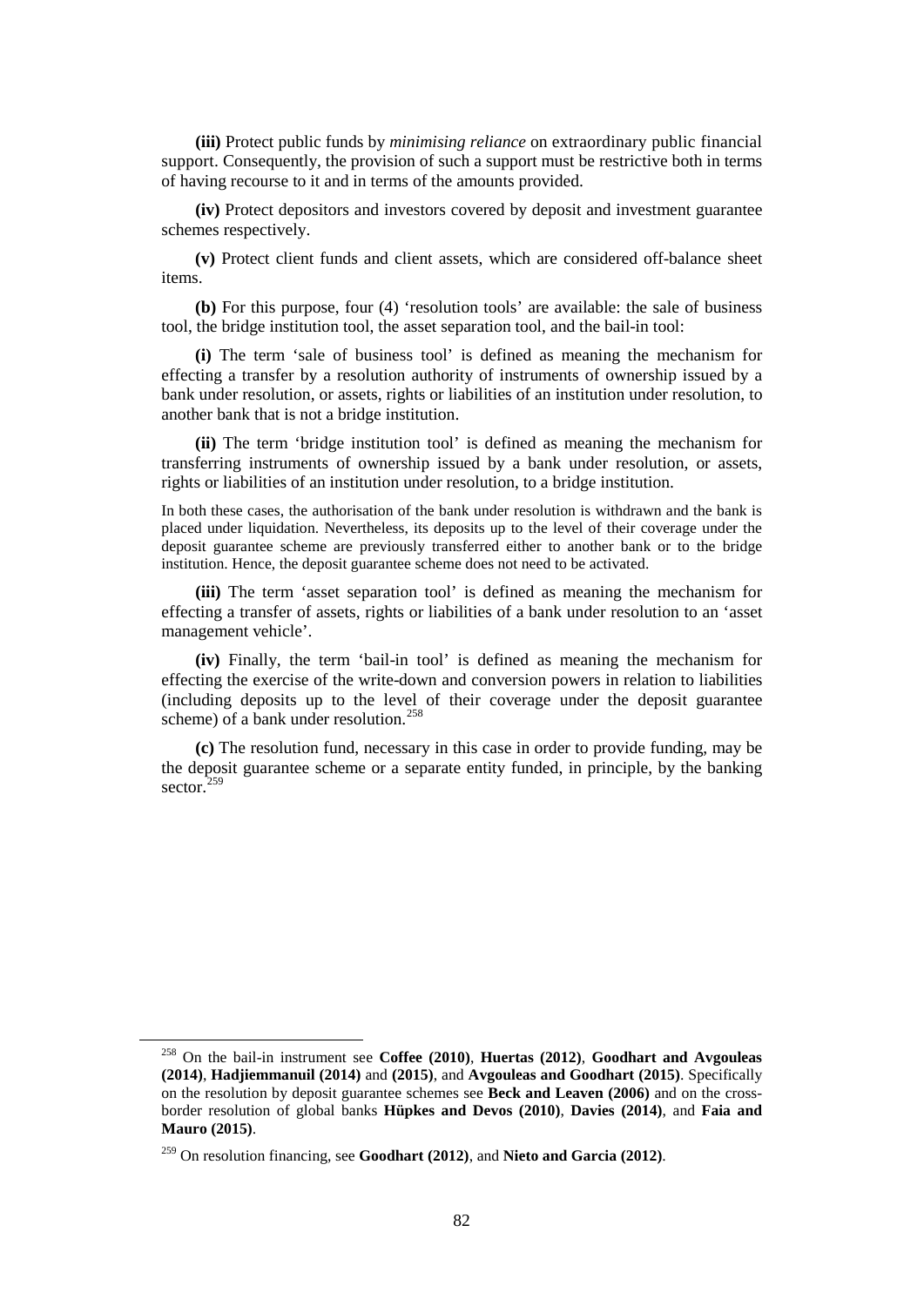**(iii)** Protect public funds by *minimising reliance* on extraordinary public financial support. Consequently, the provision of such a support must be restrictive both in terms of having recourse to it and in terms of the amounts provided.

**(iv)** Protect depositors and investors covered by deposit and investment guarantee schemes respectively.

**(v)** Protect client funds and client assets, which are considered off-balance sheet items.

**(b)** For this purpose, four (4) 'resolution tools' are available: the sale of business tool, the bridge institution tool, the asset separation tool, and the bail-in tool:

**(i)** The term 'sale of business tool' is defined as meaning the mechanism for effecting a transfer by a resolution authority of instruments of ownership issued by a bank under resolution, or assets, rights or liabilities of an institution under resolution, to another bank that is not a bridge institution.

**(ii)** The term 'bridge institution tool' is defined as meaning the mechanism for transferring instruments of ownership issued by a bank under resolution, or assets, rights or liabilities of an institution under resolution, to a bridge institution.

In both these cases, the authorisation of the bank under resolution is withdrawn and the bank is placed under liquidation. Nevertheless, its deposits up to the level of their coverage under the deposit guarantee scheme are previously transferred either to another bank or to the bridge institution. Hence, the deposit guarantee scheme does not need to be activated.

**(iii)** The term 'asset separation tool' is defined as meaning the mechanism for effecting a transfer of assets, rights or liabilities of a bank under resolution to an 'asset management vehicle'.

**(iv)** Finally, the term 'bail-in tool' is defined as meaning the mechanism for effecting the exercise of the write-down and conversion powers in relation to liabilities (including deposits up to the level of their coverage under the deposit guarantee scheme) of a bank under resolution.[258]

**(c)** The resolution fund, necessary in this case in order to provide funding, may be the deposit guarantee scheme or a separate entity funded, in principle, by the banking sector.[259]

---

[258] On the bail-in instrument see **Coffee (2010)**, **Huertas (2012)**, **Goodhart and Avgouleas (2014)**, **Hadjiemmanuil (2014)** and **(2015)**, and **Avgouleas and Goodhart (2015)**. Specifically on the resolution by deposit guarantee schemes see **Beck and Leaven (2006)** and on the cross-border resolution of global banks **Hüpkes and Devos (2010)**, **Davies (2014)**, and **Faia and Mauro (2015)**.

[259] On resolution financing, see **Goodhart (2012)**, and **Nieto and Garcia (2012)**.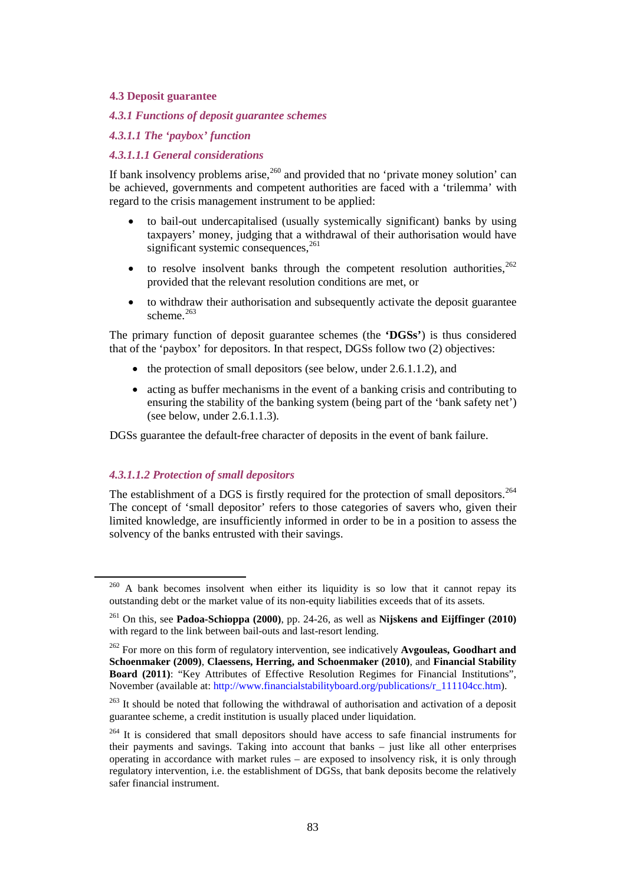## 4.3 Deposit guarantee

### *4.3.1 Functions of deposit guarantee schemes*

#### *4.3.1.1 The 'paybox' function*

##### *4.3.1.1.1 General considerations*

If bank insolvency problems arise,[260] and provided that no 'private money solution' can be achieved, governments and competent authorities are faced with a 'trilemma' with regard to the crisis management instrument to be applied:

- to bail-out undercapitalised (usually systemically significant) banks by using taxpayers' money, judging that a withdrawal of their authorisation would have significant systemic consequences,[261]
- to resolve insolvent banks through the competent resolution authorities,[262] provided that the relevant resolution conditions are met, or
- to withdraw their authorisation and subsequently activate the deposit guarantee scheme.[263]

The primary function of deposit guarantee schemes (the **'DGSs'**) is thus considered that of the 'paybox' for depositors. In that respect, DGSs follow two (2) objectives:

- the protection of small depositors (see below, under 2.6.1.1.2), and
- acting as buffer mechanisms in the event of a banking crisis and contributing to ensuring the stability of the banking system (being part of the 'bank safety net') (see below, under 2.6.1.1.3).

DGSs guarantee the default-free character of deposits in the event of bank failure.

##### *4.3.1.1.2 Protection of small depositors*

The establishment of a DGS is firstly required for the protection of small depositors.[264] The concept of 'small depositor' refers to those categories of savers who, given their limited knowledge, are insufficiently informed in order to be in a position to assess the solvency of the banks entrusted with their savings.

---

[260] A bank becomes insolvent when either its liquidity is so low that it cannot repay its outstanding debt or the market value of its non-equity liabilities exceeds that of its assets.

[261] On this, see **Padoa-Schioppa (2000)**, pp. 24-26, as well as **Nijskens and Eijffinger (2010)** with regard to the link between bail-outs and last-resort lending.

[262] For more on this form of regulatory intervention, see indicatively **Avgouleas, Goodhart and Schoenmaker (2009)**, **Claessens, Herring, and Schoenmaker (2010)**, and **Financial Stability Board (2011)**: "Key Attributes of Effective Resolution Regimes for Financial Institutions", November (available at: http://www.financialstabilityboard.org/publications/r_111104cc.htm).

[263] It should be noted that following the withdrawal of authorisation and activation of a deposit guarantee scheme, a credit institution is usually placed under liquidation.

[264] It is considered that small depositors should have access to safe financial instruments for their payments and savings. Taking into account that banks – just like all other enterprises operating in accordance with market rules – are exposed to insolvency risk, it is only through regulatory intervention, i.e. the establishment of DGSs, that bank deposits become the relatively safer financial instrument.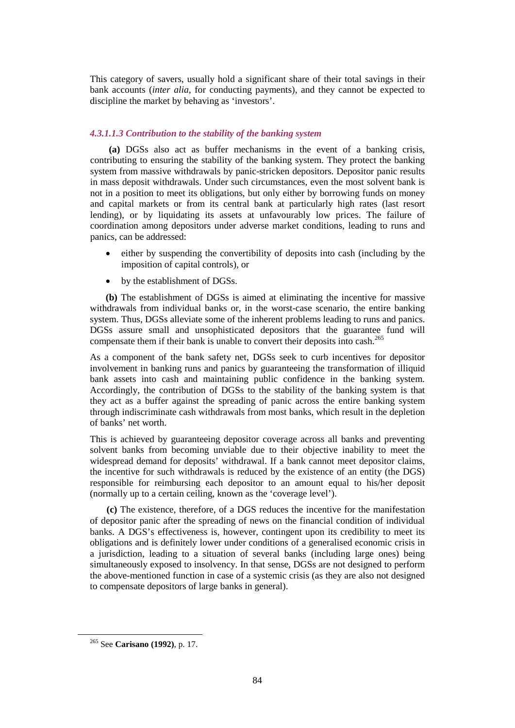This category of savers, usually hold a significant share of their total savings in their bank accounts (*inter alia*, for conducting payments), and they cannot be expected to discipline the market by behaving as 'investors'.

#### *4.3.1.1.3 Contribution to the stability of the banking system*

**(a)** DGSs also act as buffer mechanisms in the event of a banking crisis, contributing to ensuring the stability of the banking system. They protect the banking system from massive withdrawals by panic-stricken depositors. Depositor panic results in mass deposit withdrawals. Under such circumstances, even the most solvent bank is not in a position to meet its obligations, but only either by borrowing funds on money and capital markets or from its central bank at particularly high rates (last resort lending), or by liquidating its assets at unfavourably low prices. The failure of coordination among depositors under adverse market conditions, leading to runs and panics, can be addressed:

- either by suspending the convertibility of deposits into cash (including by the imposition of capital controls), or
- by the establishment of DGSs.

**(b)** The establishment of DGSs is aimed at eliminating the incentive for massive withdrawals from individual banks or, in the worst-case scenario, the entire banking system. Thus, DGSs alleviate some of the inherent problems leading to runs and panics. DGSs assure small and unsophisticated depositors that the guarantee fund will compensate them if their bank is unable to convert their deposits into cash.[265]

As a component of the bank safety net, DGSs seek to curb incentives for depositor involvement in banking runs and panics by guaranteeing the transformation of illiquid bank assets into cash and maintaining public confidence in the banking system. Accordingly, the contribution of DGSs to the stability of the banking system is that they act as a buffer against the spreading of panic across the entire banking system through indiscriminate cash withdrawals from most banks, which result in the depletion of banks' net worth.

This is achieved by guaranteeing depositor coverage across all banks and preventing solvent banks from becoming unviable due to their objective inability to meet the widespread demand for deposits' withdrawal. If a bank cannot meet depositor claims, the incentive for such withdrawals is reduced by the existence of an entity (the DGS) responsible for reimbursing each depositor to an amount equal to his/her deposit (normally up to a certain ceiling, known as the 'coverage level').

**(c)** The existence, therefore, of a DGS reduces the incentive for the manifestation of depositor panic after the spreading of news on the financial condition of individual banks. A DGS's effectiveness is, however, contingent upon its credibility to meet its obligations and is definitely lower under conditions of a generalised economic crisis in a jurisdiction, leading to a situation of several banks (including large ones) being simultaneously exposed to insolvency. In that sense, DGSs are not designed to perform the above-mentioned function in case of a systemic crisis (as they are also not designed to compensate depositors of large banks in general).

---

[265] See **Carisano (1992)**, p. 17.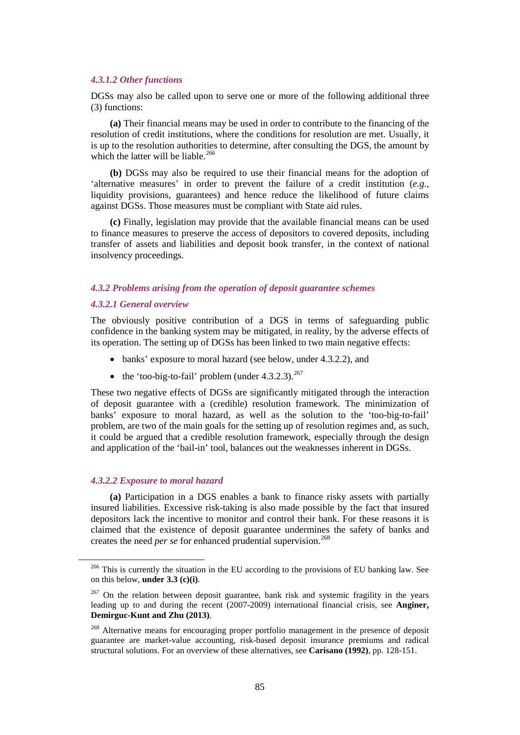#### *4.3.1.2 Other functions*

DGSs may also be called upon to serve one or more of the following additional three (3) functions:

**(a)** Their financial means may be used in order to contribute to the financing of the resolution of credit institutions, where the conditions for resolution are met. Usually, it is up to the resolution authorities to determine, after consulting the DGS, the amount by which the latter will be liable.[266]

**(b)** DGSs may also be required to use their financial means for the adoption of 'alternative measures' in order to prevent the failure of a credit institution (*e.g.*, liquidity provisions, guarantees) and hence reduce the likelihood of future claims against DGSs. Those measures must be compliant with State aid rules.

**(c)** Finally, legislation may provide that the available financial means can be used to finance measures to preserve the access of depositors to covered deposits, including transfer of assets and liabilities and deposit book transfer, in the context of national insolvency proceedings.

### *4.3.2 Problems arising from the operation of deposit guarantee schemes*

#### *4.3.2.1 General overview*

The obviously positive contribution of a DGS in terms of safeguarding public confidence in the banking system may be mitigated, in reality, by the adverse effects of its operation. The setting up of DGSs has been linked to two main negative effects:

- banks' exposure to moral hazard (see below, under 4.3.2.2), and
- the 'too-big-to-fail' problem (under 4.3.2.3).[267]

These two negative effects of DGSs are significantly mitigated through the interaction of deposit guarantee with a (credible) resolution framework. The minimization of banks' exposure to moral hazard, as well as the solution to the 'too-big-to-fail' problem, are two of the main goals for the setting up of resolution regimes and, as such, it could be argued that a credible resolution framework, especially through the design and application of the 'bail-in' tool, balances out the weaknesses inherent in DGSs.

#### *4.3.2.2 Exposure to moral hazard*

**(a)** Participation in a DGS enables a bank to finance risky assets with partially insured liabilities. Excessive risk-taking is also made possible by the fact that insured depositors lack the incentive to monitor and control their bank. For these reasons it is claimed that the existence of deposit guarantee undermines the safety of banks and creates the need *per se* for enhanced prudential supervision.[268]

---

[266] This is currently the situation in the EU according to the provisions of EU banking law. See on this below, **under 3.3 (c)(i)**.

[267] On the relation between deposit guarantee, bank risk and systemic fragility in the years leading up to and during the recent (2007-2009) international financial crisis, see **Anginer, Demirguc-Kunt and Zhu (2013)**.

[268] Alternative means for encouraging proper portfolio management in the presence of deposit guarantee are market-value accounting, risk-based deposit insurance premiums and radical structural solutions. For an overview of these alternatives, see **Carisano (1992)**, pp. 128-151.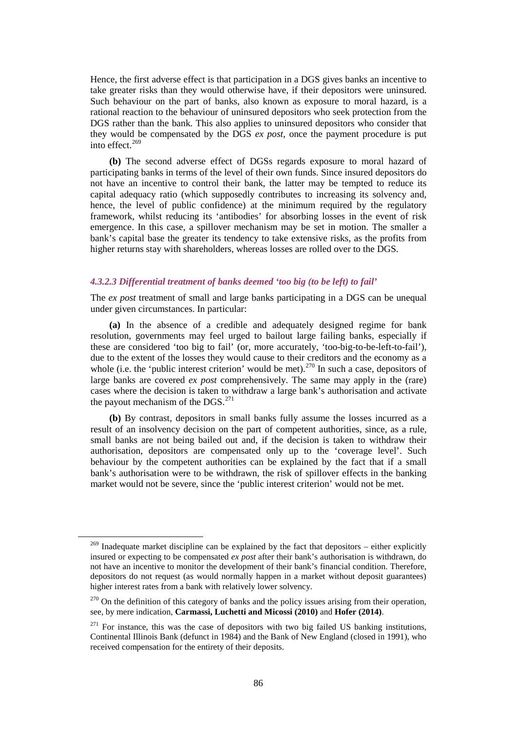Hence, the first adverse effect is that participation in a DGS gives banks an incentive to take greater risks than they would otherwise have, if their depositors were uninsured. Such behaviour on the part of banks, also known as exposure to moral hazard, is a rational reaction to the behaviour of uninsured depositors who seek protection from the DGS rather than the bank. This also applies to uninsured depositors who consider that they would be compensated by the DGS *ex post*, once the payment procedure is put into effect.[269]

**(b)** The second adverse effect of DGSs regards exposure to moral hazard of participating banks in terms of the level of their own funds. Since insured depositors do not have an incentive to control their bank, the latter may be tempted to reduce its capital adequacy ratio (which supposedly contributes to increasing its solvency and, hence, the level of public confidence) at the minimum required by the regulatory framework, whilst reducing its 'antibodies' for absorbing losses in the event of risk emergence. In this case, a spillover mechanism may be set in motion. The smaller a bank's capital base the greater its tendency to take extensive risks, as the profits from higher returns stay with shareholders, whereas losses are rolled over to the DGS.

#### *4.3.2.3 Differential treatment of banks deemed 'too big (to be left) to fail'*

The *ex post* treatment of small and large banks participating in a DGS can be unequal under given circumstances. In particular:

**(a)** In the absence of a credible and adequately designed regime for bank resolution, governments may feel urged to bailout large failing banks, especially if these are considered 'too big to fail' (or, more accurately, 'too-big-to-be-left-to-fail'), due to the extent of the losses they would cause to their creditors and the economy as a whole (i.e. the 'public interest criterion' would be met).[270] In such a case, depositors of large banks are covered *ex post* comprehensively. The same may apply in the (rare) cases where the decision is taken to withdraw a large bank's authorisation and activate the payout mechanism of the DGS.[271]

**(b)** By contrast, depositors in small banks fully assume the losses incurred as a result of an insolvency decision on the part of competent authorities, since, as a rule, small banks are not being bailed out and, if the decision is taken to withdraw their authorisation, depositors are compensated only up to the 'coverage level'. Such behaviour by the competent authorities can be explained by the fact that if a small bank's authorisation were to be withdrawn, the risk of spillover effects in the banking market would not be severe, since the 'public interest criterion' would not be met.

---

[269] Inadequate market discipline can be explained by the fact that depositors – either explicitly insured or expecting to be compensated *ex post* after their bank's authorisation is withdrawn, do not have an incentive to monitor the development of their bank's financial condition. Therefore, depositors do not request (as would normally happen in a market without deposit guarantees) higher interest rates from a bank with relatively lower solvency.

[270] On the definition of this category of banks and the policy issues arising from their operation, see, by mere indication, **Carmassi, Luchetti and Micossi (2010)** and **Hofer (2014)**.

[271] For instance, this was the case of depositors with two big failed US banking institutions, Continental Illinois Bank (defunct in 1984) and the Bank of New England (closed in 1991), who received compensation for the entirety of their deposits.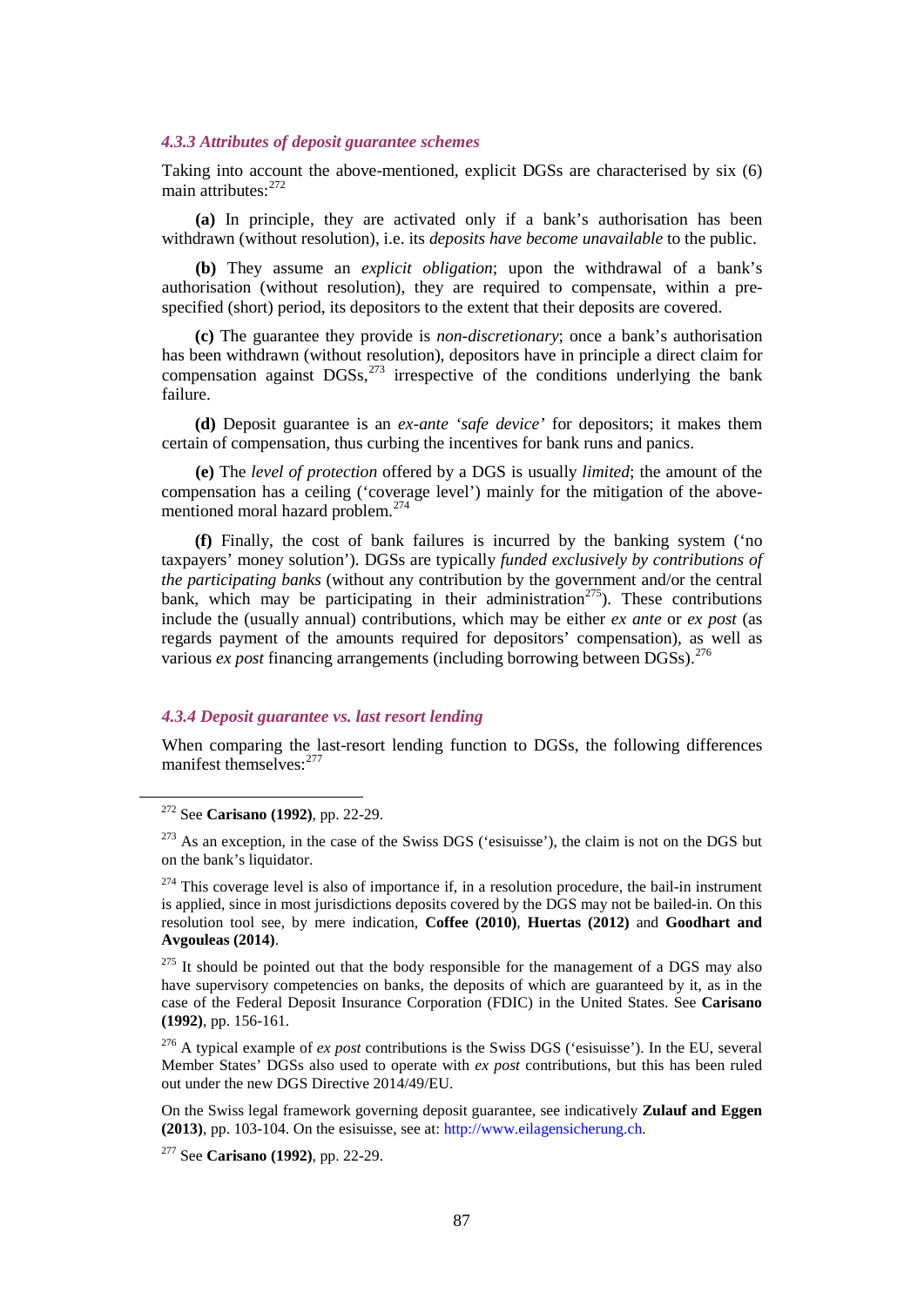### *4.3.3 Attributes of deposit guarantee schemes*

Taking into account the above-mentioned, explicit DGSs are characterised by six (6) main attributes:[272]

**(a)** In principle, they are activated only if a bank's authorisation has been withdrawn (without resolution), i.e. its *deposits have become unavailable* to the public.

**(b)** They assume an *explicit obligation*; upon the withdrawal of a bank's authorisation (without resolution), they are required to compensate, within a pre-specified (short) period, its depositors to the extent that their deposits are covered.

**(c)** The guarantee they provide is *non-discretionary*; once a bank's authorisation has been withdrawn (without resolution), depositors have in principle a direct claim for compensation against DGSs,[273] irrespective of the conditions underlying the bank failure.

**(d)** Deposit guarantee is an *ex-ante 'safe device'* for depositors; it makes them certain of compensation, thus curbing the incentives for bank runs and panics.

**(e)** The *level of protection* offered by a DGS is usually *limited*; the amount of the compensation has a ceiling ('coverage level') mainly for the mitigation of the above-mentioned moral hazard problem.[274]

**(f)** Finally, the cost of bank failures is incurred by the banking system ('no taxpayers' money solution'). DGSs are typically *funded exclusively by contributions of the participating banks* (without any contribution by the government and/or the central bank, which may be participating in their administration[275]). These contributions include the (usually annual) contributions, which may be either *ex ante* or *ex post* (as regards payment of the amounts required for depositors' compensation), as well as various *ex post* financing arrangements (including borrowing between DGSs).[276]

### *4.3.4 Deposit guarantee vs. last resort lending*

When comparing the last-resort lending function to DGSs, the following differences manifest themselves:[277]

---

[272] See **Carisano (1992)**, pp. 22-29.

[273] As an exception, in the case of the Swiss DGS ('esisuisse'), the claim is not on the DGS but on the bank's liquidator.

[274] This coverage level is also of importance if, in a resolution procedure, the bail-in instrument is applied, since in most jurisdictions deposits covered by the DGS may not be bailed-in. On this resolution tool see, by mere indication, **Coffee (2010)**, **Huertas (2012)** and **Goodhart and Avgouleas (2014)**.

[275] It should be pointed out that the body responsible for the management of a DGS may also have supervisory competencies on banks, the deposits of which are guaranteed by it, as in the case of the Federal Deposit Insurance Corporation (FDIC) in the United States. See **Carisano (1992)**, pp. 156-161.

[276] A typical example of *ex post* contributions is the Swiss DGS ('esisuisse'). In the EU, several Member States' DGSs also used to operate with *ex post* contributions, but this has been ruled out under the new DGS Directive 2014/49/EU.

On the Swiss legal framework governing deposit guarantee, see indicatively **Zulauf and Eggen (2013)**, pp. 103-104. On the esisuisse, see at: http://www.eilagensicherung.ch.

[277] See **Carisano (1992)**, pp. 22-29.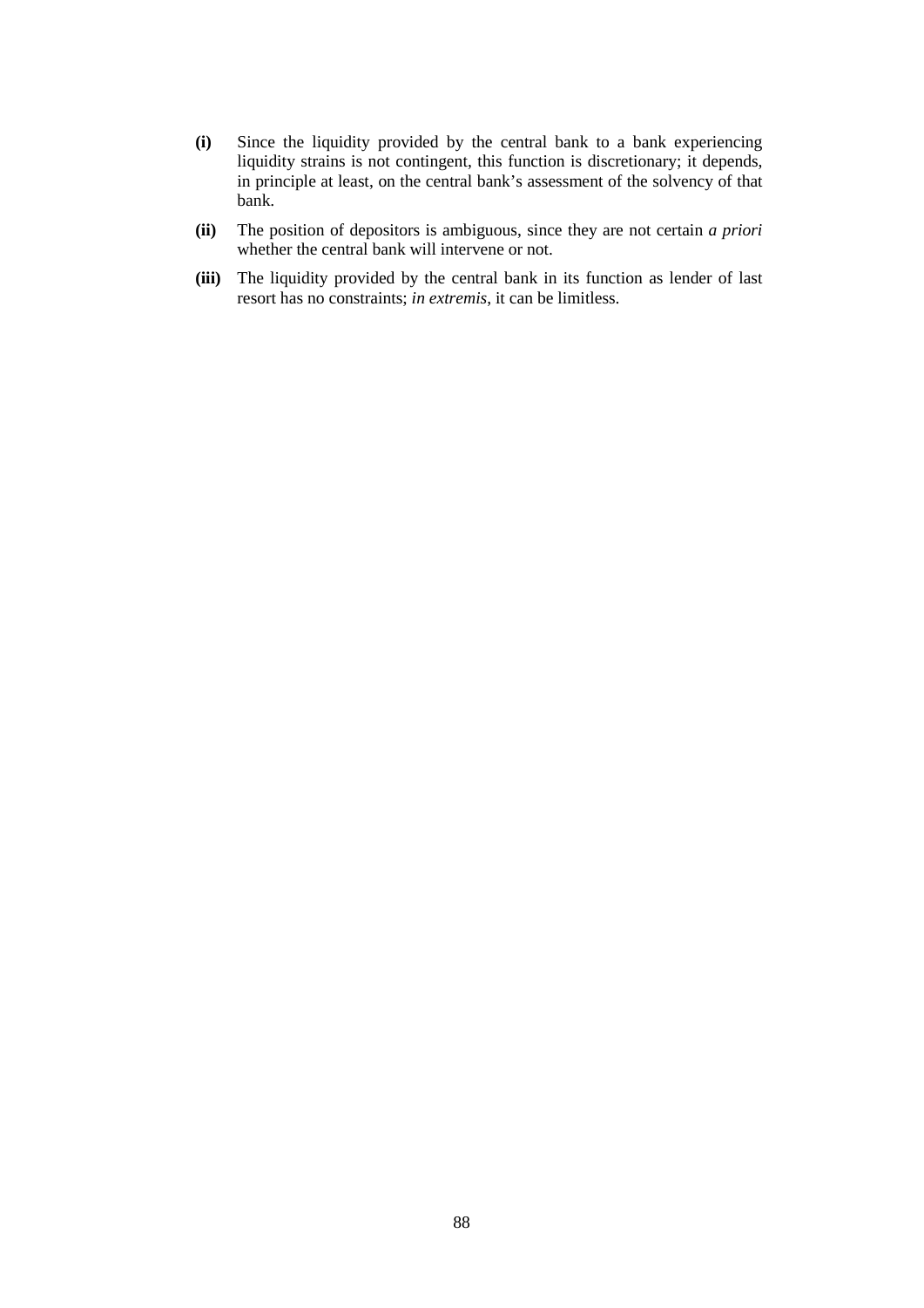**(i)** Since the liquidity provided by the central bank to a bank experiencing liquidity strains is not contingent, this function is discretionary; it depends, in principle at least, on the central bank's assessment of the solvency of that bank.

**(ii)** The position of depositors is ambiguous, since they are not certain *a priori* whether the central bank will intervene or not.

**(iii)** The liquidity provided by the central bank in its function as lender of last resort has no constraints; *in extremis*, it can be limitless.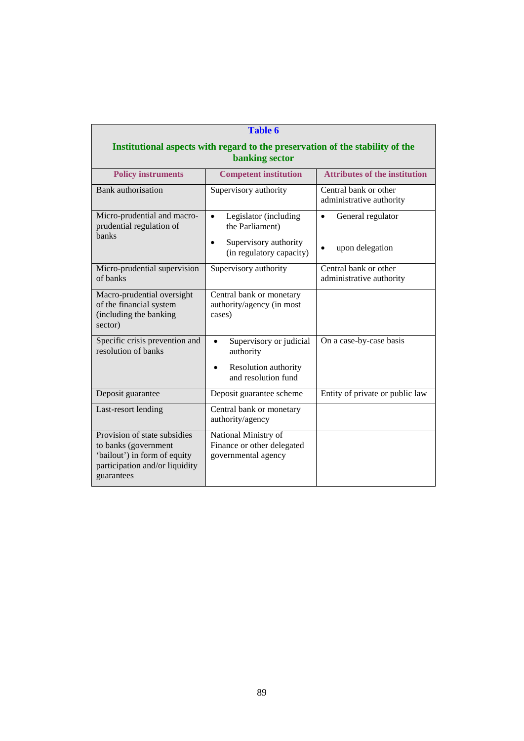**Table 6**

**Institutional aspects with regard to the preservation of the stability of the banking sector**

| Policy instruments | Competent institution | Attributes of the institution |
|---|---|---|
| Bank authorisation | Supervisory authority | Central bank or other administrative authority |
| Micro-prudential and macro-prudential regulation of banks | • Legislator (including the Parliament)<br>• Supervisory authority (in regulatory capacity) | • General regulator<br>• upon delegation |
| Micro-prudential supervision of banks | Supervisory authority | Central bank or other administrative authority |
| Macro-prudential oversight of the financial system (including the banking sector) | Central bank or monetary authority/agency (in most cases) | |
| Specific crisis prevention and resolution of banks | • Supervisory or judicial authority<br>• Resolution authority and resolution fund | On a case-by-case basis |
| Deposit guarantee | Deposit guarantee scheme | Entity of private or public law |
| Last-resort lending | Central bank or monetary authority/agency | |
| Provision of state subsidies to banks (government 'bailout') in form of equity participation and/or liquidity guarantees | National Ministry of Finance or other delegated governmental agency | |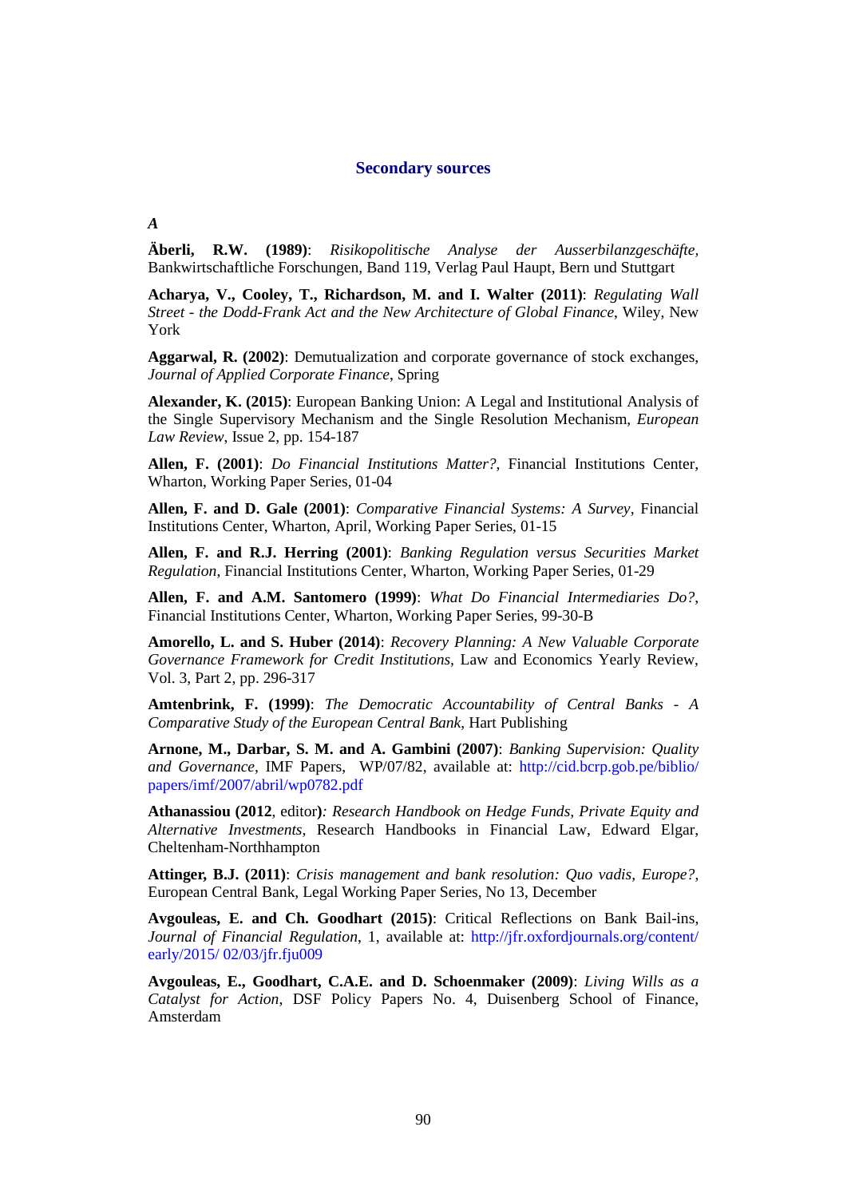## Secondary sources

***A***

**Äberli, R.W. (1989)**: *Risikopolitische Analyse der Ausserbilanzgeschäfte*, Bankwirtschaftliche Forschungen, Band 119, Verlag Paul Haupt, Bern und Stuttgart

**Acharya, V., Cooley, T., Richardson, M. and I. Walter (2011)**: *Regulating Wall Street - the Dodd-Frank Act and the New Architecture of Global Finance*, Wiley, New York

**Aggarwal, R. (2002)**: Demutualization and corporate governance of stock exchanges, *Journal of Applied Corporate Finance*, Spring

**Alexander, K. (2015)**: European Banking Union: A Legal and Institutional Analysis of the Single Supervisory Mechanism and the Single Resolution Mechanism, *European Law Review*, Issue 2, pp. 154-187

**Allen, F. (2001)**: *Do Financial Institutions Matter?*, Financial Institutions Center, Wharton, Working Paper Series, 01-04

**Allen, F. and D. Gale (2001)**: *Comparative Financial Systems: A Survey*, Financial Institutions Center, Wharton, April, Working Paper Series, 01-15

**Allen, F. and R.J. Herring (2001)**: *Banking Regulation versus Securities Market Regulation*, Financial Institutions Center, Wharton, Working Paper Series, 01-29

**Allen, F. and A.M. Santomero (1999)**: *What Do Financial Intermediaries Do?*, Financial Institutions Center, Wharton, Working Paper Series, 99-30-B

**Amorello, L. and S. Huber (2014)**: *Recovery Planning: A New Valuable Corporate Governance Framework for Credit Institutions,* Law and Economics Yearly Review, Vol. 3, Part 2, pp. 296-317

**Amtenbrink, F. (1999)**: *The Democratic Accountability of Central Banks - A Comparative Study of the European Central Bank*, Hart Publishing

**Arnone, M., Darbar, S. M. and A. Gambini (2007)**: *Banking Supervision: Quality and Governance*, IMF Papers, WP/07/82, available at: http://cid.bcrp.gob.pe/biblio/papers/imf/2007/abril/wp0782.pdf

**Athanassiou (2012**, editor**)**: *Research Handbook on Hedge Funds, Private Equity and Alternative Investments*, Research Handbooks in Financial Law, Edward Elgar, Cheltenham-Northhampton

**Attinger, B.J. (2011)**: *Crisis management and bank resolution: Quo vadis, Europe?*, European Central Bank, Legal Working Paper Series, No 13, December

**Avgouleas, E. and Ch. Goodhart (2015)**: Critical Reflections on Bank Bail-ins, *Journal of Financial Regulation*, 1, available at: http://jfr.oxfordjournals.org/content/early/2015/ 02/03/jfr.fju009

**Avgouleas, E., Goodhart, C.A.E. and D. Schoenmaker (2009)**: *Living Wills as a Catalyst for Action*, DSF Policy Papers No. 4, Duisenberg School of Finance, Amsterdam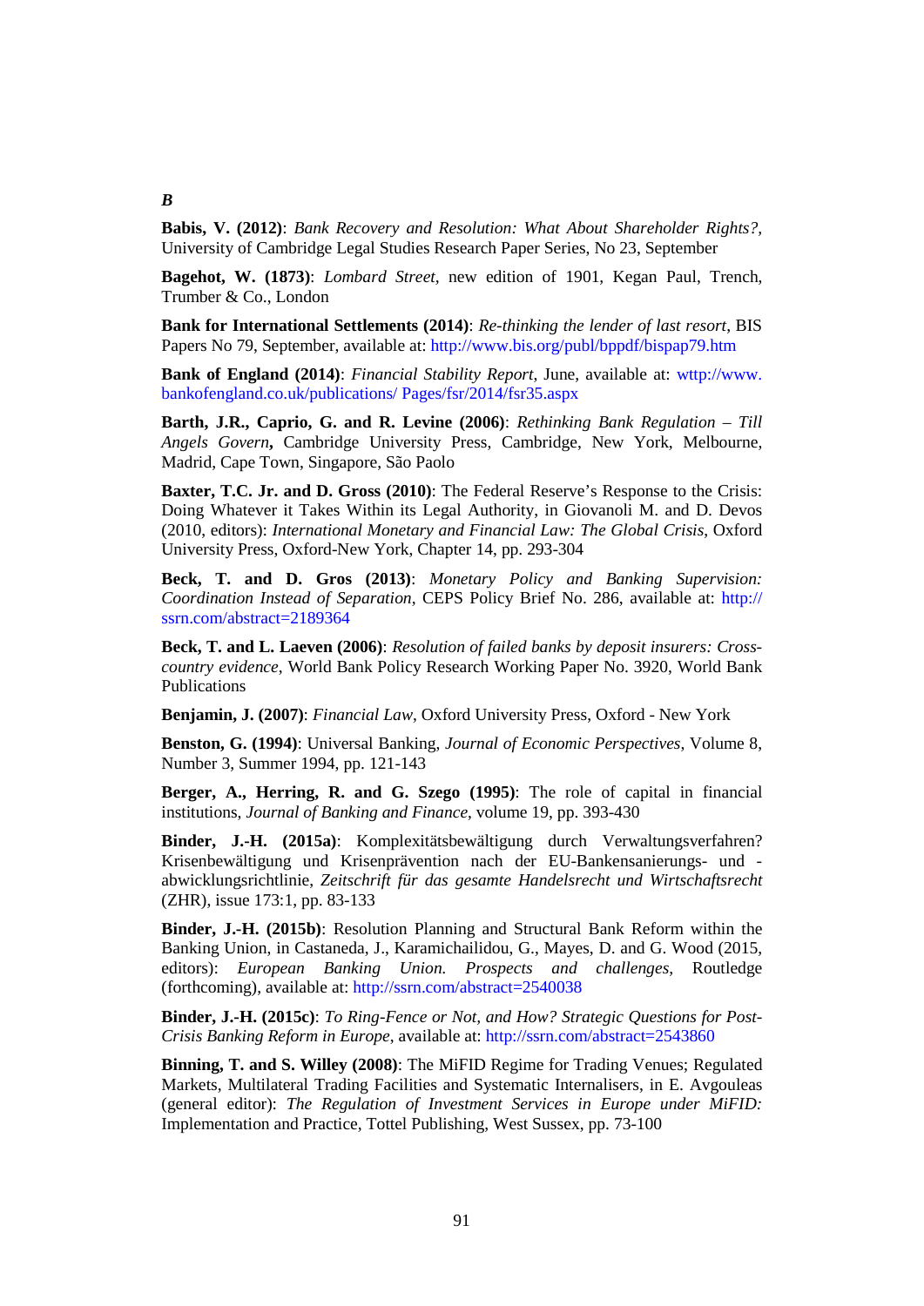***B***

**Babis, V. (2012)**: *Bank Recovery and Resolution: What About Shareholder Rights?*, University of Cambridge Legal Studies Research Paper Series, No 23, September

**Bagehot, W. (1873)**: *Lombard Street*, new edition of 1901, Kegan Paul, Trench, Trumber & Co., London

**Bank for International Settlements (2014)**: *Re-thinking the lender of last resort*, BIS Papers No 79, September, available at: http://www.bis.org/publ/bppdf/bispap79.htm

**Bank of England (2014)**: *Financial Stability Report*, June, available at: wttp://www.bankofengland.co.uk/publications/ Pages/fsr/2014/fsr35.aspx

**Barth, J.R., Caprio, G. and R. Levine (2006)**: *Rethinking Bank Regulation – Till Angels Govern***,** Cambridge University Press, Cambridge, New York, Melbourne, Madrid, Cape Town, Singapore, São Paolo

**Baxter, T.C. Jr. and D. Gross (2010)**: The Federal Reserve's Response to the Crisis: Doing Whatever it Takes Within its Legal Authority, in Giovanoli M. and D. Devos (2010, editors): *International Monetary and Financial Law: The Global Crisis*, Oxford University Press, Oxford-New York, Chapter 14, pp. 293-304

**Beck, T. and D. Gros (2013)**: *Monetary Policy and Banking Supervision: Coordination Instead of Separation*, CEPS Policy Brief No. 286, available at: http://ssrn.com/abstract=2189364

**Beck, T. and L. Laeven (2006)**: *Resolution of failed banks by deposit insurers: Cross-country evidence*, World Bank Policy Research Working Paper No. 3920, World Bank Publications

**Benjamin, J. (2007)**: *Financial Law*, Oxford University Press, Oxford - New York

**Benston, G. (1994)**: Universal Banking, *Journal of Economic Perspectives*, Volume 8, Number 3, Summer 1994, pp. 121-143

**Berger, A., Herring, R. and G. Szego (1995)**: The role of capital in financial institutions, *Journal of Banking and Finance*, volume 19, pp. 393-430

**Binder, J.-H. (2015a)**: Komplexitätsbewältigung durch Verwaltungsverfahren? Krisenbewältigung und Krisenprävention nach der EU-Bankensanierungs- und -abwicklungsrichtlinie, *Zeitschrift für das gesamte Handelsrecht und Wirtschaftsrecht* (ZHR), issue 173:1, pp. 83-133

**Binder, J.-H. (2015b)**: Resolution Planning and Structural Bank Reform within the Banking Union, in Castaneda, J., Karamichailidou, G., Mayes, D. and G. Wood (2015, editors): *European Banking Union. Prospects and challenges*, Routledge (forthcoming), available at: http://ssrn.com/abstract=2540038

**Binder, J.-H. (2015c)**: *To Ring-Fence or Not, and How? Strategic Questions for Post-Crisis Banking Reform in Europe*, available at: http://ssrn.com/abstract=2543860

**Binning, T. and S. Willey (2008)**: The MiFID Regime for Trading Venues; Regulated Markets, Multilateral Trading Facilities and Systematic Internalisers, in E. Avgouleas (general editor): *The Regulation of Investment Services in Europe under MiFID:* Implementation and Practice, Tottel Publishing, West Sussex, pp. 73-100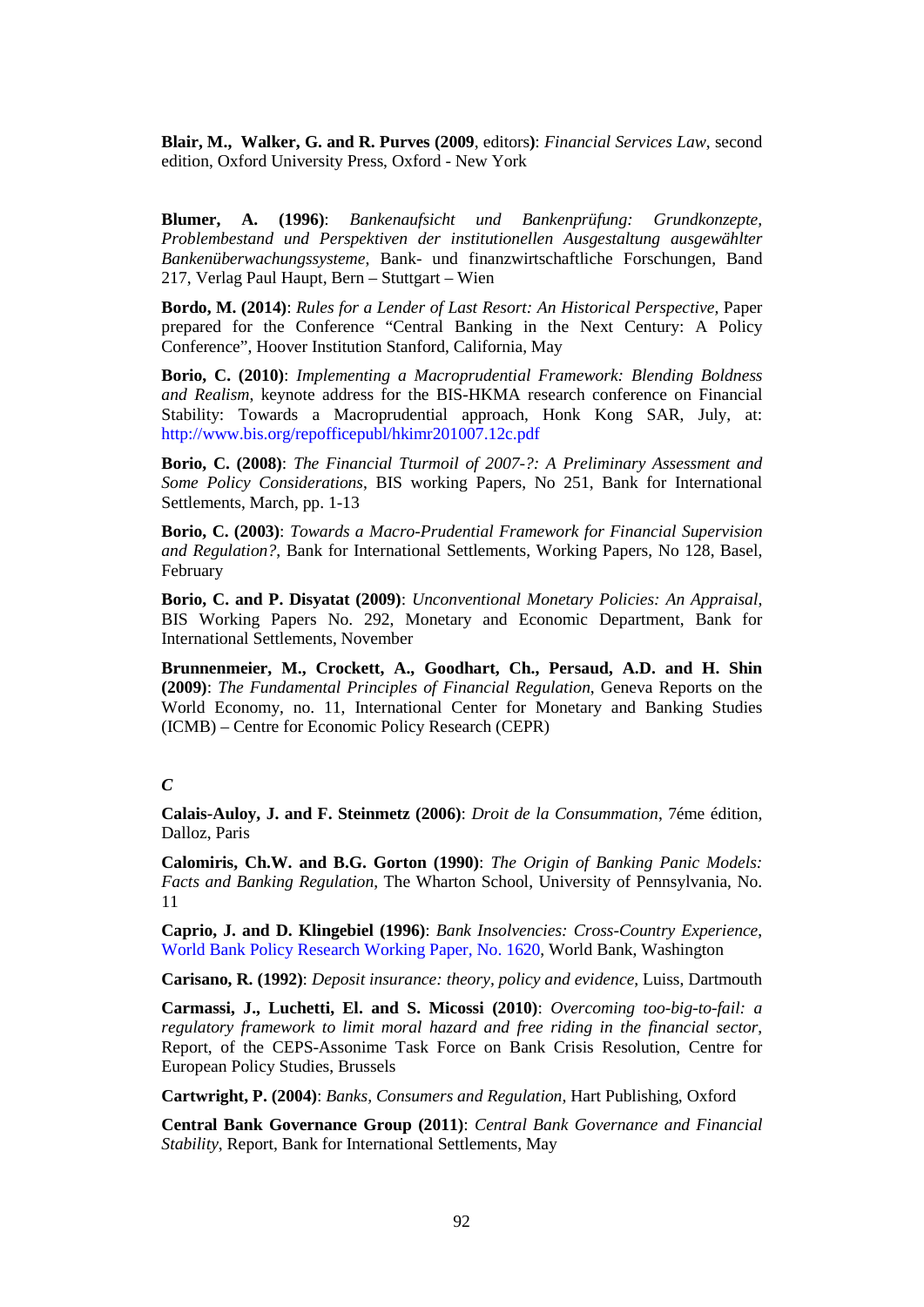**Blair, M., Walker, G. and R. Purves (2009**, editors**)**: *Financial Services Law*, second edition, Oxford University Press, Oxford - New York

**Blumer, A. (1996)**: *Bankenaufsicht und Bankenprüfung: Grundkonzepte, Problembestand und Perspektiven der institutionellen Ausgestaltung ausgewählter Bankenüberwachungssysteme*, Bank- und finanzwirtschaftliche Forschungen, Band 217, Verlag Paul Haupt, Bern – Stuttgart – Wien

**Bordo, M. (2014)**: *Rules for a Lender of Last Resort: An Historical Perspective*, Paper prepared for the Conference "Central Banking in the Next Century: A Policy Conference", Hoover Institution Stanford, California, May

**Borio, C. (2010)**: *Implementing a Macroprudential Framework: Blending Boldness and Realism*, keynote address for the BIS-HKMA research conference on Financial Stability: Towards a Macroprudential approach, Honk Kong SAR, July, at: http://www.bis.org/repofficepubl/hkimr201007.12c.pdf

**Borio, C. (2008)**: *The Financial Tturmoil of 2007-?: A Preliminary Assessment and Some Policy Considerations*, BIS working Papers, No 251, Bank for International Settlements, March, pp. 1-13

**Borio, C. (2003)**: *Towards a Macro-Prudential Framework for Financial Supervision and Regulation?*, Bank for International Settlements, Working Papers, No 128, Basel, February

**Borio, C. and P. Disyatat (2009)**: *Unconventional Monetary Policies: An Appraisal*, BIS Working Papers No. 292, Monetary and Economic Department, Bank for International Settlements, November

**Brunnenmeier, M., Crockett, A., Goodhart, Ch., Persaud, A.D. and H. Shin (2009)**: *The Fundamental Principles of Financial Regulation*, Geneva Reports on the World Economy, no. 11, International Center for Monetary and Banking Studies (ICMB) – Centre for Economic Policy Research (CEPR)

***C***

**Calais-Auloy, J. and F. Steinmetz (2006)**: *Droit de la Consummation*, 7éme édition, Dalloz, Paris

**Calomiris, Ch.W. and B.G. Gorton (1990)**: *The Origin of Banking Panic Models: Facts and Banking Regulation*, The Wharton School, University of Pennsylvania, No. 11

**Caprio, J. and D. Klingebiel (1996)**: *Bank Insolvencies: Cross-Country Experience*, World Bank Policy Research Working Paper, No. 1620, World Bank, Washington

**Carisano, R. (1992)**: *Deposit insurance: theory, policy and evidence*, Luiss, Dartmouth

**Carmassi, J., Luchetti, El. and S. Micossi (2010)**: *Overcoming too-big-to-fail: a regulatory framework to limit moral hazard and free riding in the financial sector*, Report, of the CEPS-Assonime Task Force on Bank Crisis Resolution, Centre for European Policy Studies, Brussels

**Cartwright, P. (2004)**: *Banks, Consumers and Regulation*, Hart Publishing, Oxford

**Central Bank Governance Group (2011)**: *Central Bank Governance and Financial Stability*, Report, Bank for International Settlements, May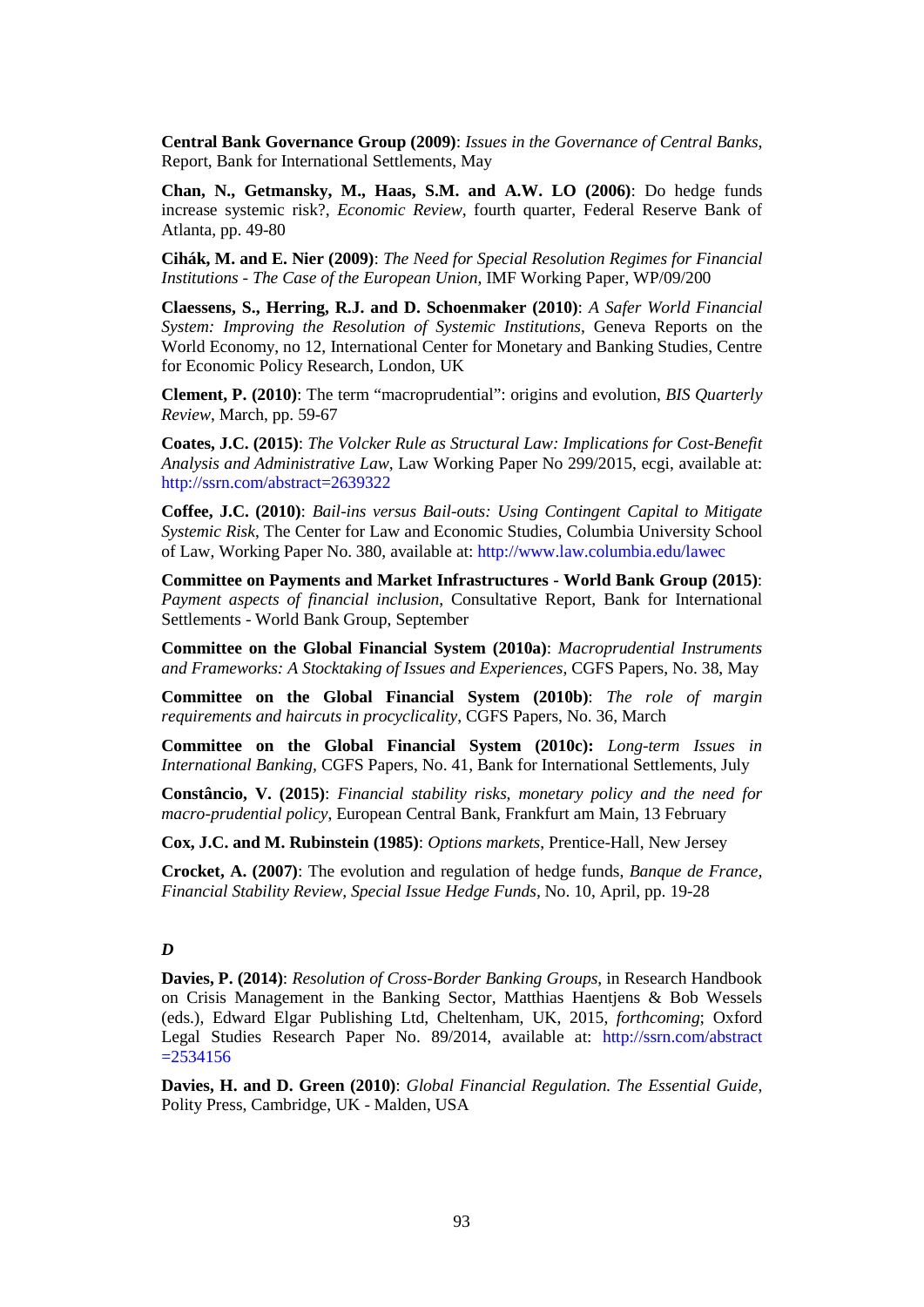**Central Bank Governance Group (2009)**: *Issues in the Governance of Central Banks*, Report, Bank for International Settlements, May

**Chan, N., Getmansky, M., Haas, S.M. and A.W. LO (2006)**: Do hedge funds increase systemic risk?, *Economic Review*, fourth quarter, Federal Reserve Bank of Atlanta, pp. 49-80

**Cihák, M. and E. Nier (2009)**: *The Need for Special Resolution Regimes for Financial Institutions - The Case of the European Union*, IMF Working Paper, WP/09/200

**Claessens, S., Herring, R.J. and D. Schoenmaker (2010)**: *A Safer World Financial System: Improving the Resolution of Systemic Institutions*, Geneva Reports on the World Economy, no 12, International Center for Monetary and Banking Studies, Centre for Economic Policy Research, London, UK

**Clement, P. (2010)**: The term "macroprudential": origins and evolution, *BIS Quarterly Review*, March, pp. 59-67

**Coates, J.C. (2015)**: *The Volcker Rule as Structural Law: Implications for Cost-Benefit Analysis and Administrative Law*, Law Working Paper No 299/2015, ecgi, available at: http://ssrn.com/abstract=2639322

**Coffee, J.C. (2010)**: *Bail-ins versus Bail-outs: Using Contingent Capital to Mitigate Systemic Risk*, The Center for Law and Economic Studies, Columbia University School of Law, Working Paper No. 380, available at: http://www.law.columbia.edu/lawec

**Committee on Payments and Market Infrastructures - World Bank Group (2015)**: *Payment aspects of financial inclusion*, Consultative Report, Bank for International Settlements - World Bank Group, September

**Committee on the Global Financial System (2010a)**: *Macroprudential Instruments and Frameworks: A Stocktaking of Issues and Experiences*, CGFS Papers, No. 38, May

**Committee on the Global Financial System (2010b)**: *The role of margin requirements and haircuts in procyclicality*, CGFS Papers, No. 36, March

**Committee on the Global Financial System (2010c):** *Long-term Issues in International Banking*, CGFS Papers, No. 41, Bank for International Settlements, July

**Constâncio, V. (2015)**: *Financial stability risks, monetary policy and the need for macro-prudential policy*, European Central Bank, Frankfurt am Main, 13 February

**Cox, J.C. and M. Rubinstein (1985)**: *Options markets*, Prentice-Hall, New Jersey

**Crocket, A. (2007)**: The evolution and regulation of hedge funds, *Banque de France, Financial Stability Review, Special Issue Hedge Funds*, No. 10, April, pp. 19-28

***D***

**Davies, P. (2014)**: *Resolution of Cross-Border Banking Groups*, in Research Handbook on Crisis Management in the Banking Sector, Matthias Haentjens & Bob Wessels (eds.), Edward Elgar Publishing Ltd, Cheltenham, UK, 2015, *forthcoming*; Oxford Legal Studies Research Paper No. 89/2014, available at: http://ssrn.com/abstract=2534156

**Davies, H. and D. Green (2010)**: *Global Financial Regulation. The Essential Guide*, Polity Press, Cambridge, UK - Malden, USA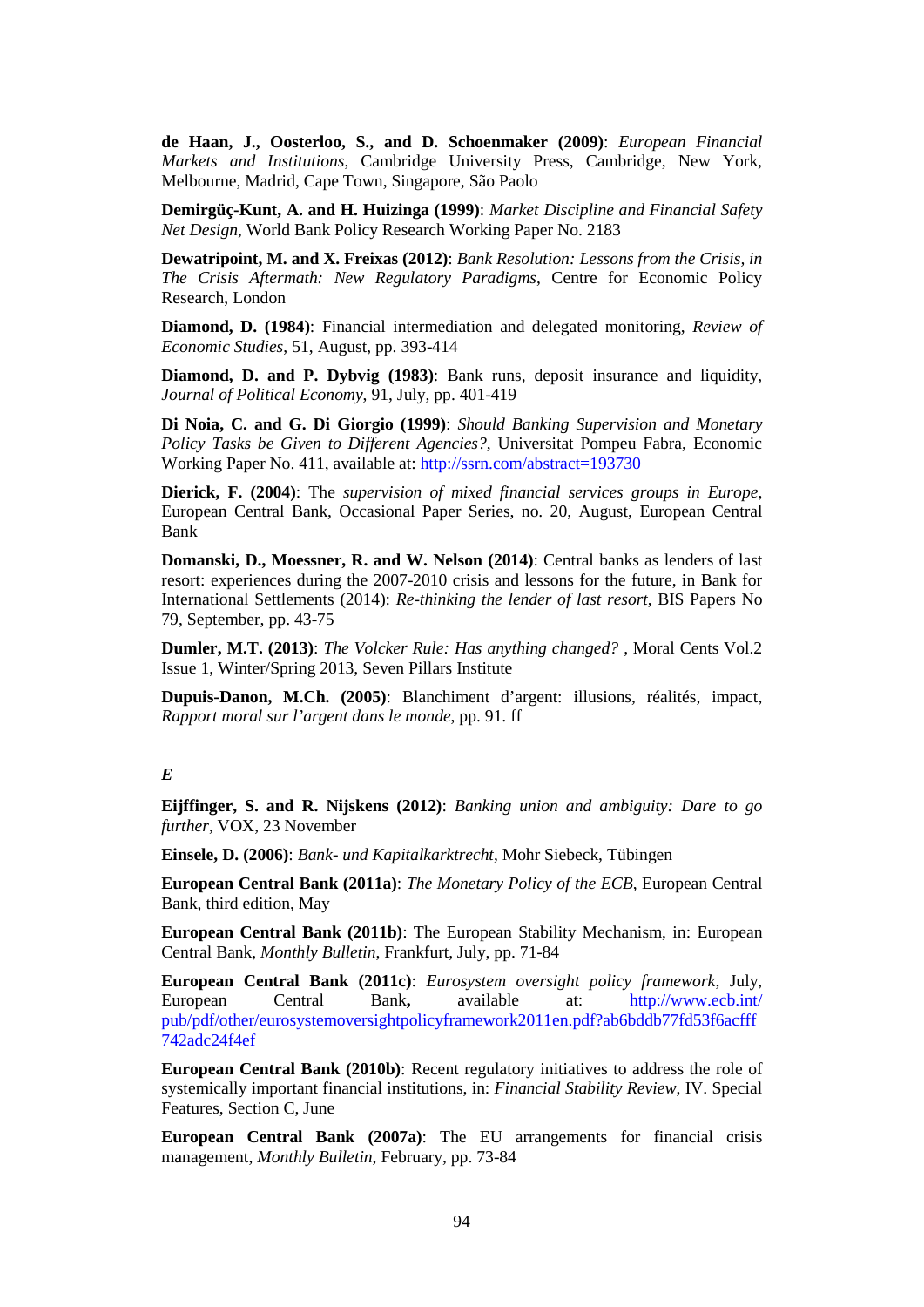**de Haan, J., Oosterloo, S., and D. Schoenmaker (2009)**: *European Financial Markets and Institutions*, Cambridge University Press, Cambridge, New York, Melbourne, Madrid, Cape Town, Singapore, São Paolo

**Demirgüç-Kunt, A. and H. Huizinga (1999)**: *Market Discipline and Financial Safety Net Design*, World Bank Policy Research Working Paper No. 2183

**Dewatripoint, M. and X. Freixas (2012)**: *Bank Resolution: Lessons from the Crisis, in The Crisis Aftermath: New Regulatory Paradigms*, Centre for Economic Policy Research, London

**Diamond, D. (1984)**: Financial intermediation and delegated monitoring, *Review of Economic Studies*, 51, August, pp. 393-414

**Diamond, D. and P. Dybvig (1983)**: Bank runs, deposit insurance and liquidity, *Journal of Political Economy*, 91, July, pp. 401-419

**Di Noia, C. and G. Di Giorgio (1999)**: *Should Banking Supervision and Monetary Policy Tasks be Given to Different Agencies?*, Universitat Pompeu Fabra, Economic Working Paper No. 411, available at: http://ssrn.com/abstract=193730

**Dierick, F. (2004)**: The *supervision of mixed financial services groups in Europe*, European Central Bank, Occasional Paper Series, no. 20, August, European Central Bank

**Domanski, D., Moessner, R. and W. Nelson (2014)**: Central banks as lenders of last resort: experiences during the 2007-2010 crisis and lessons for the future, in Bank for International Settlements (2014): *Re-thinking the lender of last resort*, BIS Papers No 79, September, pp. 43-75

**Dumler, M.T. (2013)**: *The Volcker Rule: Has anything changed?* , Moral Cents Vol.2 Issue 1, Winter/Spring 2013, Seven Pillars Institute

**Dupuis-Danon, M.Ch. (2005)**: Blanchiment d'argent: illusions, réalités, impact, *Rapport moral sur l'argent dans le monde*, pp. 91. ff

***E***

**Eijffinger, S. and R. Nijskens (2012)**: *Banking union and ambiguity: Dare to go further*, VOX, 23 November

**Einsele, D. (2006)**: *Bank- und Kapitalkarktrecht*, Mohr Siebeck, Tübingen

**European Central Bank (2011a)**: *The Monetary Policy of the ECB*, European Central Bank, third edition, May

**European Central Bank (2011b)**: The European Stability Mechanism, in: European Central Bank, *Monthly Bulletin*, Frankfurt, July, pp. 71-84

**European Central Bank (2011c)**: *Eurosystem oversight policy framework*, July, European Central Bank**,** available at: http://www.ecb.int/pub/pdf/other/eurosystemoversightpolicyframework2011en.pdf?ab6bddb77fd53f6acfff742adc24f4ef

**European Central Bank (2010b)**: Recent regulatory initiatives to address the role of systemically important financial institutions, in: *Financial Stability Review*, IV. Special Features, Section C, June

**European Central Bank (2007a)**: The EU arrangements for financial crisis management, *Monthly Bulletin*, February, pp. 73-84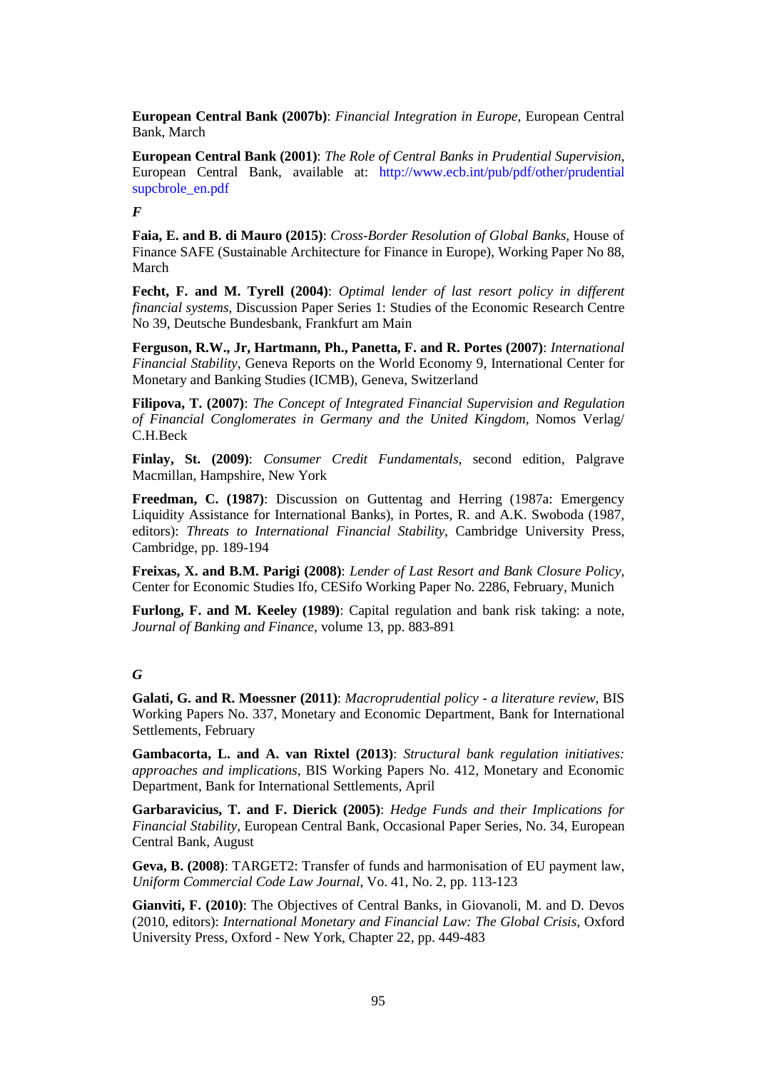**European Central Bank (2007b)**: *Financial Integration in Europe*, European Central Bank, March

**European Central Bank (2001)**: *The Role of Central Banks in Prudential Supervision*, European Central Bank, available at: http://www.ecb.int/pub/pdf/other/prudentialsupcbrole_en.pdf

***F***

**Faia, E. and B. di Mauro (2015)**: *Cross-Border Resolution of Global Banks*, House of Finance SAFE (Sustainable Architecture for Finance in Europe), Working Paper No 88, March

**Fecht, F. and M. Tyrell (2004)**: *Optimal lender of last resort policy in different financial systems*, Discussion Paper Series 1: Studies of the Economic Research Centre No 39, Deutsche Bundesbank, Frankfurt am Main

**Ferguson, R.W., Jr, Hartmann, Ph., Panetta, F. and R. Portes (2007)**: *International Financial Stability*, Geneva Reports on the World Economy 9, International Center for Monetary and Banking Studies (ICMB), Geneva, Switzerland

**Filipova, T. (2007)**: *The Concept of Integrated Financial Supervision and Regulation of Financial Conglomerates in Germany and the United Kingdom*, Nomos Verlag/ C.H.Beck

**Finlay, St. (2009)**: *Consumer Credit Fundamentals*, second edition, Palgrave Macmillan, Hampshire, New York

**Freedman, C. (1987)**: Discussion on Guttentag and Herring (1987a: Emergency Liquidity Assistance for International Banks), in Portes, R. and A.K. Swoboda (1987, editors): *Threats to International Financial Stability*, Cambridge University Press, Cambridge, pp. 189-194

**Freixas, X. and B.M. Parigi (2008)**: *Lender of Last Resort and Bank Closure Policy*, Center for Economic Studies Ifo, CESifo Working Paper No. 2286, February, Munich

**Furlong, F. and M. Keeley (1989)**: Capital regulation and bank risk taking: a note, *Journal of Banking and Finance*, volume 13, pp. 883-891

***G***

**Galati, G. and R. Moessner (2011)**: *Macroprudential policy - a literature review*, BIS Working Papers No. 337, Monetary and Economic Department, Bank for International Settlements, February

**Gambacorta, L. and A. van Rixtel (2013)**: *Structural bank regulation initiatives: approaches and implications*, BIS Working Papers No. 412, Monetary and Economic Department, Bank for International Settlements, April

**Garbaravicius, T. and F. Dierick (2005)**: *Hedge Funds and their Implications for Financial Stability*, European Central Bank, Occasional Paper Series, No. 34, European Central Bank, August

**Geva, B. (2008)**: TARGET2: Transfer of funds and harmonisation of EU payment law, *Uniform Commercial Code Law Journal*, Vo. 41, No. 2, pp. 113-123

**Gianviti, F. (2010)**: The Objectives of Central Banks, in Giovanoli, M. and D. Devos (2010, editors): *International Monetary and Financial Law: The Global Crisis*, Oxford University Press, Oxford - New York, Chapter 22, pp. 449-483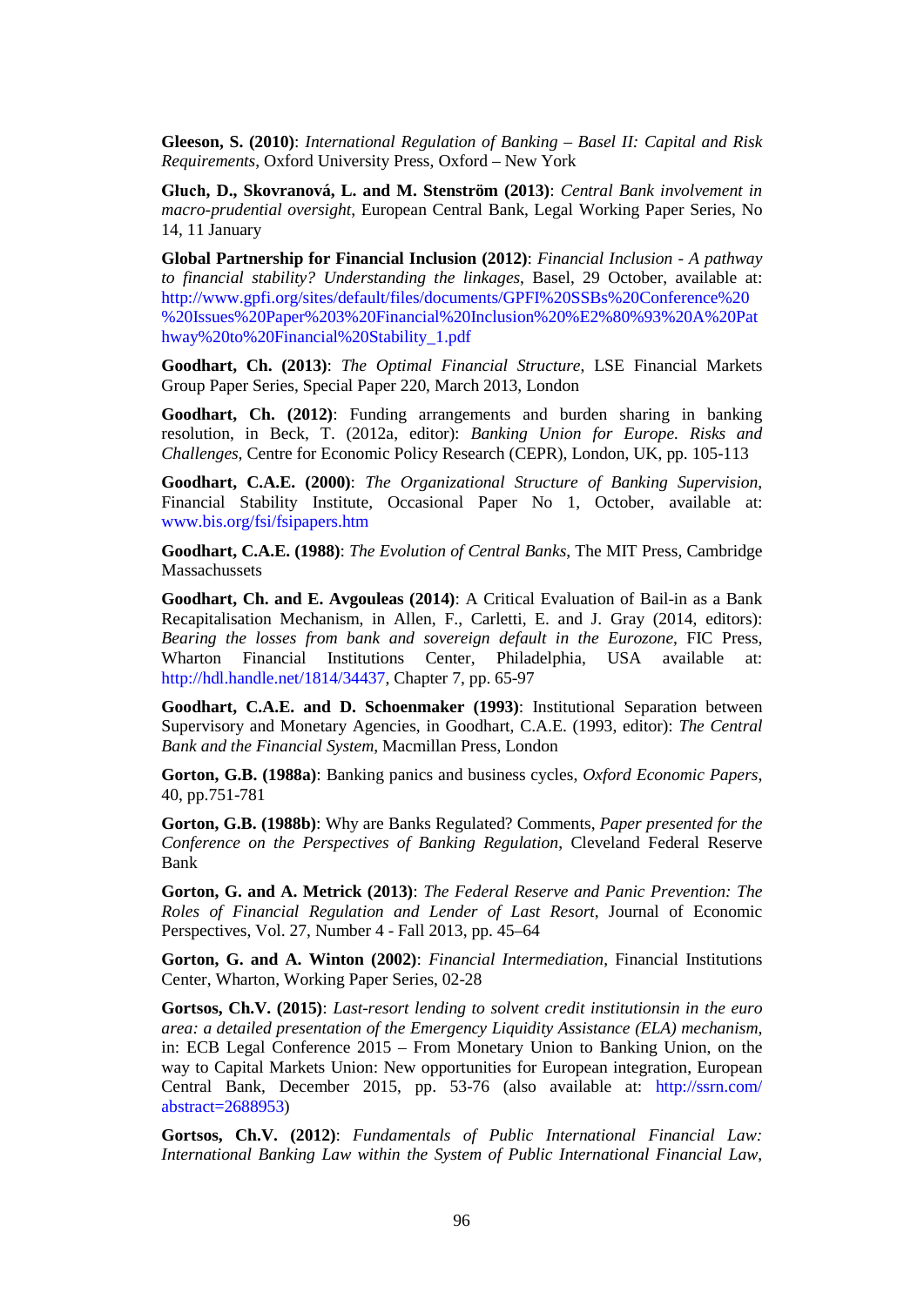**Gleeson, S. (2010)**: *International Regulation of Banking – Basel II: Capital and Risk Requirements*, Oxford University Press, Oxford – New York

**Głuch, D., Skovranová, L. and M. Stenström (2013)**: *Central Bank involvement in macro-prudential oversight*, European Central Bank, Legal Working Paper Series, No 14, 11 January

**Global Partnership for Financial Inclusion (2012)**: *Financial Inclusion - A pathway to financial stability? Understanding the linkages*, Basel, 29 October, available at: http://www.gpfi.org/sites/default/files/documents/GPFI%20SSBs%20Conference%20%20Issues%20Paper%203%20Financial%20Inclusion%20%E2%80%93%20A%20Pathway%20to%20Financial%20Stability_1.pdf

**Goodhart, Ch. (2013)**: *The Optimal Financial Structure*, LSE Financial Markets Group Paper Series, Special Paper 220, March 2013, London

**Goodhart, Ch. (2012)**: Funding arrangements and burden sharing in banking resolution, in Beck, T. (2012a, editor): *Banking Union for Europe. Risks and Challenges*, Centre for Economic Policy Research (CEPR), London, UK, pp. 105-113

**Goodhart, C.A.E. (2000)**: *The Organizational Structure of Banking Supervision*, Financial Stability Institute, Occasional Paper No 1, October, available at: www.bis.org/fsi/fsipapers.htm

**Goodhart, C.A.E. (1988)**: *The Evolution of Central Banks*, The MIT Press, Cambridge Massachussets

**Goodhart, Ch. and E. Avgouleas (2014)**: A Critical Evaluation of Bail-in as a Bank Recapitalisation Mechanism, in Allen, F., Carletti, E. and J. Gray (2014, editors): *Bearing the losses from bank and sovereign default in the Eurozone*, FIC Press, Wharton Financial Institutions Center, Philadelphia, USA available at: http://hdl.handle.net/1814/34437, Chapter 7, pp. 65-97

**Goodhart, C.A.E. and D. Schoenmaker (1993)**: Institutional Separation between Supervisory and Monetary Agencies, in Goodhart, C.A.E. (1993, editor): *The Central Bank and the Financial System*, Macmillan Press, London

**Gorton, G.B. (1988a)**: Banking panics and business cycles, *Oxford Economic Papers*, 40, pp.751-781

**Gorton, G.B. (1988b)**: Why are Banks Regulated? Comments, *Paper presented for the Conference on the Perspectives of Banking Regulation*, Cleveland Federal Reserve Bank

**Gorton, G. and A. Metrick (2013)**: *The Federal Reserve and Panic Prevention: The Roles of Financial Regulation and Lender of Last Resort*, Journal of Economic Perspectives, Vol. 27, Number 4 - Fall 2013, pp. 45–64

**Gorton, G. and A. Winton (2002)**: *Financial Intermediation*, Financial Institutions Center, Wharton, Working Paper Series, 02-28

**Gortsos, Ch.V. (2015)**: *Last-resort lending to solvent credit institutionsin in the euro area: a detailed presentation of the Emergency Liquidity Assistance (ELA) mechanism*, in: ECB Legal Conference 2015 – From Monetary Union to Banking Union, on the way to Capital Markets Union: New opportunities for European integration, European Central Bank, December 2015, pp. 53-76 (also available at: http://ssrn.com/abstract=2688953)

**Gortsos, Ch.V. (2012)**: *Fundamentals of Public International Financial Law: International Banking Law within the System of Public International Financial Law*,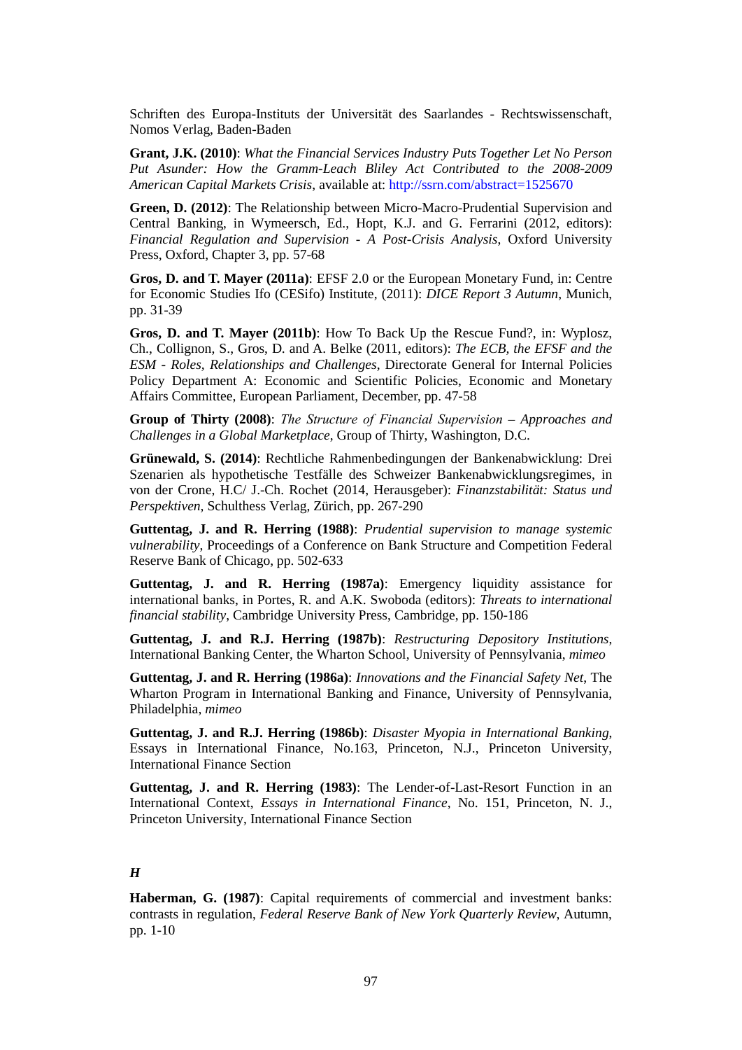Schriften des Europa-Instituts der Universität des Saarlandes - Rechtswissenschaft, Nomos Verlag, Baden-Baden

**Grant, J.K. (2010)**: *What the Financial Services Industry Puts Together Let No Person Put Asunder: How the Gramm-Leach Bliley Act Contributed to the 2008-2009 American Capital Markets Crisis*, available at: http://ssrn.com/abstract=1525670

**Green, D. (2012)**: The Relationship between Micro-Macro-Prudential Supervision and Central Banking, in Wymeersch, Ed., Hopt, K.J. and G. Ferrarini (2012, editors): *Financial Regulation and Supervision - A Post-Crisis Analysis*, Oxford University Press, Oxford, Chapter 3, pp. 57-68

**Gros, D. and T. Mayer (2011a)**: EFSF 2.0 or the European Monetary Fund, in: Centre for Economic Studies Ifo (CESifo) Institute, (2011): *DICE Report 3 Autumn*, Munich, pp. 31-39

**Gros, D. and T. Mayer (2011b)**: How To Back Up the Rescue Fund?, in: Wyplosz, Ch., Collignon, S., Gros, D. and A. Belke (2011, editors): *The ECB, the EFSF and the ESM - Roles, Relationships and Challenges*, Directorate General for Internal Policies Policy Department A: Economic and Scientific Policies, Economic and Monetary Affairs Committee, European Parliament, December, pp. 47-58

**Group of Thirty (2008)**: *The Structure of Financial Supervision – Approaches and Challenges in a Global Marketplace*, Group of Thirty, Washington, D.C.

**Grünewald, S. (2014)**: Rechtliche Rahmenbedingungen der Bankenabwicklung: Drei Szenarien als hypothetische Testfälle des Schweizer Bankenabwicklungsregimes, in von der Crone, H.C/ J.-Ch. Rochet (2014, Herausgeber): *Finanzstabilität: Status und Perspektiven*, Schulthess Verlag, Zürich, pp. 267-290

**Guttentag, J. and R. Herring (1988)**: *Prudential supervision to manage systemic vulnerability*, Proceedings of a Conference on Bank Structure and Competition Federal Reserve Bank of Chicago, pp. 502-633

**Guttentag, J. and R. Herring (1987a)**: Emergency liquidity assistance for international banks, in Portes, R. and A.K. Swoboda (editors): *Threats to international financial stability*, Cambridge University Press, Cambridge, pp. 150-186

**Guttentag, J. and R.J. Herring (1987b)**: *Restructuring Depository Institutions*, International Banking Center, the Wharton School, University of Pennsylvania, *mimeo*

**Guttentag, J. and R. Herring (1986a)**: *Innovations and the Financial Safety Net*, The Wharton Program in International Banking and Finance, University of Pennsylvania, Philadelphia, *mimeo*

**Guttentag, J. and R.J. Herring (1986b)**: *Disaster Myopia in International Banking*, Essays in International Finance, No.163, Princeton, N.J., Princeton University, International Finance Section

**Guttentag, J. and R. Herring (1983)**: The Lender-of-Last-Resort Function in an International Context, *Essays in International Finance*, No. 151, Princeton, N. J., Princeton University, International Finance Section

***H***

**Haberman, G. (1987)**: Capital requirements of commercial and investment banks: contrasts in regulation, *Federal Reserve Bank of New York Quarterly Review*, Autumn, pp. 1-10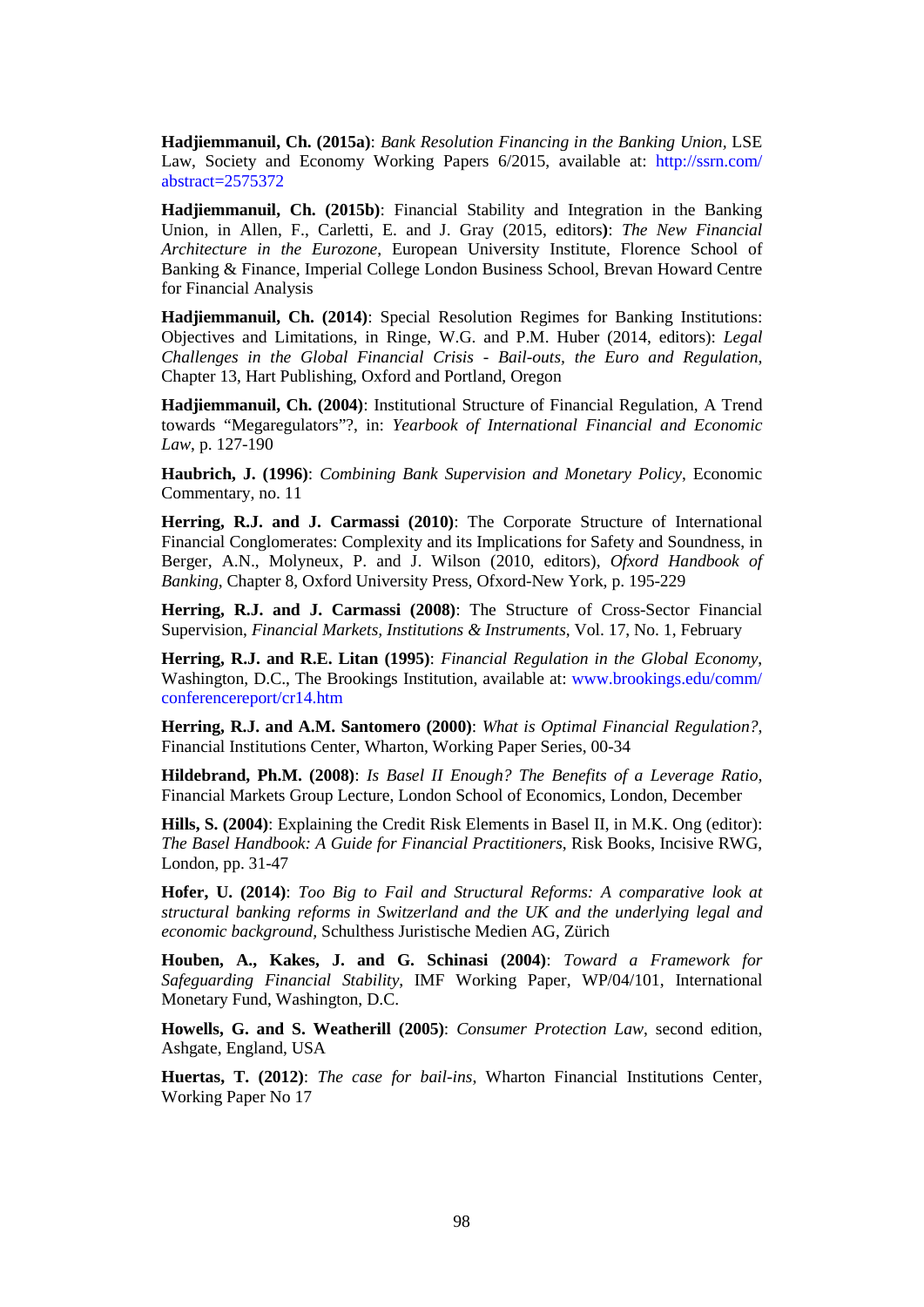**Hadjiemmanuil, Ch. (2015a)**: *Bank Resolution Financing in the Banking Union*, LSE Law, Society and Economy Working Papers 6/2015, available at: http://ssrn.com/abstract=2575372

**Hadjiemmanuil, Ch. (2015b)**: Financial Stability and Integration in the Banking Union, in Allen, F., Carletti, E. and J. Gray (2015, editors**)**: *The New Financial Architecture in the Eurozone*, European University Institute, Florence School of Banking & Finance, Imperial College London Business School, Brevan Howard Centre for Financial Analysis

**Hadjiemmanuil, Ch. (2014)**: Special Resolution Regimes for Banking Institutions: Objectives and Limitations, in Ringe, W.G. and P.M. Huber (2014, editors): *Legal Challenges in the Global Financial Crisis - Bail-outs, the Euro and Regulation*, Chapter 13, Hart Publishing, Oxford and Portland, Oregon

**Hadjiemmanuil, Ch. (2004)**: Institutional Structure of Financial Regulation, A Trend towards "Megaregulators"?, in: *Yearbook of International Financial and Economic Law*, p. 127-190

**Haubrich, J. (1996)**: *Combining Bank Supervision and Monetary Policy*, Economic Commentary, no. 11

**Herring, R.J. and J. Carmassi (2010)**: The Corporate Structure of International Financial Conglomerates: Complexity and its Implications for Safety and Soundness, in Berger, A.N., Molyneux, P. and J. Wilson (2010, editors), *Ofxord Handbook of Banking*, Chapter 8, Oxford University Press, Ofxord-New York, p. 195-229

**Herring, R.J. and J. Carmassi (2008)**: The Structure of Cross-Sector Financial Supervision, *Financial Markets, Institutions & Instruments*, Vol. 17, No. 1, February

**Herring, R.J. and R.E. Litan (1995)**: *Financial Regulation in the Global Economy*, Washington, D.C., The Brookings Institution, available at: www.brookings.edu/comm/conferencereport/cr14.htm

**Herring, R.J. and A.M. Santomero (2000)**: *What is Optimal Financial Regulation?*, Financial Institutions Center, Wharton, Working Paper Series, 00-34

**Hildebrand, Ph.M. (2008)**: *Is Basel II Enough? The Benefits of a Leverage Ratio*, Financial Markets Group Lecture, London School of Economics, London, December

**Hills, S. (2004)**: Explaining the Credit Risk Elements in Basel II, in M.K. Ong (editor): *The Basel Handbook: A Guide for Financial Practitioners*, Risk Books, Incisive RWG, London, pp. 31-47

**Hofer, U. (2014)**: *Too Big to Fail and Structural Reforms: A comparative look at structural banking reforms in Switzerland and the UK and the underlying legal and economic background*, Schulthess Juristische Medien AG, Zürich

**Houben, A., Kakes, J. and G. Schinasi (2004)**: *Toward a Framework for Safeguarding Financial Stability*, IMF Working Paper, WP/04/101, International Monetary Fund, Washington, D.C.

**Howells, G. and S. Weatherill (2005)**: *Consumer Protection Law*, second edition, Ashgate, England, USA

**Huertas, T. (2012)**: *The case for bail-ins*, Wharton Financial Institutions Center, Working Paper No 17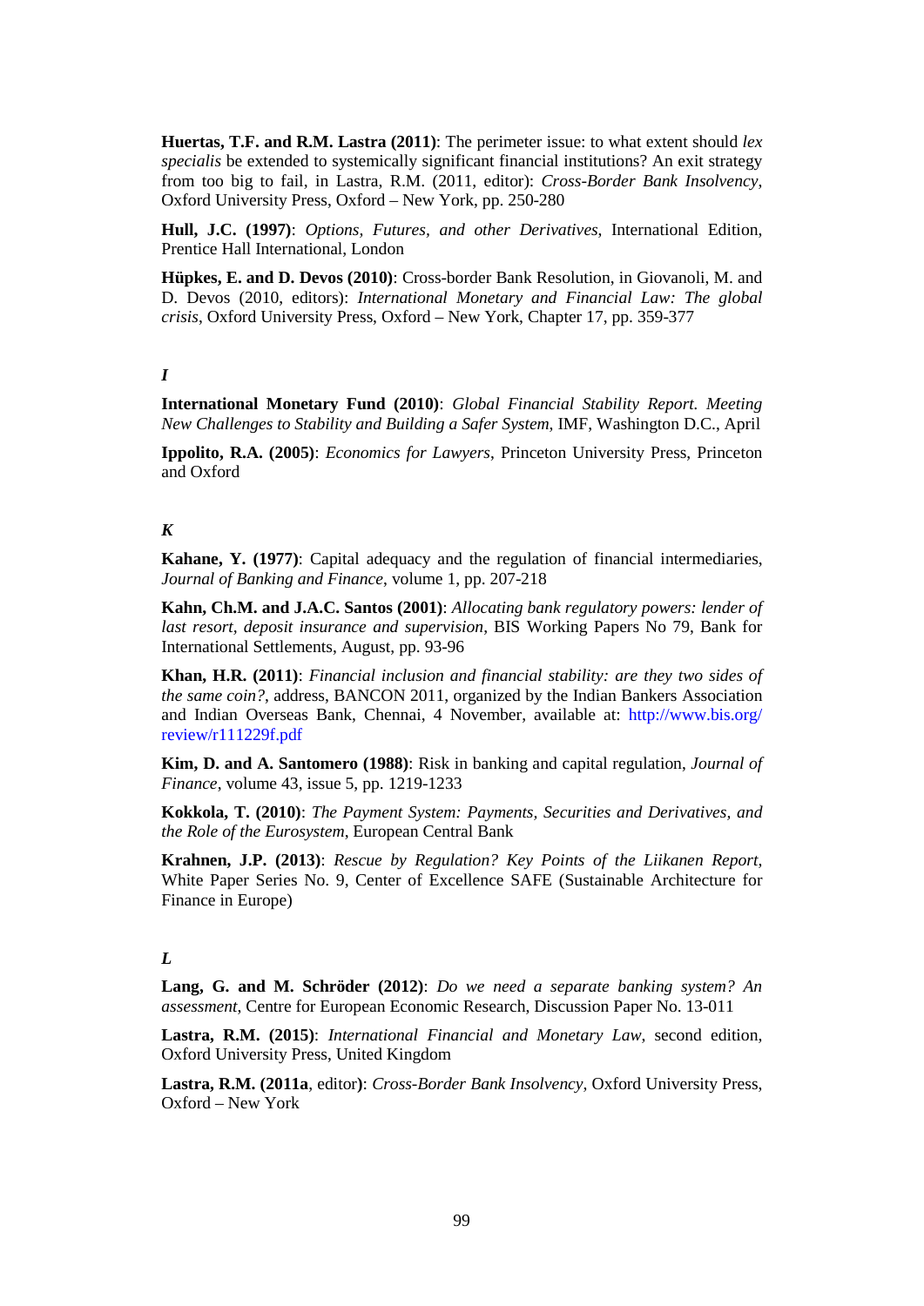**Huertas, T.F. and R.M. Lastra (2011)**: The perimeter issue: to what extent should *lex specialis* be extended to systemically significant financial institutions? An exit strategy from too big to fail, in Lastra, R.M. (2011, editor): *Cross-Border Bank Insolvency*, Oxford University Press, Oxford – New York, pp. 250-280

**Hull, J.C. (1997)**: *Options, Futures, and other Derivatives*, International Edition, Prentice Hall International, London

**Hüpkes, E. and D. Devos (2010)**: Cross-border Bank Resolution, in Giovanoli, M. and D. Devos (2010, editors): *International Monetary and Financial Law: The global crisis*, Oxford University Press, Oxford – New York, Chapter 17, pp. 359-377

***I***

**International Monetary Fund (2010)**: *Global Financial Stability Report. Meeting New Challenges to Stability and Building a Safer System*, IMF, Washington D.C., April

**Ippolito, R.A. (2005)**: *Economics for Lawyers*, Princeton University Press, Princeton and Oxford

***K***

**Kahane, Y. (1977)**: Capital adequacy and the regulation of financial intermediaries, *Journal of Banking and Finance*, volume 1, pp. 207-218

**Kahn, Ch.M. and J.A.C. Santos (2001)**: *Allocating bank regulatory powers: lender of last resort, deposit insurance and supervision*, BIS Working Papers No 79, Bank for International Settlements, August, pp. 93-96

**Khan, H.R. (2011)**: *Financial inclusion and financial stability: are they two sides of the same coin?*, address, BANCON 2011, organized by the Indian Bankers Association and Indian Overseas Bank, Chennai, 4 November, available at: http://www.bis.org/review/r111229f.pdf

**Kim, D. and A. Santomero (1988)**: Risk in banking and capital regulation, *Journal of Finance*, volume 43, issue 5, pp. 1219-1233

**Kokkola, T. (2010)**: *The Payment System: Payments, Securities and Derivatives, and the Role of the Eurosystem*, European Central Bank

**Krahnen, J.P. (2013)**: *Rescue by Regulation? Key Points of the Liikanen Report*, White Paper Series No. 9, Center of Excellence SAFE (Sustainable Architecture for Finance in Europe)

***L***

**Lang, G. and M. Schröder (2012)**: *Do we need a separate banking system? An assessment*, Centre for European Economic Research, Discussion Paper No. 13-011

**Lastra, R.M. (2015)**: *International Financial and Monetary Law*, second edition, Oxford University Press, United Kingdom

**Lastra, R.M. (2011a**, editor**)**: *Cross-Border Bank Insolvency*, Oxford University Press, Oxford – New York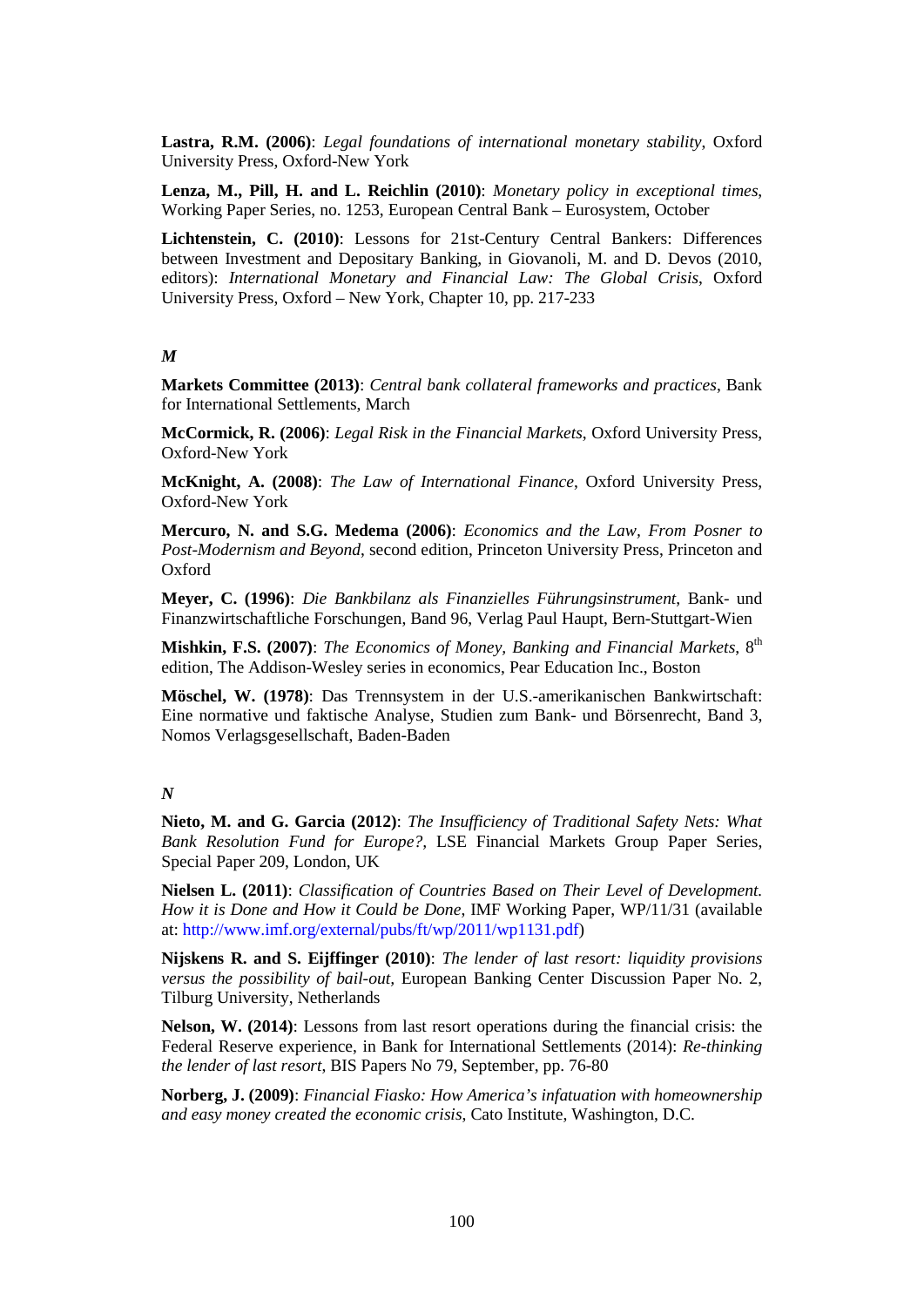**Lastra, R.M. (2006)**: *Legal foundations of international monetary stability*, Oxford University Press, Oxford-New York

**Lenza, M., Pill, H. and L. Reichlin (2010)**: *Monetary policy in exceptional times*, Working Paper Series, no. 1253, European Central Bank – Eurosystem, October

**Lichtenstein, C. (2010)**: Lessons for 21st-Century Central Bankers: Differences between Investment and Depositary Banking, in Giovanoli, M. and D. Devos (2010, editors): *International Monetary and Financial Law: The Global Crisis*, Oxford University Press, Oxford – New York, Chapter 10, pp. 217-233

***M***

**Markets Committee (2013)**: *Central bank collateral frameworks and practices*, Bank for International Settlements, March

**McCormick, R. (2006)**: *Legal Risk in the Financial Markets*, Oxford University Press, Oxford-New York

**McKnight, A. (2008)**: *The Law of International Finance*, Oxford University Press, Oxford-New York

**Mercuro, N. and S.G. Medema (2006)**: *Economics and the Law, From Posner to Post-Modernism and Beyond*, second edition, Princeton University Press, Princeton and Oxford

**Meyer, C. (1996)**: *Die Bankbilanz als Finanzielles Führungsinstrument*, Bank- und Finanzwirtschaftliche Forschungen, Band 96, Verlag Paul Haupt, Bern-Stuttgart-Wien

**Mishkin, F.S. (2007)**: *The Economics of Money, Banking and Financial Markets*, 8th edition, The Addison-Wesley series in economics, Pear Education Inc., Boston

**Möschel, W. (1978)**: Das Trennsystem in der U.S.-amerikanischen Bankwirtschaft: Eine normative und faktische Analyse, Studien zum Bank- und Börsenrecht, Band 3, Nomos Verlagsgesellschaft, Baden-Baden

***N***

**Nieto, M. and G. Garcia (2012)**: *The Insufficiency of Traditional Safety Nets: What Bank Resolution Fund for Europe?*, LSE Financial Markets Group Paper Series, Special Paper 209, London, UK

**Nielsen L. (2011)**: *Classification of Countries Based on Their Level of Development. How it is Done and How it Could be Done*, IMF Working Paper, WP/11/31 (available at: http://www.imf.org/external/pubs/ft/wp/2011/wp1131.pdf)

**Nijskens R. and S. Eijffinger (2010)**: *The lender of last resort: liquidity provisions versus the possibility of bail-out*, European Banking Center Discussion Paper No. 2, Tilburg University, Netherlands

**Nelson, W. (2014)**: Lessons from last resort operations during the financial crisis: the Federal Reserve experience, in Bank for International Settlements (2014): *Re-thinking the lender of last resort*, BIS Papers No 79, September, pp. 76-80

**Norberg, J. (2009)**: *Financial Fiasko: How America's infatuation with homeownership and easy money created the economic crisis*, Cato Institute, Washington, D.C.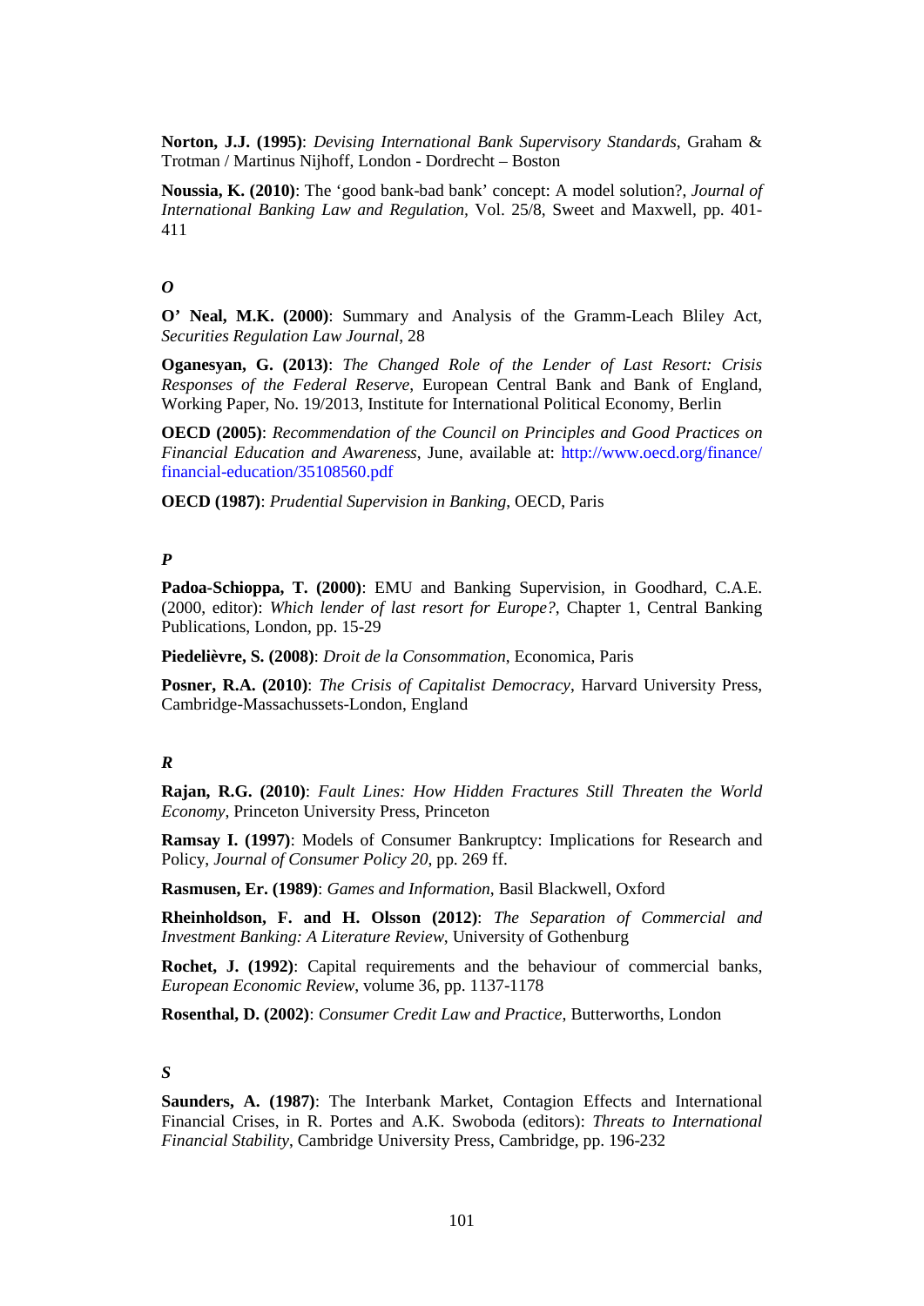**Norton, J.J. (1995)**: *Devising International Bank Supervisory Standards*, Graham & Trotman / Martinus Nijhoff, London - Dordrecht – Boston

**Noussia, K. (2010)**: The 'good bank-bad bank' concept: A model solution?, *Journal of International Banking Law and Regulation*, Vol. 25/8, Sweet and Maxwell, pp. 401-411

### *O*

**O' Neal, M.K. (2000)**: Summary and Analysis of the Gramm-Leach Bliley Act, *Securities Regulation Law Journal*, 28

**Oganesyan, G. (2013)**: *The Changed Role of the Lender of Last Resort: Crisis Responses of the Federal Reserve*, European Central Bank and Bank of England, Working Paper, No. 19/2013, Institute for International Political Economy, Berlin

**OECD (2005)**: *Recommendation of the Council on Principles and Good Practices on Financial Education and Awareness*, June, available at: http://www.oecd.org/finance/financial-education/35108560.pdf

**OECD (1987)**: *Prudential Supervision in Banking*, OECD, Paris

### *P*

**Padoa-Schioppa, T. (2000)**: EMU and Banking Supervision, in Goodhard, C.A.E. (2000, editor): *Which lender of last resort for Europe?*, Chapter 1, Central Banking Publications, London, pp. 15-29

**Piedelièvre, S. (2008)**: *Droit de la Consommation*, Economica, Paris

**Posner, R.A. (2010)**: *The Crisis of Capitalist Democracy*, Harvard University Press, Cambridge-Massachussets-London, England

### *R*

**Rajan, R.G. (2010)**: *Fault Lines: How Hidden Fractures Still Threaten the World Economy*, Princeton University Press, Princeton

**Ramsay I. (1997)**: Models of Consumer Bankruptcy: Implications for Research and Policy, *Journal of Consumer Policy 20*, pp. 269 ff.

**Rasmusen, Er. (1989)**: *Games and Information*, Basil Blackwell, Oxford

**Rheinholdson, F. and H. Olsson (2012)**: *The Separation of Commercial and Investment Banking: A Literature Review*, University of Gothenburg

**Rochet, J. (1992)**: Capital requirements and the behaviour of commercial banks, *European Economic Review*, volume 36, pp. 1137-1178

**Rosenthal, D. (2002)**: *Consumer Credit Law and Practice*, Butterworths, London

### *S*

**Saunders, A. (1987)**: The Interbank Market, Contagion Effects and International Financial Crises, in R. Portes and A.K. Swoboda (editors): *Threats to International Financial Stability*, Cambridge University Press, Cambridge, pp. 196-232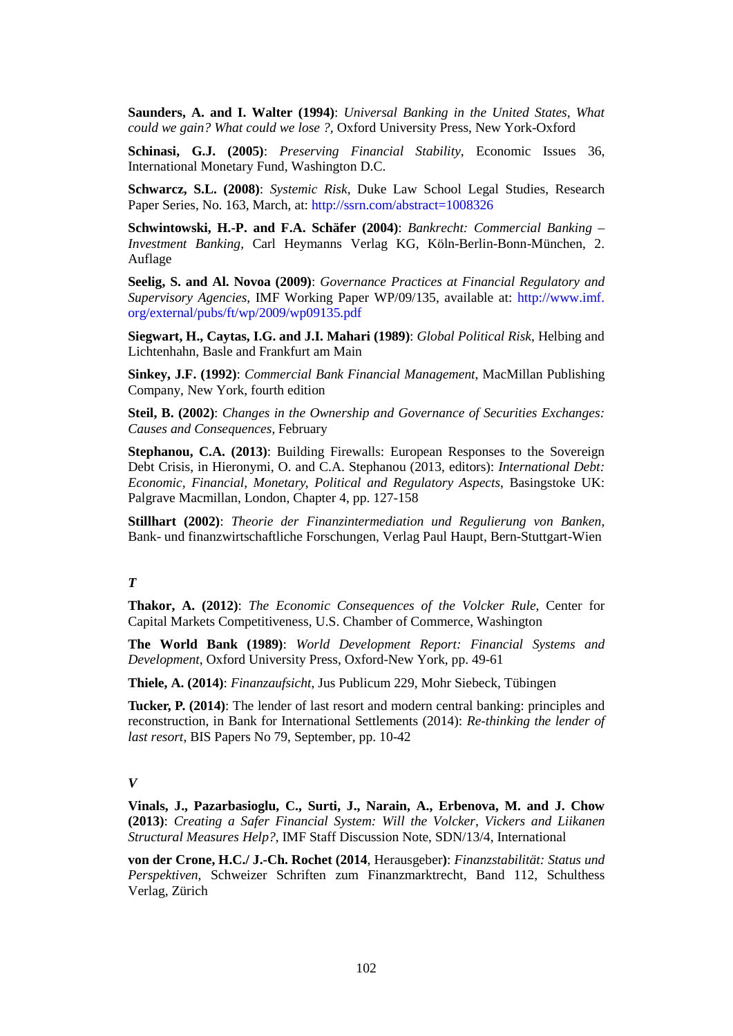**Saunders, A. and I. Walter (1994)**: *Universal Banking in the United States, What could we gain? What could we lose ?*, Oxford University Press, New York-Oxford

**Schinasi, G.J. (2005)**: *Preserving Financial Stability*, Economic Issues 36, International Monetary Fund, Washington D.C.

**Schwarcz, S.L. (2008)**: *Systemic Risk*, Duke Law School Legal Studies, Research Paper Series, No. 163, March, at: http://ssrn.com/abstract=1008326

**Schwintowski, H.-P. and F.A. Schäfer (2004)**: *Bankrecht: Commercial Banking – Investment Banking*, Carl Heymanns Verlag KG, Köln-Berlin-Bonn-München, 2. Auflage

**Seelig, S. and Al. Novoa (2009)**: *Governance Practices at Financial Regulatory and Supervisory Agencies*, IMF Working Paper WP/09/135, available at: http://www.imf.org/external/pubs/ft/wp/2009/wp09135.pdf

**Siegwart, H., Caytas, I.G. and J.I. Mahari (1989)**: *Global Political Risk*, Helbing and Lichtenhahn, Basle and Frankfurt am Main

**Sinkey, J.F. (1992)**: *Commercial Bank Financial Management*, MacMillan Publishing Company, New York, fourth edition

**Steil, B. (2002)**: *Changes in the Ownership and Governance of Securities Exchanges: Causes and Consequences*, February

**Stephanou, C.A. (2013)**: Building Firewalls: European Responses to the Sovereign Debt Crisis, in Hieronymi, O. and C.A. Stephanou (2013, editors): *International Debt: Economic, Financial, Monetary, Political and Regulatory Aspects*, Basingstoke UK: Palgrave Macmillan, London, Chapter 4, pp. 127-158

**Stillhart (2002)**: *Theorie der Finanzintermediation und Regulierung von Banken*, Bank- und finanzwirtschaftliche Forschungen, Verlag Paul Haupt, Bern-Stuttgart-Wien

***T***

**Thakor, A. (2012)**: *The Economic Consequences of the Volcker Rule*, Center for Capital Markets Competitiveness, U.S. Chamber of Commerce, Washington

**The World Bank (1989)**: *World Development Report: Financial Systems and Development*, Oxford University Press, Oxford-New York, pp. 49-61

**Thiele, A. (2014)**: *Finanzaufsicht*, Jus Publicum 229, Mohr Siebeck, Tübingen

**Tucker, P. (2014)**: The lender of last resort and modern central banking: principles and reconstruction, in Bank for International Settlements (2014): *Re-thinking the lender of last resort*, BIS Papers No 79, September, pp. 10-42

***V***

**Vinals, J., Pazarbasioglu, C., Surti, J., Narain, A., Erbenova, M. and J. Chow (2013)**: *Creating a Safer Financial System: Will the Volcker, Vickers and Liikanen Structural Measures Help?*, IMF Staff Discussion Note, SDN/13/4, International

**von der Crone, H.C./ J.-Ch. Rochet (2014**, Herausgeber**)**: *Finanzstabilität: Status und Perspektiven*, Schweizer Schriften zum Finanzmarktrecht, Band 112, Schulthess Verlag, Zürich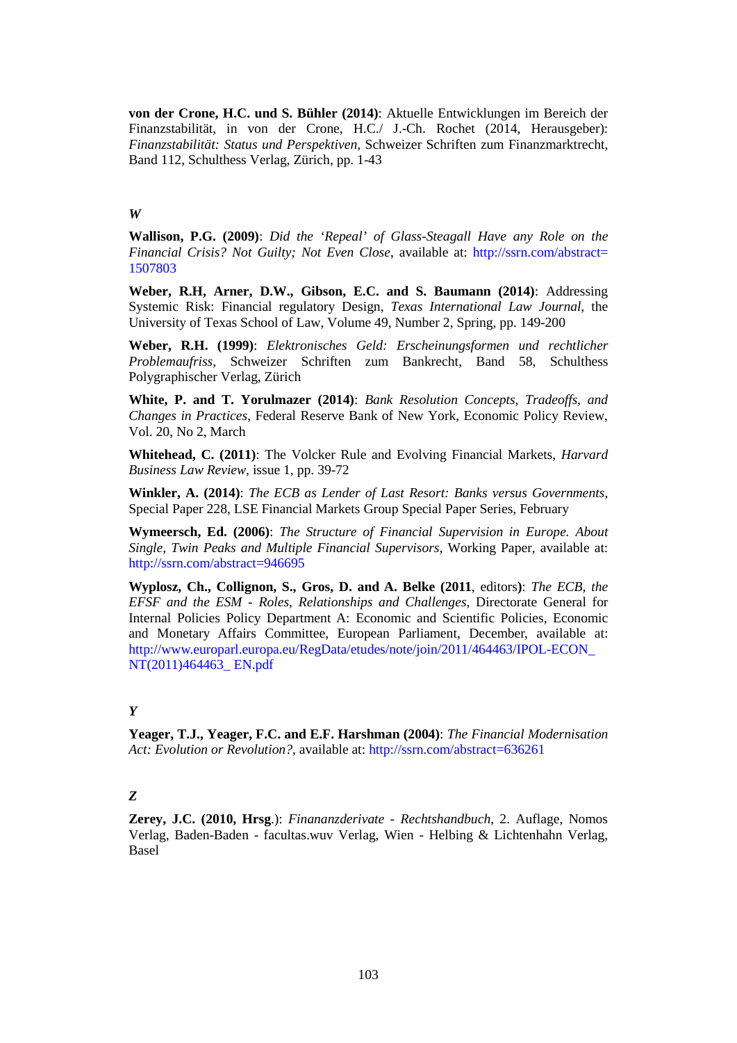**von der Crone, H.C. und S. Bühler (2014)**: Aktuelle Entwicklungen im Bereich der Finanzstabilität, in von der Crone, H.C./ J.-Ch. Rochet (2014, Herausgeber): *Finanzstabilität: Status und Perspektiven*, Schweizer Schriften zum Finanzmarktrecht, Band 112, Schulthess Verlag, Zürich, pp. 1-43

### *W*

**Wallison, P.G. (2009)**: *Did the 'Repeal' of Glass-Steagall Have any Role on the Financial Crisis? Not Guilty; Not Even Close*, available at: http://ssrn.com/abstract=1507803

**Weber, R.H, Arner, D.W., Gibson, E.C. and S. Baumann (2014)**: Addressing Systemic Risk: Financial regulatory Design, *Texas International Law Journal*, the University of Texas School of Law, Volume 49, Number 2, Spring, pp. 149-200

**Weber, R.H. (1999)**: *Elektronisches Geld: Erscheinungsformen und rechtlicher Problemaufriss*, Schweizer Schriften zum Bankrecht, Band 58, Schulthess Polygraphischer Verlag, Zürich

**White, P. and T. Yorulmazer (2014)**: *Bank Resolution Concepts, Tradeoffs, and Changes in Practices*, Federal Reserve Bank of New York, Economic Policy Review, Vol. 20, No 2, March

**Whitehead, C. (2011)**: The Volcker Rule and Evolving Financial Markets, *Harvard Business Law Review*, issue 1, pp. 39-72

**Winkler, A. (2014)**: *The ECB as Lender of Last Resort: Banks versus Governments*, Special Paper 228, LSE Financial Markets Group Special Paper Series, February

**Wymeersch, Ed. (2006)**: *The Structure of Financial Supervision in Europe. About Single, Twin Peaks and Multiple Financial Supervisors*, Working Paper, available at: http://ssrn.com/abstract=946695

**Wyplosz, Ch., Collignon, S., Gros, D. and A. Belke (2011**, editors**)**: *The ECB, the EFSF and the ESM - Roles, Relationships and Challenges*, Directorate General for Internal Policies Policy Department A: Economic and Scientific Policies, Economic and Monetary Affairs Committee, European Parliament, December, available at: http://www.europarl.europa.eu/RegData/etudes/note/join/2011/464463/IPOL-ECON_NT(2011)464463_ EN.pdf

### *Y*

**Yeager, T.J., Yeager, F.C. and E.F. Harshman (2004)**: *The Financial Modernisation Act: Evolution or Revolution?*, available at: http://ssrn.com/abstract=636261

### *Z*

**Zerey, J.C. (2010, Hrsg**.): *Finananzderivate - Rechtshandbuch*, 2. Auflage, Nomos Verlag, Baden-Baden - facultas.wuv Verlag, Wien - Helbing & Lichtenhahn Verlag, Basel